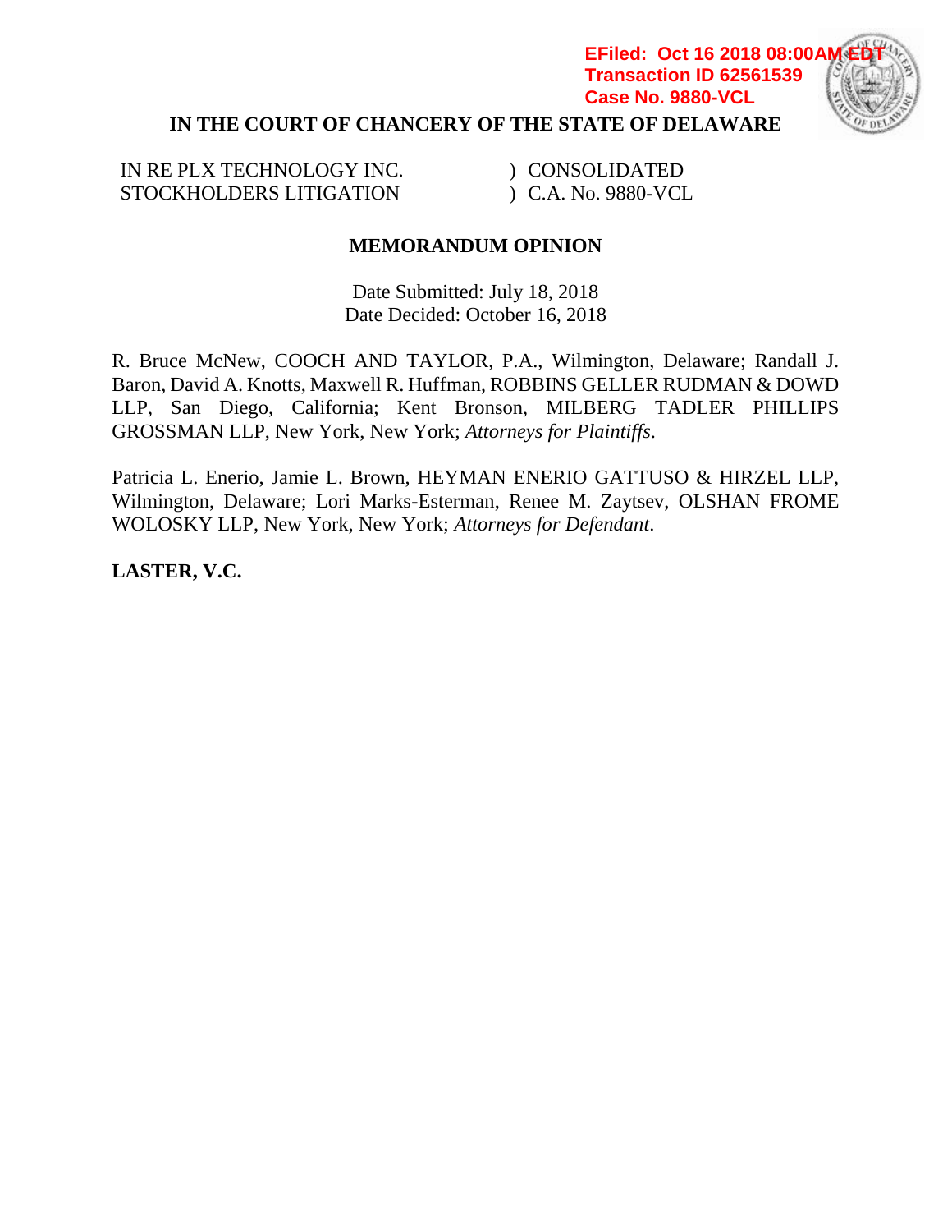EFiled: Oct 16 2018 08:00AM EDT
Transaction ID 62561539
Case No. 9880-VCL

**IN THE COURT OF CHANCERY OF THE STATE OF DELAWARE**

| | |
|---|---|
| IN RE PLX TECHNOLOGY INC. STOCKHOLDERS LITIGATION | ) CONSOLIDATED ) C.A. No. 9880-VCL |

**MEMORANDUM OPINION**

Date Submitted: July 18, 2018
Date Decided: October 16, 2018

R. Bruce McNew, COOCH AND TAYLOR, P.A., Wilmington, Delaware; Randall J. Baron, David A. Knotts, Maxwell R. Huffman, ROBBINS GELLER RUDMAN & DOWD LLP, San Diego, California; Kent Bronson, MILBERG TADLER PHILLIPS GROSSMAN LLP, New York, New York; *Attorneys for Plaintiffs*.

Patricia L. Enerio, Jamie L. Brown, HEYMAN ENERIO GATTUSO & HIRZEL LLP, Wilmington, Delaware; Lori Marks-Esterman, Renee M. Zaytsev, OLSHAN FROME WOLOSKY LLP, New York, New York; *Attorneys for Defendant*.

**LASTER, V.C.**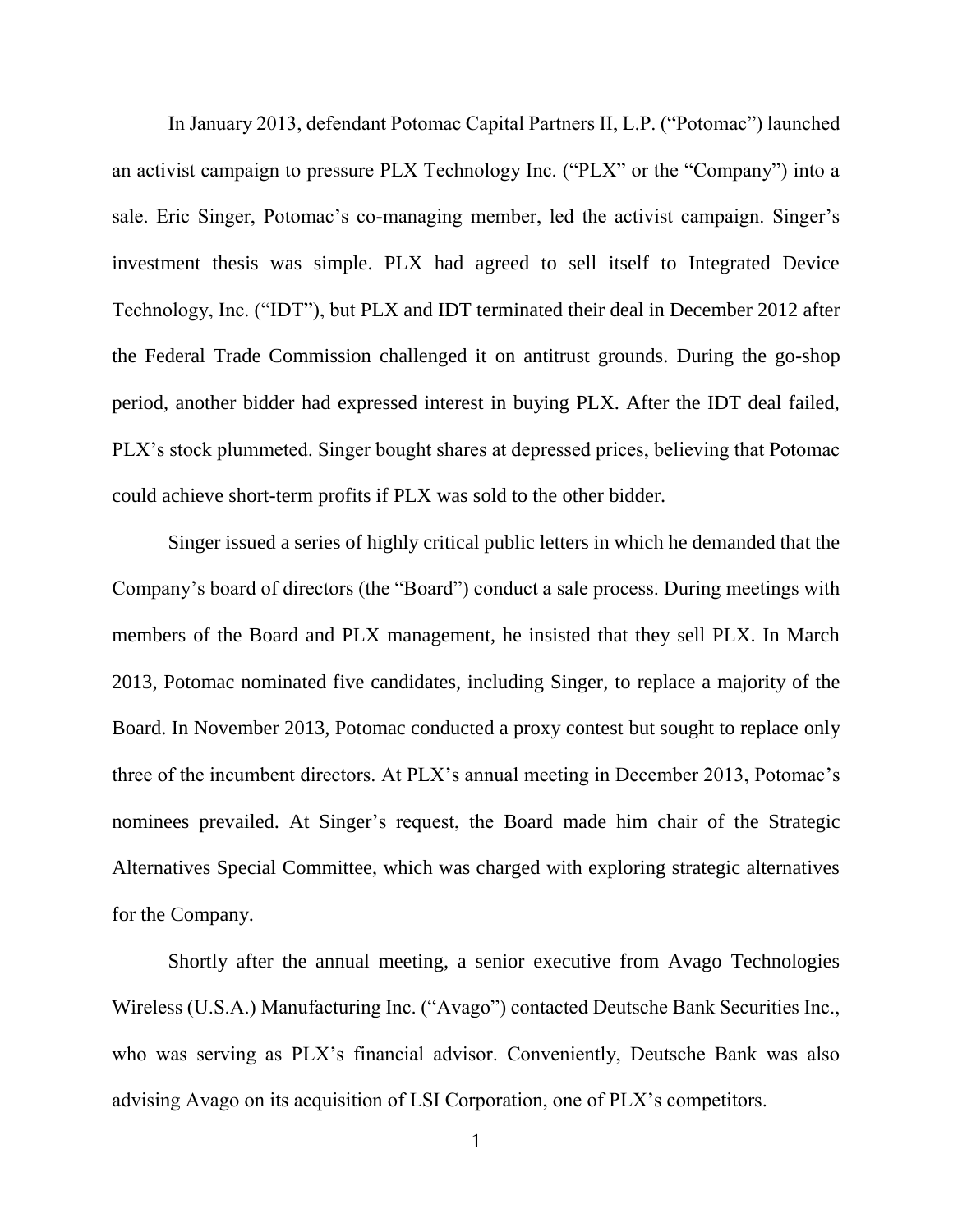In January 2013, defendant Potomac Capital Partners II, L.P. ("Potomac") launched an activist campaign to pressure PLX Technology Inc. ("PLX" or the "Company") into a sale. Eric Singer, Potomac's co-managing member, led the activist campaign. Singer's investment thesis was simple. PLX had agreed to sell itself to Integrated Device Technology, Inc. ("IDT"), but PLX and IDT terminated their deal in December 2012 after the Federal Trade Commission challenged it on antitrust grounds. During the go-shop period, another bidder had expressed interest in buying PLX. After the IDT deal failed, PLX's stock plummeted. Singer bought shares at depressed prices, believing that Potomac could achieve short-term profits if PLX was sold to the other bidder.

Singer issued a series of highly critical public letters in which he demanded that the Company's board of directors (the "Board") conduct a sale process. During meetings with members of the Board and PLX management, he insisted that they sell PLX. In March 2013, Potomac nominated five candidates, including Singer, to replace a majority of the Board. In November 2013, Potomac conducted a proxy contest but sought to replace only three of the incumbent directors. At PLX's annual meeting in December 2013, Potomac's nominees prevailed. At Singer's request, the Board made him chair of the Strategic Alternatives Special Committee, which was charged with exploring strategic alternatives for the Company.

Shortly after the annual meeting, a senior executive from Avago Technologies Wireless (U.S.A.) Manufacturing Inc. ("Avago") contacted Deutsche Bank Securities Inc., who was serving as PLX's financial advisor. Conveniently, Deutsche Bank was also advising Avago on its acquisition of LSI Corporation, one of PLX's competitors.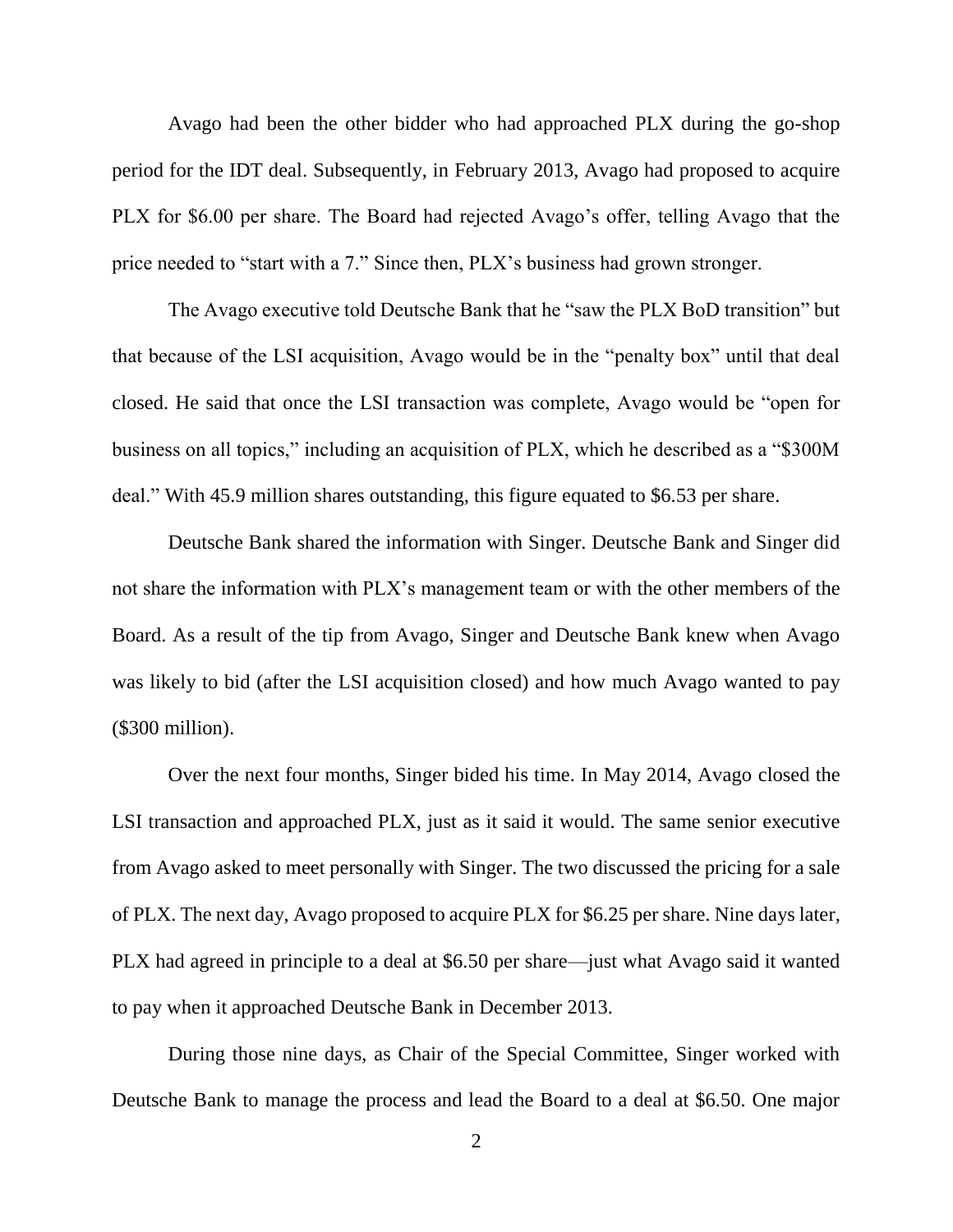Avago had been the other bidder who had approached PLX during the go-shop period for the IDT deal. Subsequently, in February 2013, Avago had proposed to acquire PLX for $6.00 per share. The Board had rejected Avago's offer, telling Avago that the price needed to "start with a 7." Since then, PLX's business had grown stronger.

The Avago executive told Deutsche Bank that he "saw the PLX BoD transition" but that because of the LSI acquisition, Avago would be in the "penalty box" until that deal closed. He said that once the LSI transaction was complete, Avago would be "open for business on all topics," including an acquisition of PLX, which he described as a "$300M deal." With 45.9 million shares outstanding, this figure equated to $6.53 per share.

Deutsche Bank shared the information with Singer. Deutsche Bank and Singer did not share the information with PLX's management team or with the other members of the Board. As a result of the tip from Avago, Singer and Deutsche Bank knew when Avago was likely to bid (after the LSI acquisition closed) and how much Avago wanted to pay ($300 million).

Over the next four months, Singer bided his time. In May 2014, Avago closed the LSI transaction and approached PLX, just as it said it would. The same senior executive from Avago asked to meet personally with Singer. The two discussed the pricing for a sale of PLX. The next day, Avago proposed to acquire PLX for $6.25 per share. Nine days later, PLX had agreed in principle to a deal at $6.50 per share—just what Avago said it wanted to pay when it approached Deutsche Bank in December 2013.

During those nine days, as Chair of the Special Committee, Singer worked with Deutsche Bank to manage the process and lead the Board to a deal at $6.50. One major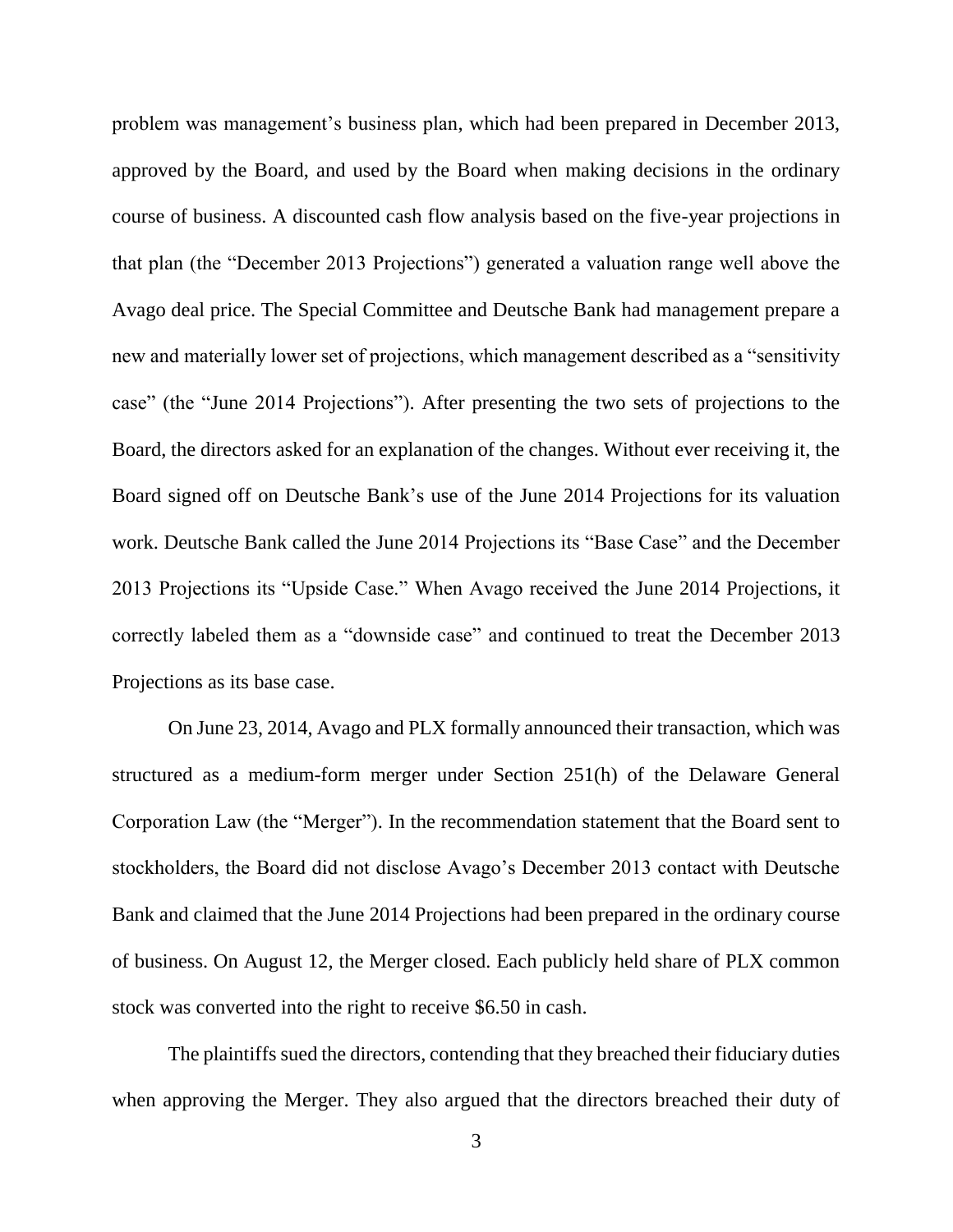problem was management's business plan, which had been prepared in December 2013, approved by the Board, and used by the Board when making decisions in the ordinary course of business. A discounted cash flow analysis based on the five-year projections in that plan (the "December 2013 Projections") generated a valuation range well above the Avago deal price. The Special Committee and Deutsche Bank had management prepare a new and materially lower set of projections, which management described as a "sensitivity case" (the "June 2014 Projections"). After presenting the two sets of projections to the Board, the directors asked for an explanation of the changes. Without ever receiving it, the Board signed off on Deutsche Bank's use of the June 2014 Projections for its valuation work. Deutsche Bank called the June 2014 Projections its "Base Case" and the December 2013 Projections its "Upside Case." When Avago received the June 2014 Projections, it correctly labeled them as a "downside case" and continued to treat the December 2013 Projections as its base case.

On June 23, 2014, Avago and PLX formally announced their transaction, which was structured as a medium-form merger under Section 251(h) of the Delaware General Corporation Law (the "Merger"). In the recommendation statement that the Board sent to stockholders, the Board did not disclose Avago's December 2013 contact with Deutsche Bank and claimed that the June 2014 Projections had been prepared in the ordinary course of business. On August 12, the Merger closed. Each publicly held share of PLX common stock was converted into the right to receive $6.50 in cash.

The plaintiffs sued the directors, contending that they breached their fiduciary duties when approving the Merger. They also argued that the directors breached their duty of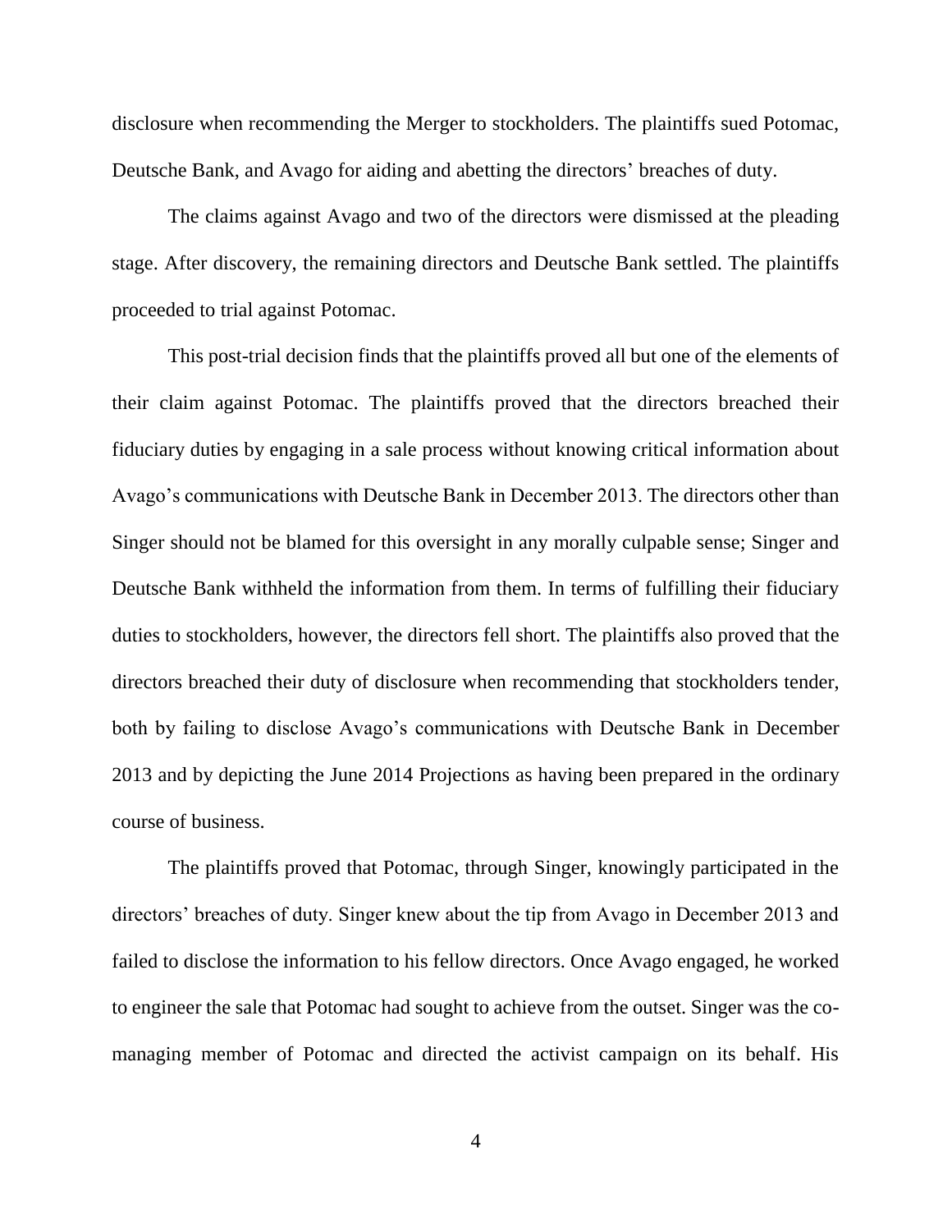disclosure when recommending the Merger to stockholders. The plaintiffs sued Potomac, Deutsche Bank, and Avago for aiding and abetting the directors' breaches of duty.

The claims against Avago and two of the directors were dismissed at the pleading stage. After discovery, the remaining directors and Deutsche Bank settled. The plaintiffs proceeded to trial against Potomac.

This post-trial decision finds that the plaintiffs proved all but one of the elements of their claim against Potomac. The plaintiffs proved that the directors breached their fiduciary duties by engaging in a sale process without knowing critical information about Avago's communications with Deutsche Bank in December 2013. The directors other than Singer should not be blamed for this oversight in any morally culpable sense; Singer and Deutsche Bank withheld the information from them. In terms of fulfilling their fiduciary duties to stockholders, however, the directors fell short. The plaintiffs also proved that the directors breached their duty of disclosure when recommending that stockholders tender, both by failing to disclose Avago's communications with Deutsche Bank in December 2013 and by depicting the June 2014 Projections as having been prepared in the ordinary course of business.

The plaintiffs proved that Potomac, through Singer, knowingly participated in the directors' breaches of duty. Singer knew about the tip from Avago in December 2013 and failed to disclose the information to his fellow directors. Once Avago engaged, he worked to engineer the sale that Potomac had sought to achieve from the outset. Singer was the co-managing member of Potomac and directed the activist campaign on its behalf. His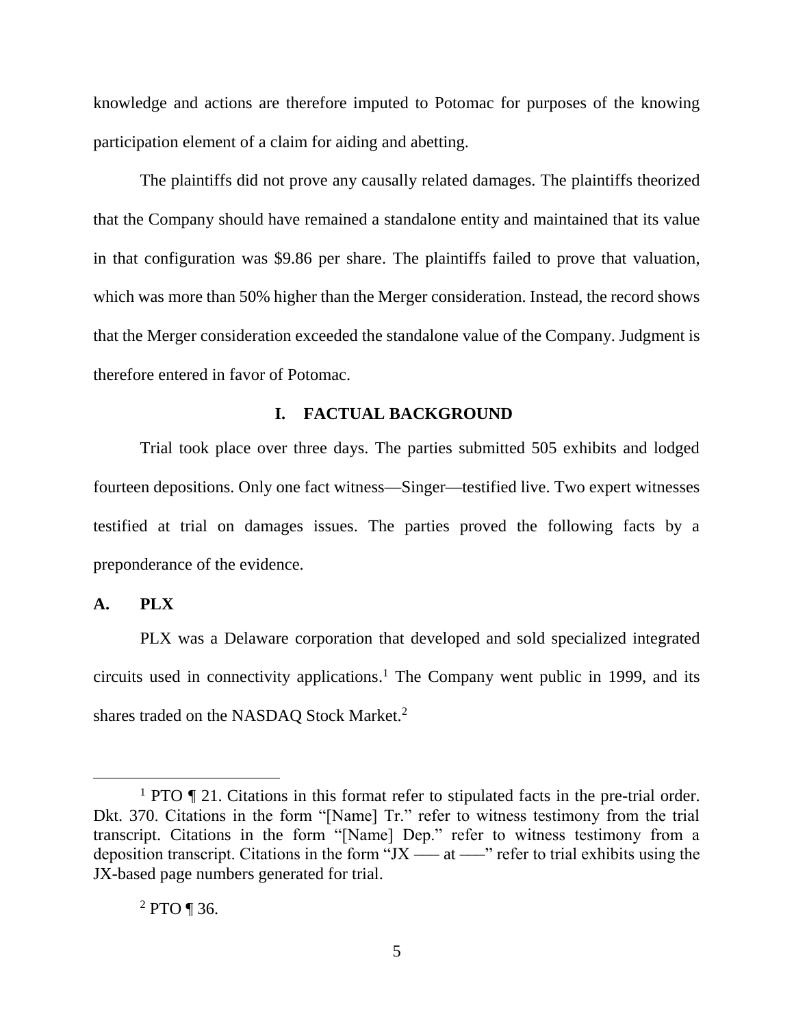knowledge and actions are therefore imputed to Potomac for purposes of the knowing participation element of a claim for aiding and abetting.

The plaintiffs did not prove any causally related damages. The plaintiffs theorized that the Company should have remained a standalone entity and maintained that its value in that configuration was $9.86 per share. The plaintiffs failed to prove that valuation, which was more than 50% higher than the Merger consideration. Instead, the record shows that the Merger consideration exceeded the standalone value of the Company. Judgment is therefore entered in favor of Potomac.

## I. FACTUAL BACKGROUND

Trial took place over three days. The parties submitted 505 exhibits and lodged fourteen depositions. Only one fact witness—Singer—testified live. Two expert witnesses testified at trial on damages issues. The parties proved the following facts by a preponderance of the evidence.

### A. PLX

PLX was a Delaware corporation that developed and sold specialized integrated circuits used in connectivity applications.[1] The Company went public in 1999, and its shares traded on the NASDAQ Stock Market.[2]

---

[1] PTO ¶ 21. Citations in this format refer to stipulated facts in the pre-trial order. Dkt. 370. Citations in the form "[Name] Tr." refer to witness testimony from the trial transcript. Citations in the form "[Name] Dep." refer to witness testimony from a deposition transcript. Citations in the form "JX —– at —–" refer to trial exhibits using the JX-based page numbers generated for trial.

[2] PTO ¶ 36.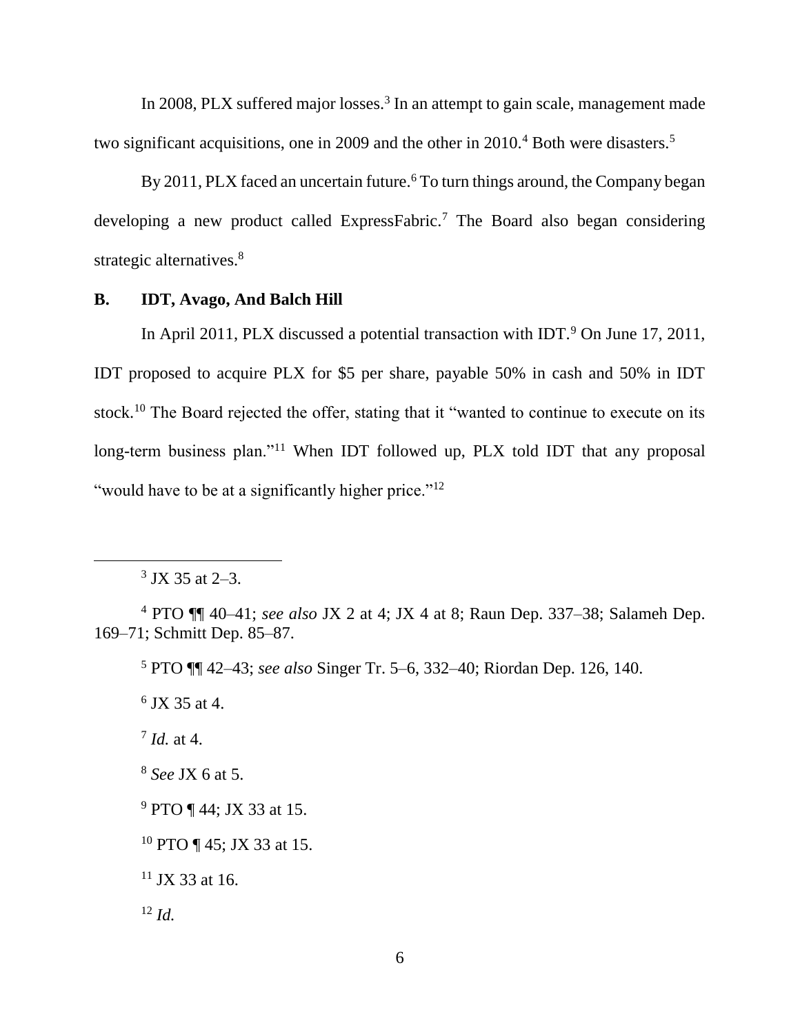In 2008, PLX suffered major losses.[3] In an attempt to gain scale, management made two significant acquisitions, one in 2009 and the other in 2010.[4] Both were disasters.[5]

By 2011, PLX faced an uncertain future.[6] To turn things around, the Company began developing a new product called ExpressFabric.[7] The Board also began considering strategic alternatives.[8]

### B. IDT, Avago, And Balch Hill

In April 2011, PLX discussed a potential transaction with IDT.[9] On June 17, 2011, IDT proposed to acquire PLX for $5 per share, payable 50% in cash and 50% in IDT stock.[10] The Board rejected the offer, stating that it "wanted to continue to execute on its long-term business plan."[11] When IDT followed up, PLX told IDT that any proposal "would have to be at a significantly higher price."[12]

---

[3] JX 35 at 2–3.

[4] PTO ¶¶ 40–41; *see also* JX 2 at 4; JX 4 at 8; Raun Dep. 337–38; Salameh Dep. 169–71; Schmitt Dep. 85–87.

[5] PTO ¶¶ 42–43; *see also* Singer Tr. 5–6, 332–40; Riordan Dep. 126, 140.

[6] JX 35 at 4.

[7] *Id.* at 4.

[8] *See* JX 6 at 5.

[9] PTO ¶ 44; JX 33 at 15.

[10] PTO ¶ 45; JX 33 at 15.

[11] JX 33 at 16.

[12] *Id.*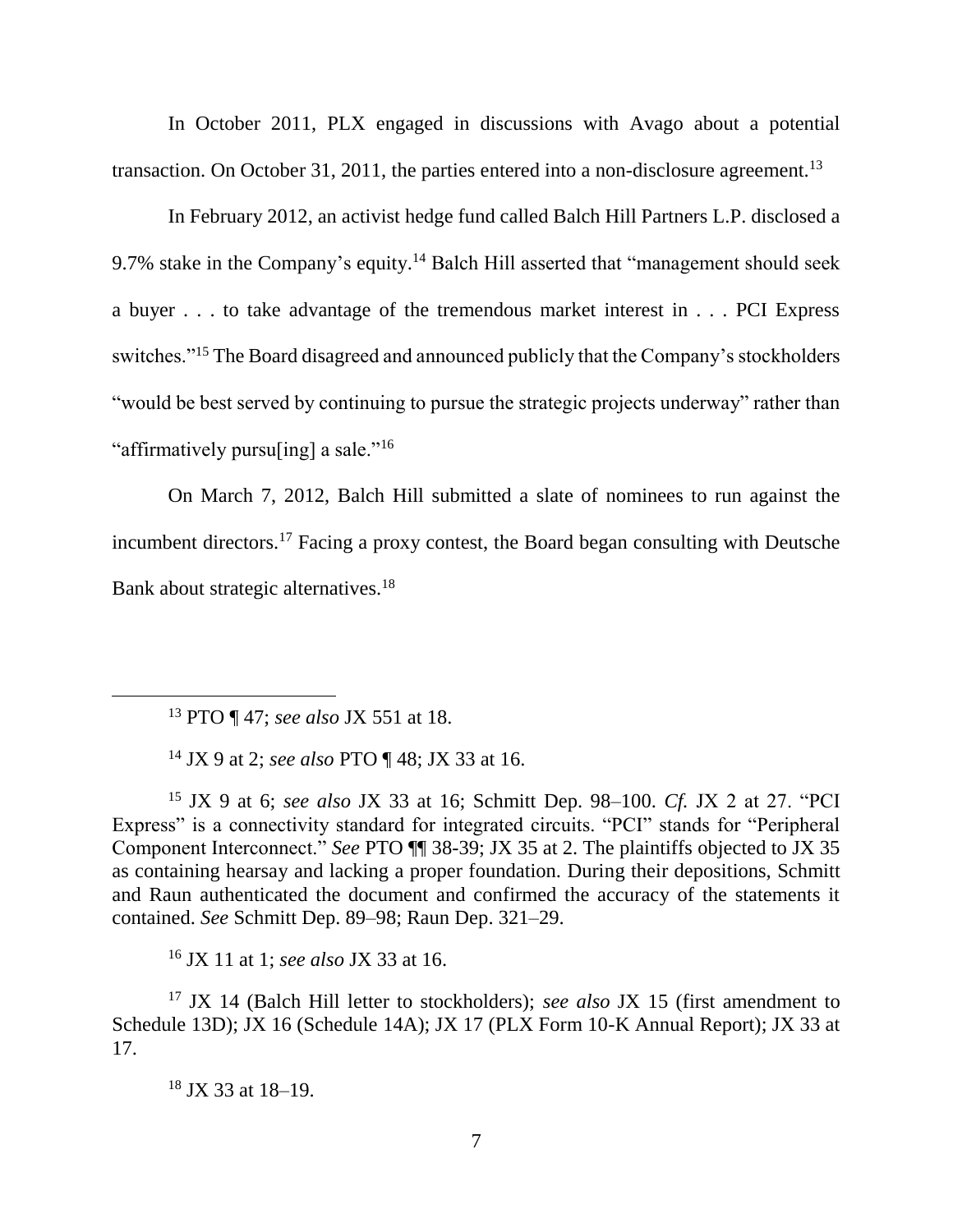In October 2011, PLX engaged in discussions with Avago about a potential transaction. On October 31, 2011, the parties entered into a non-disclosure agreement.[13]

In February 2012, an activist hedge fund called Balch Hill Partners L.P. disclosed a 9.7% stake in the Company's equity.[14] Balch Hill asserted that "management should seek a buyer . . . to take advantage of the tremendous market interest in . . . PCI Express switches."[15] The Board disagreed and announced publicly that the Company's stockholders "would be best served by continuing to pursue the strategic projects underway" rather than "affirmatively pursu[ing] a sale."[16]

On March 7, 2012, Balch Hill submitted a slate of nominees to run against the incumbent directors.[17] Facing a proxy contest, the Board began consulting with Deutsche Bank about strategic alternatives.[18]

---

[13] PTO ¶ 47; *see also* JX 551 at 18.

[14] JX 9 at 2; *see also* PTO ¶ 48; JX 33 at 16.

[15] JX 9 at 6; *see also* JX 33 at 16; Schmitt Dep. 98–100. *Cf.* JX 2 at 27. "PCI Express" is a connectivity standard for integrated circuits. "PCI" stands for "Peripheral Component Interconnect." *See* PTO ¶¶ 38-39; JX 35 at 2. The plaintiffs objected to JX 35 as containing hearsay and lacking a proper foundation. During their depositions, Schmitt and Raun authenticated the document and confirmed the accuracy of the statements it contained. *See* Schmitt Dep. 89–98; Raun Dep. 321–29.

[16] JX 11 at 1; *see also* JX 33 at 16.

[17] JX 14 (Balch Hill letter to stockholders); *see also* JX 15 (first amendment to Schedule 13D); JX 16 (Schedule 14A); JX 17 (PLX Form 10-K Annual Report); JX 33 at 17.

[18] JX 33 at 18–19.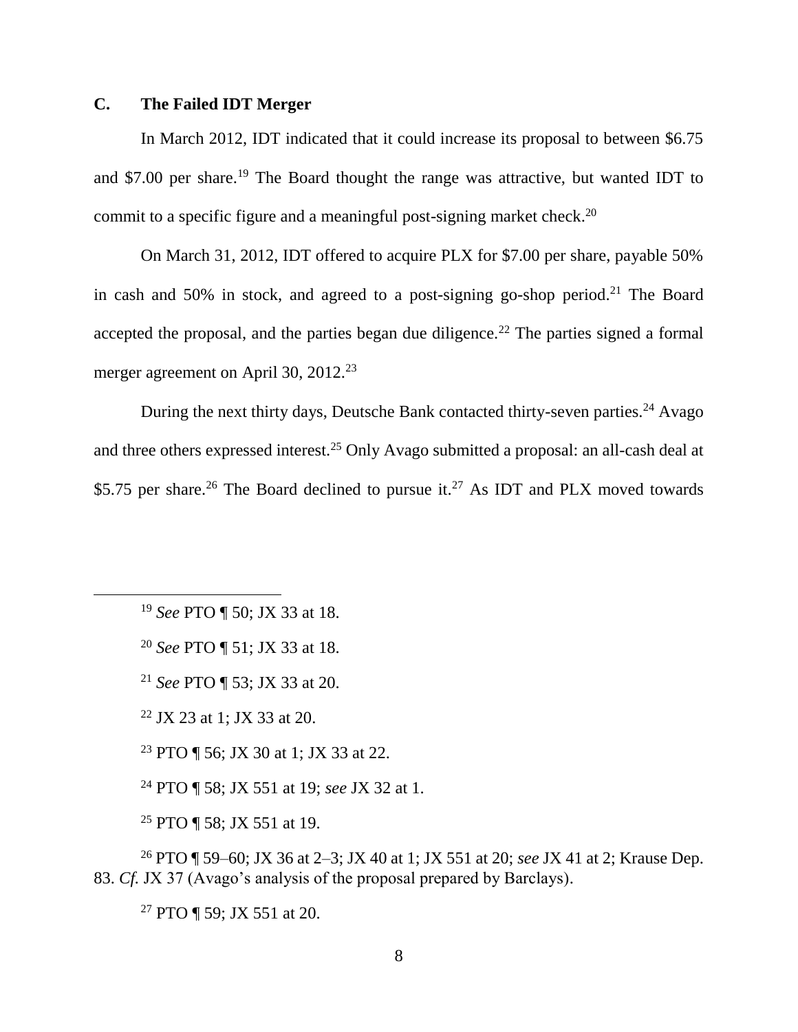### C. The Failed IDT Merger

In March 2012, IDT indicated that it could increase its proposal to between \$6.75 and \$7.00 per share.[19] The Board thought the range was attractive, but wanted IDT to commit to a specific figure and a meaningful post-signing market check.[20]

On March 31, 2012, IDT offered to acquire PLX for \$7.00 per share, payable 50% in cash and 50% in stock, and agreed to a post-signing go-shop period.[21] The Board accepted the proposal, and the parties began due diligence.[22] The parties signed a formal merger agreement on April 30, 2012.[23]

During the next thirty days, Deutsche Bank contacted thirty-seven parties.[24] Avago and three others expressed interest.[25] Only Avago submitted a proposal: an all-cash deal at \$5.75 per share.[26] The Board declined to pursue it.[27] As IDT and PLX moved towards

---

[19] *See* PTO ¶ 50; JX 33 at 18.

[20] *See* PTO ¶ 51; JX 33 at 18.

[21] *See* PTO ¶ 53; JX 33 at 20.

[22] JX 23 at 1; JX 33 at 20.

[23] PTO ¶ 56; JX 30 at 1; JX 33 at 22.

[24] PTO ¶ 58; JX 551 at 19; *see* JX 32 at 1.

[25] PTO ¶ 58; JX 551 at 19.

[26] PTO ¶ 59–60; JX 36 at 2–3; JX 40 at 1; JX 551 at 20; *see* JX 41 at 2; Krause Dep. 83. *Cf.* JX 37 (Avago's analysis of the proposal prepared by Barclays).

[27] PTO ¶ 59; JX 551 at 20.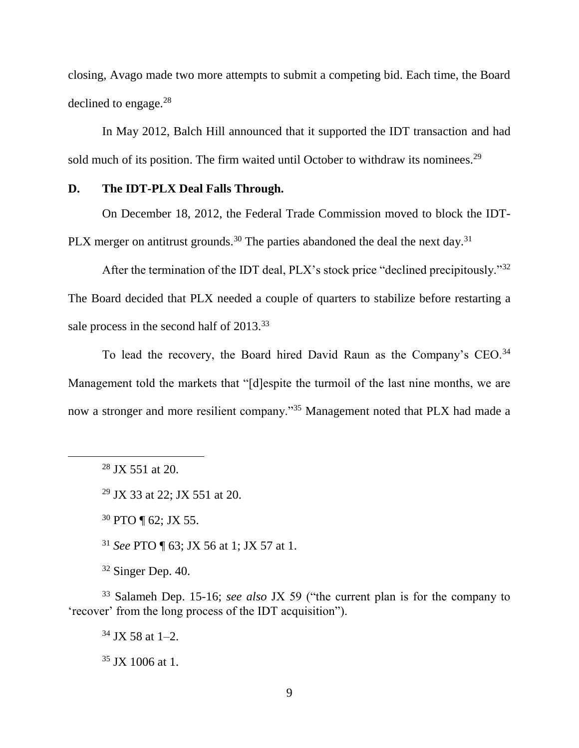closing, Avago made two more attempts to submit a competing bid. Each time, the Board declined to engage.[28]

In May 2012, Balch Hill announced that it supported the IDT transaction and had sold much of its position. The firm waited until October to withdraw its nominees.[29]

**D. The IDT-PLX Deal Falls Through.**

On December 18, 2012, the Federal Trade Commission moved to block the IDT-PLX merger on antitrust grounds.[30] The parties abandoned the deal the next day.[31]

After the termination of the IDT deal, PLX's stock price "declined precipitously."[32] The Board decided that PLX needed a couple of quarters to stabilize before restarting a sale process in the second half of 2013.[33]

To lead the recovery, the Board hired David Raun as the Company's CEO.[34] Management told the markets that "[d]espite the turmoil of the last nine months, we are now a stronger and more resilient company."[35] Management noted that PLX had made a

---

[28] JX 551 at 20.

[29] JX 33 at 22; JX 551 at 20.

[30] PTO ¶ 62; JX 55.

[31] *See* PTO ¶ 63; JX 56 at 1; JX 57 at 1.

[32] Singer Dep. 40.

[33] Salameh Dep. 15-16; *see also* JX 59 ("the current plan is for the company to 'recover' from the long process of the IDT acquisition").

[34] JX 58 at 1–2.

[35] JX 1006 at 1.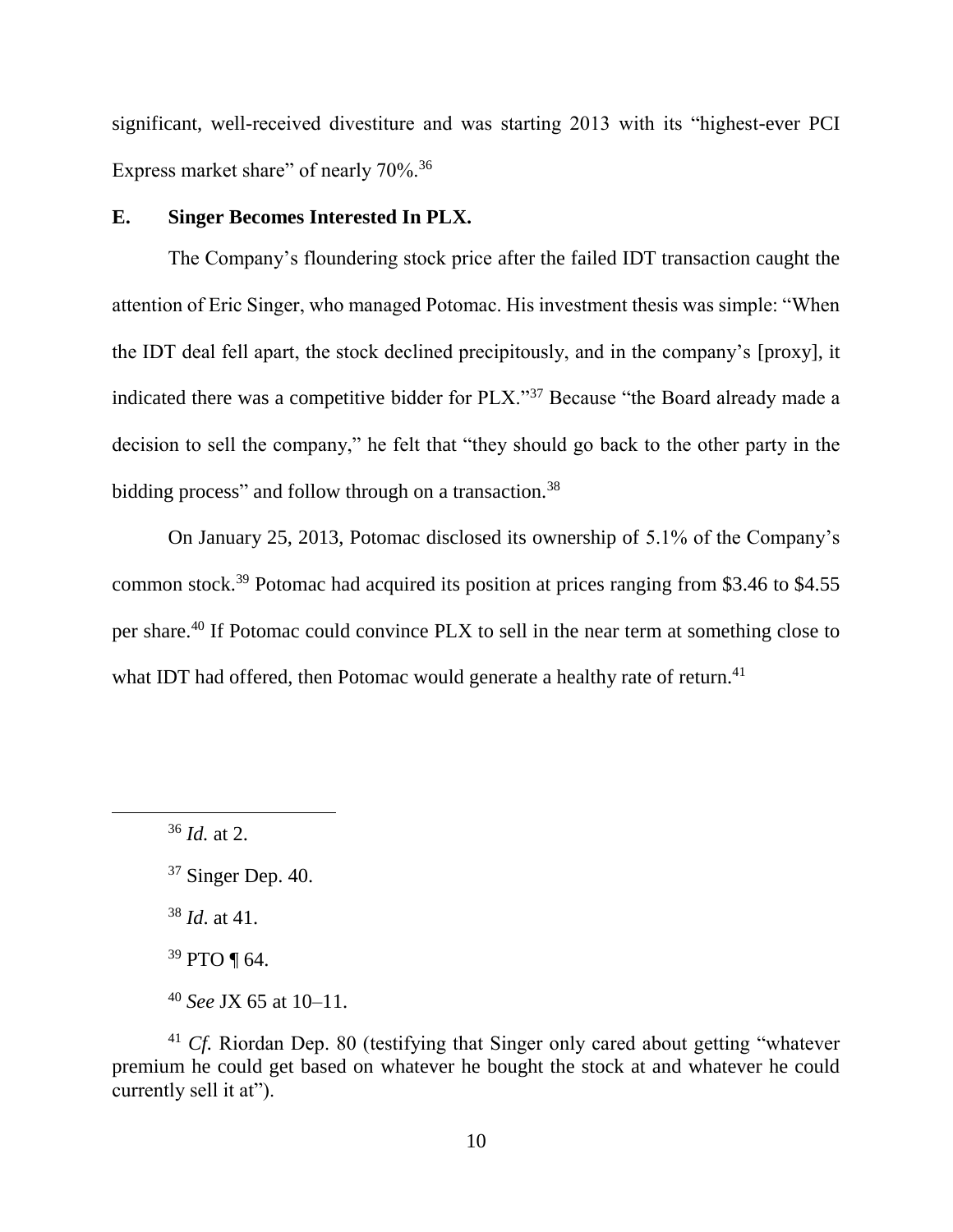significant, well-received divestiture and was starting 2013 with its "highest-ever PCI Express market share" of nearly 70%.[36]

### E. Singer Becomes Interested In PLX.

The Company's floundering stock price after the failed IDT transaction caught the attention of Eric Singer, who managed Potomac. His investment thesis was simple: "When the IDT deal fell apart, the stock declined precipitously, and in the company's [proxy], it indicated there was a competitive bidder for PLX."[37] Because "the Board already made a decision to sell the company," he felt that "they should go back to the other party in the bidding process" and follow through on a transaction.[38]

On January 25, 2013, Potomac disclosed its ownership of 5.1% of the Company's common stock.[39] Potomac had acquired its position at prices ranging from $3.46 to $4.55 per share.[40] If Potomac could convince PLX to sell in the near term at something close to what IDT had offered, then Potomac would generate a healthy rate of return.[41]

---

[36] *Id.* at 2.

[37] Singer Dep. 40.

[38] *Id*. at 41.

[39] PTO ¶ 64.

[40] *See* JX 65 at 10–11.

[41] *Cf.* Riordan Dep. 80 (testifying that Singer only cared about getting "whatever premium he could get based on whatever he bought the stock at and whatever he could currently sell it at").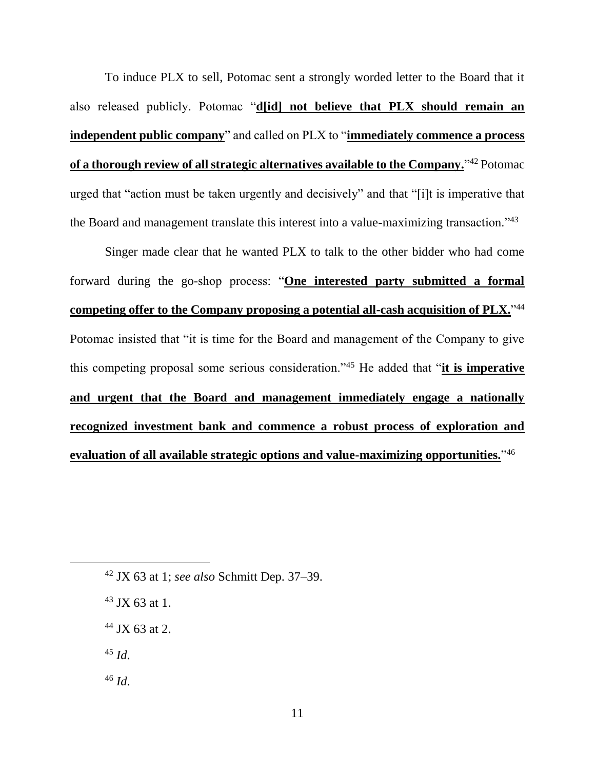To induce PLX to sell, Potomac sent a strongly worded letter to the Board that it also released publicly. Potomac "**d[id] not believe that PLX should remain an independent public company**" and called on PLX to "**immediately commence a process of a thorough review of all strategic alternatives available to the Company.**"[42] Potomac urged that "action must be taken urgently and decisively" and that "[i]t is imperative that the Board and management translate this interest into a value-maximizing transaction."[43]

Singer made clear that he wanted PLX to talk to the other bidder who had come forward during the go-shop process: "**One interested party submitted a formal competing offer to the Company proposing a potential all-cash acquisition of PLX.**"[44] Potomac insisted that "it is time for the Board and management of the Company to give this competing proposal some serious consideration."[45] He added that "**it is imperative and urgent that the Board and management immediately engage a nationally recognized investment bank and commence a robust process of exploration and evaluation of all available strategic options and value-maximizing opportunities.**"[46]

---

[42] JX 63 at 1; *see also* Schmitt Dep. 37–39.

[43] JX 63 at 1.

[44] JX 63 at 2.

[45] *Id.*

[46] *Id.*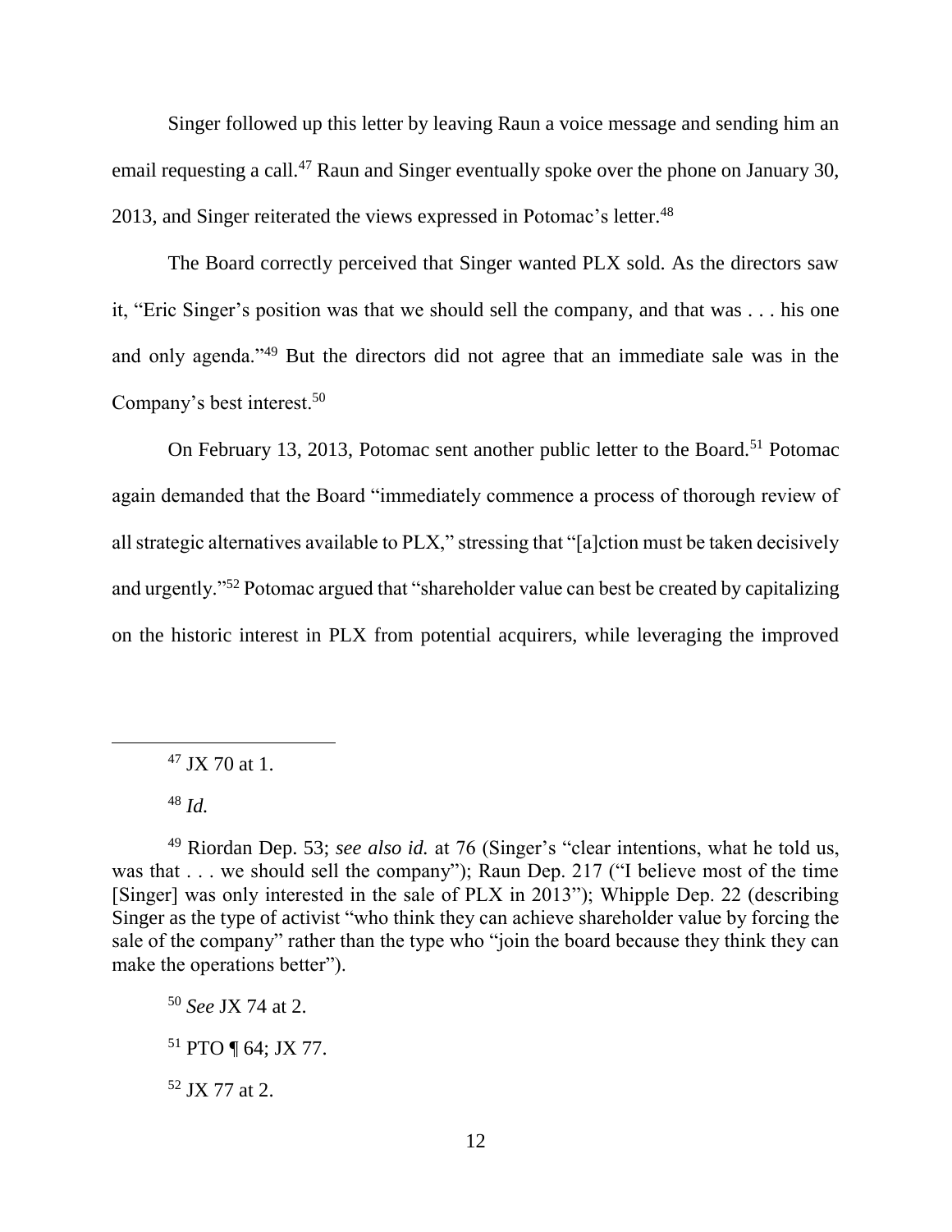Singer followed up this letter by leaving Raun a voice message and sending him an email requesting a call.[47] Raun and Singer eventually spoke over the phone on January 30, 2013, and Singer reiterated the views expressed in Potomac's letter.[48]

The Board correctly perceived that Singer wanted PLX sold. As the directors saw it, "Eric Singer's position was that we should sell the company, and that was . . . his one and only agenda."[49] But the directors did not agree that an immediate sale was in the Company's best interest.[50]

On February 13, 2013, Potomac sent another public letter to the Board.[51] Potomac again demanded that the Board "immediately commence a process of thorough review of all strategic alternatives available to PLX," stressing that "[a]ction must be taken decisively and urgently."[52] Potomac argued that "shareholder value can best be created by capitalizing on the historic interest in PLX from potential acquirers, while leveraging the improved

---

[47] JX 70 at 1.

[48] *Id.*

[49] Riordan Dep. 53; *see also id.* at 76 (Singer's "clear intentions, what he told us, was that . . . we should sell the company"); Raun Dep. 217 ("I believe most of the time [Singer] was only interested in the sale of PLX in 2013"); Whipple Dep. 22 (describing Singer as the type of activist "who think they can achieve shareholder value by forcing the sale of the company" rather than the type who "join the board because they think they can make the operations better").

[50] *See* JX 74 at 2.

[51] PTO ¶ 64; JX 77.

[52] JX 77 at 2.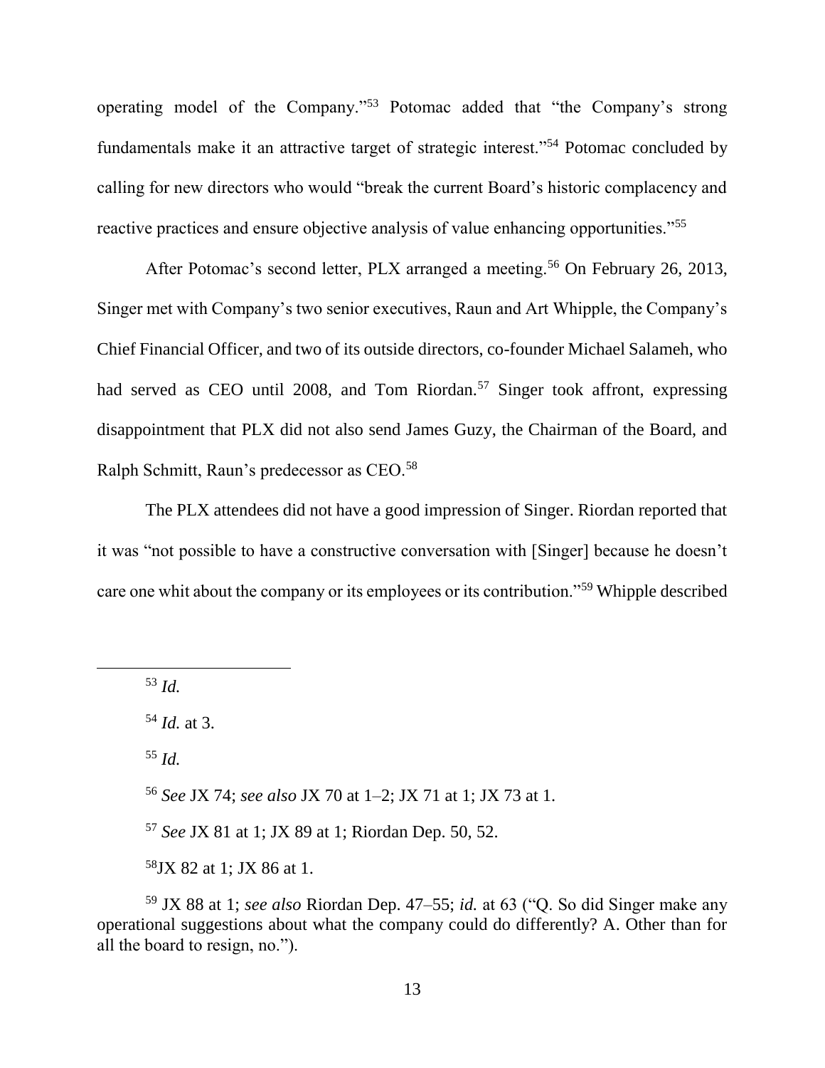operating model of the Company."[53] Potomac added that "the Company's strong fundamentals make it an attractive target of strategic interest."[54] Potomac concluded by calling for new directors who would "break the current Board's historic complacency and reactive practices and ensure objective analysis of value enhancing opportunities."[55]

After Potomac's second letter, PLX arranged a meeting.[56] On February 26, 2013, Singer met with Company's two senior executives, Raun and Art Whipple, the Company's Chief Financial Officer, and two of its outside directors, co-founder Michael Salameh, who had served as CEO until 2008, and Tom Riordan.[57] Singer took affront, expressing disappointment that PLX did not also send James Guzy, the Chairman of the Board, and Ralph Schmitt, Raun's predecessor as CEO.[58]

The PLX attendees did not have a good impression of Singer. Riordan reported that it was "not possible to have a constructive conversation with [Singer] because he doesn't care one whit about the company or its employees or its contribution."[59] Whipple described

---

[53] *Id.*

[54] *Id.* at 3.

[55] *Id.*

[56] *See* JX 74; *see also* JX 70 at 1–2; JX 71 at 1; JX 73 at 1.

[57] *See* JX 81 at 1; JX 89 at 1; Riordan Dep. 50, 52.

[58] JX 82 at 1; JX 86 at 1.

[59] JX 88 at 1; *see also* Riordan Dep. 47–55; *id.* at 63 ("Q. So did Singer make any operational suggestions about what the company could do differently? A. Other than for all the board to resign, no.").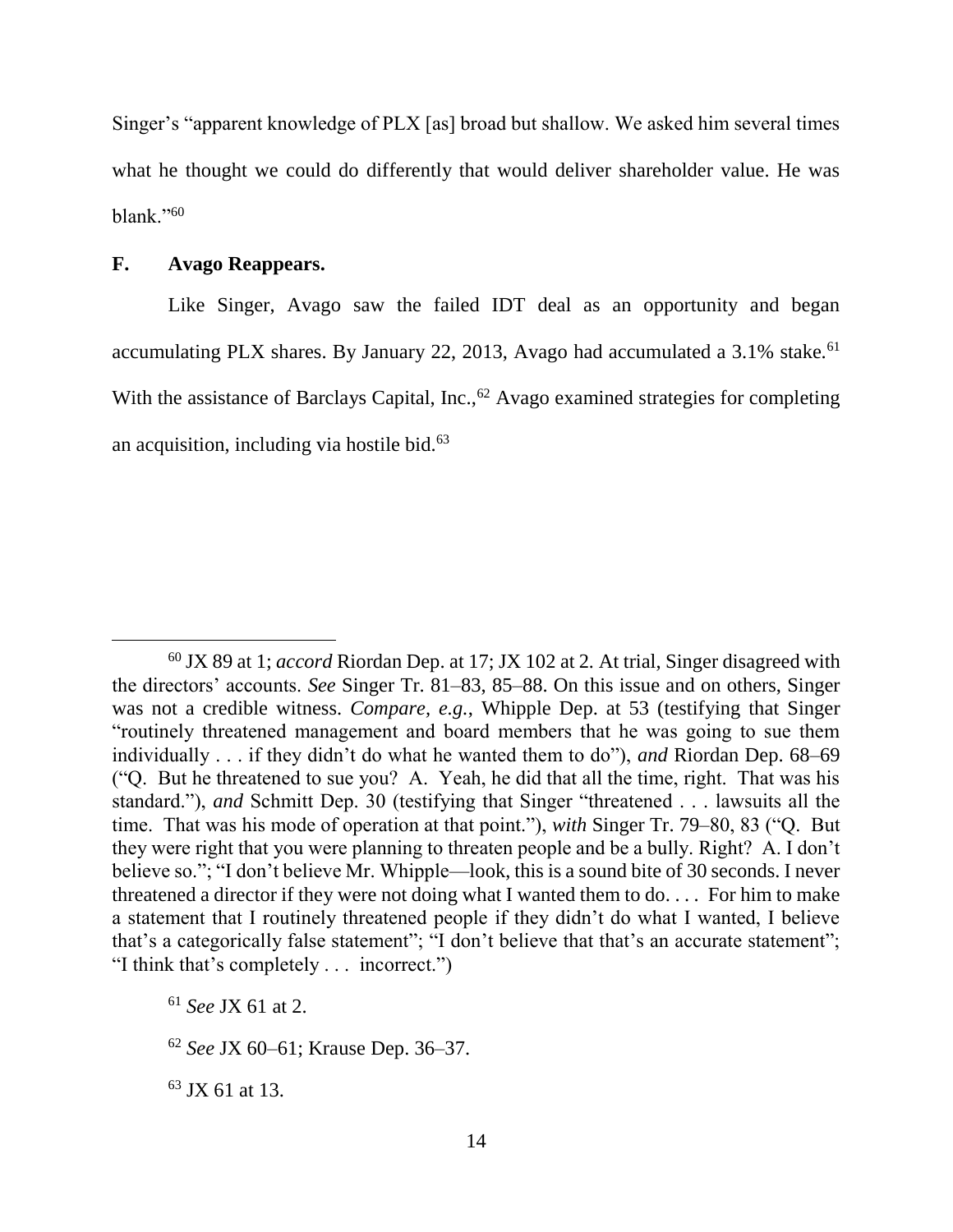Singer's "apparent knowledge of PLX [as] broad but shallow. We asked him several times what he thought we could do differently that would deliver shareholder value. He was blank."[60]

### F. Avago Reappears.

Like Singer, Avago saw the failed IDT deal as an opportunity and began accumulating PLX shares. By January 22, 2013, Avago had accumulated a 3.1% stake.[61] With the assistance of Barclays Capital, Inc.,[62] Avago examined strategies for completing an acquisition, including via hostile bid.[63]

---

[60] JX 89 at 1; *accord* Riordan Dep. at 17; JX 102 at 2. At trial, Singer disagreed with the directors' accounts. *See* Singer Tr. 81–83, 85–88. On this issue and on others, Singer was not a credible witness. *Compare, e.g.*, Whipple Dep. at 53 (testifying that Singer "routinely threatened management and board members that he was going to sue them individually . . . if they didn't do what he wanted them to do"), *and* Riordan Dep. 68–69 ("Q. But he threatened to sue you? A. Yeah, he did that all the time, right. That was his standard."), *and* Schmitt Dep. 30 (testifying that Singer "threatened . . . lawsuits all the time. That was his mode of operation at that point."), *with* Singer Tr. 79–80, 83 ("Q. But they were right that you were planning to threaten people and be a bully. Right? A. I don't believe so."; "I don't believe Mr. Whipple—look, this is a sound bite of 30 seconds. I never threatened a director if they were not doing what I wanted them to do. . . . For him to make a statement that I routinely threatened people if they didn't do what I wanted, I believe that's a categorically false statement"; "I don't believe that that's an accurate statement"; "I think that's completely . . . incorrect.")

[61] *See* JX 61 at 2.

[62] *See* JX 60–61; Krause Dep. 36–37.

[63] JX 61 at 13.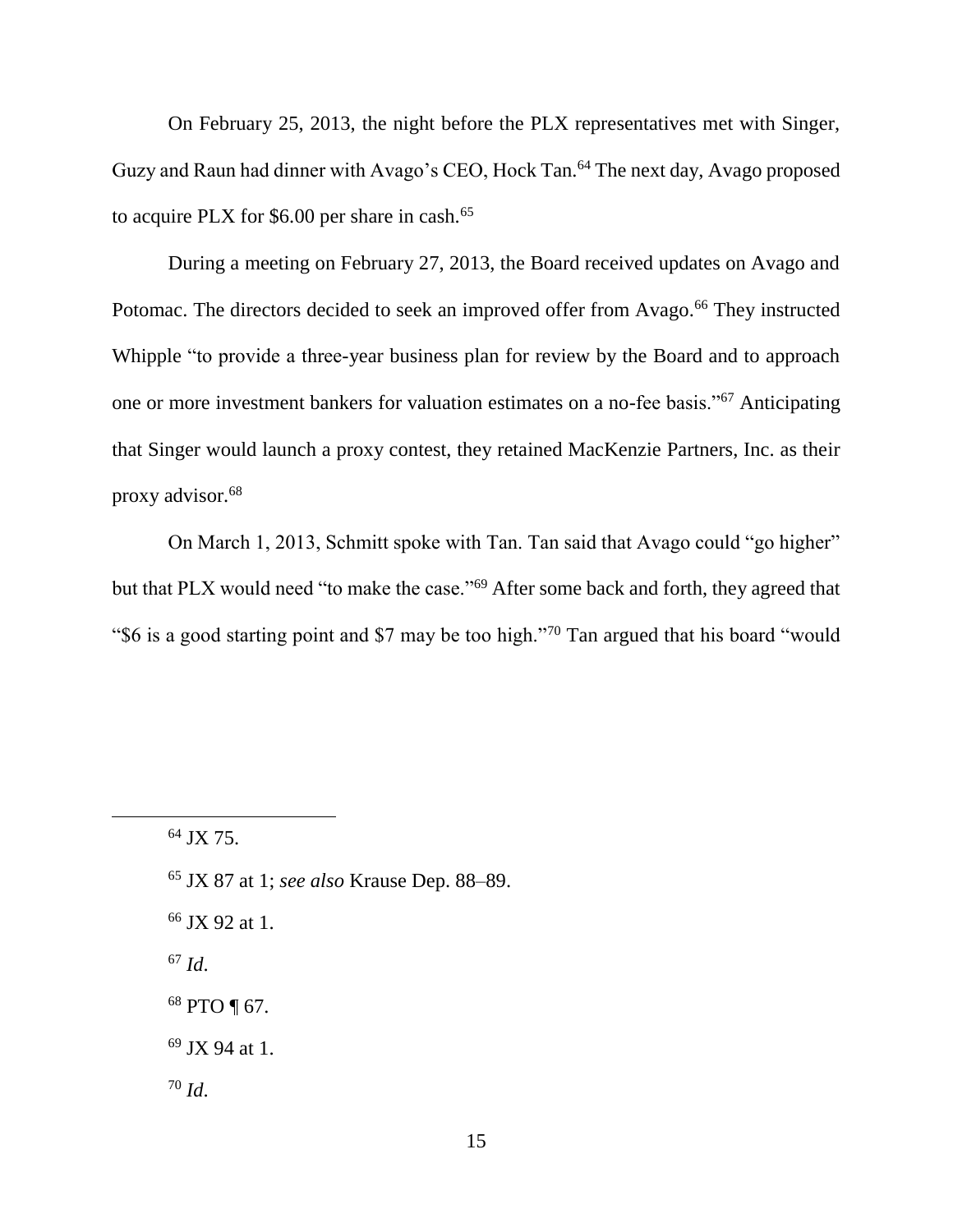On February 25, 2013, the night before the PLX representatives met with Singer, Guzy and Raun had dinner with Avago's CEO, Hock Tan.[64] The next day, Avago proposed to acquire PLX for $6.00 per share in cash.[65]

During a meeting on February 27, 2013, the Board received updates on Avago and Potomac. The directors decided to seek an improved offer from Avago.[66] They instructed Whipple "to provide a three-year business plan for review by the Board and to approach one or more investment bankers for valuation estimates on a no-fee basis."[67] Anticipating that Singer would launch a proxy contest, they retained MacKenzie Partners, Inc. as their proxy advisor.[68]

On March 1, 2013, Schmitt spoke with Tan. Tan said that Avago could "go higher" but that PLX would need "to make the case."[69] After some back and forth, they agreed that "$6 is a good starting point and $7 may be too high."[70] Tan argued that his board "would

---

[64] JX 75.

[65] JX 87 at 1; *see also* Krause Dep. 88–89.

[66] JX 92 at 1.

[67] *Id*.

[68] PTO ¶ 67.

[69] JX 94 at 1.

[70] *Id*.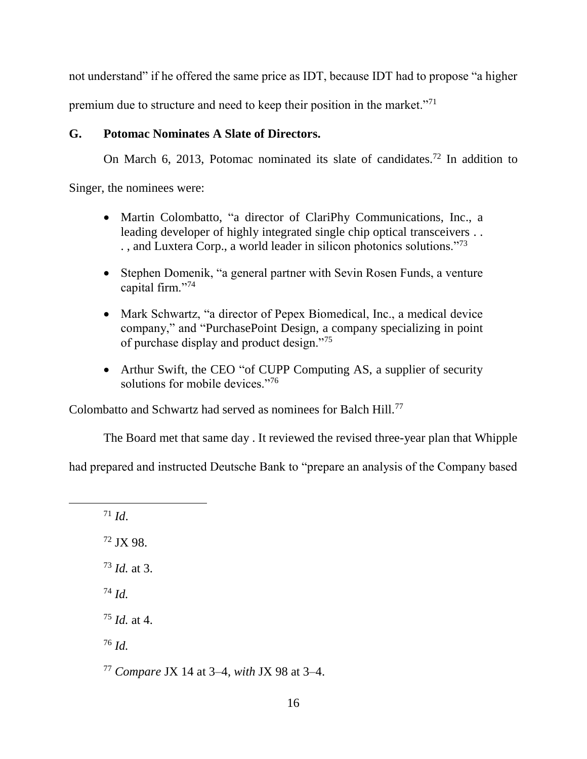not understand" if he offered the same price as IDT, because IDT had to propose "a higher premium due to structure and need to keep their position in the market."[71]

## G. Potomac Nominates A Slate of Directors.

On March 6, 2013, Potomac nominated its slate of candidates.[72] In addition to Singer, the nominees were:

- Martin Colombatto, "a director of ClariPhy Communications, Inc., a leading developer of highly integrated single chip optical transceivers . . . , and Luxtera Corp., a world leader in silicon photonics solutions."[73]
- Stephen Domenik, "a general partner with Sevin Rosen Funds, a venture capital firm."[74]
- Mark Schwartz, "a director of Pepex Biomedical, Inc., a medical device company," and "PurchasePoint Design, a company specializing in point of purchase display and product design."[75]
- Arthur Swift, the CEO "of CUPP Computing AS, a supplier of security solutions for mobile devices."[76]

Colombatto and Schwartz had served as nominees for Balch Hill.[77]

The Board met that same day . It reviewed the revised three-year plan that Whipple had prepared and instructed Deutsche Bank to "prepare an analysis of the Company based

---

[71] *Id*.

[72] JX 98.

[73] *Id.* at 3.

[74] *Id.*

[75] *Id.* at 4.

[76] *Id.*

[77] *Compare* JX 14 at 3–4, *with* JX 98 at 3–4.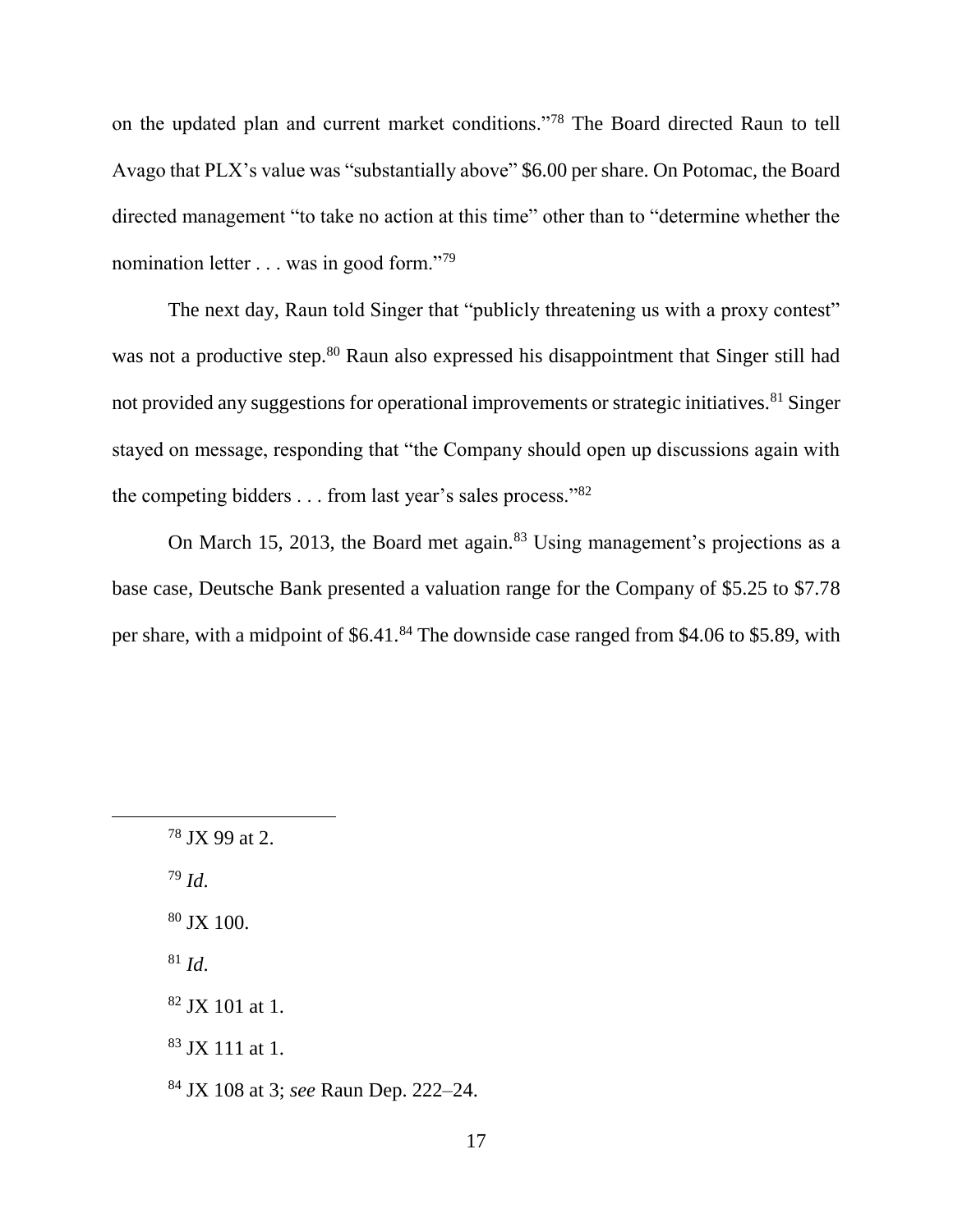on the updated plan and current market conditions."[78] The Board directed Raun to tell Avago that PLX's value was "substantially above" $6.00 per share. On Potomac, the Board directed management "to take no action at this time" other than to "determine whether the nomination letter . . . was in good form."[79]

The next day, Raun told Singer that "publicly threatening us with a proxy contest" was not a productive step.[80] Raun also expressed his disappointment that Singer still had not provided any suggestions for operational improvements or strategic initiatives.[81] Singer stayed on message, responding that "the Company should open up discussions again with the competing bidders . . . from last year's sales process."[82]

On March 15, 2013, the Board met again.[83] Using management's projections as a base case, Deutsche Bank presented a valuation range for the Company of $5.25 to $7.78 per share, with a midpoint of $6.41.[84] The downside case ranged from $4.06 to $5.89, with

---

[78] JX 99 at 2.

[79] *Id*.

[80] JX 100.

[81] *Id*.

[82] JX 101 at 1.

[83] JX 111 at 1.

[84] JX 108 at 3; *see* Raun Dep. 222–24.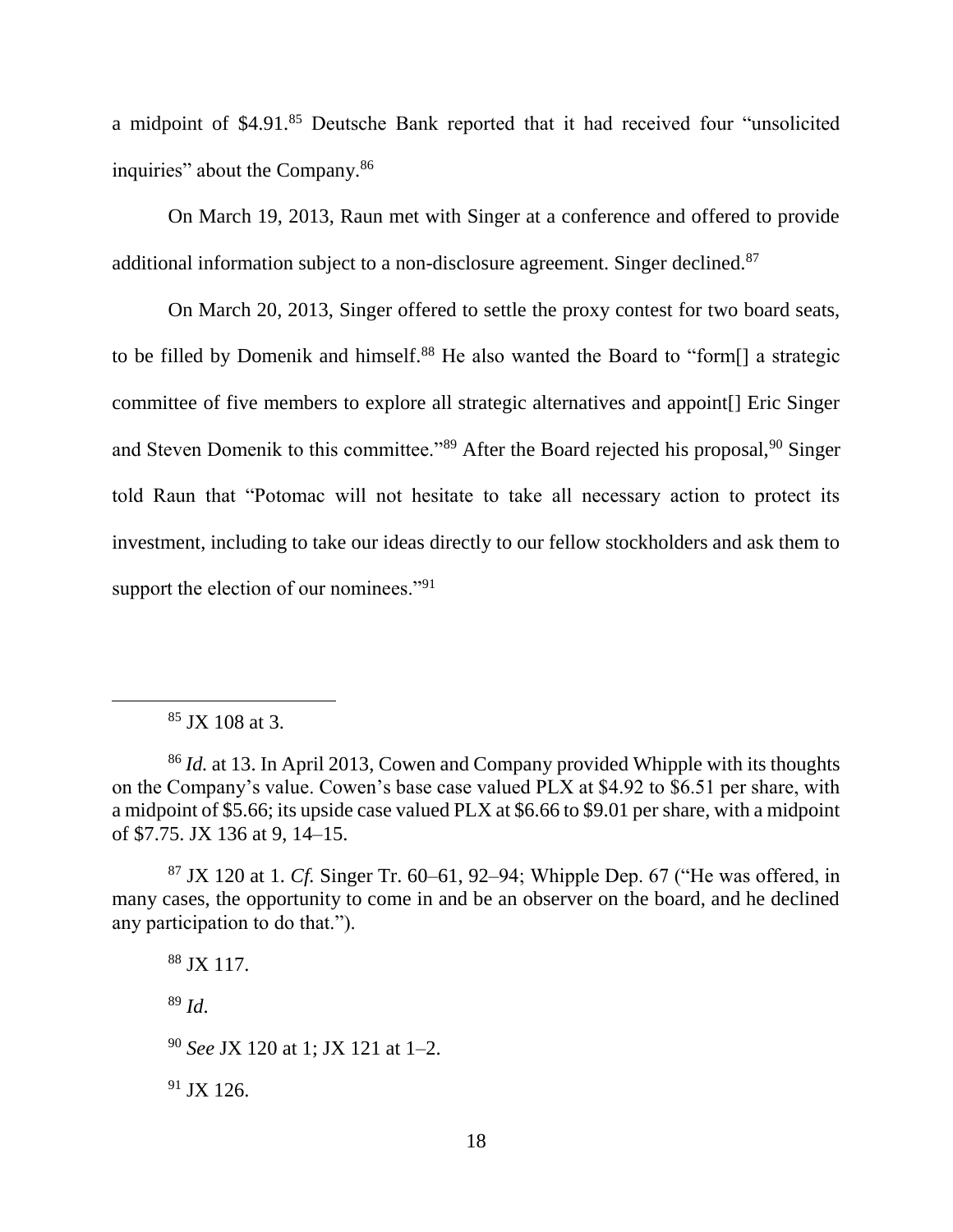a midpoint of $4.91.[85] Deutsche Bank reported that it had received four "unsolicited inquiries" about the Company.[86]

On March 19, 2013, Raun met with Singer at a conference and offered to provide additional information subject to a non-disclosure agreement. Singer declined.[87]

On March 20, 2013, Singer offered to settle the proxy contest for two board seats, to be filled by Domenik and himself.[88] He also wanted the Board to "form[] a strategic committee of five members to explore all strategic alternatives and appoint[] Eric Singer and Steven Domenik to this committee."[89] After the Board rejected his proposal,[90] Singer told Raun that "Potomac will not hesitate to take all necessary action to protect its investment, including to take our ideas directly to our fellow stockholders and ask them to support the election of our nominees."[91]

---

[85] JX 108 at 3.

[86] *Id.* at 13. In April 2013, Cowen and Company provided Whipple with its thoughts on the Company's value. Cowen's base case valued PLX at $4.92 to $6.51 per share, with a midpoint of $5.66; its upside case valued PLX at $6.66 to $9.01 per share, with a midpoint of $7.75. JX 136 at 9, 14–15.

[87] JX 120 at 1. *Cf.* Singer Tr. 60–61, 92–94; Whipple Dep. 67 ("He was offered, in many cases, the opportunity to come in and be an observer on the board, and he declined any participation to do that.").

[88] JX 117.

[89] *Id.*

[90] *See* JX 120 at 1; JX 121 at 1–2.

[91] JX 126.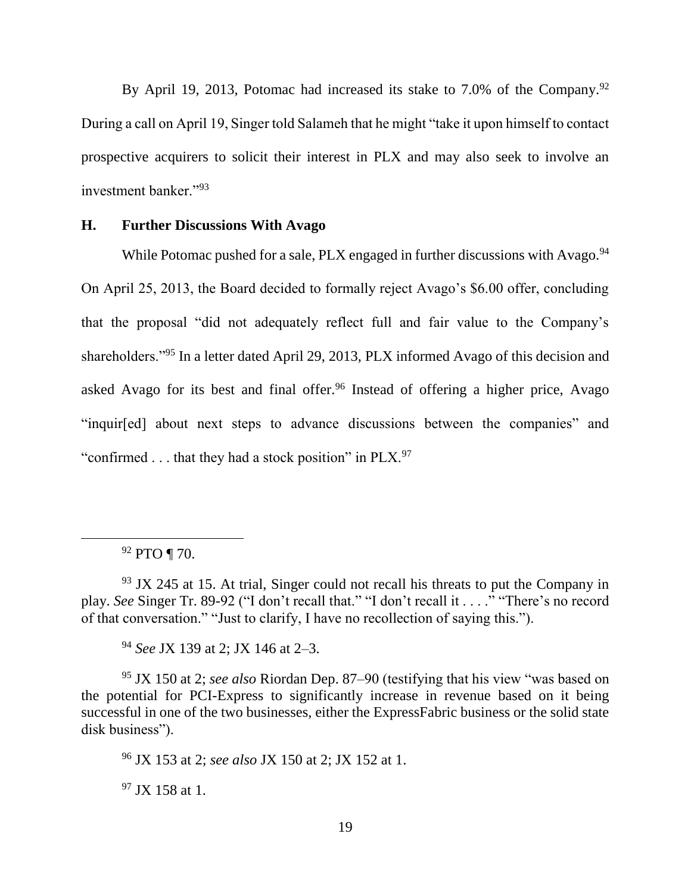By April 19, 2013, Potomac had increased its stake to 7.0% of the Company.[92] During a call on April 19, Singer told Salameh that he might "take it upon himself to contact prospective acquirers to solicit their interest in PLX and may also seek to involve an investment banker."[93]

### H. Further Discussions With Avago

While Potomac pushed for a sale, PLX engaged in further discussions with Avago.[94] On April 25, 2013, the Board decided to formally reject Avago's $6.00 offer, concluding that the proposal "did not adequately reflect full and fair value to the Company's shareholders."[95] In a letter dated April 29, 2013, PLX informed Avago of this decision and asked Avago for its best and final offer.[96] Instead of offering a higher price, Avago "inquir[ed] about next steps to advance discussions between the companies" and "confirmed . . . that they had a stock position" in PLX.[97]

---

[92] PTO ¶ 70.

[93] JX 245 at 15. At trial, Singer could not recall his threats to put the Company in play. *See* Singer Tr. 89-92 ("I don't recall that." "I don't recall it . . . ." "There's no record of that conversation." "Just to clarify, I have no recollection of saying this.").

[94] *See* JX 139 at 2; JX 146 at 2–3.

[95] JX 150 at 2; *see also* Riordan Dep. 87–90 (testifying that his view "was based on the potential for PCI-Express to significantly increase in revenue based on it being successful in one of the two businesses, either the ExpressFabric business or the solid state disk business").

[96] JX 153 at 2; *see also* JX 150 at 2; JX 152 at 1.

[97] JX 158 at 1.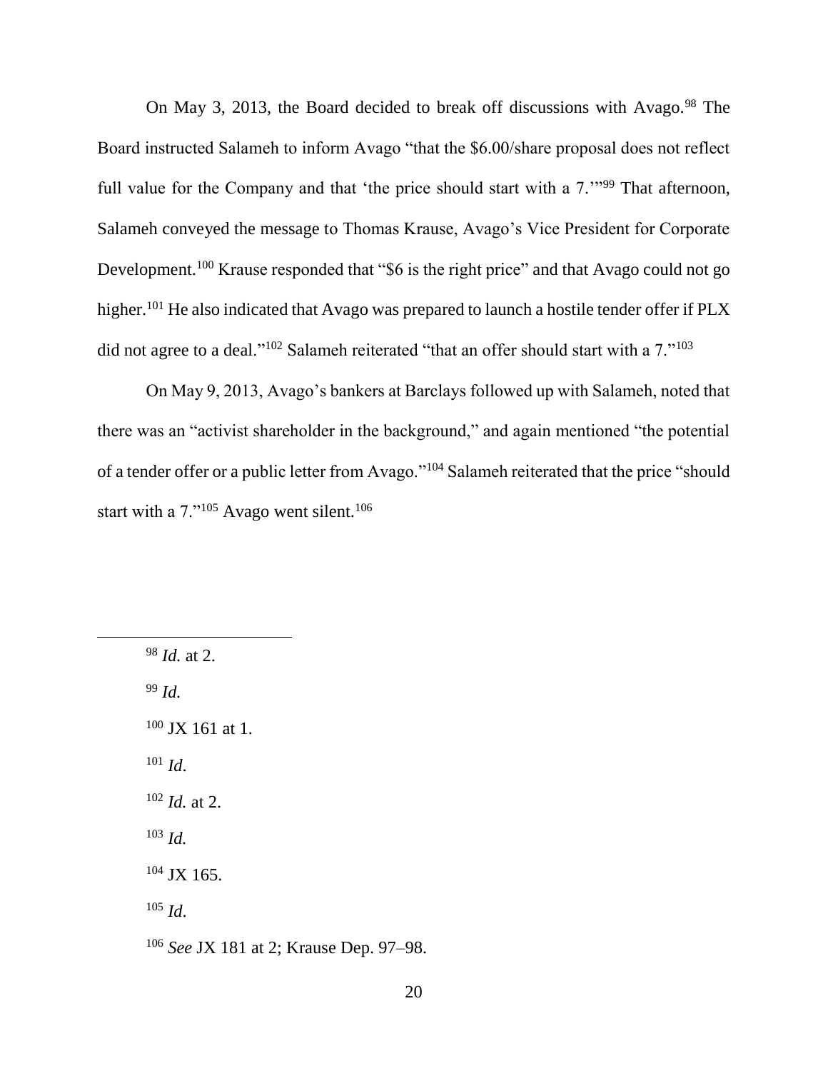On May 3, 2013, the Board decided to break off discussions with Avago.[98] The Board instructed Salameh to inform Avago "that the $6.00/share proposal does not reflect full value for the Company and that 'the price should start with a 7.'"[99] That afternoon, Salameh conveyed the message to Thomas Krause, Avago's Vice President for Corporate Development.[100] Krause responded that "$6 is the right price" and that Avago could not go higher.[101] He also indicated that Avago was prepared to launch a hostile tender offer if PLX did not agree to a deal."[102] Salameh reiterated "that an offer should start with a 7."[103]

On May 9, 2013, Avago's bankers at Barclays followed up with Salameh, noted that there was an "activist shareholder in the background," and again mentioned "the potential of a tender offer or a public letter from Avago."[104] Salameh reiterated that the price "should start with a 7."[105] Avago went silent.[106]

---

[98] *Id.* at 2.

[99] *Id.*

[100] JX 161 at 1.

[101] *Id.*

[102] *Id.* at 2.

[103] *Id.*

[104] JX 165.

[105] *Id.*

[106] *See* JX 181 at 2; Krause Dep. 97–98.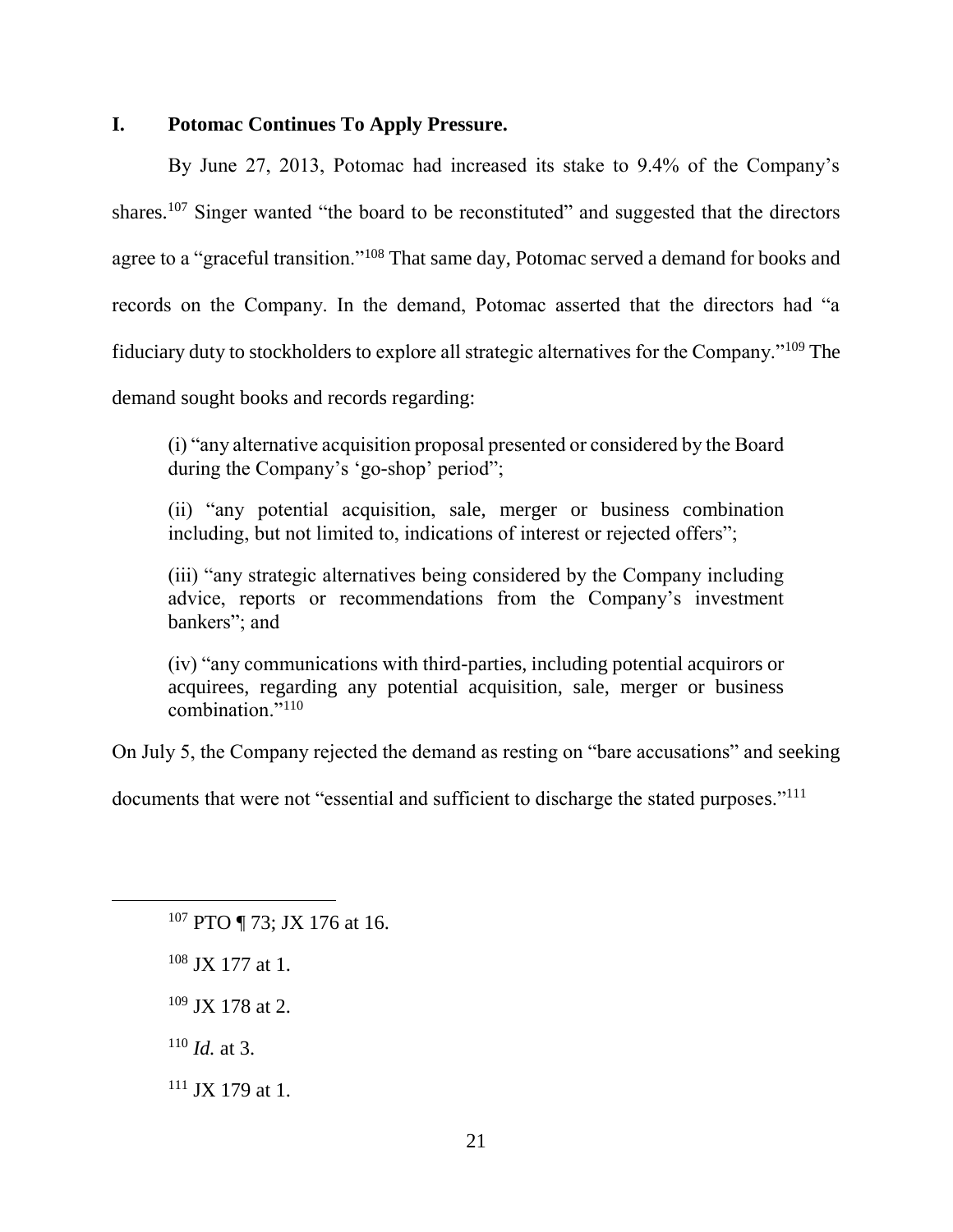### I. Potomac Continues To Apply Pressure.

By June 27, 2013, Potomac had increased its stake to 9.4% of the Company's shares.[107] Singer wanted "the board to be reconstituted" and suggested that the directors agree to a "graceful transition."[108] That same day, Potomac served a demand for books and records on the Company. In the demand, Potomac asserted that the directors had "a fiduciary duty to stockholders to explore all strategic alternatives for the Company."[109] The demand sought books and records regarding:

> (i) "any alternative acquisition proposal presented or considered by the Board during the Company's 'go-shop' period";
>
> (ii) "any potential acquisition, sale, merger or business combination including, but not limited to, indications of interest or rejected offers";
>
> (iii) "any strategic alternatives being considered by the Company including advice, reports or recommendations from the Company's investment bankers"; and
>
> (iv) "any communications with third-parties, including potential acquirors or acquirees, regarding any potential acquisition, sale, merger or business combination."[110]

On July 5, the Company rejected the demand as resting on "bare accusations" and seeking documents that were not "essential and sufficient to discharge the stated purposes."[111]

---

[107] PTO ¶ 73; JX 176 at 16.

[108] JX 177 at 1.

[109] JX 178 at 2.

[110] *Id.* at 3.

[111] JX 179 at 1.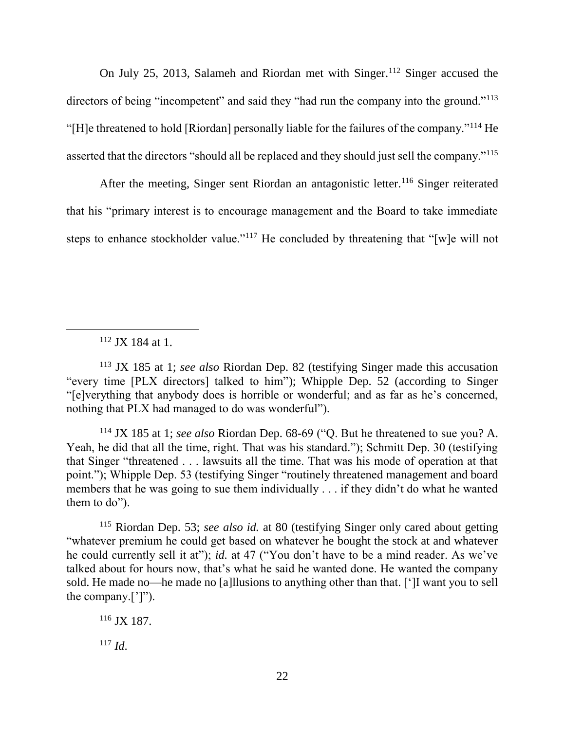On July 25, 2013, Salameh and Riordan met with Singer.[112] Singer accused the directors of being "incompetent" and said they "had run the company into the ground."[113] "[H]e threatened to hold [Riordan] personally liable for the failures of the company."[114] He asserted that the directors "should all be replaced and they should just sell the company."[115]

After the meeting, Singer sent Riordan an antagonistic letter.[116] Singer reiterated that his "primary interest is to encourage management and the Board to take immediate steps to enhance stockholder value."[117] He concluded by threatening that "[w]e will not

---

[112] JX 184 at 1.

[113] JX 185 at 1; *see also* Riordan Dep. 82 (testifying Singer made this accusation "every time [PLX directors] talked to him"); Whipple Dep. 52 (according to Singer "[e]verything that anybody does is horrible or wonderful; and as far as he's concerned, nothing that PLX had managed to do was wonderful").

[114] JX 185 at 1; *see also* Riordan Dep. 68-69 ("Q. But he threatened to sue you? A. Yeah, he did that all the time, right. That was his standard."); Schmitt Dep. 30 (testifying that Singer "threatened . . . lawsuits all the time. That was his mode of operation at that point."); Whipple Dep. 53 (testifying Singer "routinely threatened management and board members that he was going to sue them individually . . . if they didn't do what he wanted them to do").

[115] Riordan Dep. 53; *see also id.* at 80 (testifying Singer only cared about getting "whatever premium he could get based on whatever he bought the stock at and whatever he could currently sell it at"); *id.* at 47 ("You don't have to be a mind reader. As we've talked about for hours now, that's what he said he wanted done. He wanted the company sold. He made no—he made no [a]llusions to anything other than that. [']I want you to sell the company.[']").

[116] JX 187.

[117] *Id.*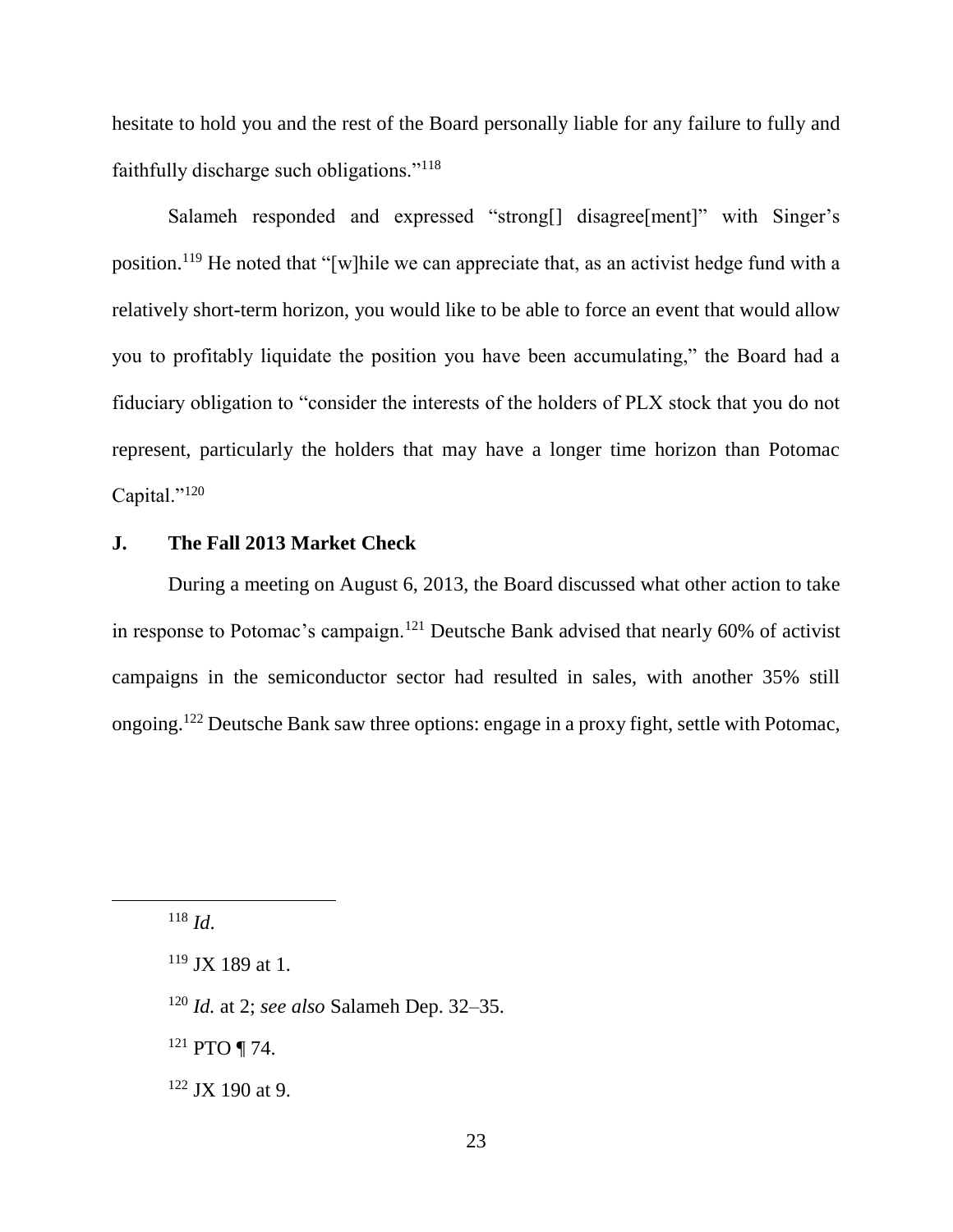hesitate to hold you and the rest of the Board personally liable for any failure to fully and faithfully discharge such obligations."[118]

Salameh responded and expressed "strong[] disagree[ment]" with Singer's position.[119] He noted that "[w]hile we can appreciate that, as an activist hedge fund with a relatively short-term horizon, you would like to be able to force an event that would allow you to profitably liquidate the position you have been accumulating," the Board had a fiduciary obligation to "consider the interests of the holders of PLX stock that you do not represent, particularly the holders that may have a longer time horizon than Potomac Capital."[120]

### J. The Fall 2013 Market Check

During a meeting on August 6, 2013, the Board discussed what other action to take in response to Potomac's campaign.[121] Deutsche Bank advised that nearly 60% of activist campaigns in the semiconductor sector had resulted in sales, with another 35% still ongoing.[122] Deutsche Bank saw three options: engage in a proxy fight, settle with Potomac,

---

[118] *Id*.

[119] JX 189 at 1.

[120] *Id.* at 2; *see also* Salameh Dep. 32–35.

[121] PTO ¶ 74.

[122] JX 190 at 9.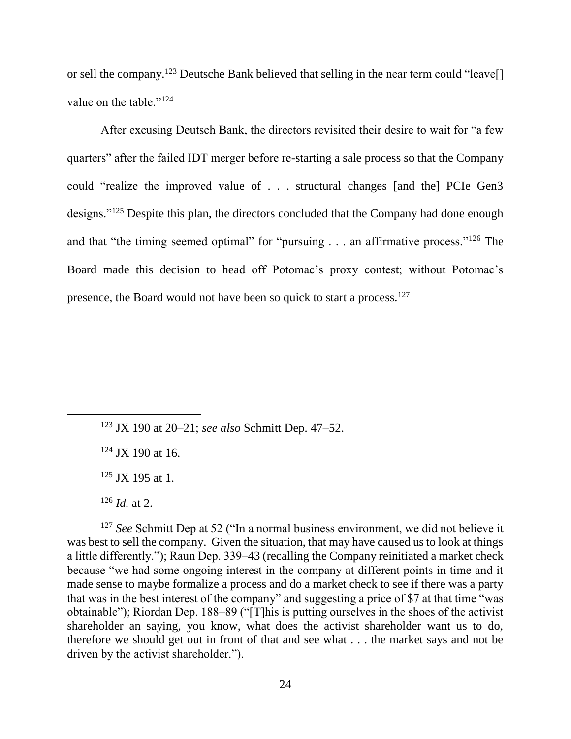or sell the company.[123] Deutsche Bank believed that selling in the near term could "leave[] value on the table."[124]

After excusing Deutsch Bank, the directors revisited their desire to wait for "a few quarters" after the failed IDT merger before re-starting a sale process so that the Company could "realize the improved value of . . . structural changes [and the] PCIe Gen3 designs."[125] Despite this plan, the directors concluded that the Company had done enough and that "the timing seemed optimal" for "pursuing . . . an affirmative process."[126] The Board made this decision to head off Potomac's proxy contest; without Potomac's presence, the Board would not have been so quick to start a process.[127]

---

[123] JX 190 at 20–21; *see also* Schmitt Dep. 47–52.

[124] JX 190 at 16.

[125] JX 195 at 1.

[126] *Id.* at 2.

[127] *See* Schmitt Dep at 52 ("In a normal business environment, we did not believe it was best to sell the company. Given the situation, that may have caused us to look at things a little differently."); Raun Dep. 339–43 (recalling the Company reinitiated a market check because "we had some ongoing interest in the company at different points in time and it made sense to maybe formalize a process and do a market check to see if there was a party that was in the best interest of the company" and suggesting a price of $7 at that time "was obtainable"); Riordan Dep. 188–89 ("[T]his is putting ourselves in the shoes of the activist shareholder an saying, you know, what does the activist shareholder want us to do, therefore we should get out in front of that and see what . . . the market says and not be driven by the activist shareholder.").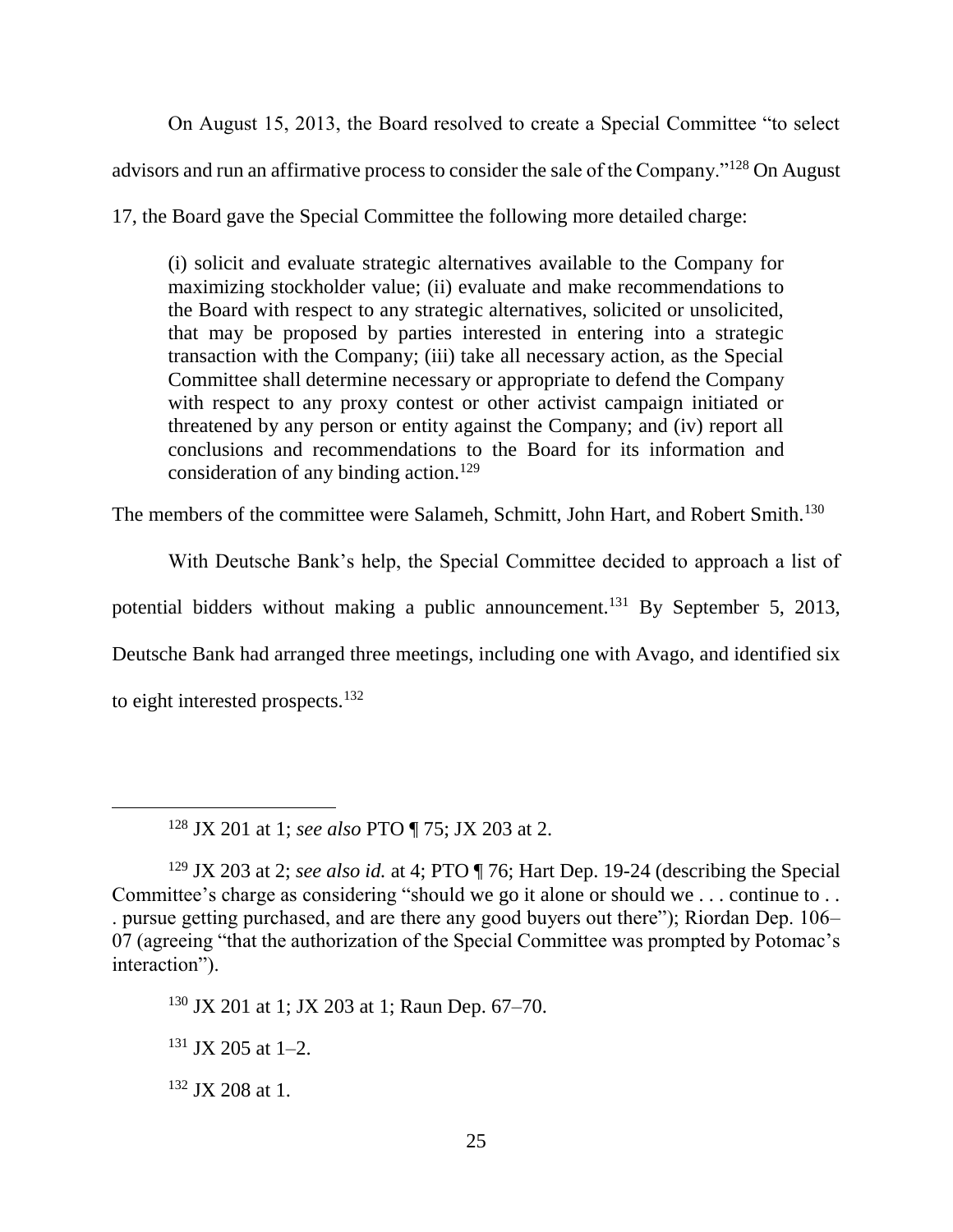On August 15, 2013, the Board resolved to create a Special Committee "to select advisors and run an affirmative process to consider the sale of the Company."[128] On August 17, the Board gave the Special Committee the following more detailed charge:

> (i) solicit and evaluate strategic alternatives available to the Company for maximizing stockholder value; (ii) evaluate and make recommendations to the Board with respect to any strategic alternatives, solicited or unsolicited, that may be proposed by parties interested in entering into a strategic transaction with the Company; (iii) take all necessary action, as the Special Committee shall determine necessary or appropriate to defend the Company with respect to any proxy contest or other activist campaign initiated or threatened by any person or entity against the Company; and (iv) report all conclusions and recommendations to the Board for its information and consideration of any binding action.[129]

The members of the committee were Salameh, Schmitt, John Hart, and Robert Smith.[130]

With Deutsche Bank's help, the Special Committee decided to approach a list of potential bidders without making a public announcement.[131] By September 5, 2013, Deutsche Bank had arranged three meetings, including one with Avago, and identified six to eight interested prospects.[132]

---

[128] JX 201 at 1; *see also* PTO ¶ 75; JX 203 at 2.

[129] JX 203 at 2; *see also id.* at 4; PTO ¶ 76; Hart Dep. 19-24 (describing the Special Committee's charge as considering "should we go it alone or should we . . . continue to . . . pursue getting purchased, and are there any good buyers out there"); Riordan Dep. 106–07 (agreeing "that the authorization of the Special Committee was prompted by Potomac's interaction").

[130] JX 201 at 1; JX 203 at 1; Raun Dep. 67–70.

[131] JX 205 at 1–2.

[132] JX 208 at 1.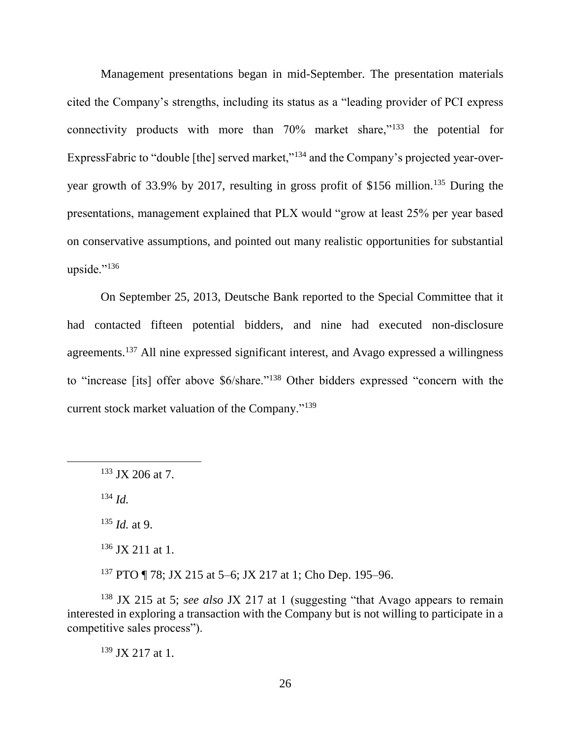Management presentations began in mid-September. The presentation materials cited the Company's strengths, including its status as a "leading provider of PCI express connectivity products with more than 70% market share,"[133] the potential for ExpressFabric to "double [the] served market,"[134] and the Company's projected year-over-year growth of 33.9% by 2017, resulting in gross profit of $156 million.[135] During the presentations, management explained that PLX would "grow at least 25% per year based on conservative assumptions, and pointed out many realistic opportunities for substantial upside."[136]

On September 25, 2013, Deutsche Bank reported to the Special Committee that it had contacted fifteen potential bidders, and nine had executed non-disclosure agreements.[137] All nine expressed significant interest, and Avago expressed a willingness to "increase [its] offer above $6/share."[138] Other bidders expressed "concern with the current stock market valuation of the Company."[139]

---

[133] JX 206 at 7.

[134] *Id.*

[135] *Id.* at 9.

[136] JX 211 at 1.

[137] PTO ¶ 78; JX 215 at 5–6; JX 217 at 1; Cho Dep. 195–96.

[138] JX 215 at 5; *see also* JX 217 at 1 (suggesting "that Avago appears to remain interested in exploring a transaction with the Company but is not willing to participate in a competitive sales process").

[139] JX 217 at 1.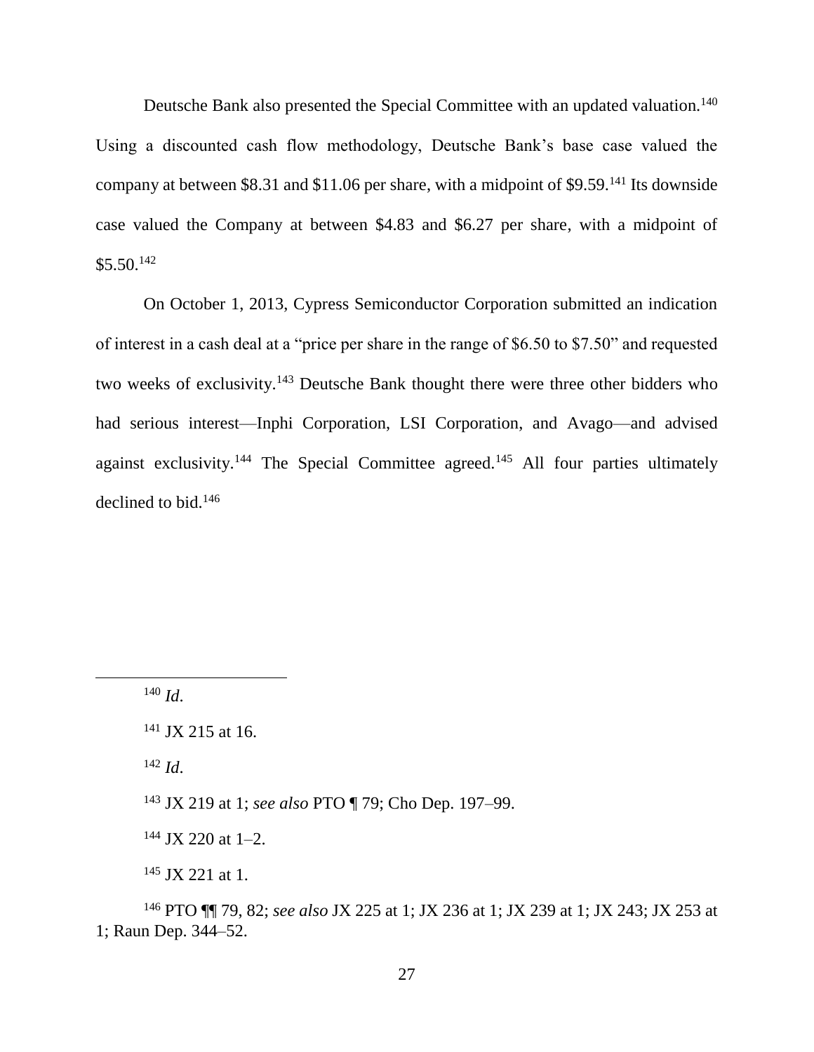Deutsche Bank also presented the Special Committee with an updated valuation.[140] Using a discounted cash flow methodology, Deutsche Bank's base case valued the company at between $8.31 and $11.06 per share, with a midpoint of $9.59.[141] Its downside case valued the Company at between $4.83 and $6.27 per share, with a midpoint of $5.50.[142]

On October 1, 2013, Cypress Semiconductor Corporation submitted an indication of interest in a cash deal at a "price per share in the range of $6.50 to $7.50" and requested two weeks of exclusivity.[143] Deutsche Bank thought there were three other bidders who had serious interest—Inphi Corporation, LSI Corporation, and Avago—and advised against exclusivity.[144] The Special Committee agreed.[145] All four parties ultimately declined to bid.[146]

---

[140] *Id*.

[141] JX 215 at 16.

[142] *Id*.

[143] JX 219 at 1; *see also* PTO ¶ 79; Cho Dep. 197–99.

[144] JX 220 at 1–2.

[145] JX 221 at 1.

[146] PTO ¶¶ 79, 82; *see also* JX 225 at 1; JX 236 at 1; JX 239 at 1; JX 243; JX 253 at 1; Raun Dep. 344–52.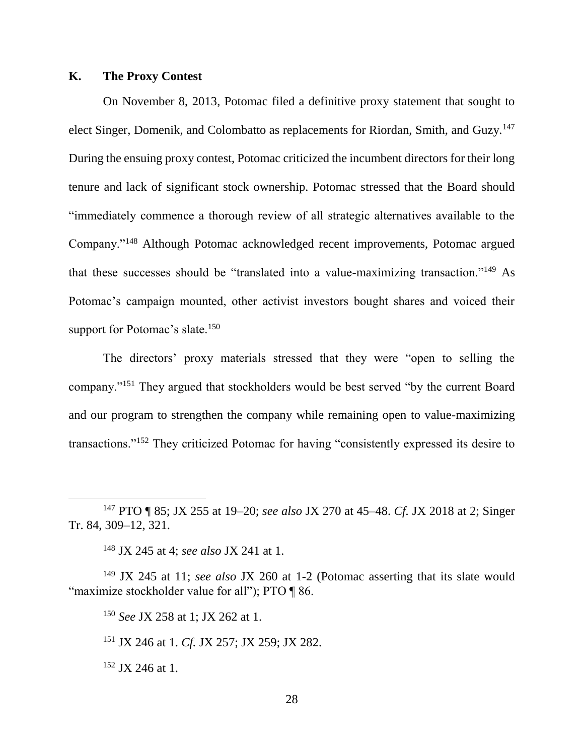## K. The Proxy Contest

On November 8, 2013, Potomac filed a definitive proxy statement that sought to elect Singer, Domenik, and Colombatto as replacements for Riordan, Smith, and Guzy.[147] During the ensuing proxy contest, Potomac criticized the incumbent directors for their long tenure and lack of significant stock ownership. Potomac stressed that the Board should "immediately commence a thorough review of all strategic alternatives available to the Company."[148] Although Potomac acknowledged recent improvements, Potomac argued that these successes should be "translated into a value-maximizing transaction."[149] As Potomac's campaign mounted, other activist investors bought shares and voiced their support for Potomac's slate.[150]

The directors' proxy materials stressed that they were "open to selling the company."[151] They argued that stockholders would be best served "by the current Board and our program to strengthen the company while remaining open to value-maximizing transactions."[152] They criticized Potomac for having "consistently expressed its desire to

---

[147] PTO ¶ 85; JX 255 at 19–20; *see also* JX 270 at 45–48. *Cf.* JX 2018 at 2; Singer Tr. 84, 309–12, 321.

[148] JX 245 at 4; *see also* JX 241 at 1.

[149] JX 245 at 11; *see also* JX 260 at 1-2 (Potomac asserting that its slate would "maximize stockholder value for all"); PTO ¶ 86.

[150] *See* JX 258 at 1; JX 262 at 1.

[151] JX 246 at 1. *Cf.* JX 257; JX 259; JX 282.

[152] JX 246 at 1.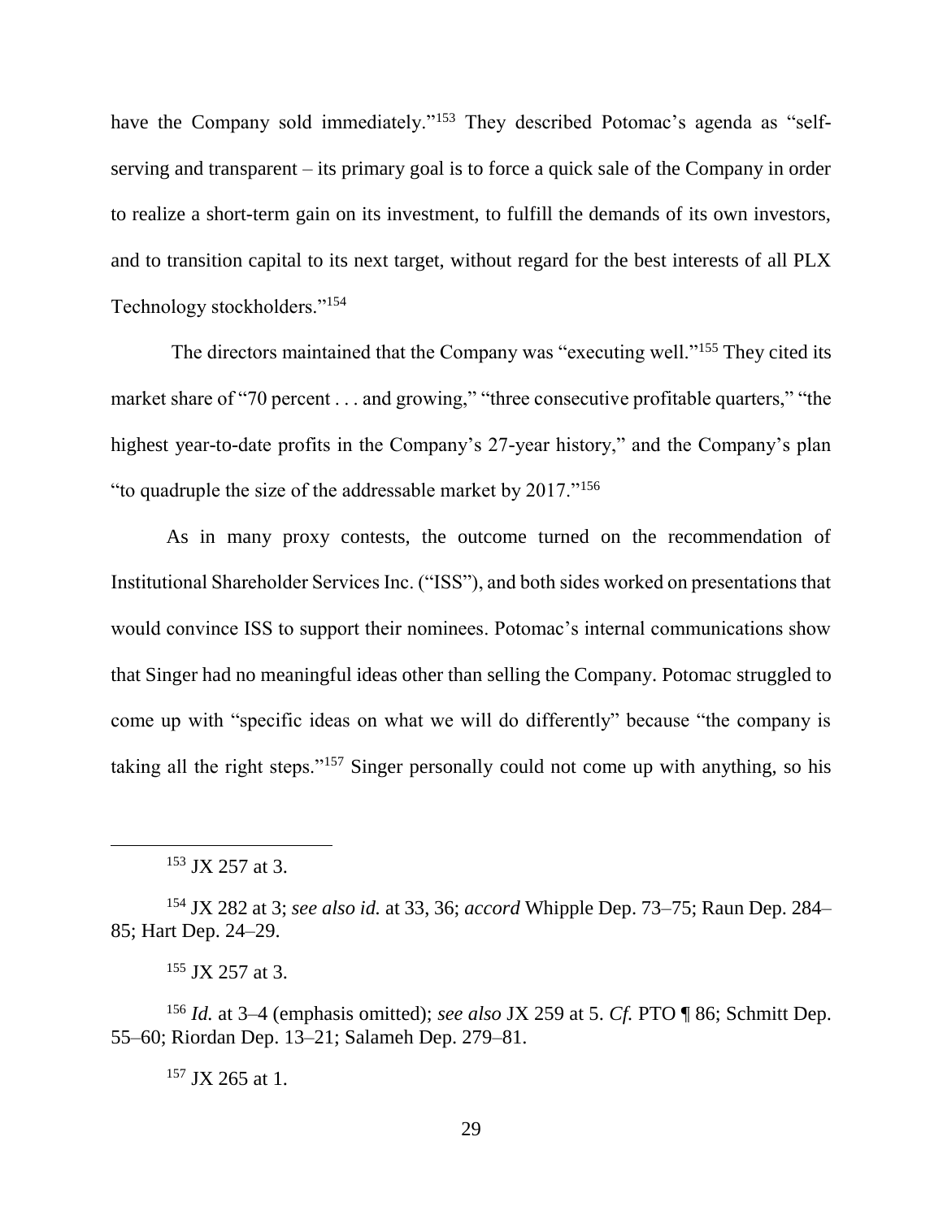have the Company sold immediately."[153] They described Potomac's agenda as "self-serving and transparent – its primary goal is to force a quick sale of the Company in order to realize a short-term gain on its investment, to fulfill the demands of its own investors, and to transition capital to its next target, without regard for the best interests of all PLX Technology stockholders."[154]

The directors maintained that the Company was "executing well."[155] They cited its market share of "70 percent . . . and growing," "three consecutive profitable quarters," "the highest year-to-date profits in the Company's 27-year history," and the Company's plan "to quadruple the size of the addressable market by 2017."[156]

As in many proxy contests, the outcome turned on the recommendation of Institutional Shareholder Services Inc. ("ISS"), and both sides worked on presentations that would convince ISS to support their nominees. Potomac's internal communications show that Singer had no meaningful ideas other than selling the Company. Potomac struggled to come up with "specific ideas on what we will do differently" because "the company is taking all the right steps."[157] Singer personally could not come up with anything, so his

---

[153] JX 257 at 3.

[154] JX 282 at 3; *see also id.* at 33, 36; *accord* Whipple Dep. 73–75; Raun Dep. 284–85; Hart Dep. 24–29.

[155] JX 257 at 3.

[156] *Id.* at 3–4 (emphasis omitted); *see also* JX 259 at 5. *Cf.* PTO ¶ 86; Schmitt Dep. 55–60; Riordan Dep. 13–21; Salameh Dep. 279–81.

[157] JX 265 at 1.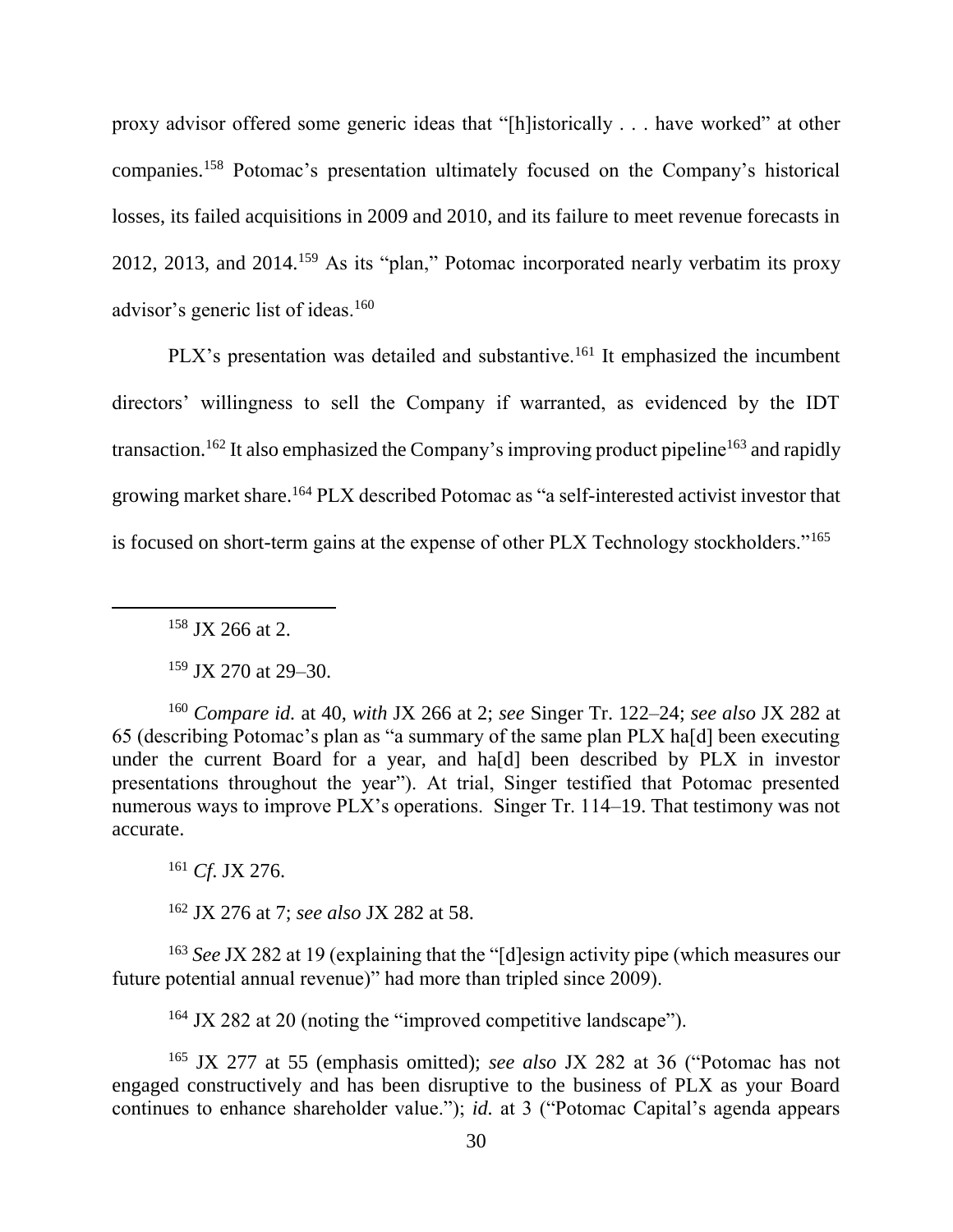proxy advisor offered some generic ideas that "[h]istorically . . . have worked" at other companies.[158] Potomac's presentation ultimately focused on the Company's historical losses, its failed acquisitions in 2009 and 2010, and its failure to meet revenue forecasts in 2012, 2013, and 2014.[159] As its "plan," Potomac incorporated nearly verbatim its proxy advisor's generic list of ideas.[160]

PLX's presentation was detailed and substantive.[161] It emphasized the incumbent directors' willingness to sell the Company if warranted, as evidenced by the IDT transaction.[162] It also emphasized the Company's improving product pipeline[163] and rapidly growing market share.[164] PLX described Potomac as "a self-interested activist investor that is focused on short-term gains at the expense of other PLX Technology stockholders."[165]

---

[158] JX 266 at 2.

[159] JX 270 at 29–30.

[160] *Compare id.* at 40, *with* JX 266 at 2; *see* Singer Tr. 122–24; *see also* JX 282 at 65 (describing Potomac's plan as "a summary of the same plan PLX ha[d] been executing under the current Board for a year, and ha[d] been described by PLX in investor presentations throughout the year"). At trial, Singer testified that Potomac presented numerous ways to improve PLX's operations. Singer Tr. 114–19. That testimony was not accurate.

[161] *Cf.* JX 276.

[162] JX 276 at 7; *see also* JX 282 at 58.

[163] *See* JX 282 at 19 (explaining that the "[d]esign activity pipe (which measures our future potential annual revenue)" had more than tripled since 2009).

[164] JX 282 at 20 (noting the "improved competitive landscape").

[165] JX 277 at 55 (emphasis omitted); *see also* JX 282 at 36 ("Potomac has not engaged constructively and has been disruptive to the business of PLX as your Board continues to enhance shareholder value."); *id.* at 3 ("Potomac Capital's agenda appears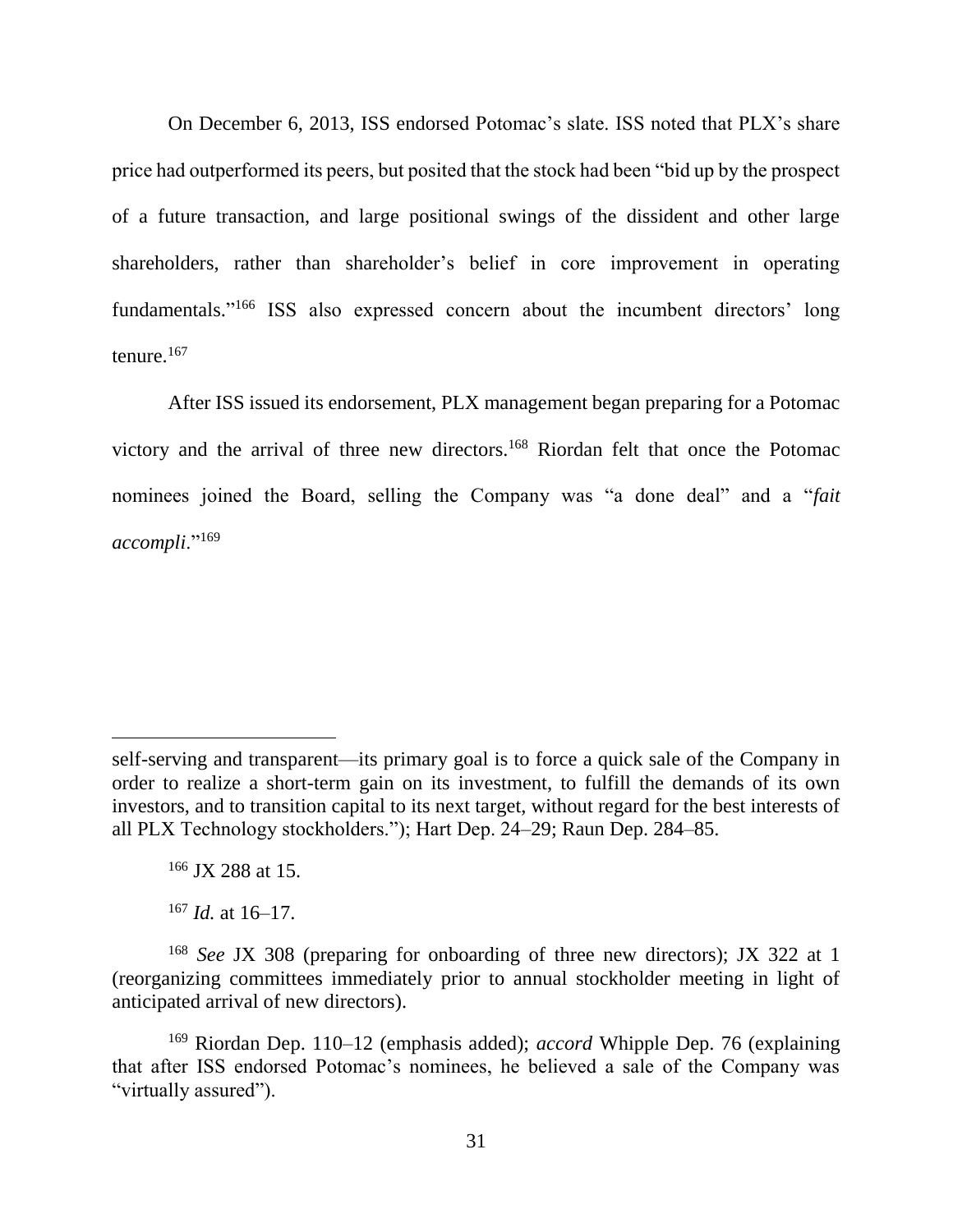On December 6, 2013, ISS endorsed Potomac's slate. ISS noted that PLX's share price had outperformed its peers, but posited that the stock had been "bid up by the prospect of a future transaction, and large positional swings of the dissident and other large shareholders, rather than shareholder's belief in core improvement in operating fundamentals."[166] ISS also expressed concern about the incumbent directors' long tenure.[167]

After ISS issued its endorsement, PLX management began preparing for a Potomac victory and the arrival of three new directors.[168] Riordan felt that once the Potomac nominees joined the Board, selling the Company was "a done deal" and a "*fait accompli*."[169]

---

self-serving and transparent—its primary goal is to force a quick sale of the Company in order to realize a short-term gain on its investment, to fulfill the demands of its own investors, and to transition capital to its next target, without regard for the best interests of all PLX Technology stockholders."); Hart Dep. 24–29; Raun Dep. 284–85.

[166] JX 288 at 15.

[167] *Id.* at 16–17.

[168] *See* JX 308 (preparing for onboarding of three new directors); JX 322 at 1 (reorganizing committees immediately prior to annual stockholder meeting in light of anticipated arrival of new directors).

[169] Riordan Dep. 110–12 (emphasis added); *accord* Whipple Dep. 76 (explaining that after ISS endorsed Potomac's nominees, he believed a sale of the Company was "virtually assured").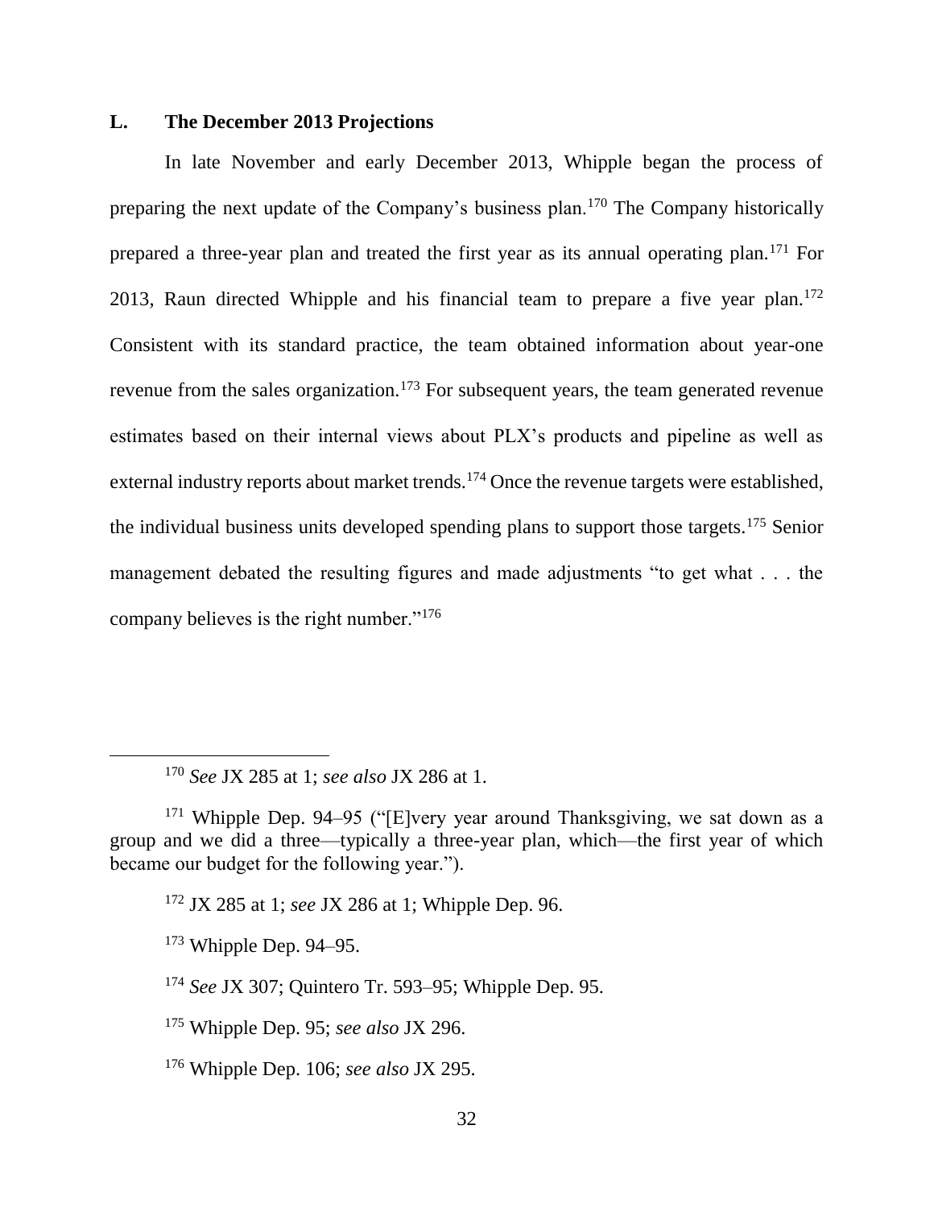### L. The December 2013 Projections

In late November and early December 2013, Whipple began the process of preparing the next update of the Company's business plan.[170] The Company historically prepared a three-year plan and treated the first year as its annual operating plan.[171] For 2013, Raun directed Whipple and his financial team to prepare a five year plan.[172] Consistent with its standard practice, the team obtained information about year-one revenue from the sales organization.[173] For subsequent years, the team generated revenue estimates based on their internal views about PLX's products and pipeline as well as external industry reports about market trends.[174] Once the revenue targets were established, the individual business units developed spending plans to support those targets.[175] Senior management debated the resulting figures and made adjustments "to get what . . . the company believes is the right number."[176]

---

[170] *See* JX 285 at 1; *see also* JX 286 at 1.

[171] Whipple Dep. 94–95 ("[E]very year around Thanksgiving, we sat down as a group and we did a three—typically a three-year plan, which—the first year of which became our budget for the following year.").

[172] JX 285 at 1; *see* JX 286 at 1; Whipple Dep. 96.

[173] Whipple Dep. 94–95.

[174] *See* JX 307; Quintero Tr. 593–95; Whipple Dep. 95.

[175] Whipple Dep. 95; *see also* JX 296.

[176] Whipple Dep. 106; *see also* JX 295.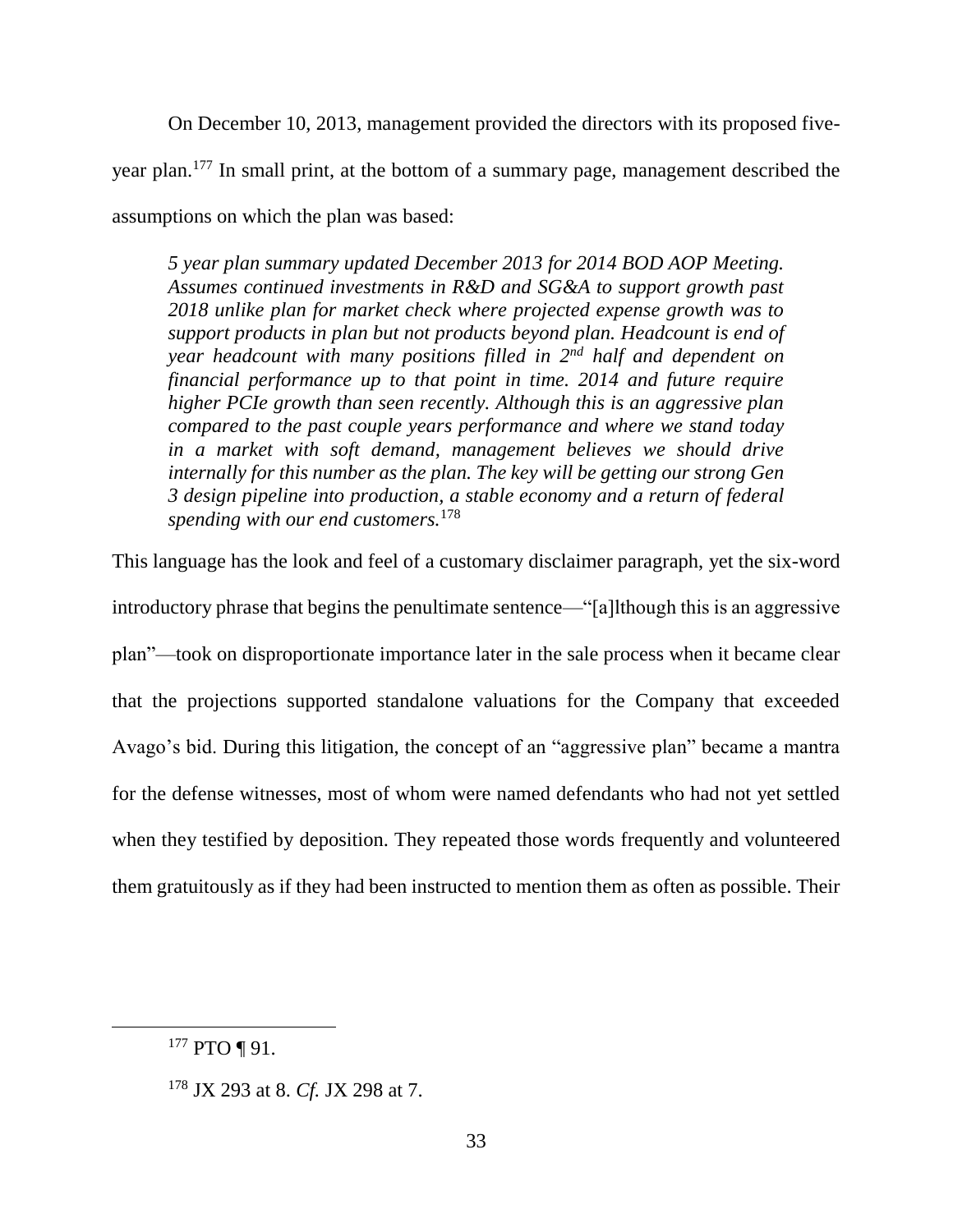On December 10, 2013, management provided the directors with its proposed five-year plan.[177] In small print, at the bottom of a summary page, management described the assumptions on which the plan was based:

> *5 year plan summary updated December 2013 for 2014 BOD AOP Meeting. Assumes continued investments in R&D and SG&A to support growth past 2018 unlike plan for market check where projected expense growth was to support products in plan but not products beyond plan. Headcount is end of year headcount with many positions filled in 2nd half and dependent on financial performance up to that point in time. 2014 and future require higher PCIe growth than seen recently. Although this is an aggressive plan compared to the past couple years performance and where we stand today in a market with soft demand, management believes we should drive internally for this number as the plan. The key will be getting our strong Gen 3 design pipeline into production, a stable economy and a return of federal spending with our end customers.*[178]

This language has the look and feel of a customary disclaimer paragraph, yet the six-word introductory phrase that begins the penultimate sentence—"[a]lthough this is an aggressive plan"—took on disproportionate importance later in the sale process when it became clear that the projections supported standalone valuations for the Company that exceeded Avago's bid. During this litigation, the concept of an "aggressive plan" became a mantra for the defense witnesses, most of whom were named defendants who had not yet settled when they testified by deposition. They repeated those words frequently and volunteered them gratuitously as if they had been instructed to mention them as often as possible. Their

---

[177] PTO ¶ 91.

[178] JX 293 at 8. *Cf.* JX 298 at 7.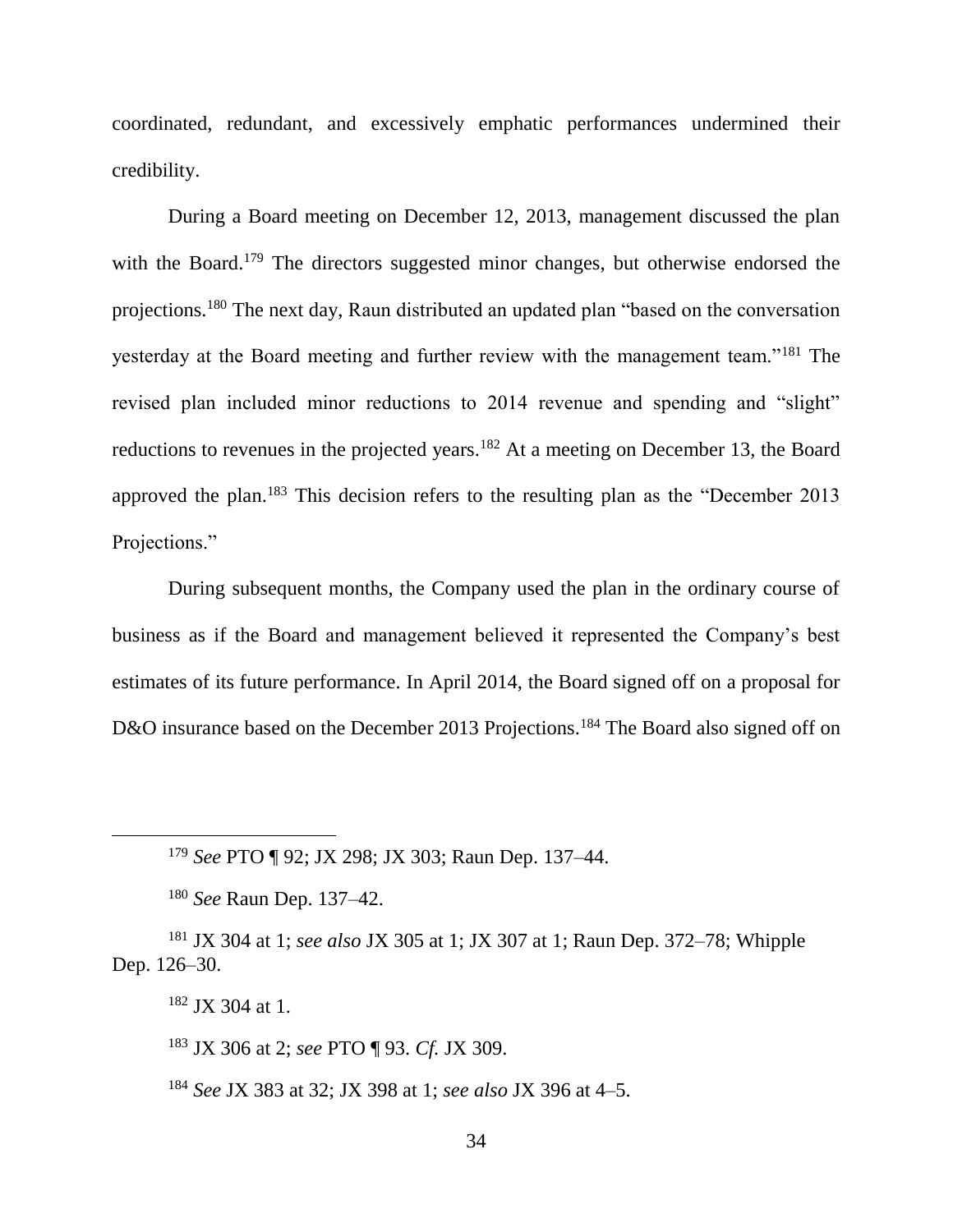coordinated, redundant, and excessively emphatic performances undermined their credibility.

During a Board meeting on December 12, 2013, management discussed the plan with the Board.[179] The directors suggested minor changes, but otherwise endorsed the projections.[180] The next day, Raun distributed an updated plan "based on the conversation yesterday at the Board meeting and further review with the management team."[181] The revised plan included minor reductions to 2014 revenue and spending and "slight" reductions to revenues in the projected years.[182] At a meeting on December 13, the Board approved the plan.[183] This decision refers to the resulting plan as the "December 2013 Projections."

During subsequent months, the Company used the plan in the ordinary course of business as if the Board and management believed it represented the Company's best estimates of its future performance. In April 2014, the Board signed off on a proposal for D&O insurance based on the December 2013 Projections.[184] The Board also signed off on

---

[179] *See* PTO ¶ 92; JX 298; JX 303; Raun Dep. 137–44.

[180] *See* Raun Dep. 137–42.

[181] JX 304 at 1; *see also* JX 305 at 1; JX 307 at 1; Raun Dep. 372–78; Whipple Dep. 126–30.

[182] JX 304 at 1.

[183] JX 306 at 2; *see* PTO ¶ 93. *Cf.* JX 309.

[184] *See* JX 383 at 32; JX 398 at 1; *see also* JX 396 at 4–5.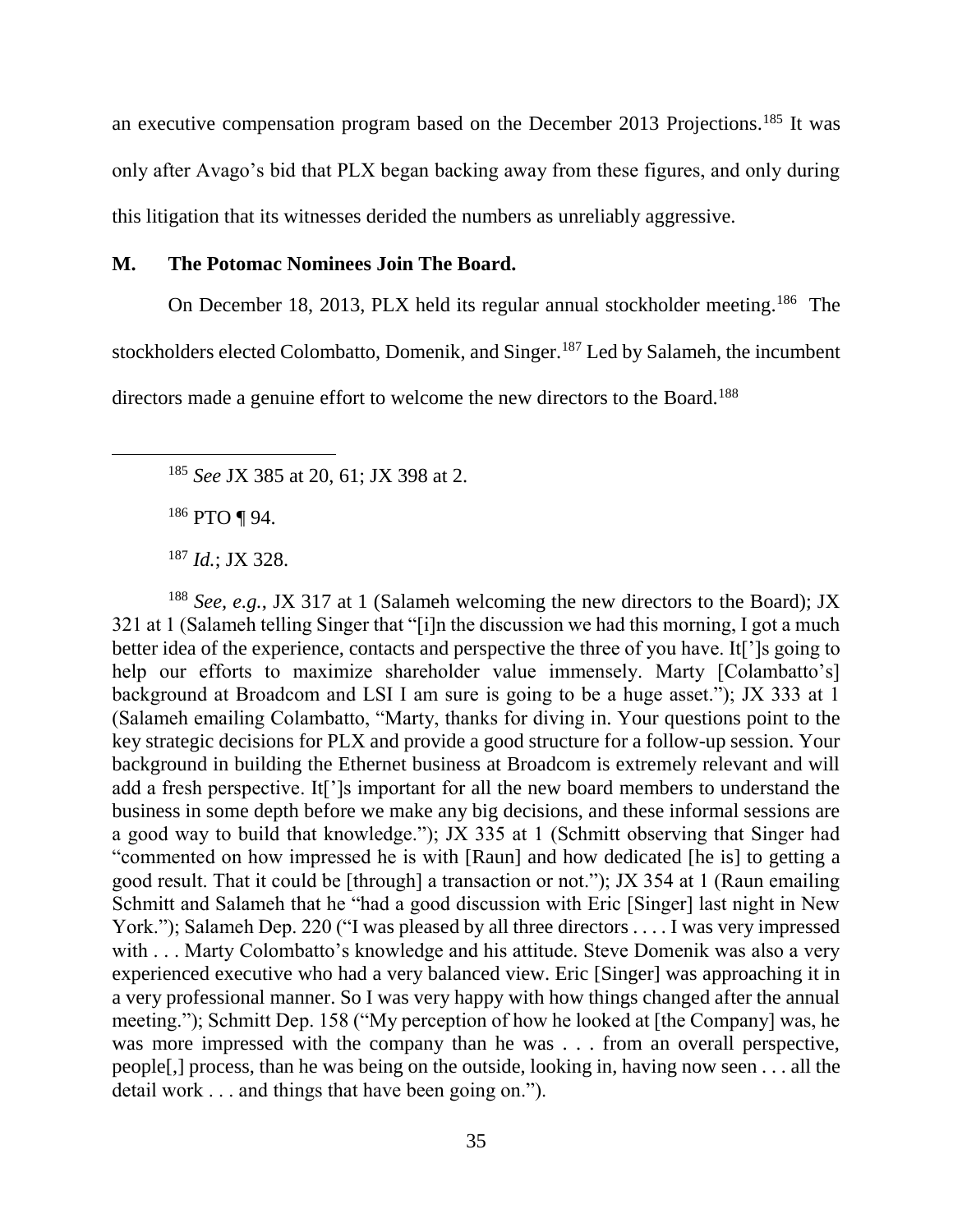an executive compensation program based on the December 2013 Projections.[185] It was only after Avago's bid that PLX began backing away from these figures, and only during this litigation that its witnesses derided the numbers as unreliably aggressive.

## M. The Potomac Nominees Join The Board.

On December 18, 2013, PLX held its regular annual stockholder meeting.[186] The stockholders elected Colombatto, Domenik, and Singer.[187] Led by Salameh, the incumbent directors made a genuine effort to welcome the new directors to the Board.[188]

---

[185] *See* JX 385 at 20, 61; JX 398 at 2.

[186] PTO ¶ 94.

[187] *Id.*; JX 328.

[188] *See, e.g.*, JX 317 at 1 (Salameh welcoming the new directors to the Board); JX 321 at 1 (Salameh telling Singer that "[i]n the discussion we had this morning, I got a much better idea of the experience, contacts and perspective the three of you have. It[']s going to help our efforts to maximize shareholder value immensely. Marty [Colambatto's] background at Broadcom and LSI I am sure is going to be a huge asset."); JX 333 at 1 (Salameh emailing Colambatto, "Marty, thanks for diving in. Your questions point to the key strategic decisions for PLX and provide a good structure for a follow-up session. Your background in building the Ethernet business at Broadcom is extremely relevant and will add a fresh perspective. It[']s important for all the new board members to understand the business in some depth before we make any big decisions, and these informal sessions are a good way to build that knowledge."); JX 335 at 1 (Schmitt observing that Singer had "commented on how impressed he is with [Raun] and how dedicated [he is] to getting a good result. That it could be [through] a transaction or not."); JX 354 at 1 (Raun emailing Schmitt and Salameh that he "had a good discussion with Eric [Singer] last night in New York."); Salameh Dep. 220 ("I was pleased by all three directors . . . . I was very impressed with . . . Marty Colombatto's knowledge and his attitude. Steve Domenik was also a very experienced executive who had a very balanced view. Eric [Singer] was approaching it in a very professional manner. So I was very happy with how things changed after the annual meeting."); Schmitt Dep. 158 ("My perception of how he looked at [the Company] was, he was more impressed with the company than he was . . . from an overall perspective, people[,] process, than he was being on the outside, looking in, having now seen . . . all the detail work . . . and things that have been going on.").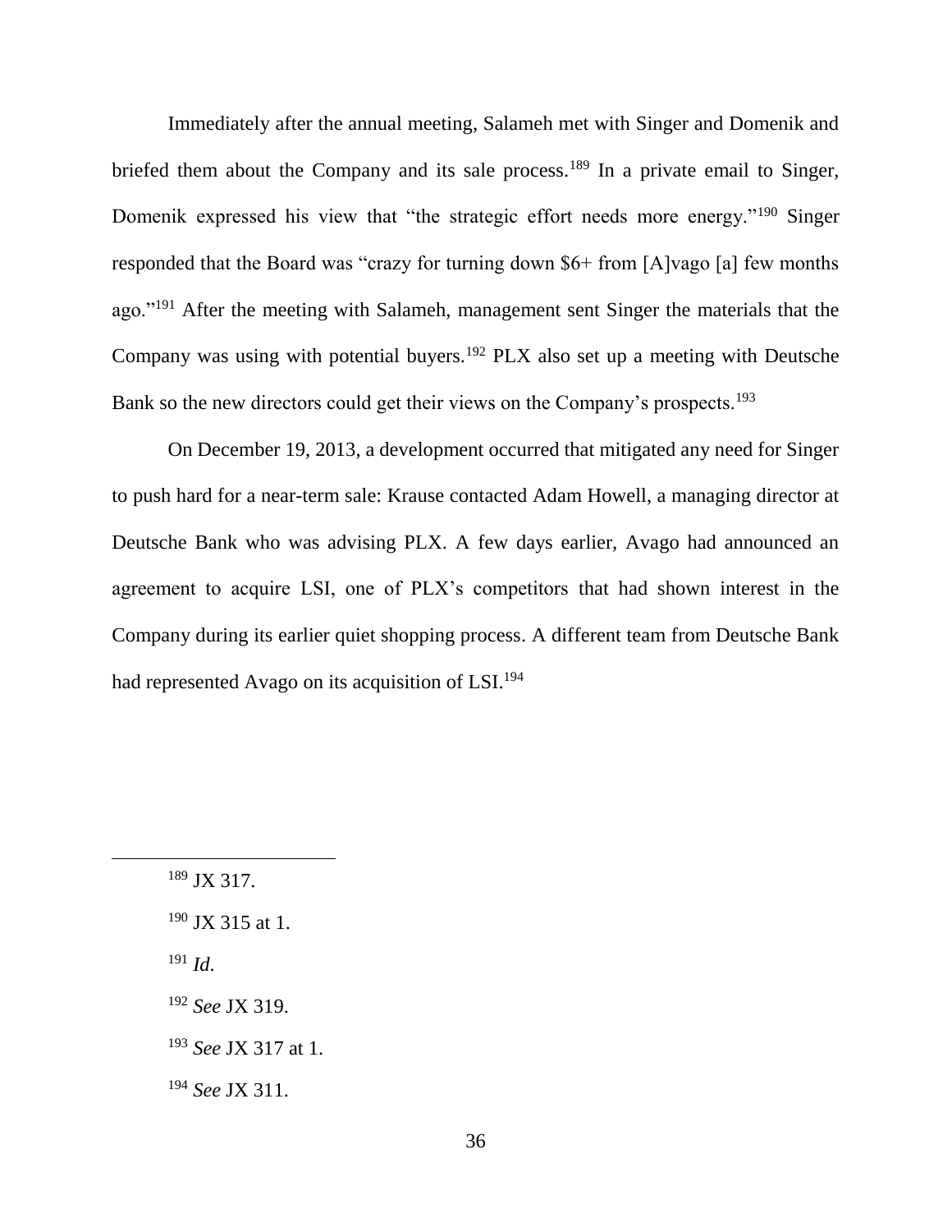Immediately after the annual meeting, Salameh met with Singer and Domenik and briefed them about the Company and its sale process.[189] In a private email to Singer, Domenik expressed his view that "the strategic effort needs more energy."[190] Singer responded that the Board was "crazy for turning down $6+ from [A]vago [a] few months ago."[191] After the meeting with Salameh, management sent Singer the materials that the Company was using with potential buyers.[192] PLX also set up a meeting with Deutsche Bank so the new directors could get their views on the Company's prospects.[193]

On December 19, 2013, a development occurred that mitigated any need for Singer to push hard for a near-term sale: Krause contacted Adam Howell, a managing director at Deutsche Bank who was advising PLX. A few days earlier, Avago had announced an agreement to acquire LSI, one of PLX's competitors that had shown interest in the Company during its earlier quiet shopping process. A different team from Deutsche Bank had represented Avago on its acquisition of LSI.[194]

---

[189] JX 317.

[190] JX 315 at 1.

[191] *Id*.

[192] *See* JX 319.

[193] *See* JX 317 at 1.

[194] *See* JX 311.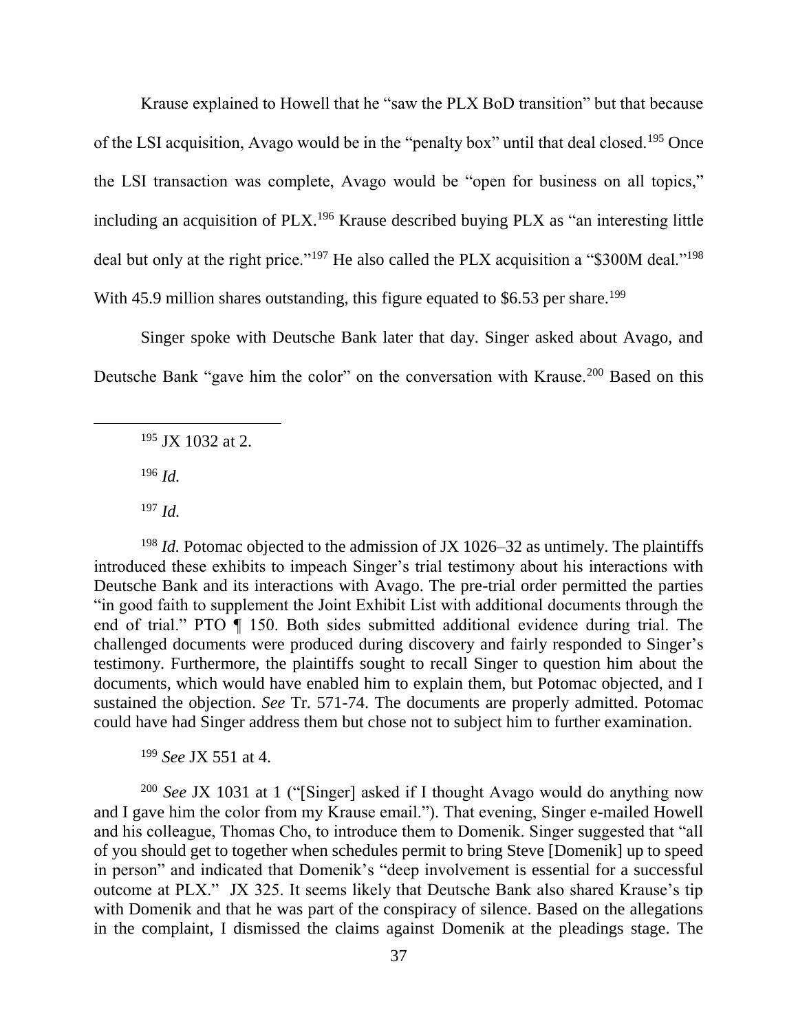Krause explained to Howell that he "saw the PLX BoD transition" but that because of the LSI acquisition, Avago would be in the "penalty box" until that deal closed.[195] Once the LSI transaction was complete, Avago would be "open for business on all topics," including an acquisition of PLX.[196] Krause described buying PLX as "an interesting little deal but only at the right price."[197] He also called the PLX acquisition a "$300M deal."[198] With 45.9 million shares outstanding, this figure equated to $6.53 per share.[199]

Singer spoke with Deutsche Bank later that day. Singer asked about Avago, and Deutsche Bank "gave him the color" on the conversation with Krause.[200] Based on this

---

[195] JX 1032 at 2.

[196] *Id.*

[197] *Id.*

[198] *Id.* Potomac objected to the admission of JX 1026–32 as untimely. The plaintiffs introduced these exhibits to impeach Singer's trial testimony about his interactions with Deutsche Bank and its interactions with Avago. The pre-trial order permitted the parties "in good faith to supplement the Joint Exhibit List with additional documents through the end of trial." PTO ¶ 150. Both sides submitted additional evidence during trial. The challenged documents were produced during discovery and fairly responded to Singer's testimony. Furthermore, the plaintiffs sought to recall Singer to question him about the documents, which would have enabled him to explain them, but Potomac objected, and I sustained the objection. *See* Tr. 571-74. The documents are properly admitted. Potomac could have had Singer address them but chose not to subject him to further examination.

[199] *See* JX 551 at 4.

[200] *See* JX 1031 at 1 ("[Singer] asked if I thought Avago would do anything now and I gave him the color from my Krause email."). That evening, Singer e-mailed Howell and his colleague, Thomas Cho, to introduce them to Domenik. Singer suggested that "all of you should get to together when schedules permit to bring Steve [Domenik] up to speed in person" and indicated that Domenik's "deep involvement is essential for a successful outcome at PLX." JX 325. It seems likely that Deutsche Bank also shared Krause's tip with Domenik and that he was part of the conspiracy of silence. Based on the allegations in the complaint, I dismissed the claims against Domenik at the pleadings stage. The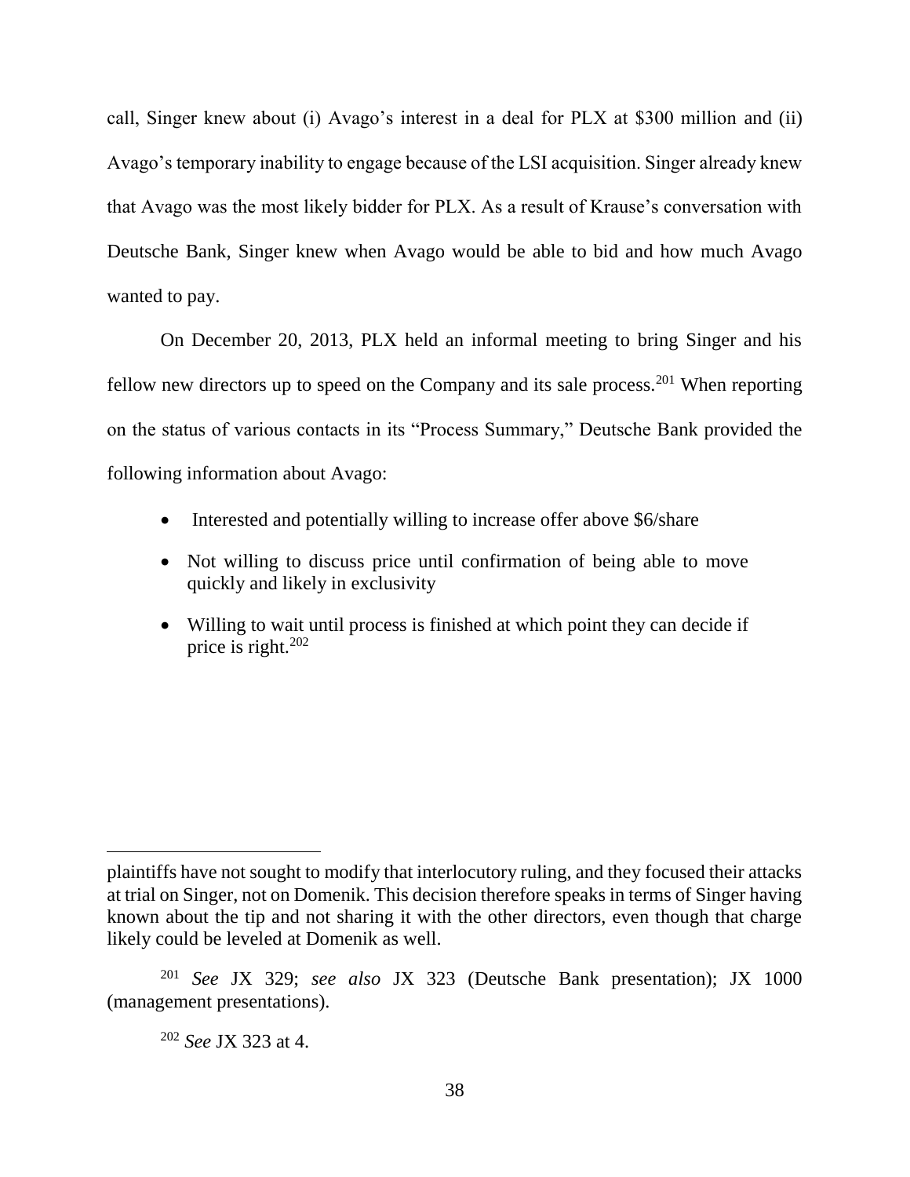call, Singer knew about (i) Avago's interest in a deal for PLX at $300 million and (ii) Avago's temporary inability to engage because of the LSI acquisition. Singer already knew that Avago was the most likely bidder for PLX. As a result of Krause's conversation with Deutsche Bank, Singer knew when Avago would be able to bid and how much Avago wanted to pay.

On December 20, 2013, PLX held an informal meeting to bring Singer and his fellow new directors up to speed on the Company and its sale process.[201] When reporting on the status of various contacts in its "Process Summary," Deutsche Bank provided the following information about Avago:

- Interested and potentially willing to increase offer above $6/share
- Not willing to discuss price until confirmation of being able to move quickly and likely in exclusivity
- Willing to wait until process is finished at which point they can decide if price is right.[202]

---

plaintiffs have not sought to modify that interlocutory ruling, and they focused their attacks at trial on Singer, not on Domenik. This decision therefore speaks in terms of Singer having known about the tip and not sharing it with the other directors, even though that charge likely could be leveled at Domenik as well.

[201] *See* JX 329; *see also* JX 323 (Deutsche Bank presentation); JX 1000 (management presentations).

[202] *See* JX 323 at 4.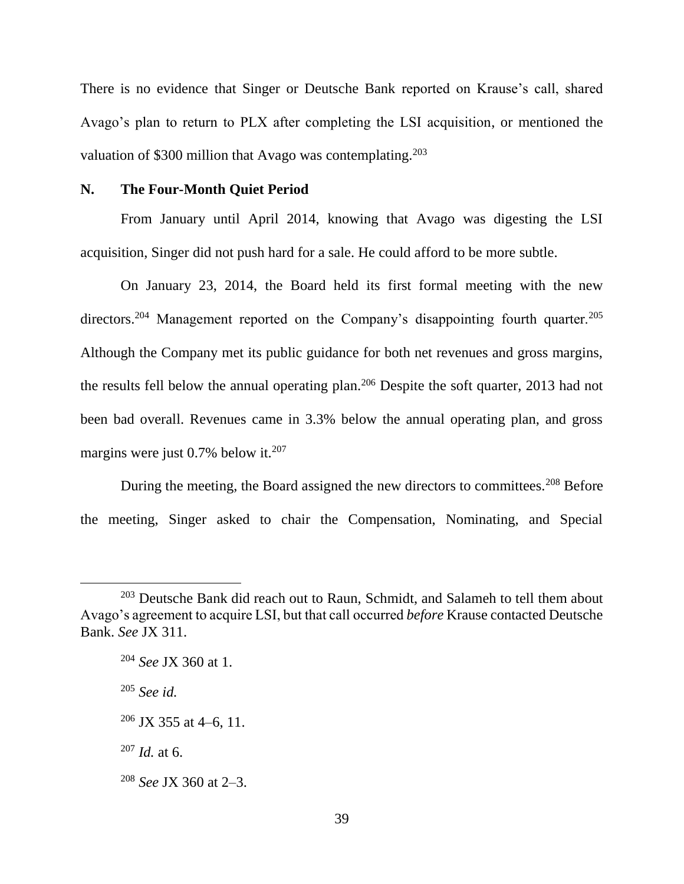There is no evidence that Singer or Deutsche Bank reported on Krause's call, shared Avago's plan to return to PLX after completing the LSI acquisition, or mentioned the valuation of $300 million that Avago was contemplating.[203]

## N. The Four-Month Quiet Period

From January until April 2014, knowing that Avago was digesting the LSI acquisition, Singer did not push hard for a sale. He could afford to be more subtle.

On January 23, 2014, the Board held its first formal meeting with the new directors.[204] Management reported on the Company's disappointing fourth quarter.[205] Although the Company met its public guidance for both net revenues and gross margins, the results fell below the annual operating plan.[206] Despite the soft quarter, 2013 had not been bad overall. Revenues came in 3.3% below the annual operating plan, and gross margins were just 0.7% below it.[207]

During the meeting, the Board assigned the new directors to committees.[208] Before the meeting, Singer asked to chair the Compensation, Nominating, and Special

---

[203] Deutsche Bank did reach out to Raun, Schmidt, and Salameh to tell them about Avago's agreement to acquire LSI, but that call occurred *before* Krause contacted Deutsche Bank. *See* JX 311.

[204] *See* JX 360 at 1.

[205] *See id.*

[206] JX 355 at 4–6, 11.

[207] *Id.* at 6.

[208] *See* JX 360 at 2–3.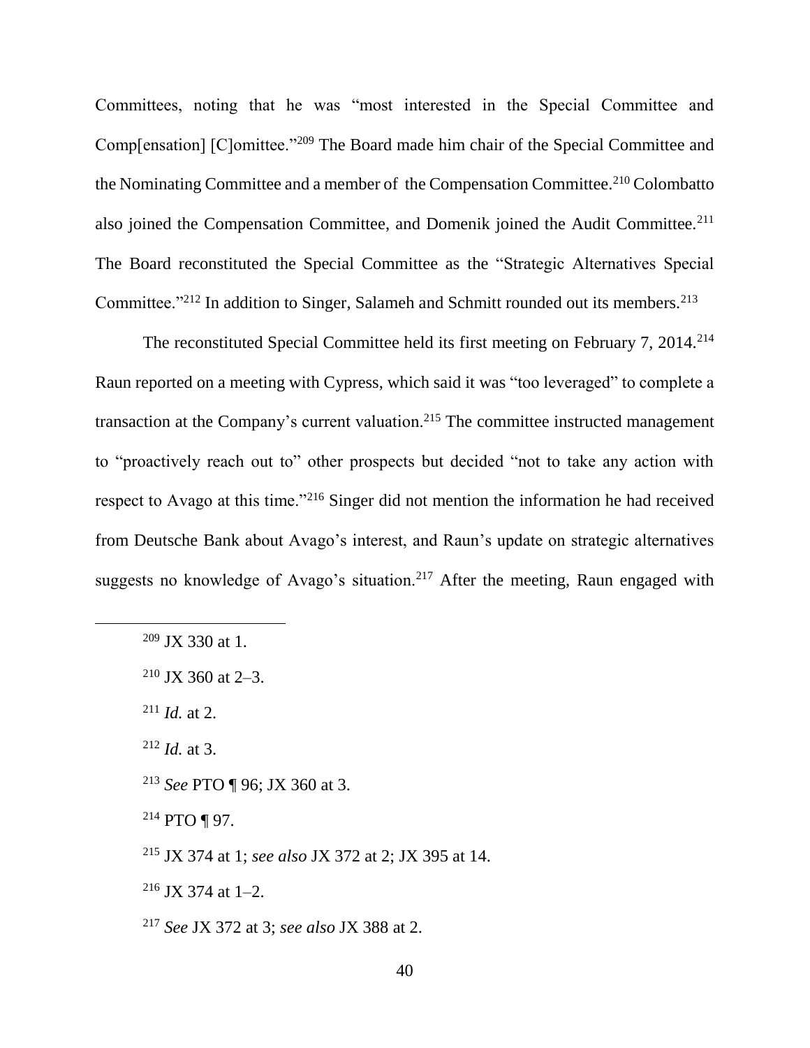Committees, noting that he was "most interested in the Special Committee and Comp[ensation] [C]omittee."[209] The Board made him chair of the Special Committee and the Nominating Committee and a member of the Compensation Committee.[210] Colombatto also joined the Compensation Committee, and Domenik joined the Audit Committee.[211] The Board reconstituted the Special Committee as the "Strategic Alternatives Special Committee."[212] In addition to Singer, Salameh and Schmitt rounded out its members.[213]

The reconstituted Special Committee held its first meeting on February 7, 2014.[214] Raun reported on a meeting with Cypress, which said it was "too leveraged" to complete a transaction at the Company's current valuation.[215] The committee instructed management to "proactively reach out to" other prospects but decided "not to take any action with respect to Avago at this time."[216] Singer did not mention the information he had received from Deutsche Bank about Avago's interest, and Raun's update on strategic alternatives suggests no knowledge of Avago's situation.[217] After the meeting, Raun engaged with

---

[209] JX 330 at 1.

[210] JX 360 at 2–3.

[211] *Id.* at 2.

[212] *Id.* at 3.

[213] *See* PTO ¶ 96; JX 360 at 3.

[214] PTO ¶ 97.

[215] JX 374 at 1; *see also* JX 372 at 2; JX 395 at 14.

[216] JX 374 at 1–2.

[217] *See* JX 372 at 3; *see also* JX 388 at 2.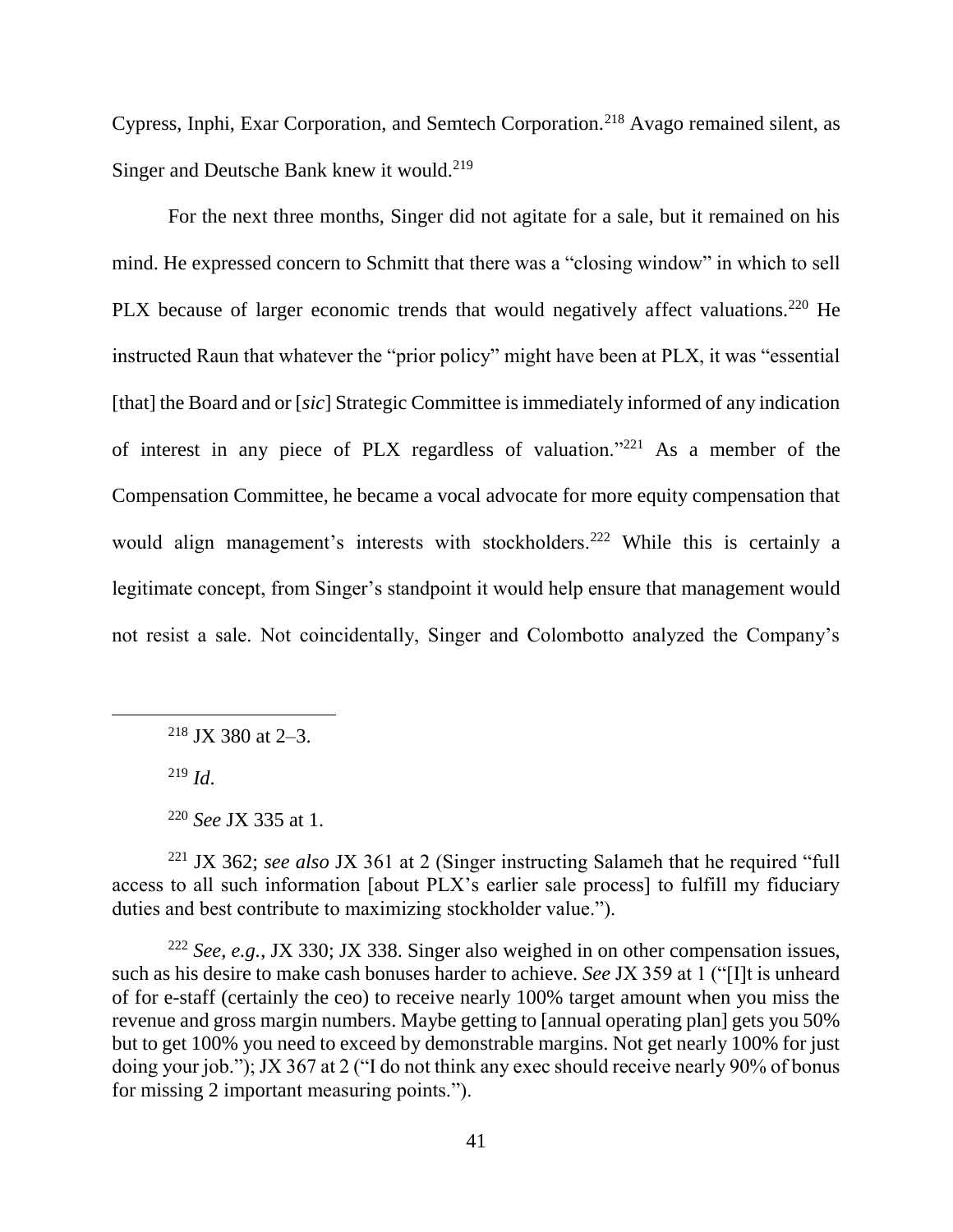Cypress, Inphi, Exar Corporation, and Semtech Corporation.[218] Avago remained silent, as Singer and Deutsche Bank knew it would.[219]

For the next three months, Singer did not agitate for a sale, but it remained on his mind. He expressed concern to Schmitt that there was a "closing window" in which to sell PLX because of larger economic trends that would negatively affect valuations.[220] He instructed Raun that whatever the "prior policy" might have been at PLX, it was "essential [that] the Board and or [*sic*] Strategic Committee is immediately informed of any indication of interest in any piece of PLX regardless of valuation."[221] As a member of the Compensation Committee, he became a vocal advocate for more equity compensation that would align management's interests with stockholders.[222] While this is certainly a legitimate concept, from Singer's standpoint it would help ensure that management would not resist a sale. Not coincidentally, Singer and Colombotto analyzed the Company's

---

[218] JX 380 at 2–3.

[219] *Id.*

[220] *See* JX 335 at 1.

[221] JX 362; *see also* JX 361 at 2 (Singer instructing Salameh that he required "full access to all such information [about PLX's earlier sale process] to fulfill my fiduciary duties and best contribute to maximizing stockholder value.").

[222] *See, e.g.*, JX 330; JX 338. Singer also weighed in on other compensation issues, such as his desire to make cash bonuses harder to achieve. *See* JX 359 at 1 ("[I]t is unheard of for e-staff (certainly the ceo) to receive nearly 100% target amount when you miss the revenue and gross margin numbers. Maybe getting to [annual operating plan] gets you 50% but to get 100% you need to exceed by demonstrable margins. Not get nearly 100% for just doing your job."); JX 367 at 2 ("I do not think any exec should receive nearly 90% of bonus for missing 2 important measuring points.").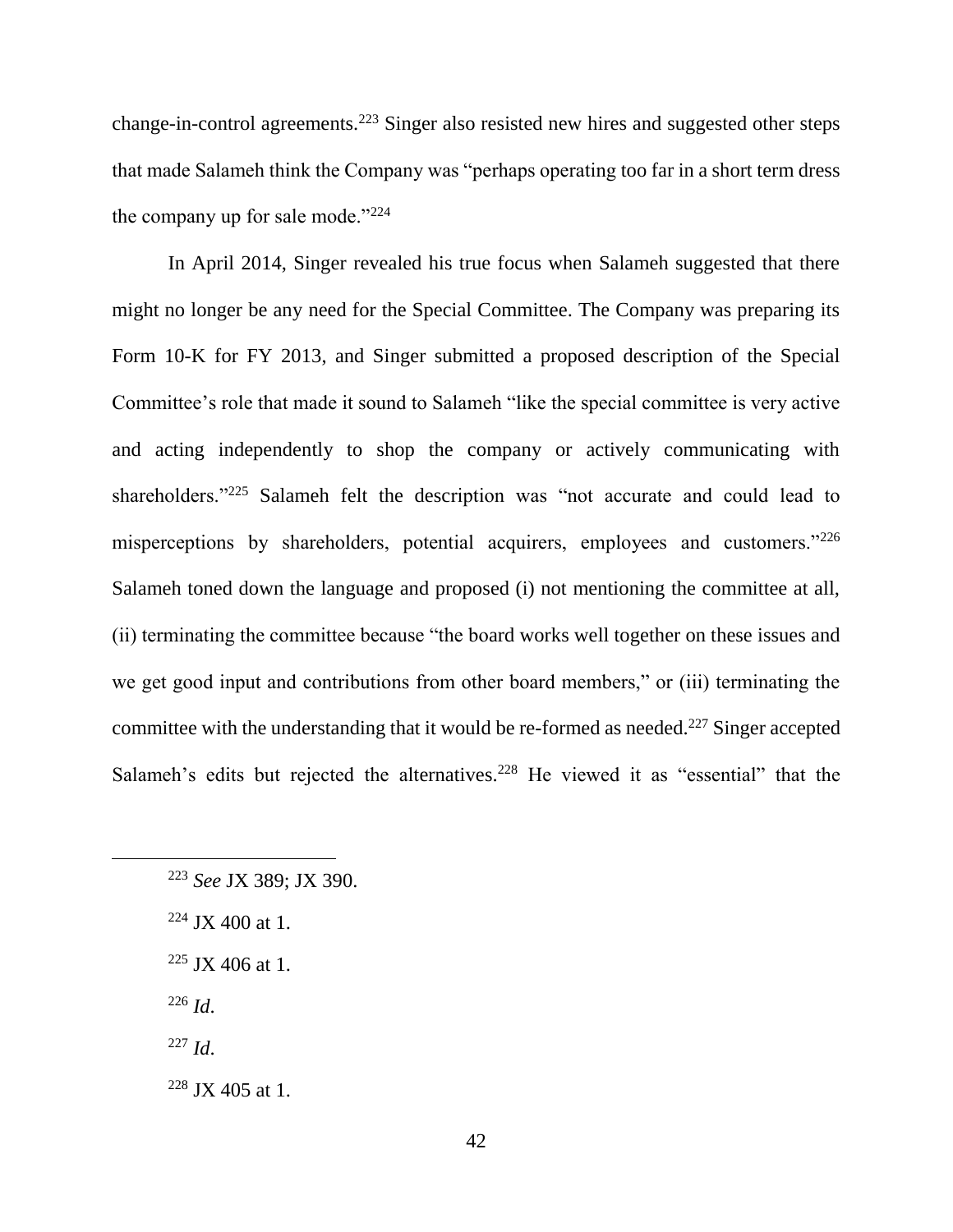change-in-control agreements.[223] Singer also resisted new hires and suggested other steps that made Salameh think the Company was "perhaps operating too far in a short term dress the company up for sale mode."[224]

In April 2014, Singer revealed his true focus when Salameh suggested that there might no longer be any need for the Special Committee. The Company was preparing its Form 10-K for FY 2013, and Singer submitted a proposed description of the Special Committee's role that made it sound to Salameh "like the special committee is very active and acting independently to shop the company or actively communicating with shareholders."[225] Salameh felt the description was "not accurate and could lead to misperceptions by shareholders, potential acquirers, employees and customers."[226] Salameh toned down the language and proposed (i) not mentioning the committee at all, (ii) terminating the committee because "the board works well together on these issues and we get good input and contributions from other board members," or (iii) terminating the committee with the understanding that it would be re-formed as needed.[227] Singer accepted Salameh's edits but rejected the alternatives.[228] He viewed it as "essential" that the

---

[223] *See* JX 389; JX 390.

[224] JX 400 at 1.

[225] JX 406 at 1.

[226] *Id*.

[227] *Id*.

[228] JX 405 at 1.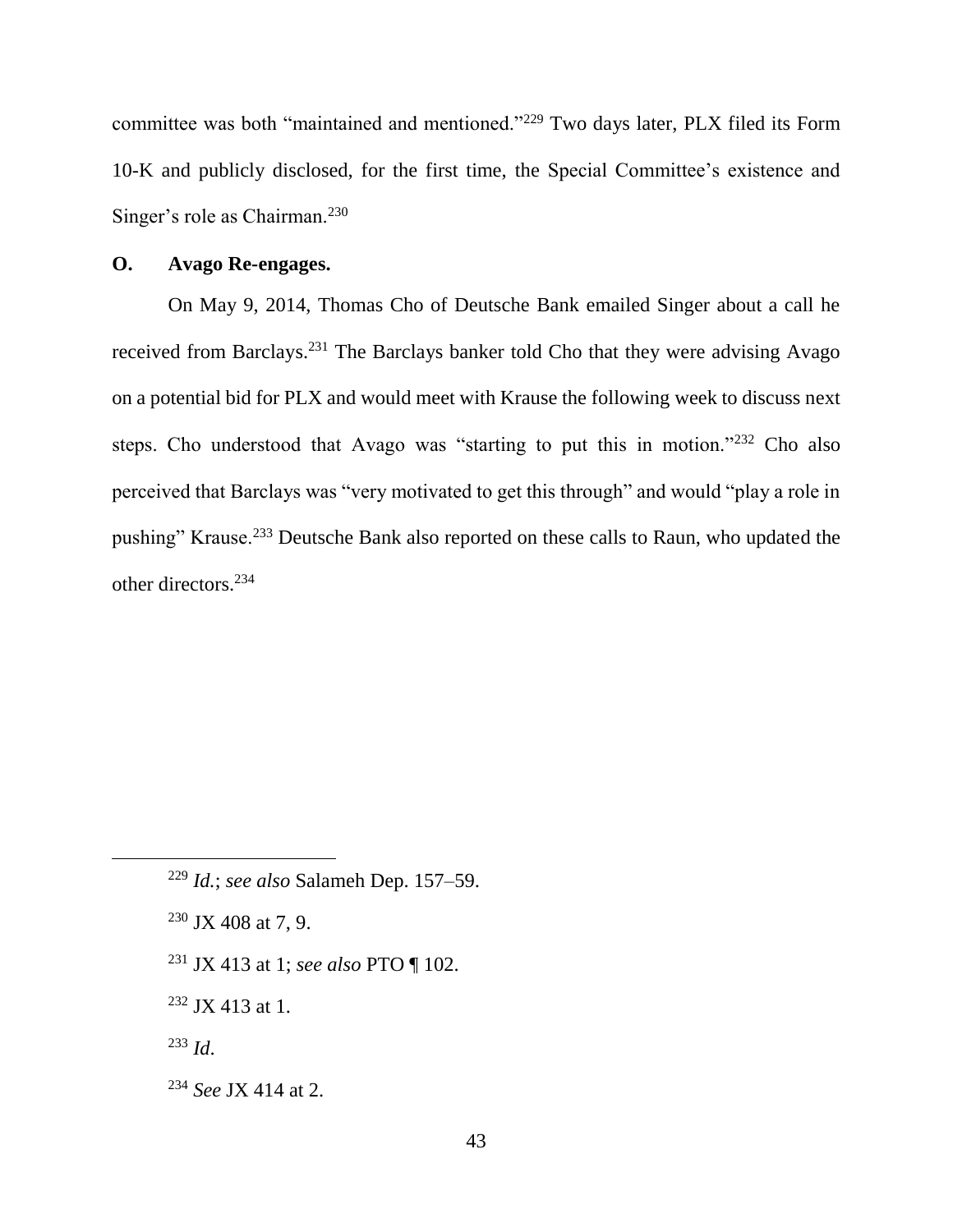committee was both "maintained and mentioned."[229] Two days later, PLX filed its Form 10-K and publicly disclosed, for the first time, the Special Committee's existence and Singer's role as Chairman.[230]

## O. Avago Re-engages.

On May 9, 2014, Thomas Cho of Deutsche Bank emailed Singer about a call he received from Barclays.[231] The Barclays banker told Cho that they were advising Avago on a potential bid for PLX and would meet with Krause the following week to discuss next steps. Cho understood that Avago was "starting to put this in motion."[232] Cho also perceived that Barclays was "very motivated to get this through" and would "play a role in pushing" Krause.[233] Deutsche Bank also reported on these calls to Raun, who updated the other directors.[234]

---

[229] *Id.*; *see also* Salameh Dep. 157–59.

[230] JX 408 at 7, 9.

[231] JX 413 at 1; *see also* PTO ¶ 102.

[232] JX 413 at 1.

[233] *Id*.

[234] *See* JX 414 at 2.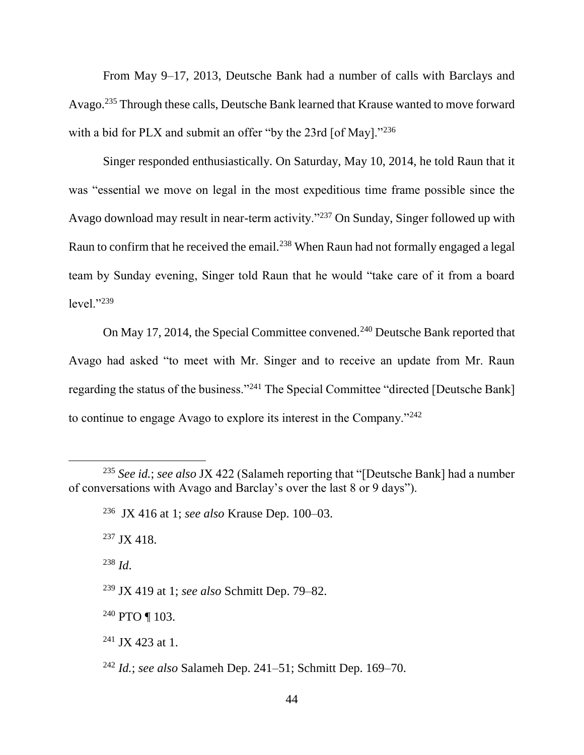From May 9–17, 2013, Deutsche Bank had a number of calls with Barclays and Avago.[235] Through these calls, Deutsche Bank learned that Krause wanted to move forward with a bid for PLX and submit an offer "by the 23rd [of May]."[236]

Singer responded enthusiastically. On Saturday, May 10, 2014, he told Raun that it was "essential we move on legal in the most expeditious time frame possible since the Avago download may result in near-term activity."[237] On Sunday, Singer followed up with Raun to confirm that he received the email.[238] When Raun had not formally engaged a legal team by Sunday evening, Singer told Raun that he would "take care of it from a board level."[239]

On May 17, 2014, the Special Committee convened.[240] Deutsche Bank reported that Avago had asked "to meet with Mr. Singer and to receive an update from Mr. Raun regarding the status of the business."[241] The Special Committee "directed [Deutsche Bank] to continue to engage Avago to explore its interest in the Company."[242]

---

[235] *See id.*; *see also* JX 422 (Salameh reporting that "[Deutsche Bank] had a number of conversations with Avago and Barclay's over the last 8 or 9 days").

[236] JX 416 at 1; *see also* Krause Dep. 100–03.

[237] JX 418.

[238] *Id*.

[239] JX 419 at 1; *see also* Schmitt Dep. 79–82.

[240] PTO ¶ 103.

[241] JX 423 at 1.

[242] *Id.*; *see also* Salameh Dep. 241–51; Schmitt Dep. 169–70.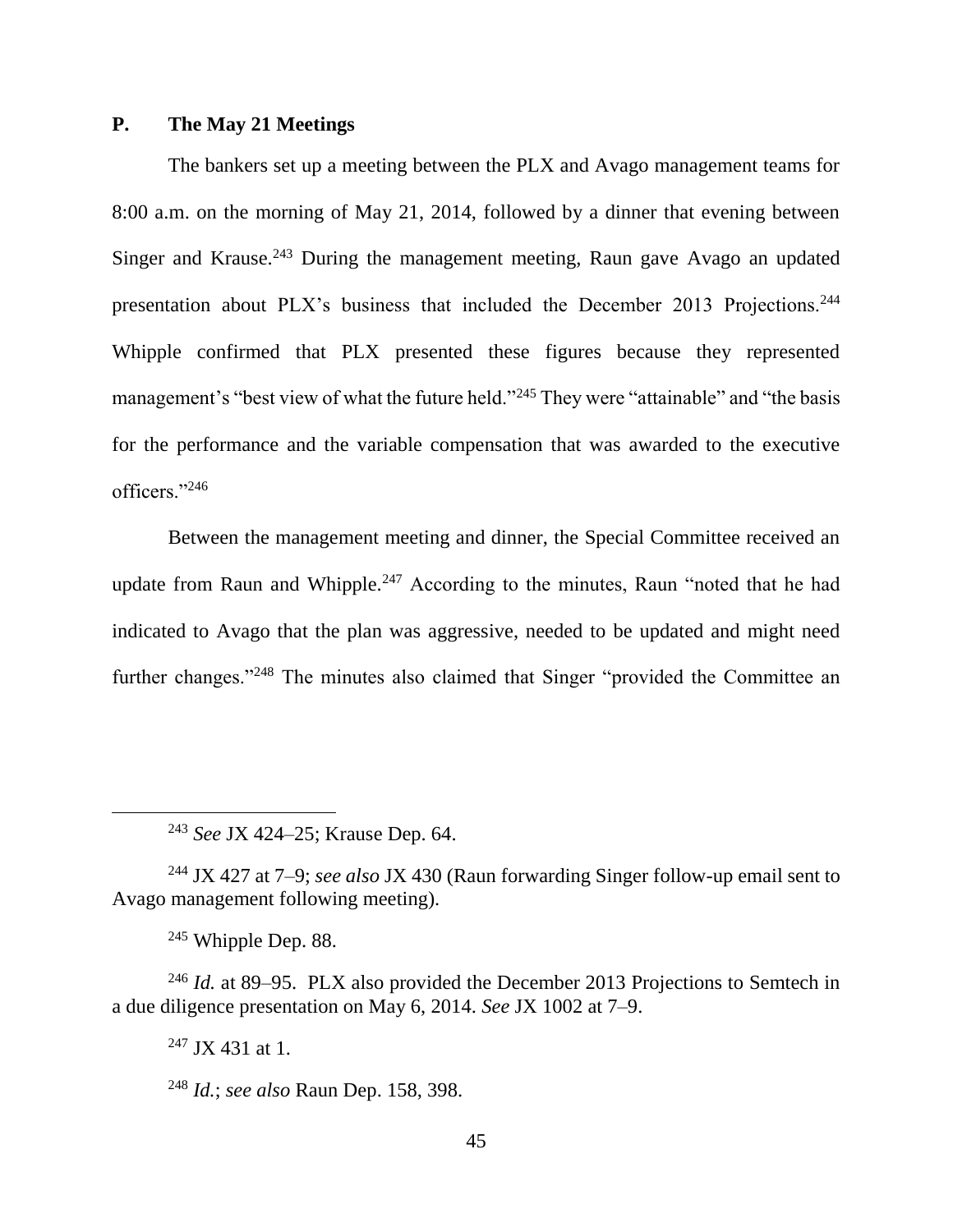## P. The May 21 Meetings

The bankers set up a meeting between the PLX and Avago management teams for 8:00 a.m. on the morning of May 21, 2014, followed by a dinner that evening between Singer and Krause.[243] During the management meeting, Raun gave Avago an updated presentation about PLX's business that included the December 2013 Projections.[244] Whipple confirmed that PLX presented these figures because they represented management's "best view of what the future held."[245] They were "attainable" and "the basis for the performance and the variable compensation that was awarded to the executive officers."[246]

Between the management meeting and dinner, the Special Committee received an update from Raun and Whipple.[247] According to the minutes, Raun "noted that he had indicated to Avago that the plan was aggressive, needed to be updated and might need further changes."[248] The minutes also claimed that Singer "provided the Committee an

---

[243] *See* JX 424–25; Krause Dep. 64.

[244] JX 427 at 7–9; *see also* JX 430 (Raun forwarding Singer follow-up email sent to Avago management following meeting).

[245] Whipple Dep. 88.

[246] *Id.* at 89–95. PLX also provided the December 2013 Projections to Semtech in a due diligence presentation on May 6, 2014. *See* JX 1002 at 7–9.

[247] JX 431 at 1.

[248] *Id.*; *see also* Raun Dep. 158, 398.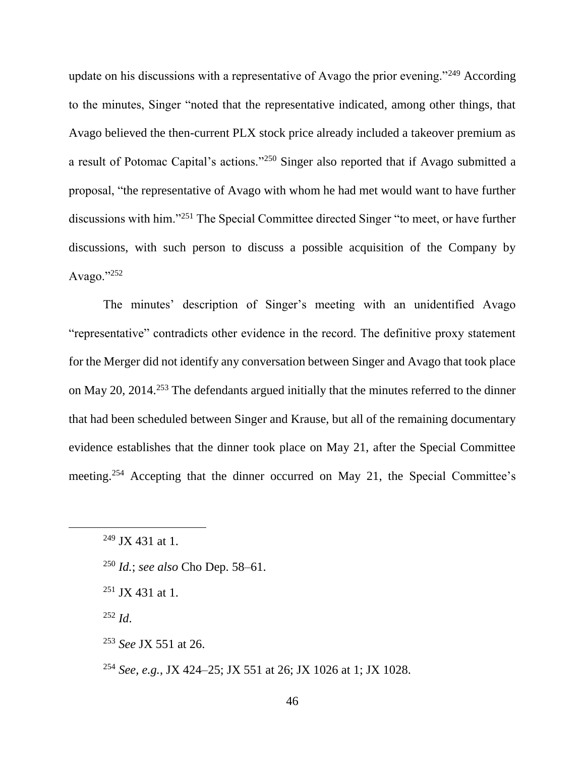update on his discussions with a representative of Avago the prior evening."[249] According to the minutes, Singer "noted that the representative indicated, among other things, that Avago believed the then-current PLX stock price already included a takeover premium as a result of Potomac Capital's actions."[250] Singer also reported that if Avago submitted a proposal, "the representative of Avago with whom he had met would want to have further discussions with him."[251] The Special Committee directed Singer "to meet, or have further discussions, with such person to discuss a possible acquisition of the Company by Avago."[252]

The minutes' description of Singer's meeting with an unidentified Avago "representative" contradicts other evidence in the record. The definitive proxy statement for the Merger did not identify any conversation between Singer and Avago that took place on May 20, 2014.[253] The defendants argued initially that the minutes referred to the dinner that had been scheduled between Singer and Krause, but all of the remaining documentary evidence establishes that the dinner took place on May 21, after the Special Committee meeting.[254] Accepting that the dinner occurred on May 21, the Special Committee's

---

[249] JX 431 at 1.

[250] *Id.*; *see also* Cho Dep. 58–61.

[251] JX 431 at 1.

[252] *Id.*

[253] *See* JX 551 at 26.

[254] *See, e.g.*, JX 424–25; JX 551 at 26; JX 1026 at 1; JX 1028.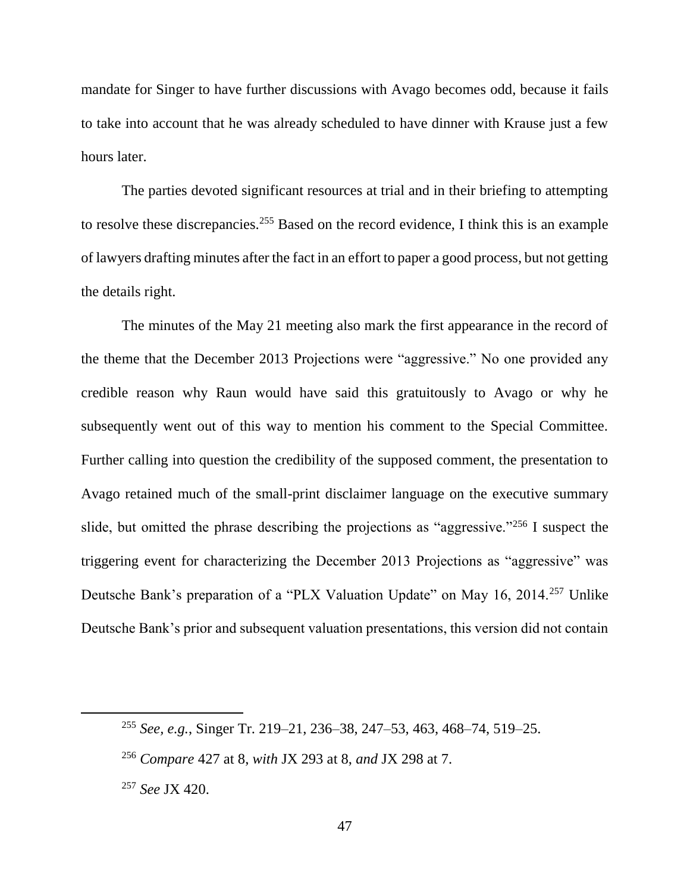mandate for Singer to have further discussions with Avago becomes odd, because it fails to take into account that he was already scheduled to have dinner with Krause just a few hours later.

The parties devoted significant resources at trial and in their briefing to attempting to resolve these discrepancies.[255] Based on the record evidence, I think this is an example of lawyers drafting minutes after the fact in an effort to paper a good process, but not getting the details right.

The minutes of the May 21 meeting also mark the first appearance in the record of the theme that the December 2013 Projections were "aggressive." No one provided any credible reason why Raun would have said this gratuitously to Avago or why he subsequently went out of this way to mention his comment to the Special Committee. Further calling into question the credibility of the supposed comment, the presentation to Avago retained much of the small-print disclaimer language on the executive summary slide, but omitted the phrase describing the projections as "aggressive."[256] I suspect the triggering event for characterizing the December 2013 Projections as "aggressive" was Deutsche Bank's preparation of a "PLX Valuation Update" on May 16, 2014.[257] Unlike Deutsche Bank's prior and subsequent valuation presentations, this version did not contain

[255] *See, e.g.*, Singer Tr. 219–21, 236–38, 247–53, 463, 468–74, 519–25.

[256] *Compare* 427 at 8, *with* JX 293 at 8, *and* JX 298 at 7.

[257] *See* JX 420.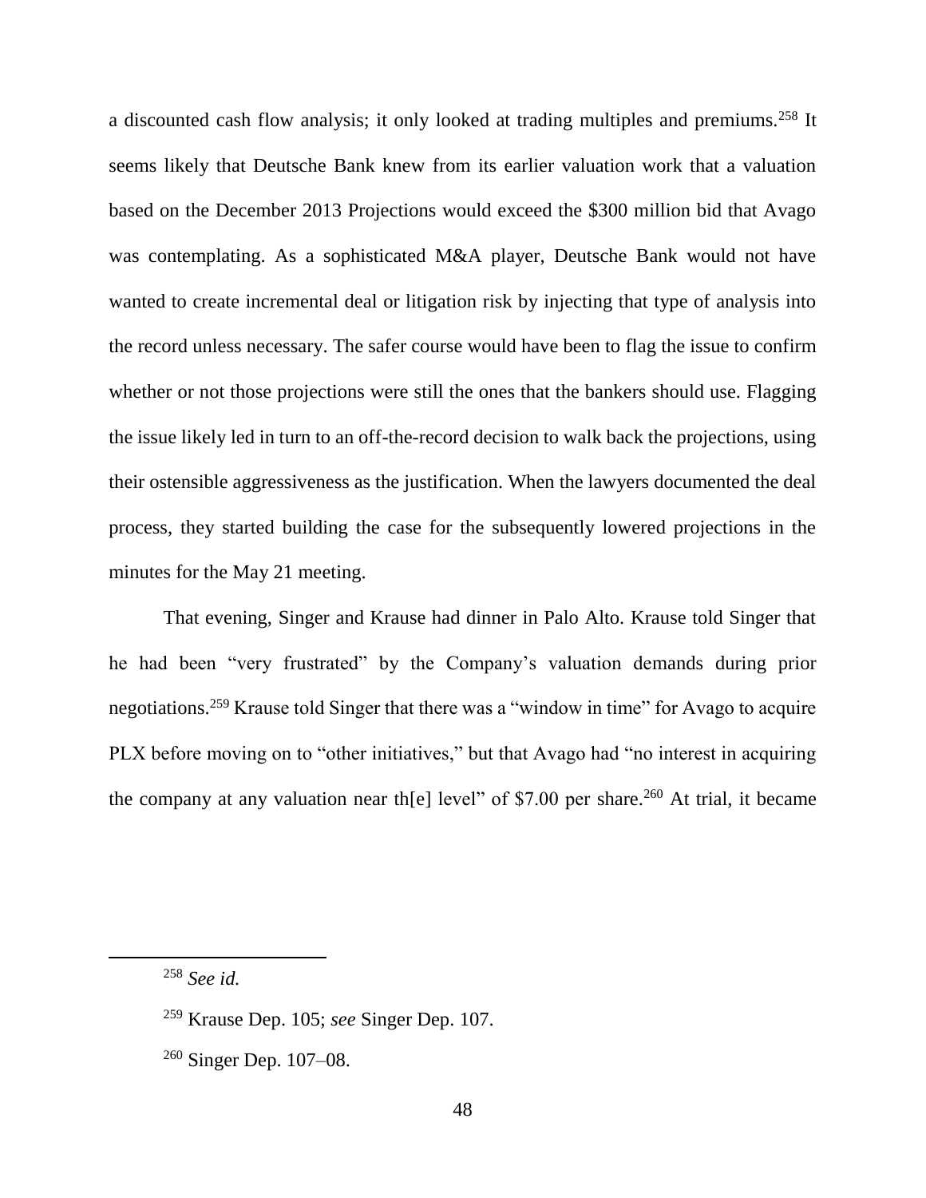a discounted cash flow analysis; it only looked at trading multiples and premiums.[258] It seems likely that Deutsche Bank knew from its earlier valuation work that a valuation based on the December 2013 Projections would exceed the $300 million bid that Avago was contemplating. As a sophisticated M&A player, Deutsche Bank would not have wanted to create incremental deal or litigation risk by injecting that type of analysis into the record unless necessary. The safer course would have been to flag the issue to confirm whether or not those projections were still the ones that the bankers should use. Flagging the issue likely led in turn to an off-the-record decision to walk back the projections, using their ostensible aggressiveness as the justification. When the lawyers documented the deal process, they started building the case for the subsequently lowered projections in the minutes for the May 21 meeting.

That evening, Singer and Krause had dinner in Palo Alto. Krause told Singer that he had been "very frustrated" by the Company's valuation demands during prior negotiations.[259] Krause told Singer that there was a "window in time" for Avago to acquire PLX before moving on to "other initiatives," but that Avago had "no interest in acquiring the company at any valuation near th[e] level" of $7.00 per share.[260] At trial, it became

---

[258] *See id.*

[259] Krause Dep. 105; *see* Singer Dep. 107.

[260] Singer Dep. 107–08.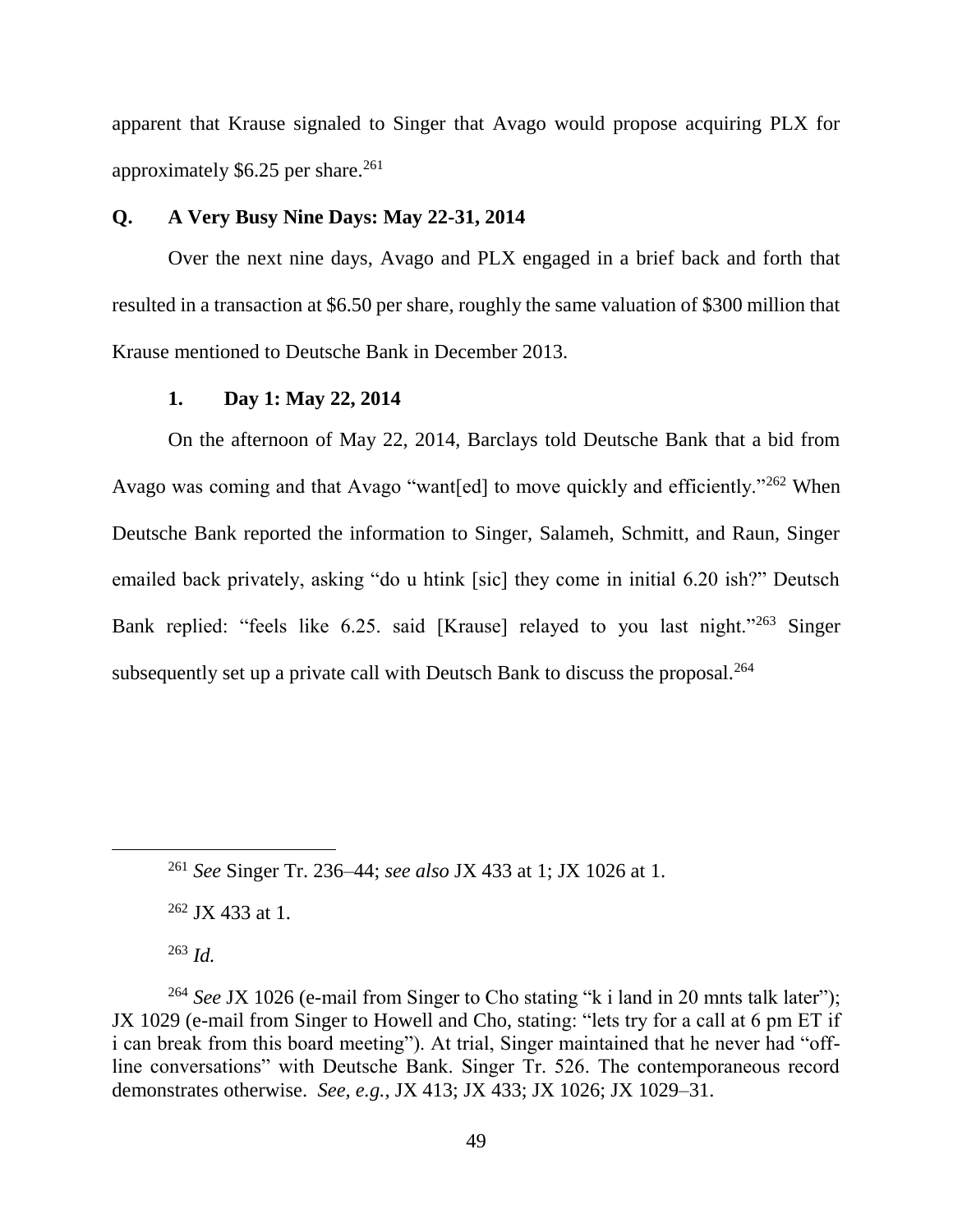apparent that Krause signaled to Singer that Avago would propose acquiring PLX for approximately $6.25 per share.[261]

### Q. A Very Busy Nine Days: May 22-31, 2014

Over the next nine days, Avago and PLX engaged in a brief back and forth that resulted in a transaction at $6.50 per share, roughly the same valuation of $300 million that Krause mentioned to Deutsche Bank in December 2013.

#### 1. Day 1: May 22, 2014

On the afternoon of May 22, 2014, Barclays told Deutsche Bank that a bid from Avago was coming and that Avago "want[ed] to move quickly and efficiently."[262] When Deutsche Bank reported the information to Singer, Salameh, Schmitt, and Raun, Singer emailed back privately, asking "do u htink [sic] they come in initial 6.20 ish?" Deutsch Bank replied: "feels like 6.25. said [Krause] relayed to you last night."[263] Singer subsequently set up a private call with Deutsch Bank to discuss the proposal.[264]

---

[261] *See* Singer Tr. 236–44; *see also* JX 433 at 1; JX 1026 at 1.

[262] JX 433 at 1.

[263] *Id.*

[264] *See* JX 1026 (e-mail from Singer to Cho stating "k i land in 20 mnts talk later"); JX 1029 (e-mail from Singer to Howell and Cho, stating: "lets try for a call at 6 pm ET if i can break from this board meeting"). At trial, Singer maintained that he never had "off-line conversations" with Deutsche Bank. Singer Tr. 526. The contemporaneous record demonstrates otherwise. *See, e.g.*, JX 413; JX 433; JX 1026; JX 1029–31.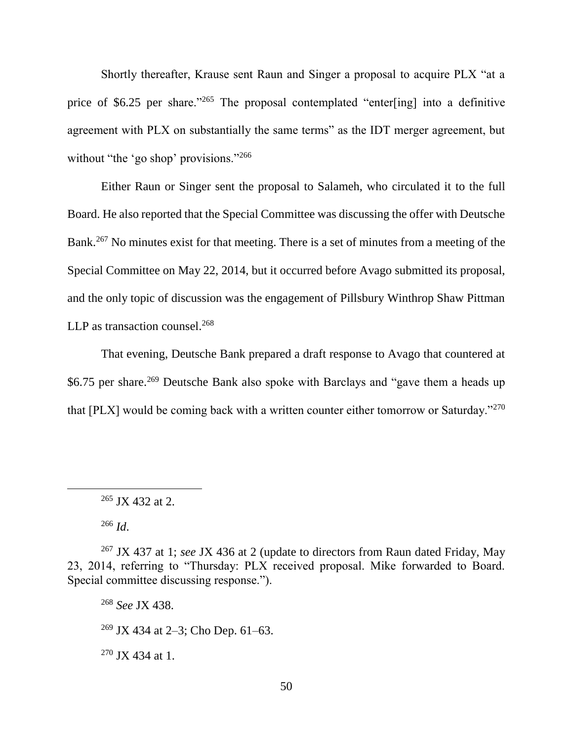Shortly thereafter, Krause sent Raun and Singer a proposal to acquire PLX "at a price of $6.25 per share."[265] The proposal contemplated "enter[ing] into a definitive agreement with PLX on substantially the same terms" as the IDT merger agreement, but without "the 'go shop' provisions."[266]

Either Raun or Singer sent the proposal to Salameh, who circulated it to the full Board. He also reported that the Special Committee was discussing the offer with Deutsche Bank.[267] No minutes exist for that meeting. There is a set of minutes from a meeting of the Special Committee on May 22, 2014, but it occurred before Avago submitted its proposal, and the only topic of discussion was the engagement of Pillsbury Winthrop Shaw Pittman LLP as transaction counsel.[268]

That evening, Deutsche Bank prepared a draft response to Avago that countered at $6.75 per share.[269] Deutsche Bank also spoke with Barclays and "gave them a heads up that [PLX] would be coming back with a written counter either tomorrow or Saturday."[270]

---

[265] JX 432 at 2.

[266] *Id*.

[267] JX 437 at 1; *see* JX 436 at 2 (update to directors from Raun dated Friday, May 23, 2014, referring to "Thursday: PLX received proposal. Mike forwarded to Board. Special committee discussing response.").

[268] *See* JX 438.

[269] JX 434 at 2–3; Cho Dep. 61–63.

[270] JX 434 at 1.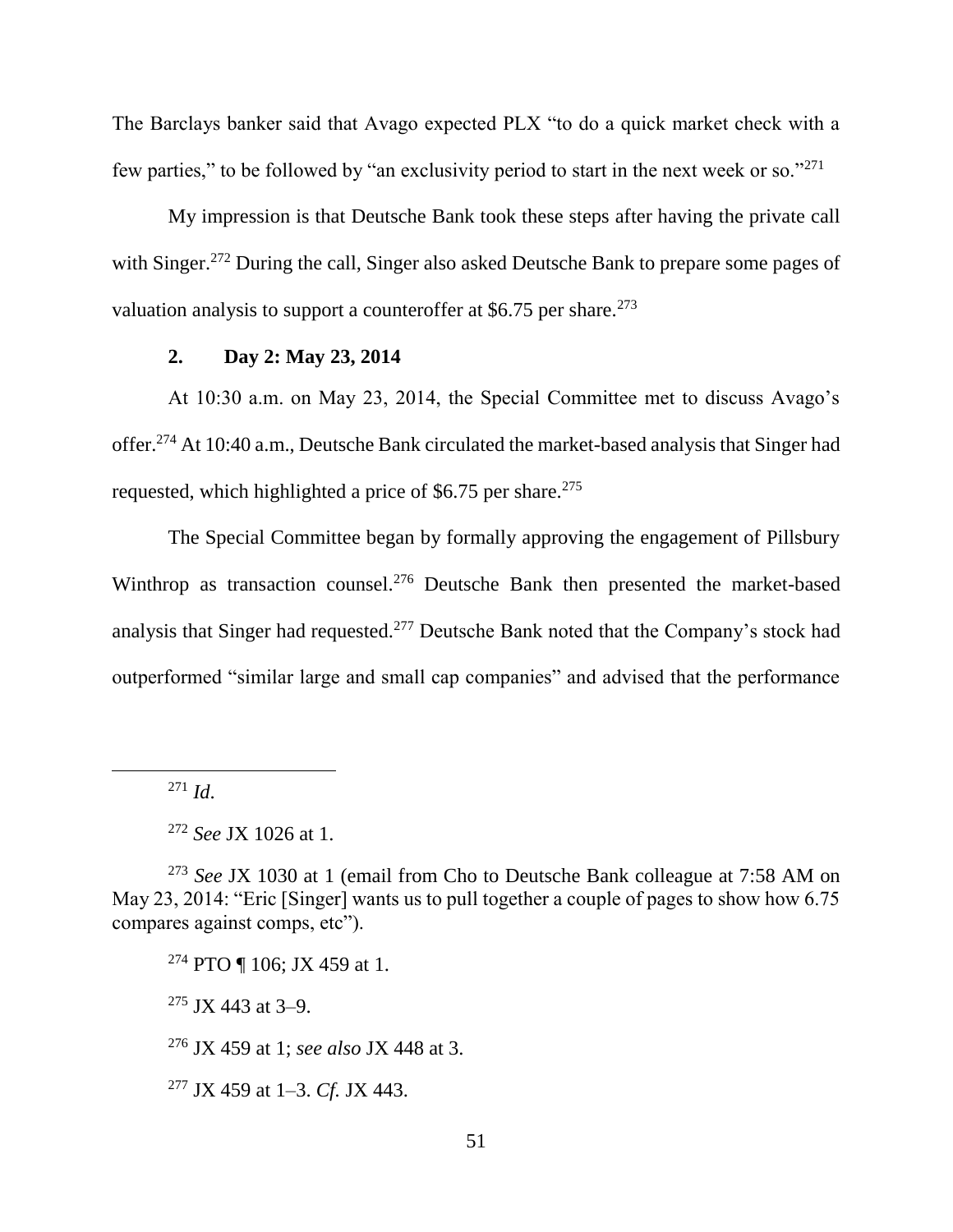The Barclays banker said that Avago expected PLX "to do a quick market check with a few parties," to be followed by "an exclusivity period to start in the next week or so."[271]

My impression is that Deutsche Bank took these steps after having the private call with Singer.[272] During the call, Singer also asked Deutsche Bank to prepare some pages of valuation analysis to support a counteroffer at $6.75 per share.[273]

### 2. Day 2: May 23, 2014

At 10:30 a.m. on May 23, 2014, the Special Committee met to discuss Avago's offer.[274] At 10:40 a.m., Deutsche Bank circulated the market-based analysis that Singer had requested, which highlighted a price of $6.75 per share.[275]

The Special Committee began by formally approving the engagement of Pillsbury Winthrop as transaction counsel.[276] Deutsche Bank then presented the market-based analysis that Singer had requested.[277] Deutsche Bank noted that the Company's stock had outperformed "similar large and small cap companies" and advised that the performance

---

[271] *Id.*

[272] *See* JX 1026 at 1.

[273] *See* JX 1030 at 1 (email from Cho to Deutsche Bank colleague at 7:58 AM on May 23, 2014: "Eric [Singer] wants us to pull together a couple of pages to show how 6.75 compares against comps, etc").

[274] PTO ¶ 106; JX 459 at 1.

[275] JX 443 at 3–9.

[276] JX 459 at 1; *see also* JX 448 at 3.

[277] JX 459 at 1–3. *Cf.* JX 443.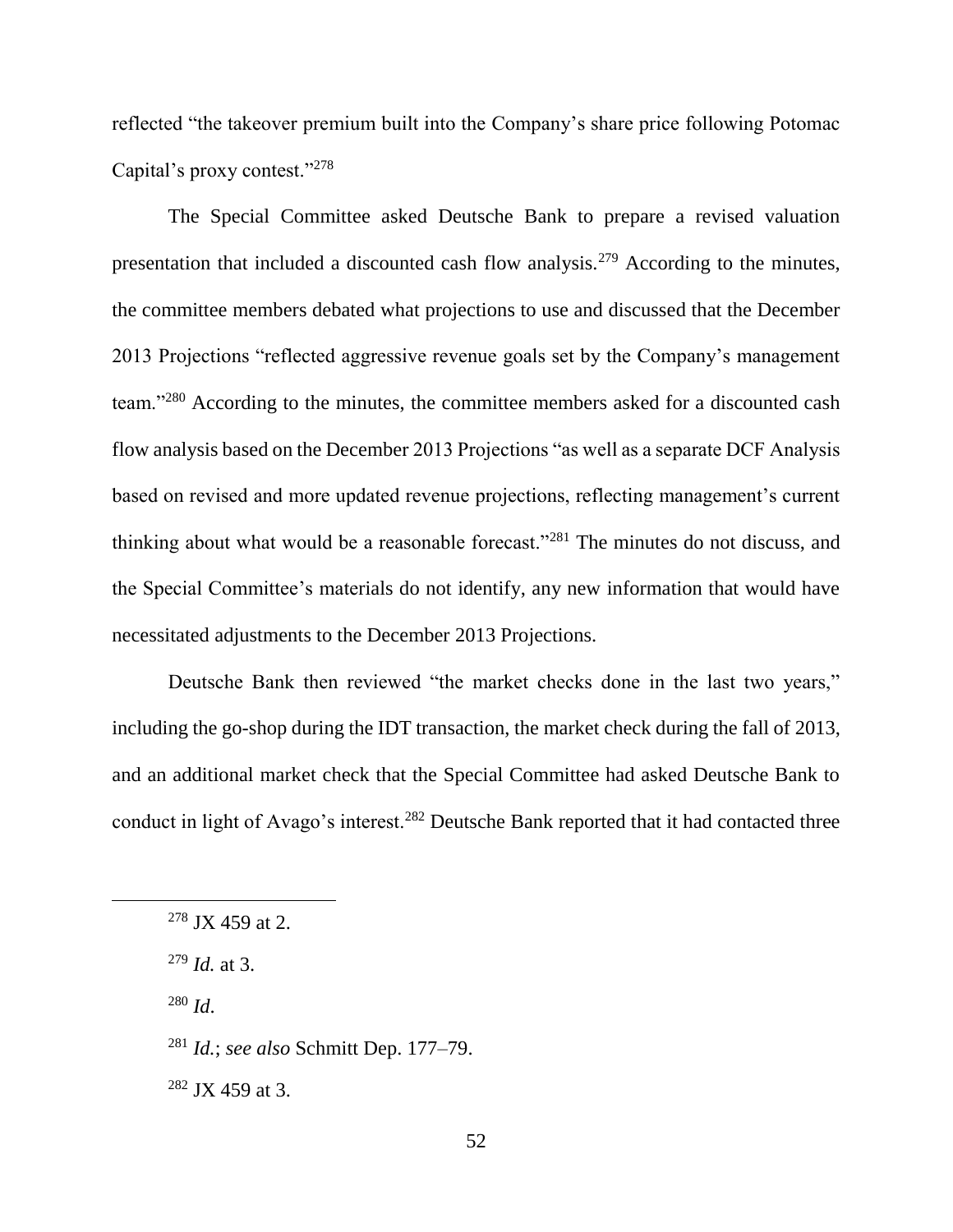reflected "the takeover premium built into the Company's share price following Potomac Capital's proxy contest."[278]

The Special Committee asked Deutsche Bank to prepare a revised valuation presentation that included a discounted cash flow analysis.[279] According to the minutes, the committee members debated what projections to use and discussed that the December 2013 Projections "reflected aggressive revenue goals set by the Company's management team."[280] According to the minutes, the committee members asked for a discounted cash flow analysis based on the December 2013 Projections "as well as a separate DCF Analysis based on revised and more updated revenue projections, reflecting management's current thinking about what would be a reasonable forecast."[281] The minutes do not discuss, and the Special Committee's materials do not identify, any new information that would have necessitated adjustments to the December 2013 Projections.

Deutsche Bank then reviewed "the market checks done in the last two years," including the go-shop during the IDT transaction, the market check during the fall of 2013, and an additional market check that the Special Committee had asked Deutsche Bank to conduct in light of Avago's interest.[282] Deutsche Bank reported that it had contacted three

---

[278] JX 459 at 2.

[279] *Id.* at 3.

[280] *Id.*

[281] *Id.*; *see also* Schmitt Dep. 177–79.

[282] JX 459 at 3.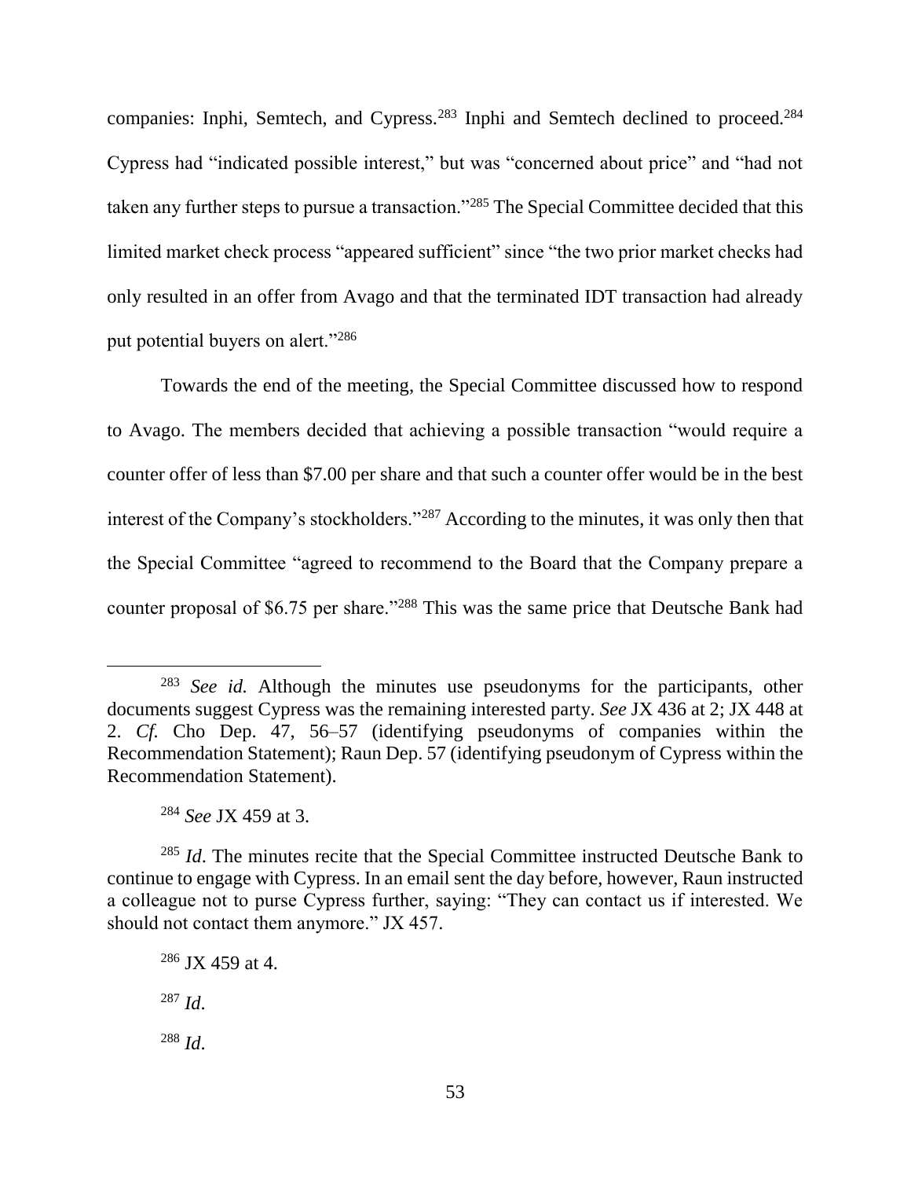companies: Inphi, Semtech, and Cypress.[283] Inphi and Semtech declined to proceed.[284] Cypress had "indicated possible interest," but was "concerned about price" and "had not taken any further steps to pursue a transaction."[285] The Special Committee decided that this limited market check process "appeared sufficient" since "the two prior market checks had only resulted in an offer from Avago and that the terminated IDT transaction had already put potential buyers on alert."[286]

Towards the end of the meeting, the Special Committee discussed how to respond to Avago. The members decided that achieving a possible transaction "would require a counter offer of less than $7.00 per share and that such a counter offer would be in the best interest of the Company's stockholders."[287] According to the minutes, it was only then that the Special Committee "agreed to recommend to the Board that the Company prepare a counter proposal of $6.75 per share."[288] This was the same price that Deutsche Bank had

---

[283] *See id.* Although the minutes use pseudonyms for the participants, other documents suggest Cypress was the remaining interested party. *See* JX 436 at 2; JX 448 at 2. *Cf.* Cho Dep. 47, 56–57 (identifying pseudonyms of companies within the Recommendation Statement); Raun Dep. 57 (identifying pseudonym of Cypress within the Recommendation Statement).

[284] *See* JX 459 at 3.

[285] *Id*. The minutes recite that the Special Committee instructed Deutsche Bank to continue to engage with Cypress. In an email sent the day before, however, Raun instructed a colleague not to purse Cypress further, saying: "They can contact us if interested. We should not contact them anymore." JX 457.

[286] JX 459 at 4.

[287] *Id*.

[288] *Id*.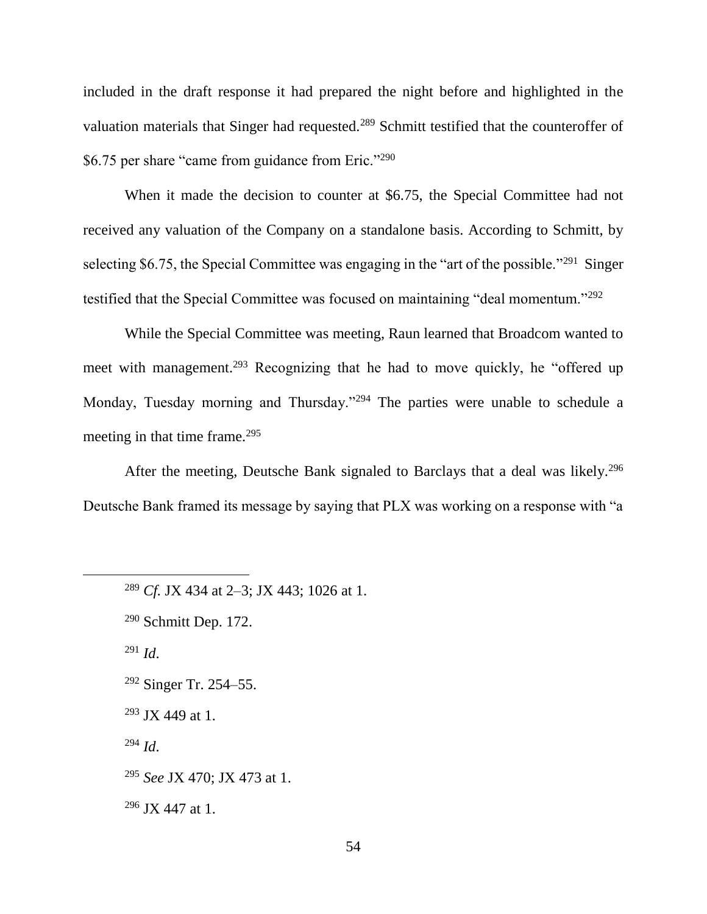included in the draft response it had prepared the night before and highlighted in the valuation materials that Singer had requested.[289] Schmitt testified that the counteroffer of $6.75 per share "came from guidance from Eric."[290]

When it made the decision to counter at $6.75, the Special Committee had not received any valuation of the Company on a standalone basis. According to Schmitt, by selecting $6.75, the Special Committee was engaging in the "art of the possible."[291] Singer testified that the Special Committee was focused on maintaining "deal momentum."[292]

While the Special Committee was meeting, Raun learned that Broadcom wanted to meet with management.[293] Recognizing that he had to move quickly, he "offered up Monday, Tuesday morning and Thursday."[294] The parties were unable to schedule a meeting in that time frame.[295]

After the meeting, Deutsche Bank signaled to Barclays that a deal was likely.[296] Deutsche Bank framed its message by saying that PLX was working on a response with "a

---

[289] *Cf.* JX 434 at 2–3; JX 443; 1026 at 1.

[290] Schmitt Dep. 172.

[291] *Id.*

[292] Singer Tr. 254–55.

[293] JX 449 at 1.

[294] *Id.*

[295] *See* JX 470; JX 473 at 1.

[296] JX 447 at 1.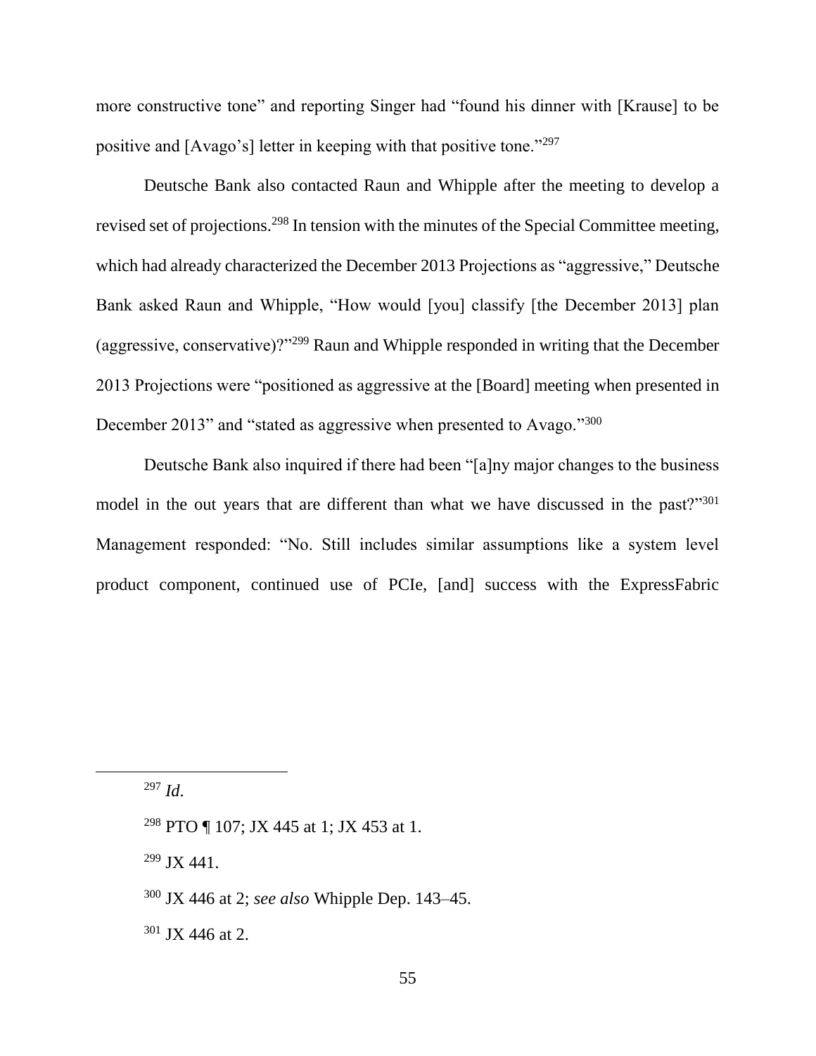more constructive tone" and reporting Singer had "found his dinner with [Krause] to be positive and [Avago's] letter in keeping with that positive tone."[297]

Deutsche Bank also contacted Raun and Whipple after the meeting to develop a revised set of projections.[298] In tension with the minutes of the Special Committee meeting, which had already characterized the December 2013 Projections as "aggressive," Deutsche Bank asked Raun and Whipple, "How would [you] classify [the December 2013] plan (aggressive, conservative)?"[299] Raun and Whipple responded in writing that the December 2013 Projections were "positioned as aggressive at the [Board] meeting when presented in December 2013" and "stated as aggressive when presented to Avago."[300]

Deutsche Bank also inquired if there had been "[a]ny major changes to the business model in the out years that are different than what we have discussed in the past?"[301] Management responded: "No. Still includes similar assumptions like a system level product component, continued use of PCIe, [and] success with the ExpressFabric

---

[297] *Id*.

[298] PTO ¶ 107; JX 445 at 1; JX 453 at 1.

[299] JX 441.

[300] JX 446 at 2; *see also* Whipple Dep. 143–45.

[301] JX 446 at 2.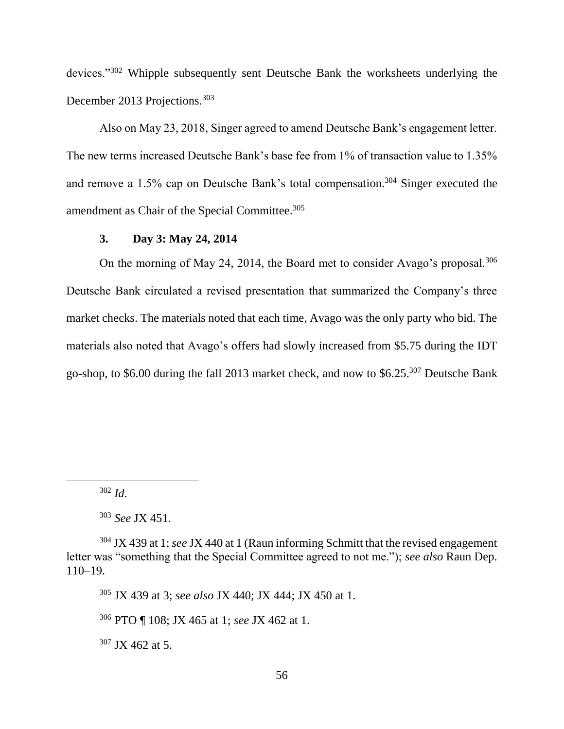devices."[302] Whipple subsequently sent Deutsche Bank the worksheets underlying the December 2013 Projections.[303]

Also on May 23, 2018, Singer agreed to amend Deutsche Bank's engagement letter. The new terms increased Deutsche Bank's base fee from 1% of transaction value to 1.35% and remove a 1.5% cap on Deutsche Bank's total compensation.[304] Singer executed the amendment as Chair of the Special Committee.[305]

### 3. Day 3: May 24, 2014

On the morning of May 24, 2014, the Board met to consider Avago's proposal.[306] Deutsche Bank circulated a revised presentation that summarized the Company's three market checks. The materials noted that each time, Avago was the only party who bid. The materials also noted that Avago's offers had slowly increased from $5.75 during the IDT go-shop, to $6.00 during the fall 2013 market check, and now to $6.25.[307] Deutsche Bank

---

[302] *Id.*

[303] *See* JX 451.

[304] JX 439 at 1; *see* JX 440 at 1 (Raun informing Schmitt that the revised engagement letter was "something that the Special Committee agreed to not me."); *see also* Raun Dep. 110–19.

[305] JX 439 at 3; *see also* JX 440; JX 444; JX 450 at 1.

[306] PTO ¶ 108; JX 465 at 1; *see* JX 462 at 1.

[307] JX 462 at 5.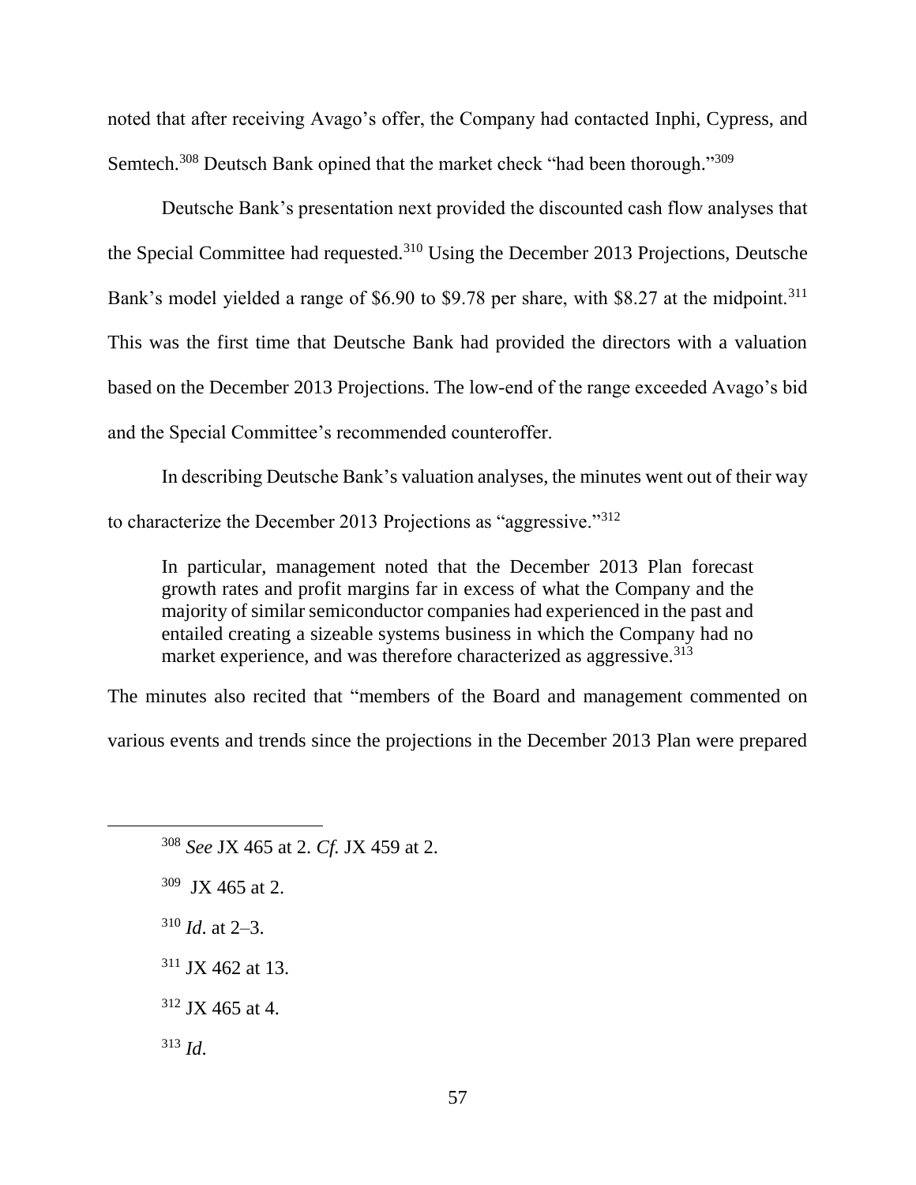noted that after receiving Avago's offer, the Company had contacted Inphi, Cypress, and Semtech.[308] Deutsch Bank opined that the market check "had been thorough."[309]

Deutsche Bank's presentation next provided the discounted cash flow analyses that the Special Committee had requested.[310] Using the December 2013 Projections, Deutsche Bank's model yielded a range of $6.90 to $9.78 per share, with $8.27 at the midpoint.[311] This was the first time that Deutsche Bank had provided the directors with a valuation based on the December 2013 Projections. The low-end of the range exceeded Avago's bid and the Special Committee's recommended counteroffer.

In describing Deutsche Bank's valuation analyses, the minutes went out of their way to characterize the December 2013 Projections as "aggressive."[312]

> In particular, management noted that the December 2013 Plan forecast growth rates and profit margins far in excess of what the Company and the majority of similar semiconductor companies had experienced in the past and entailed creating a sizeable systems business in which the Company had no market experience, and was therefore characterized as aggressive.[313]

The minutes also recited that "members of the Board and management commented on various events and trends since the projections in the December 2013 Plan were prepared

---

[308] *See* JX 465 at 2. *Cf.* JX 459 at 2.

[309] JX 465 at 2.

[310] *Id*. at 2–3.

[311] JX 462 at 13.

[312] JX 465 at 4.

[313] *Id*.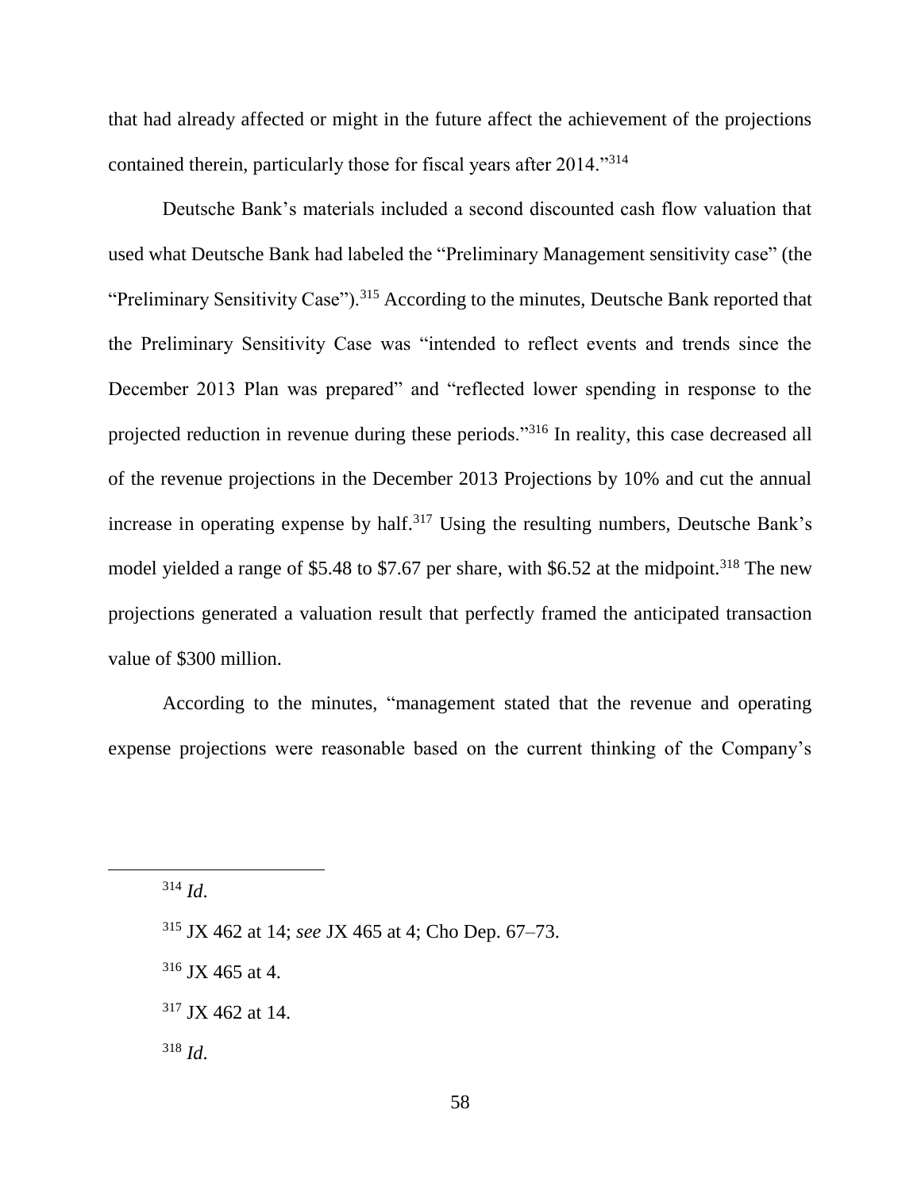that had already affected or might in the future affect the achievement of the projections contained therein, particularly those for fiscal years after 2014."[314]

Deutsche Bank's materials included a second discounted cash flow valuation that used what Deutsche Bank had labeled the "Preliminary Management sensitivity case" (the "Preliminary Sensitivity Case").[315] According to the minutes, Deutsche Bank reported that the Preliminary Sensitivity Case was "intended to reflect events and trends since the December 2013 Plan was prepared" and "reflected lower spending in response to the projected reduction in revenue during these periods."[316] In reality, this case decreased all of the revenue projections in the December 2013 Projections by 10% and cut the annual increase in operating expense by half.[317] Using the resulting numbers, Deutsche Bank's model yielded a range of $5.48 to $7.67 per share, with $6.52 at the midpoint.[318] The new projections generated a valuation result that perfectly framed the anticipated transaction value of $300 million.

According to the minutes, "management stated that the revenue and operating expense projections were reasonable based on the current thinking of the Company's

---

[314] *Id.*

[315] JX 462 at 14; *see* JX 465 at 4; Cho Dep. 67–73.

[316] JX 465 at 4.

[317] JX 462 at 14.

[318] *Id.*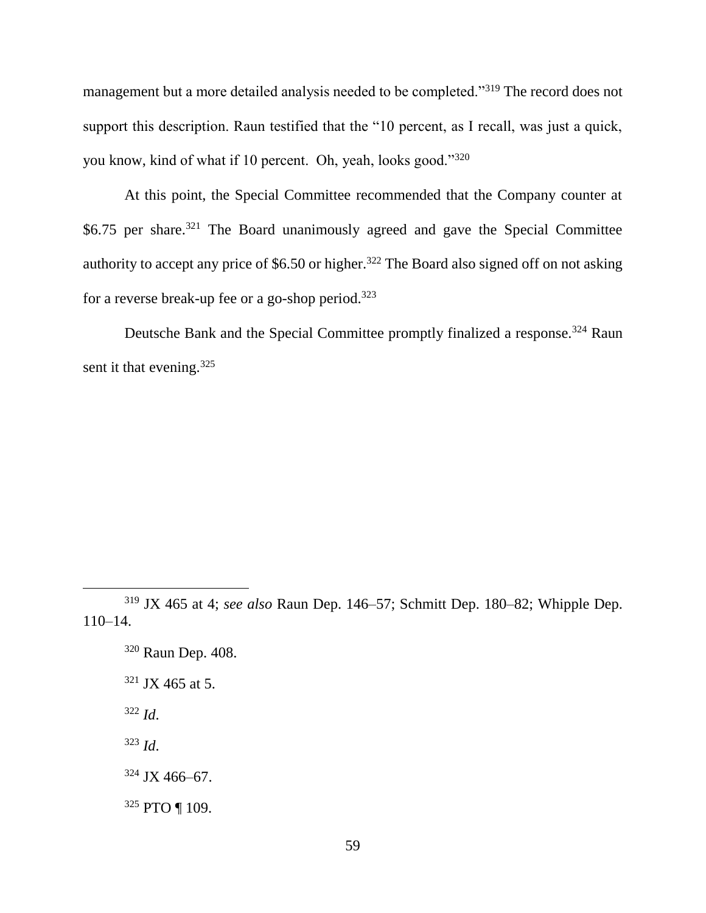management but a more detailed analysis needed to be completed."[319] The record does not support this description. Raun testified that the "10 percent, as I recall, was just a quick, you know, kind of what if 10 percent. Oh, yeah, looks good."[320]

At this point, the Special Committee recommended that the Company counter at $6.75 per share.[321] The Board unanimously agreed and gave the Special Committee authority to accept any price of $6.50 or higher.[322] The Board also signed off on not asking for a reverse break-up fee or a go-shop period.[323]

Deutsche Bank and the Special Committee promptly finalized a response.[324] Raun sent it that evening.[325]

---

[319] JX 465 at 4; *see also* Raun Dep. 146–57; Schmitt Dep. 180–82; Whipple Dep. 110–14.

[320] Raun Dep. 408.

[321] JX 465 at 5.

[322] *Id.*

[323] *Id.*

[324] JX 466–67.

[325] PTO ¶ 109.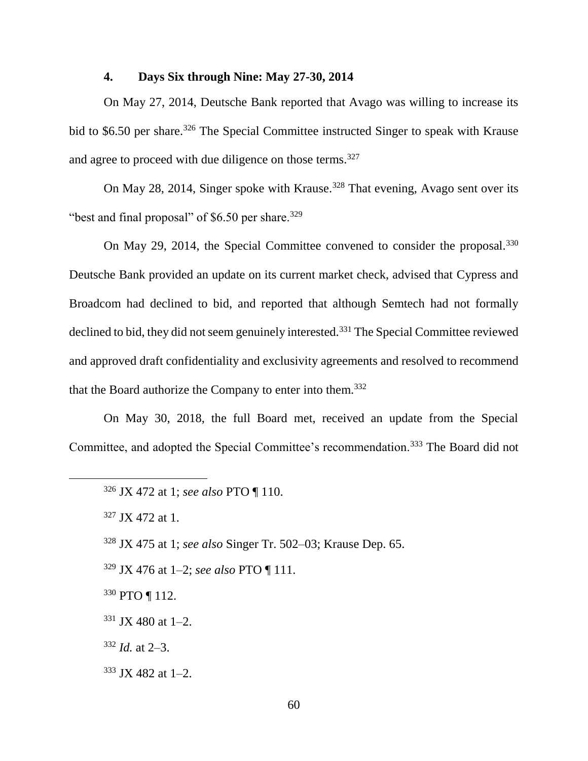#### 4. Days Six through Nine: May 27-30, 2014

On May 27, 2014, Deutsche Bank reported that Avago was willing to increase its bid to $6.50 per share.[326] The Special Committee instructed Singer to speak with Krause and agree to proceed with due diligence on those terms.[327]

On May 28, 2014, Singer spoke with Krause.[328] That evening, Avago sent over its "best and final proposal" of $6.50 per share.[329]

On May 29, 2014, the Special Committee convened to consider the proposal.[330] Deutsche Bank provided an update on its current market check, advised that Cypress and Broadcom had declined to bid, and reported that although Semtech had not formally declined to bid, they did not seem genuinely interested.[331] The Special Committee reviewed and approved draft confidentiality and exclusivity agreements and resolved to recommend that the Board authorize the Company to enter into them.[332]

On May 30, 2018, the full Board met, received an update from the Special Committee, and adopted the Special Committee's recommendation.[333] The Board did not

---

[326] JX 472 at 1; *see also* PTO ¶ 110.

[327] JX 472 at 1.

[328] JX 475 at 1; *see also* Singer Tr. 502–03; Krause Dep. 65.

[329] JX 476 at 1–2; *see also* PTO ¶ 111.

[330] PTO ¶ 112.

[331] JX 480 at 1–2.

[332] *Id.* at 2–3.

[333] JX 482 at 1–2.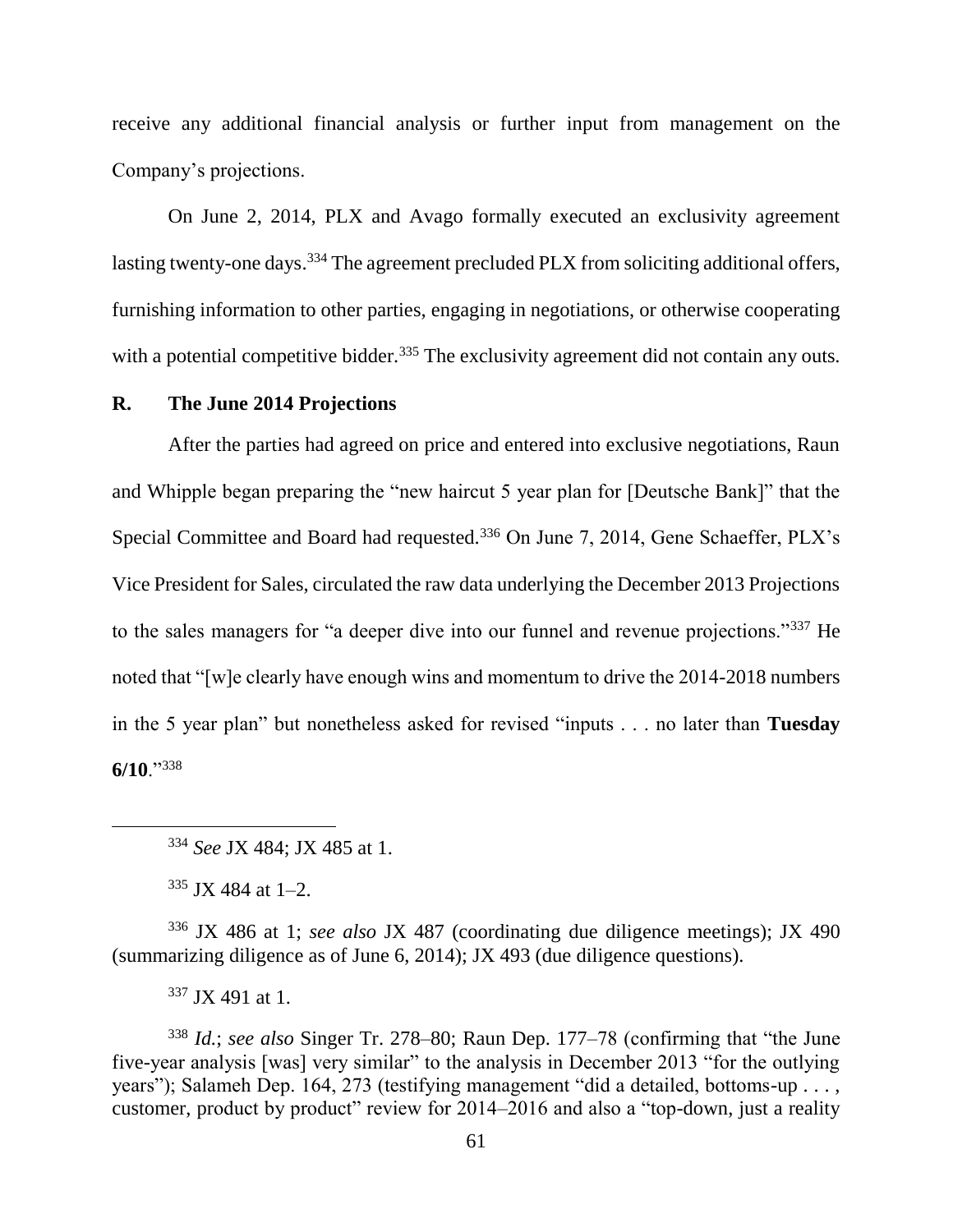receive any additional financial analysis or further input from management on the Company's projections.

On June 2, 2014, PLX and Avago formally executed an exclusivity agreement lasting twenty-one days.[334] The agreement precluded PLX from soliciting additional offers, furnishing information to other parties, engaging in negotiations, or otherwise cooperating with a potential competitive bidder.[335] The exclusivity agreement did not contain any outs.

## R. The June 2014 Projections

After the parties had agreed on price and entered into exclusive negotiations, Raun and Whipple began preparing the "new haircut 5 year plan for [Deutsche Bank]" that the Special Committee and Board had requested.[336] On June 7, 2014, Gene Schaeffer, PLX's Vice President for Sales, circulated the raw data underlying the December 2013 Projections to the sales managers for "a deeper dive into our funnel and revenue projections."[337] He noted that "[w]e clearly have enough wins and momentum to drive the 2014-2018 numbers in the 5 year plan" but nonetheless asked for revised "inputs . . . no later than **Tuesday 6/10**."[338]

---

[334] *See* JX 484; JX 485 at 1.

[335] JX 484 at 1–2.

[336] JX 486 at 1; *see also* JX 487 (coordinating due diligence meetings); JX 490 (summarizing diligence as of June 6, 2014); JX 493 (due diligence questions).

[337] JX 491 at 1.

[338] *Id.*; *see also* Singer Tr. 278–80; Raun Dep. 177–78 (confirming that "the June five-year analysis [was] very similar" to the analysis in December 2013 "for the outlying years"); Salameh Dep. 164, 273 (testifying management "did a detailed, bottoms-up . . . , customer, product by product" review for 2014–2016 and also a "top-down, just a reality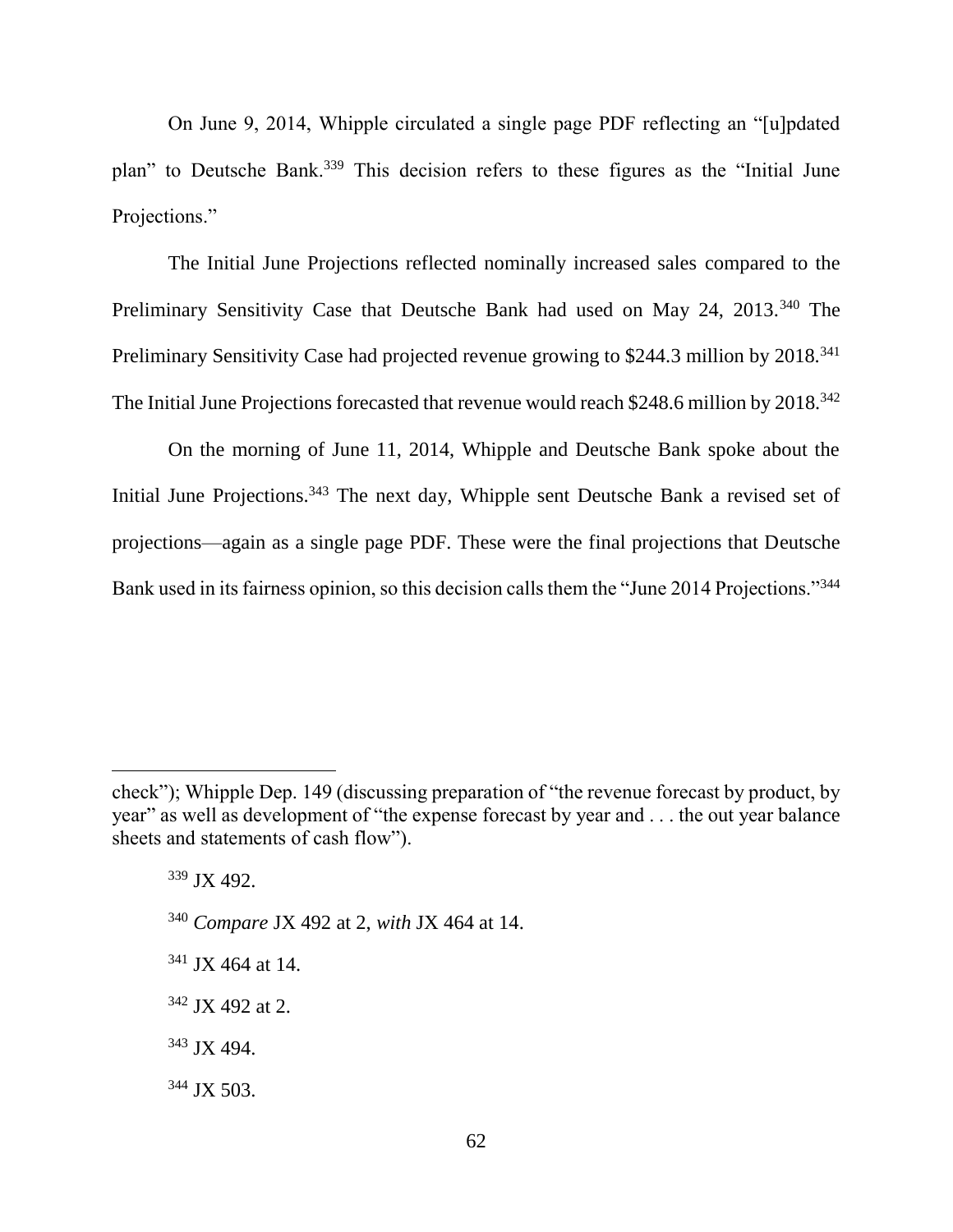On June 9, 2014, Whipple circulated a single page PDF reflecting an "[u]pdated plan" to Deutsche Bank.[339] This decision refers to these figures as the "Initial June Projections."

The Initial June Projections reflected nominally increased sales compared to the Preliminary Sensitivity Case that Deutsche Bank had used on May 24, 2013.[340] The Preliminary Sensitivity Case had projected revenue growing to $244.3 million by 2018.[341] The Initial June Projections forecasted that revenue would reach $248.6 million by 2018.[342]

On the morning of June 11, 2014, Whipple and Deutsche Bank spoke about the Initial June Projections.[343] The next day, Whipple sent Deutsche Bank a revised set of projections—again as a single page PDF. These were the final projections that Deutsche Bank used in its fairness opinion, so this decision calls them the "June 2014 Projections."[344]

---

check"); Whipple Dep. 149 (discussing preparation of "the revenue forecast by product, by year" as well as development of "the expense forecast by year and . . . the out year balance sheets and statements of cash flow").

[339] JX 492.

[340] *Compare* JX 492 at 2, *with* JX 464 at 14.

[341] JX 464 at 14.

[342] JX 492 at 2.

[343] JX 494.

[344] JX 503.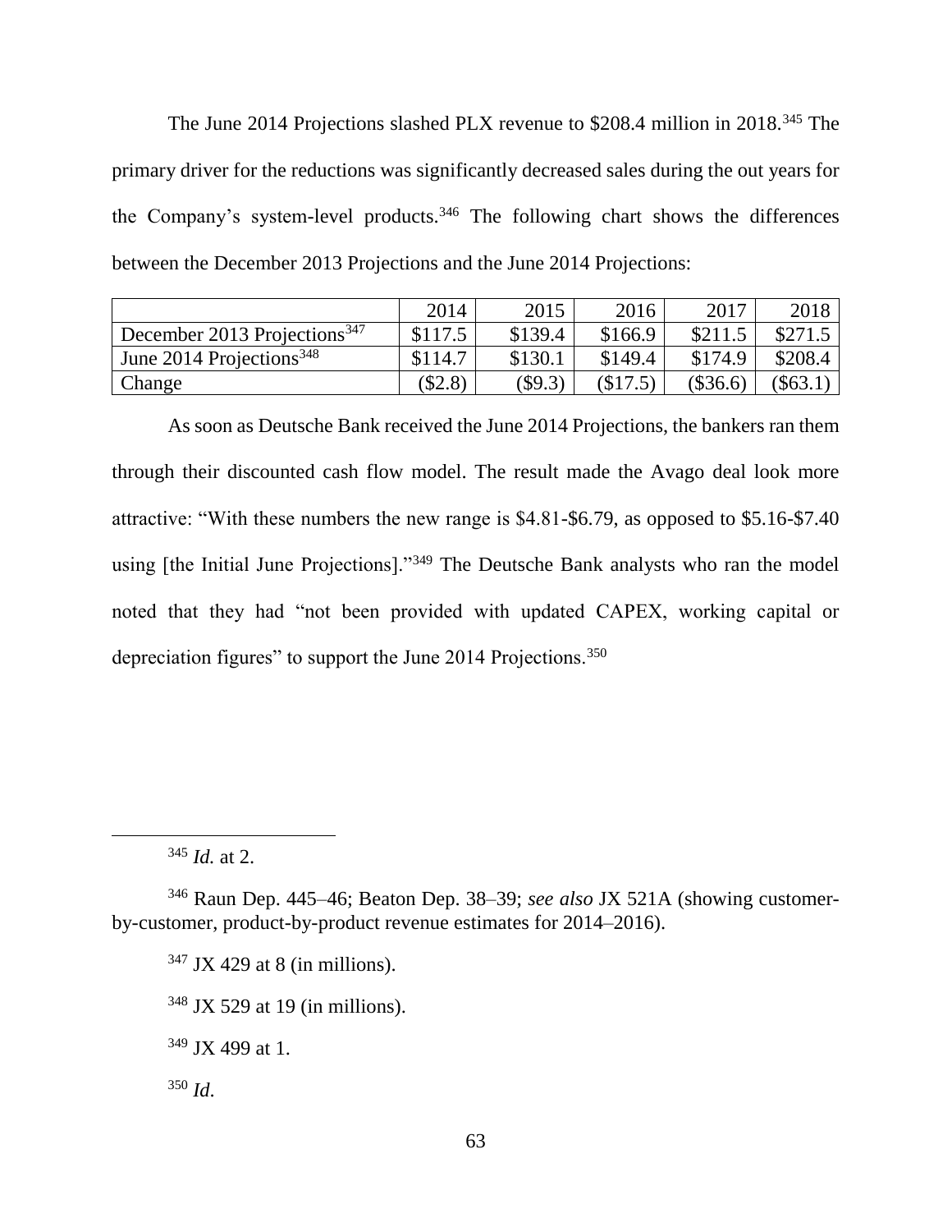The June 2014 Projections slashed PLX revenue to $208.4 million in 2018.[345] The primary driver for the reductions was significantly decreased sales during the out years for the Company's system-level products.[346] The following chart shows the differences between the December 2013 Projections and the June 2014 Projections:

| | 2014 | 2015 | 2016 | 2017 | 2018 |
|---|---|---|---|---|---|
| December 2013 Projections[347] | $117.5 | $139.4 | $166.9 | $211.5 | $271.5 |
| June 2014 Projections[348] | $114.7 | $130.1 | $149.4 | $174.9 | $208.4 |
| Change | ($2.8) | ($9.3) | ($17.5) | ($36.6) | ($63.1) |

As soon as Deutsche Bank received the June 2014 Projections, the bankers ran them through their discounted cash flow model. The result made the Avago deal look more attractive: "With these numbers the new range is $4.81-$6.79, as opposed to $5.16-$7.40 using [the Initial June Projections]."[349] The Deutsche Bank analysts who ran the model noted that they had "not been provided with updated CAPEX, working capital or depreciation figures" to support the June 2014 Projections.[350]

---

[345] *Id.* at 2.

[346] Raun Dep. 445–46; Beaton Dep. 38–39; *see also* JX 521A (showing customer-by-customer, product-by-product revenue estimates for 2014–2016).

[347] JX 429 at 8 (in millions).

[348] JX 529 at 19 (in millions).

[349] JX 499 at 1.

[350] *Id*.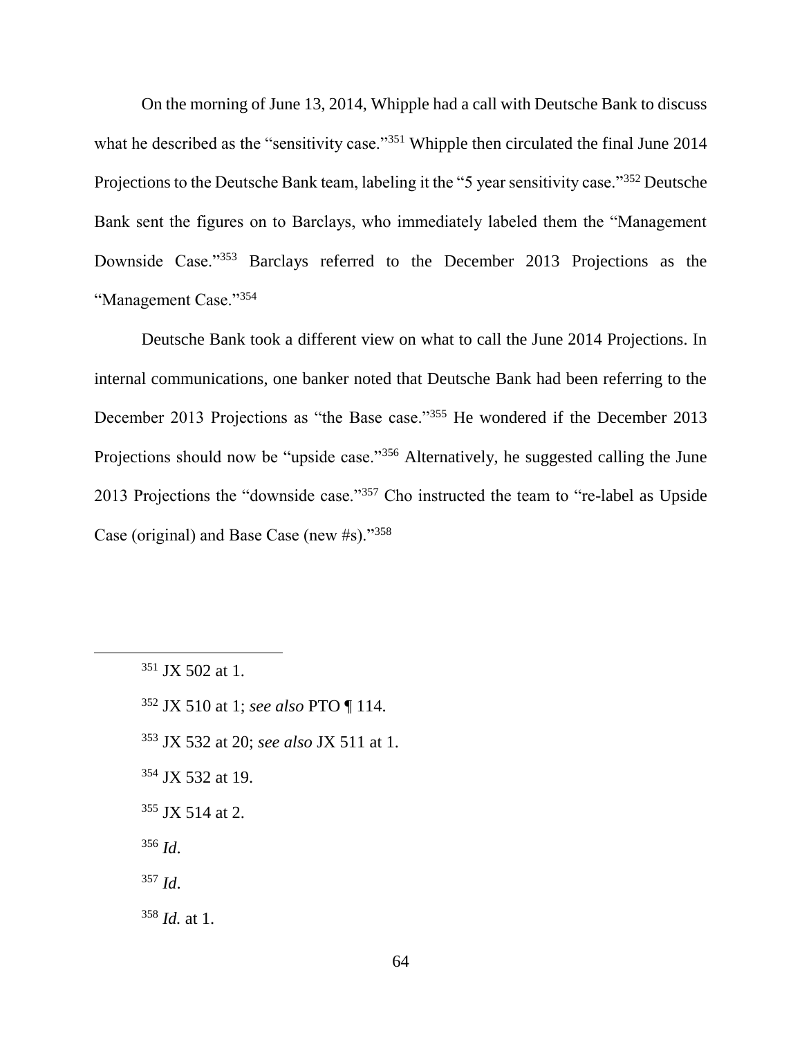On the morning of June 13, 2014, Whipple had a call with Deutsche Bank to discuss what he described as the "sensitivity case."[351] Whipple then circulated the final June 2014 Projections to the Deutsche Bank team, labeling it the "5 year sensitivity case."[352] Deutsche Bank sent the figures on to Barclays, who immediately labeled them the "Management Downside Case."[353] Barclays referred to the December 2013 Projections as the "Management Case."[354]

Deutsche Bank took a different view on what to call the June 2014 Projections. In internal communications, one banker noted that Deutsche Bank had been referring to the December 2013 Projections as "the Base case."[355] He wondered if the December 2013 Projections should now be "upside case."[356] Alternatively, he suggested calling the June 2013 Projections the "downside case."[357] Cho instructed the team to "re-label as Upside Case (original) and Base Case (new #s)."[358]

---

[351] JX 502 at 1.

[352] JX 510 at 1; *see also* PTO ¶ 114.

[353] JX 532 at 20; *see also* JX 511 at 1.

[354] JX 532 at 19.

[355] JX 514 at 2.

[356] *Id.*

[357] *Id.*

[358] *Id.* at 1.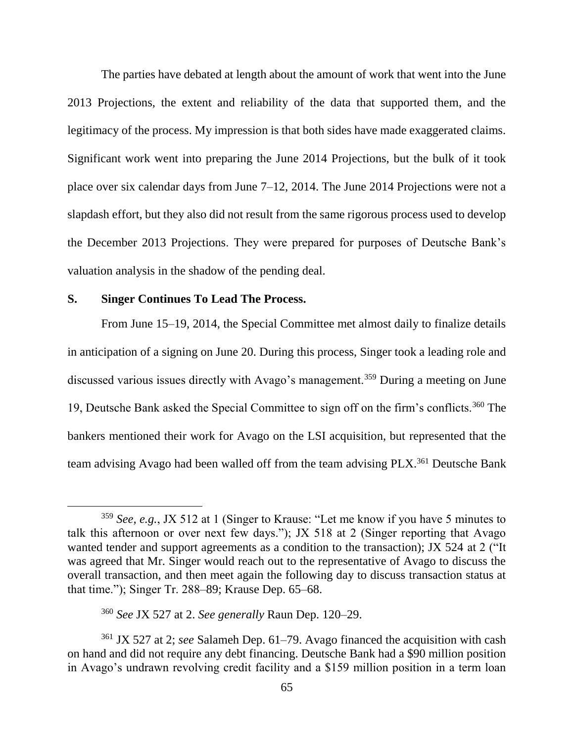The parties have debated at length about the amount of work that went into the June 2013 Projections, the extent and reliability of the data that supported them, and the legitimacy of the process. My impression is that both sides have made exaggerated claims. Significant work went into preparing the June 2014 Projections, but the bulk of it took place over six calendar days from June 7–12, 2014. The June 2014 Projections were not a slapdash effort, but they also did not result from the same rigorous process used to develop the December 2013 Projections. They were prepared for purposes of Deutsche Bank's valuation analysis in the shadow of the pending deal.

## S. Singer Continues To Lead The Process.

From June 15–19, 2014, the Special Committee met almost daily to finalize details in anticipation of a signing on June 20. During this process, Singer took a leading role and discussed various issues directly with Avago's management.[359] During a meeting on June 19, Deutsche Bank asked the Special Committee to sign off on the firm's conflicts.[360] The bankers mentioned their work for Avago on the LSI acquisition, but represented that the team advising Avago had been walled off from the team advising PLX.[361] Deutsche Bank

---

[359] *See, e.g.*, JX 512 at 1 (Singer to Krause: "Let me know if you have 5 minutes to talk this afternoon or over next few days."); JX 518 at 2 (Singer reporting that Avago wanted tender and support agreements as a condition to the transaction); JX 524 at 2 ("It was agreed that Mr. Singer would reach out to the representative of Avago to discuss the overall transaction, and then meet again the following day to discuss transaction status at that time."); Singer Tr. 288–89; Krause Dep. 65–68.

[360] *See* JX 527 at 2. *See generally* Raun Dep. 120–29.

[361] JX 527 at 2; *see* Salameh Dep. 61–79. Avago financed the acquisition with cash on hand and did not require any debt financing. Deutsche Bank had a $90 million position in Avago's undrawn revolving credit facility and a $159 million position in a term loan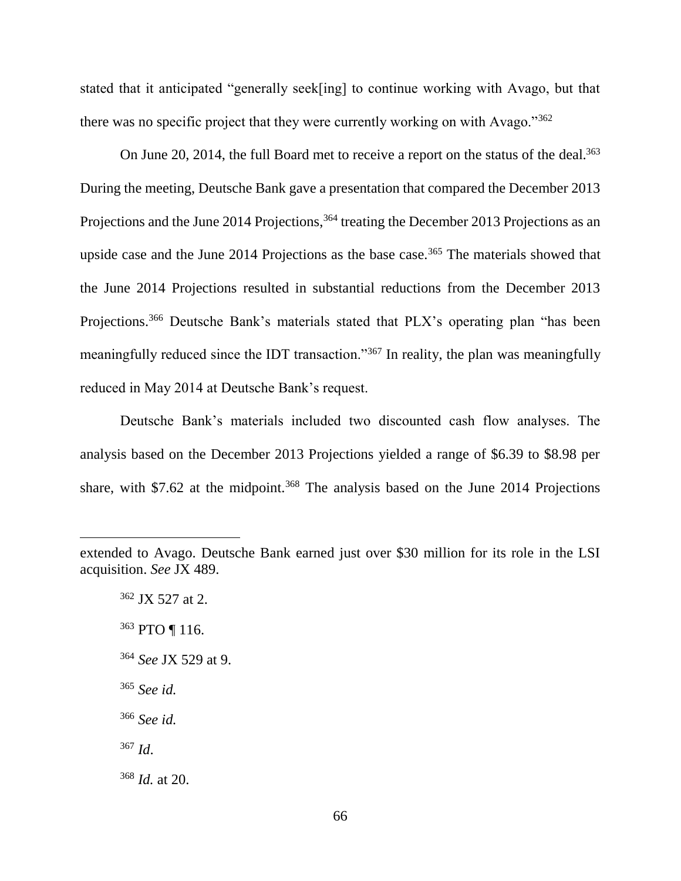stated that it anticipated "generally seek[ing] to continue working with Avago, but that there was no specific project that they were currently working on with Avago."[362]

On June 20, 2014, the full Board met to receive a report on the status of the deal.[363] During the meeting, Deutsche Bank gave a presentation that compared the December 2013 Projections and the June 2014 Projections,[364] treating the December 2013 Projections as an upside case and the June 2014 Projections as the base case.[365] The materials showed that the June 2014 Projections resulted in substantial reductions from the December 2013 Projections.[366] Deutsche Bank's materials stated that PLX's operating plan "has been meaningfully reduced since the IDT transaction."[367] In reality, the plan was meaningfully reduced in May 2014 at Deutsche Bank's request.

Deutsche Bank's materials included two discounted cash flow analyses. The analysis based on the December 2013 Projections yielded a range of $6.39 to $8.98 per share, with $7.62 at the midpoint.[368] The analysis based on the June 2014 Projections

---

extended to Avago. Deutsche Bank earned just over $30 million for its role in the LSI acquisition. *See* JX 489.

[362] JX 527 at 2.

[363] PTO ¶ 116.

[364] *See* JX 529 at 9.

[365] *See id.*

[366] *See id.*

[367] *Id*.

[368] *Id.* at 20.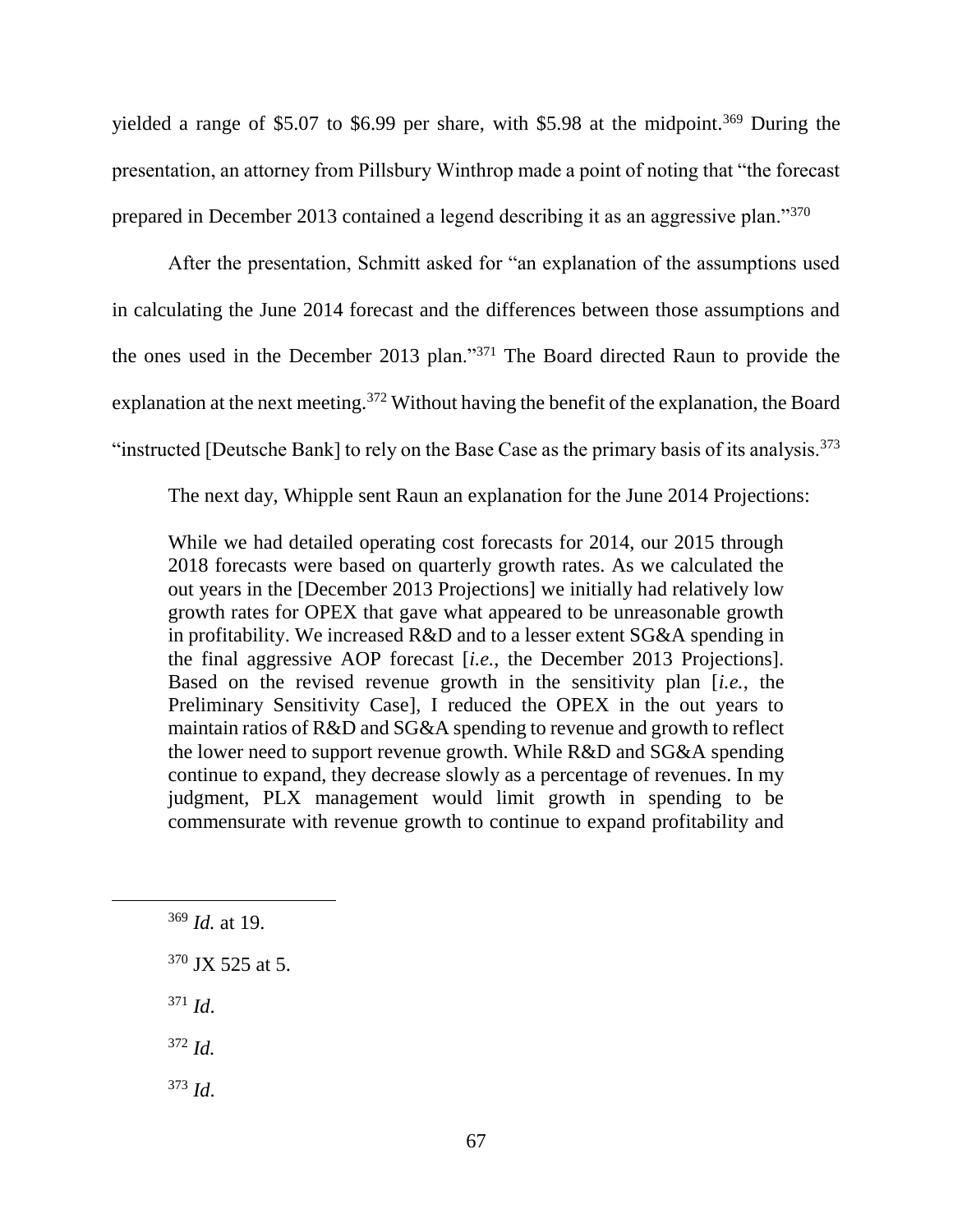yielded a range of $5.07 to $6.99 per share, with $5.98 at the midpoint.[369] During the presentation, an attorney from Pillsbury Winthrop made a point of noting that "the forecast prepared in December 2013 contained a legend describing it as an aggressive plan."[370]

After the presentation, Schmitt asked for "an explanation of the assumptions used in calculating the June 2014 forecast and the differences between those assumptions and the ones used in the December 2013 plan."[371] The Board directed Raun to provide the explanation at the next meeting.[372] Without having the benefit of the explanation, the Board "instructed [Deutsche Bank] to rely on the Base Case as the primary basis of its analysis.[373]

The next day, Whipple sent Raun an explanation for the June 2014 Projections:

> While we had detailed operating cost forecasts for 2014, our 2015 through 2018 forecasts were based on quarterly growth rates. As we calculated the out years in the [December 2013 Projections] we initially had relatively low growth rates for OPEX that gave what appeared to be unreasonable growth in profitability. We increased R&D and to a lesser extent SG&A spending in the final aggressive AOP forecast [*i.e.*, the December 2013 Projections]. Based on the revised revenue growth in the sensitivity plan [*i.e.*, the Preliminary Sensitivity Case], I reduced the OPEX in the out years to maintain ratios of R&D and SG&A spending to revenue and growth to reflect the lower need to support revenue growth. While R&D and SG&A spending continue to expand, they decrease slowly as a percentage of revenues. In my judgment, PLX management would limit growth in spending to be commensurate with revenue growth to continue to expand profitability and

---

[369] *Id.* at 19.

[370] JX 525 at 5.

[371] *Id*.

[372] *Id.*

[373] *Id*.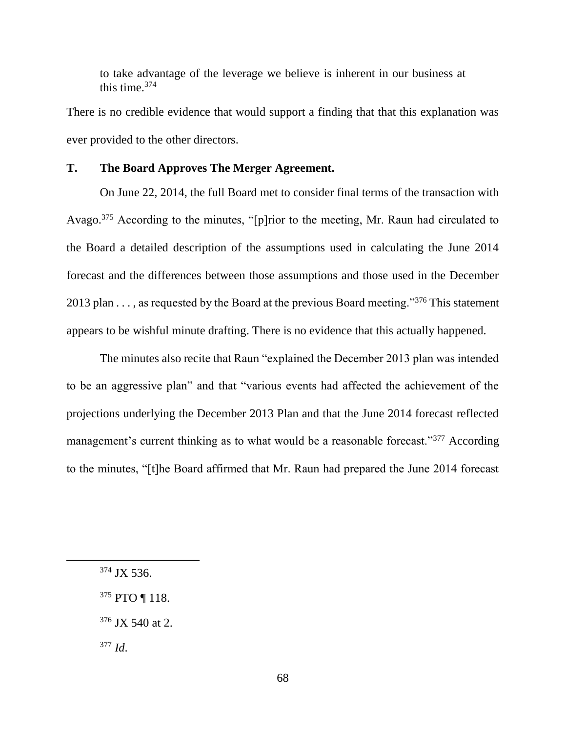to take advantage of the leverage we believe is inherent in our business at this time.[374]

There is no credible evidence that would support a finding that that this explanation was ever provided to the other directors.

### T. The Board Approves The Merger Agreement.

On June 22, 2014, the full Board met to consider final terms of the transaction with Avago.[375] According to the minutes, "[p]rior to the meeting, Mr. Raun had circulated to the Board a detailed description of the assumptions used in calculating the June 2014 forecast and the differences between those assumptions and those used in the December 2013 plan . . . , as requested by the Board at the previous Board meeting."[376] This statement appears to be wishful minute drafting. There is no evidence that this actually happened.

The minutes also recite that Raun "explained the December 2013 plan was intended to be an aggressive plan" and that "various events had affected the achievement of the projections underlying the December 2013 Plan and that the June 2014 forecast reflected management's current thinking as to what would be a reasonable forecast."[377] According to the minutes, "[t]he Board affirmed that Mr. Raun had prepared the June 2014 forecast

---

[374] JX 536.

[375] PTO ¶ 118.

[376] JX 540 at 2.

[377] *Id.*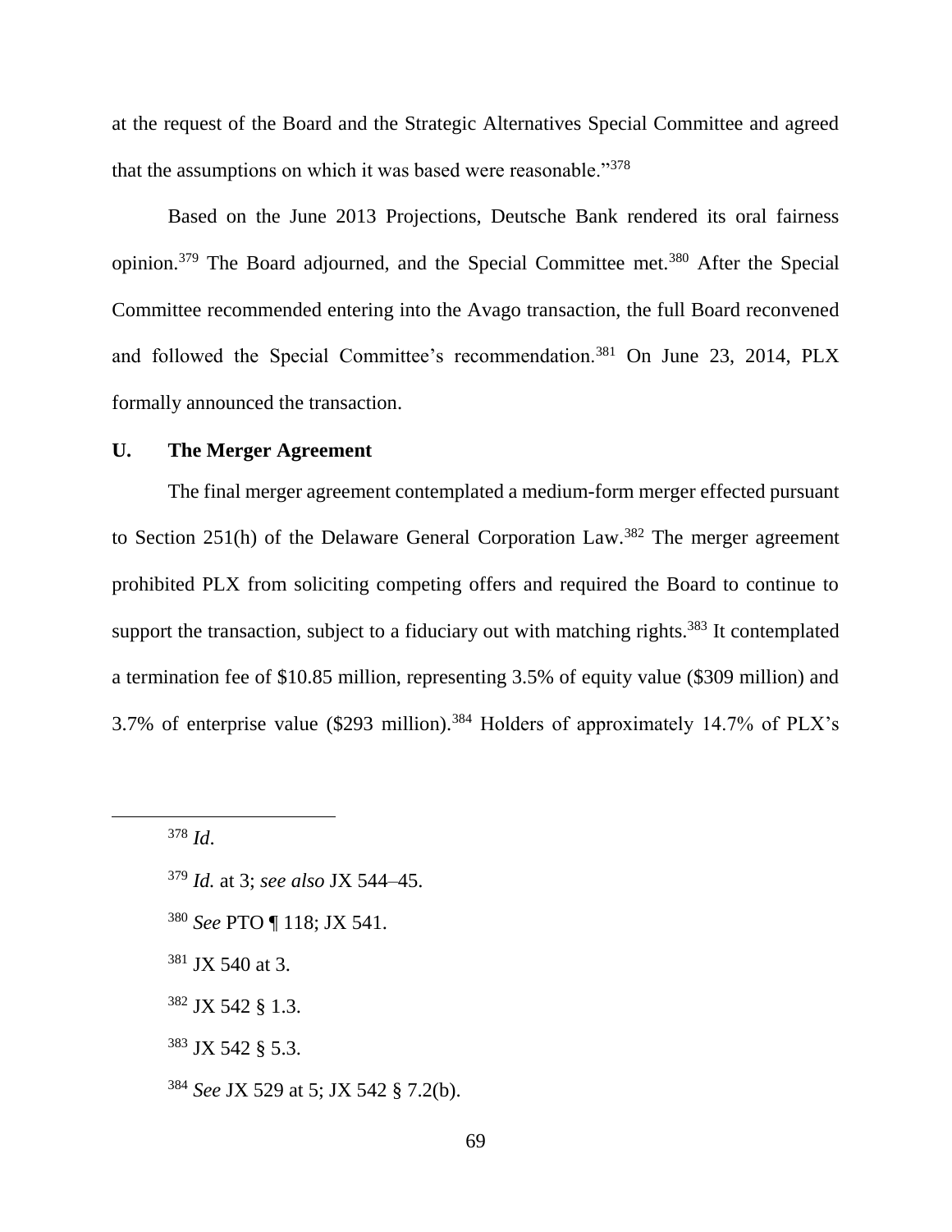at the request of the Board and the Strategic Alternatives Special Committee and agreed that the assumptions on which it was based were reasonable."[378]

Based on the June 2013 Projections, Deutsche Bank rendered its oral fairness opinion.[379] The Board adjourned, and the Special Committee met.[380] After the Special Committee recommended entering into the Avago transaction, the full Board reconvened and followed the Special Committee's recommendation.[381] On June 23, 2014, PLX formally announced the transaction.

### U. The Merger Agreement

The final merger agreement contemplated a medium-form merger effected pursuant to Section 251(h) of the Delaware General Corporation Law.[382] The merger agreement prohibited PLX from soliciting competing offers and required the Board to continue to support the transaction, subject to a fiduciary out with matching rights.[383] It contemplated a termination fee of $10.85 million, representing 3.5% of equity value ($309 million) and 3.7% of enterprise value ($293 million).[384] Holders of approximately 14.7% of PLX's

---

[378] *Id.*

[379] *Id.* at 3; *see also* JX 544–45.

[380] *See* PTO ¶ 118; JX 541.

[381] JX 540 at 3.

[382] JX 542 § 1.3.

[383] JX 542 § 5.3.

[384] *See* JX 529 at 5; JX 542 § 7.2(b).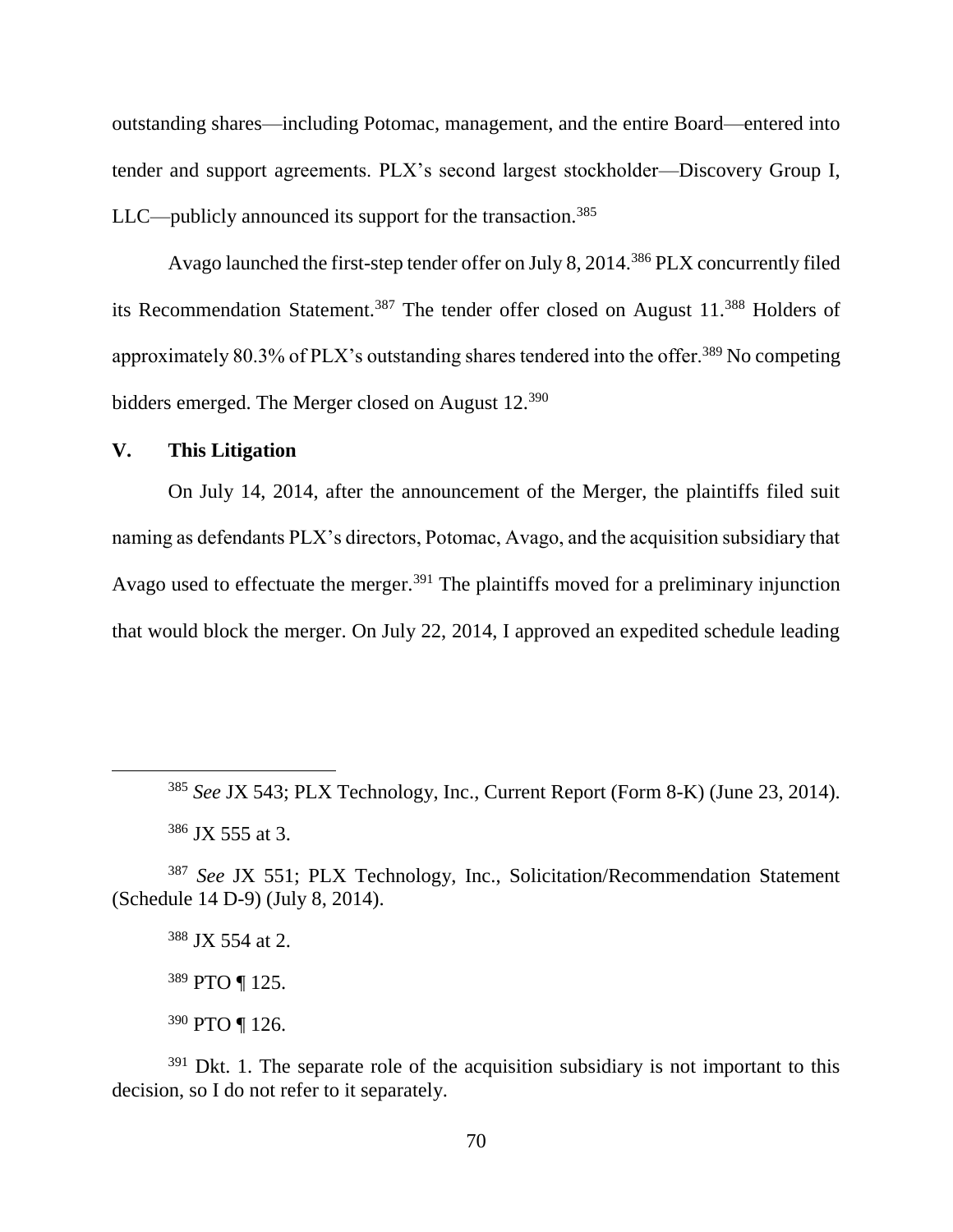outstanding shares—including Potomac, management, and the entire Board—entered into tender and support agreements. PLX's second largest stockholder—Discovery Group I, LLC—publicly announced its support for the transaction.[385]

Avago launched the first-step tender offer on July 8, 2014.[386] PLX concurrently filed its Recommendation Statement.[387] The tender offer closed on August 11.[388] Holders of approximately 80.3% of PLX's outstanding shares tendered into the offer.[389] No competing bidders emerged. The Merger closed on August 12.[390]

## V. This Litigation

On July 14, 2014, after the announcement of the Merger, the plaintiffs filed suit naming as defendants PLX's directors, Potomac, Avago, and the acquisition subsidiary that Avago used to effectuate the merger.[391] The plaintiffs moved for a preliminary injunction that would block the merger. On July 22, 2014, I approved an expedited schedule leading

---

[385] *See* JX 543; PLX Technology, Inc., Current Report (Form 8-K) (June 23, 2014).

[386] JX 555 at 3.

[387] *See* JX 551; PLX Technology, Inc., Solicitation/Recommendation Statement (Schedule 14 D-9) (July 8, 2014).

[388] JX 554 at 2.

[389] PTO ¶ 125.

[390] PTO ¶ 126.

[391] Dkt. 1. The separate role of the acquisition subsidiary is not important to this decision, so I do not refer to it separately.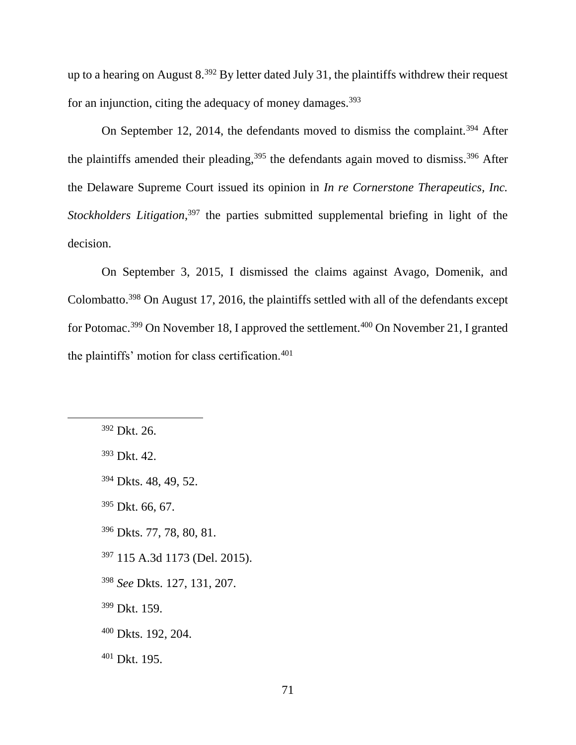up to a hearing on August 8.[392] By letter dated July 31, the plaintiffs withdrew their request for an injunction, citing the adequacy of money damages.[393]

On September 12, 2014, the defendants moved to dismiss the complaint.[394] After the plaintiffs amended their pleading,[395] the defendants again moved to dismiss.[396] After the Delaware Supreme Court issued its opinion in *In re Cornerstone Therapeutics, Inc. Stockholders Litigation*,[397] the parties submitted supplemental briefing in light of the decision.

On September 3, 2015, I dismissed the claims against Avago, Domenik, and Colombatto.[398] On August 17, 2016, the plaintiffs settled with all of the defendants except for Potomac.[399] On November 18, I approved the settlement.[400] On November 21, I granted the plaintiffs' motion for class certification.[401]

---

[392] Dkt. 26.

[393] Dkt. 42.

[394] Dkts. 48, 49, 52.

[395] Dkt. 66, 67.

[396] Dkts. 77, 78, 80, 81.

[397] 115 A.3d 1173 (Del. 2015).

[398] *See* Dkts. 127, 131, 207.

[399] Dkt. 159.

[400] Dkts. 192, 204.

[401] Dkt. 195.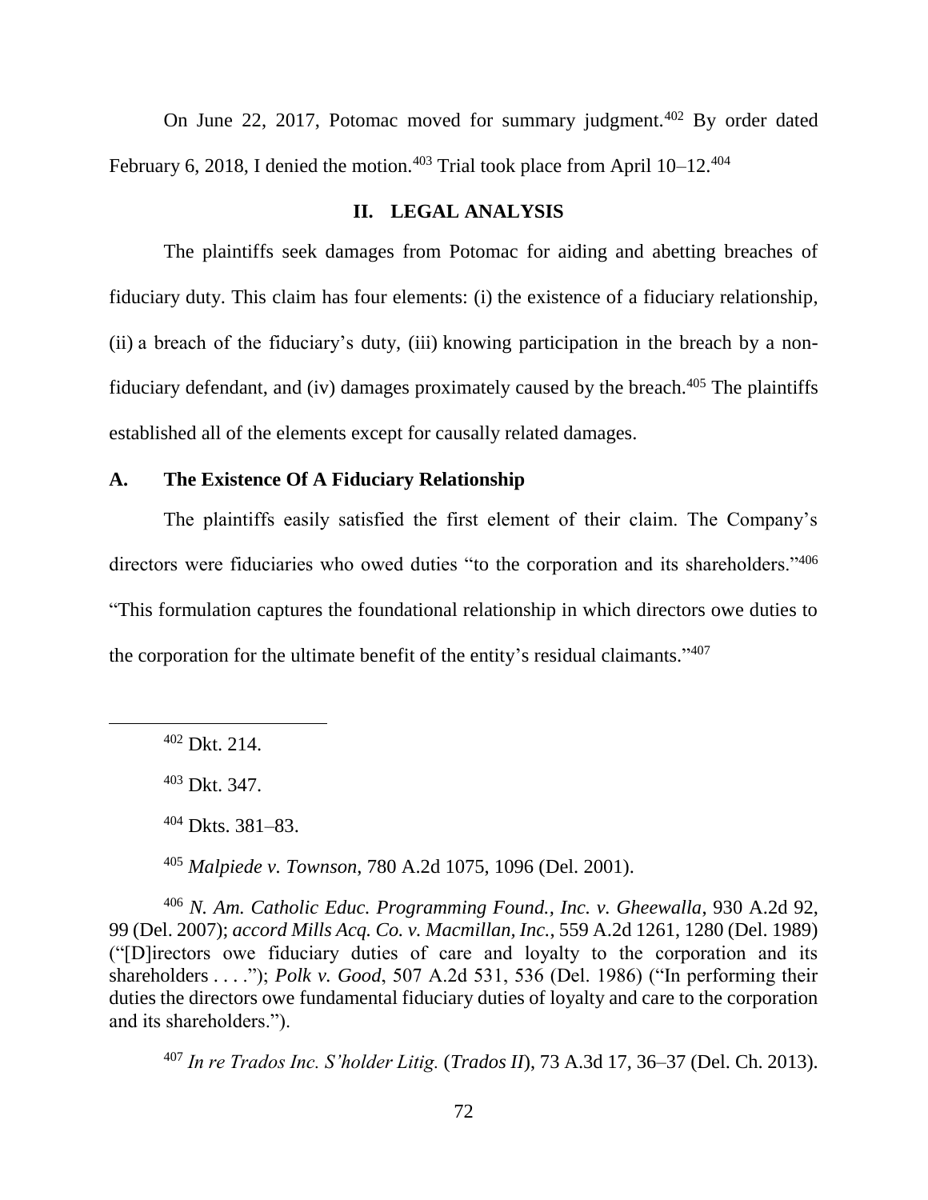On June 22, 2017, Potomac moved for summary judgment.[402] By order dated February 6, 2018, I denied the motion.[403] Trial took place from April 10–12.[404]

## II. LEGAL ANALYSIS

The plaintiffs seek damages from Potomac for aiding and abetting breaches of fiduciary duty. This claim has four elements: (i) the existence of a fiduciary relationship, (ii) a breach of the fiduciary's duty, (iii) knowing participation in the breach by a non-fiduciary defendant, and (iv) damages proximately caused by the breach.[405] The plaintiffs established all of the elements except for causally related damages.

### A. The Existence Of A Fiduciary Relationship

The plaintiffs easily satisfied the first element of their claim. The Company's directors were fiduciaries who owed duties "to the corporation and its shareholders."[406] "This formulation captures the foundational relationship in which directors owe duties to the corporation for the ultimate benefit of the entity's residual claimants."[407]

---

[402] Dkt. 214.

[403] Dkt. 347.

[404] Dkts. 381–83.

[405] *Malpiede v. Townson*, 780 A.2d 1075, 1096 (Del. 2001).

[406] *N. Am. Catholic Educ. Programming Found., Inc. v. Gheewalla*, 930 A.2d 92, 99 (Del. 2007); *accord Mills Acq. Co. v. Macmillan, Inc.*, 559 A.2d 1261, 1280 (Del. 1989) ("[D]irectors owe fiduciary duties of care and loyalty to the corporation and its shareholders . . . ."); *Polk v. Good*, 507 A.2d 531, 536 (Del. 1986) ("In performing their duties the directors owe fundamental fiduciary duties of loyalty and care to the corporation and its shareholders.").

[407] *In re Trados Inc. S'holder Litig.* (*Trados II*), 73 A.3d 17, 36–37 (Del. Ch. 2013).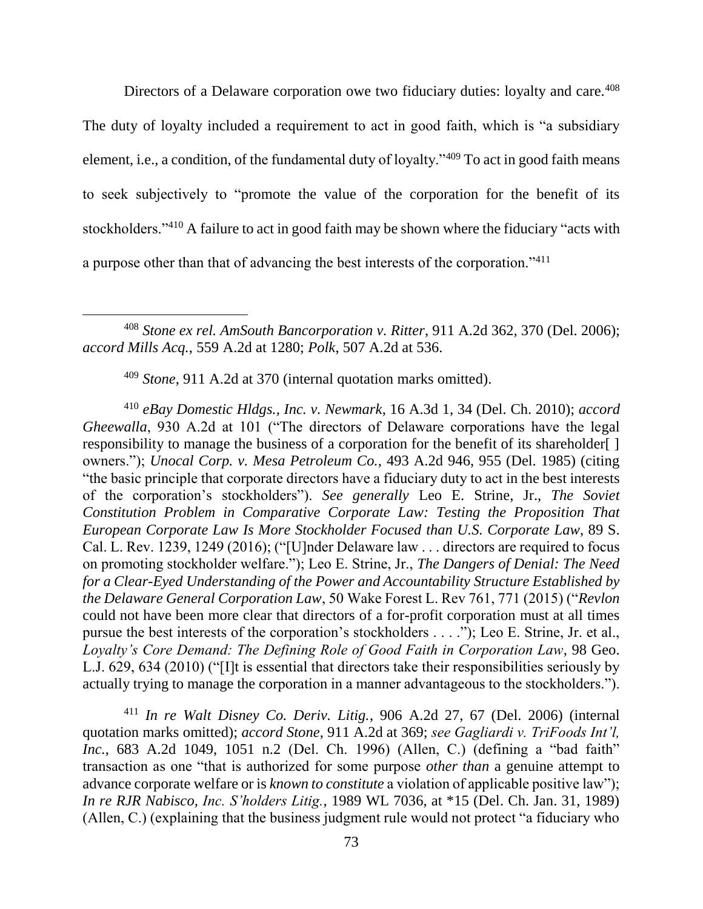Directors of a Delaware corporation owe two fiduciary duties: loyalty and care.[408] The duty of loyalty included a requirement to act in good faith, which is "a subsidiary element, i.e., a condition, of the fundamental duty of loyalty."[409] To act in good faith means to seek subjectively to "promote the value of the corporation for the benefit of its stockholders."[410] A failure to act in good faith may be shown where the fiduciary "acts with a purpose other than that of advancing the best interests of the corporation."[411]

---

[408] *Stone ex rel. AmSouth Bancorporation v. Ritter*, 911 A.2d 362, 370 (Del. 2006); *accord Mills Acq.*, 559 A.2d at 1280; *Polk*, 507 A.2d at 536.

[409] *Stone*, 911 A.2d at 370 (internal quotation marks omitted).

[410] *eBay Domestic Hldgs., Inc. v. Newmark*, 16 A.3d 1, 34 (Del. Ch. 2010); *accord Gheewalla*, 930 A.2d at 101 ("The directors of Delaware corporations have the legal responsibility to manage the business of a corporation for the benefit of its shareholder[ ] owners."); *Unocal Corp. v. Mesa Petroleum Co.*, 493 A.2d 946, 955 (Del. 1985) (citing "the basic principle that corporate directors have a fiduciary duty to act in the best interests of the corporation's stockholders"). *See generally* Leo E. Strine, Jr., *The Soviet Constitution Problem in Comparative Corporate Law: Testing the Proposition That European Corporate Law Is More Stockholder Focused than U.S. Corporate Law*, 89 S. Cal. L. Rev. 1239, 1249 (2016); ("[U]nder Delaware law . . . directors are required to focus on promoting stockholder welfare."); Leo E. Strine, Jr., *The Dangers of Denial: The Need for a Clear-Eyed Understanding of the Power and Accountability Structure Established by the Delaware General Corporation Law*, 50 Wake Forest L. Rev 761, 771 (2015) ("*Revlon* could not have been more clear that directors of a for-profit corporation must at all times pursue the best interests of the corporation's stockholders . . . ."); Leo E. Strine, Jr. et al., *Loyalty's Core Demand: The Defining Role of Good Faith in Corporation Law*, 98 Geo. L.J. 629, 634 (2010) ("[I]t is essential that directors take their responsibilities seriously by actually trying to manage the corporation in a manner advantageous to the stockholders.").

[411] *In re Walt Disney Co. Deriv. Litig.*, 906 A.2d 27, 67 (Del. 2006) (internal quotation marks omitted); *accord Stone*, 911 A.2d at 369; *see Gagliardi v. TriFoods Int'l, Inc.*, 683 A.2d 1049, 1051 n.2 (Del. Ch. 1996) (Allen, C.) (defining a "bad faith" transaction as one "that is authorized for some purpose *other than* a genuine attempt to advance corporate welfare or is *known to constitute* a violation of applicable positive law"); *In re RJR Nabisco, Inc. S'holders Litig.*, 1989 WL 7036, at *15 (Del. Ch. Jan. 31, 1989) (Allen, C.) (explaining that the business judgment rule would not protect "a fiduciary who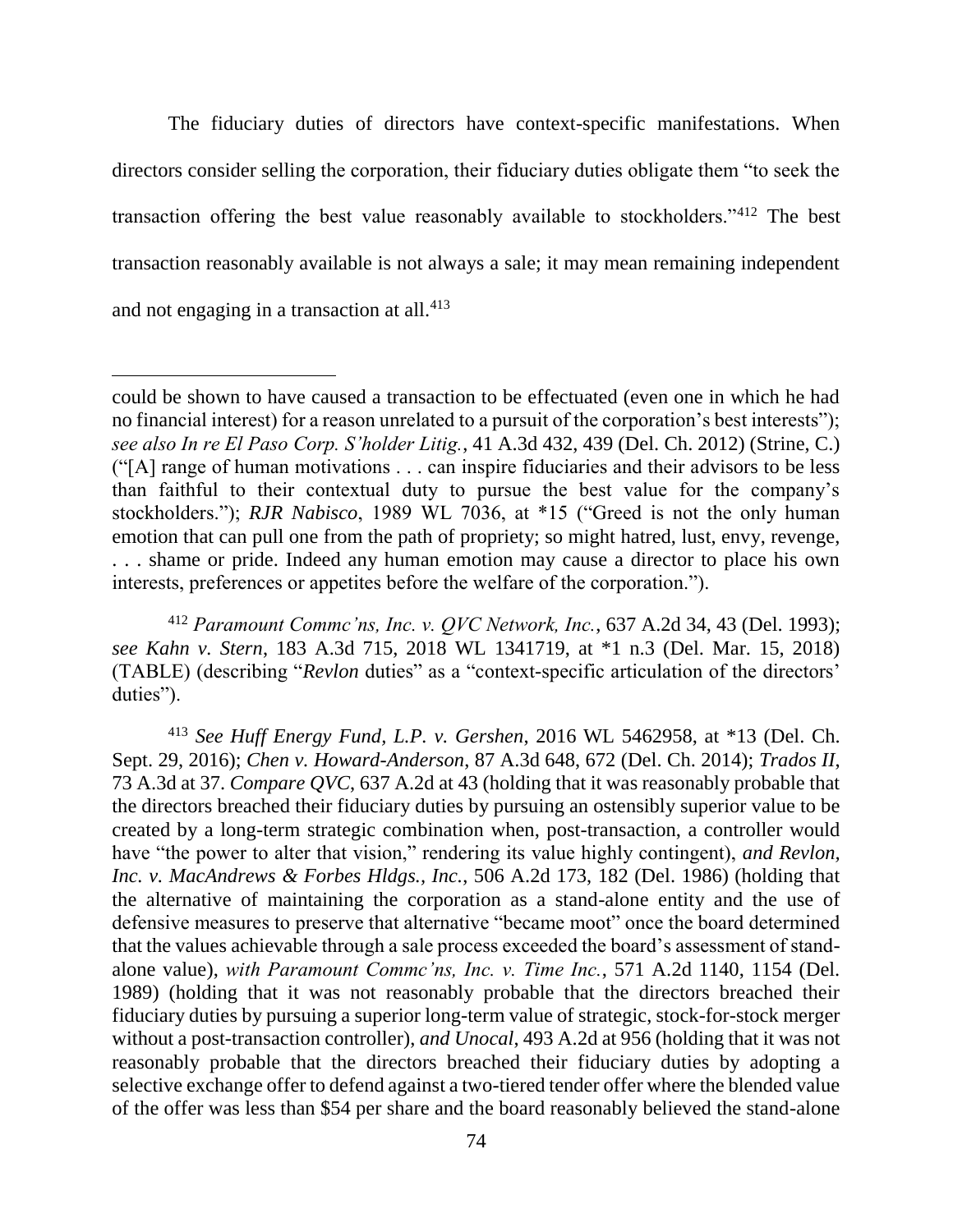The fiduciary duties of directors have context-specific manifestations. When directors consider selling the corporation, their fiduciary duties obligate them "to seek the transaction offering the best value reasonably available to stockholders."[412] The best transaction reasonably available is not always a sale; it may mean remaining independent and not engaging in a transaction at all.[413]

---

could be shown to have caused a transaction to be effectuated (even one in which he had no financial interest) for a reason unrelated to a pursuit of the corporation's best interests"); *see also In re El Paso Corp. S'holder Litig.*, 41 A.3d 432, 439 (Del. Ch. 2012) (Strine, C.) ("[A] range of human motivations . . . can inspire fiduciaries and their advisors to be less than faithful to their contextual duty to pursue the best value for the company's stockholders."); *RJR Nabisco*, 1989 WL 7036, at *15 ("Greed is not the only human emotion that can pull one from the path of propriety; so might hatred, lust, envy, revenge, . . . shame or pride. Indeed any human emotion may cause a director to place his own interests, preferences or appetites before the welfare of the corporation.").

[412] *Paramount Commc'ns, Inc. v. QVC Network, Inc.*, 637 A.2d 34, 43 (Del. 1993); *see Kahn v. Stern*, 183 A.3d 715, 2018 WL 1341719, at *1 n.3 (Del. Mar. 15, 2018) (TABLE) (describing "*Revlon* duties" as a "context-specific articulation of the directors' duties").

[413] *See Huff Energy Fund, L.P. v. Gershen*, 2016 WL 5462958, at *13 (Del. Ch. Sept. 29, 2016); *Chen v. Howard-Anderson*, 87 A.3d 648, 672 (Del. Ch. 2014); *Trados II*, 73 A.3d at 37. *Compare QVC*, 637 A.2d at 43 (holding that it was reasonably probable that the directors breached their fiduciary duties by pursuing an ostensibly superior value to be created by a long-term strategic combination when, post-transaction, a controller would have "the power to alter that vision," rendering its value highly contingent), *and Revlon, Inc. v. MacAndrews & Forbes Hldgs., Inc.*, 506 A.2d 173, 182 (Del. 1986) (holding that the alternative of maintaining the corporation as a stand-alone entity and the use of defensive measures to preserve that alternative "became moot" once the board determined that the values achievable through a sale process exceeded the board's assessment of stand-alone value), *with Paramount Commc'ns, Inc. v. Time Inc.*, 571 A.2d 1140, 1154 (Del. 1989) (holding that it was not reasonably probable that the directors breached their fiduciary duties by pursuing a superior long-term value of strategic, stock-for-stock merger without a post-transaction controller), *and Unocal*, 493 A.2d at 956 (holding that it was not reasonably probable that the directors breached their fiduciary duties by adopting a selective exchange offer to defend against a two-tiered tender offer where the blended value of the offer was less than $54 per share and the board reasonably believed the stand-alone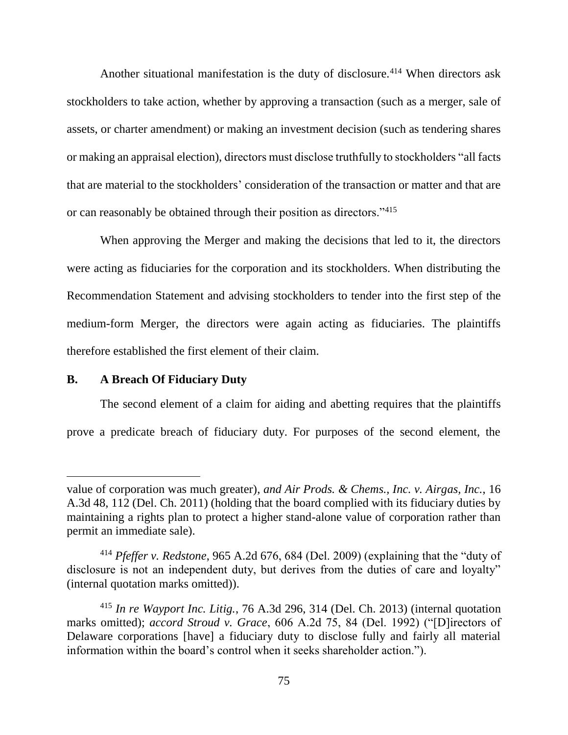Another situational manifestation is the duty of disclosure.[414] When directors ask stockholders to take action, whether by approving a transaction (such as a merger, sale of assets, or charter amendment) or making an investment decision (such as tendering shares or making an appraisal election), directors must disclose truthfully to stockholders "all facts that are material to the stockholders' consideration of the transaction or matter and that are or can reasonably be obtained through their position as directors."[415]

When approving the Merger and making the decisions that led to it, the directors were acting as fiduciaries for the corporation and its stockholders. When distributing the Recommendation Statement and advising stockholders to tender into the first step of the medium-form Merger, the directors were again acting as fiduciaries. The plaintiffs therefore established the first element of their claim.

### B. A Breach Of Fiduciary Duty

The second element of a claim for aiding and abetting requires that the plaintiffs prove a predicate breach of fiduciary duty. For purposes of the second element, the

---

value of corporation was much greater), *and Air Prods. & Chems., Inc. v. Airgas, Inc.*, 16 A.3d 48, 112 (Del. Ch. 2011) (holding that the board complied with its fiduciary duties by maintaining a rights plan to protect a higher stand-alone value of corporation rather than permit an immediate sale).

[414] *Pfeffer v. Redstone*, 965 A.2d 676, 684 (Del. 2009) (explaining that the "duty of disclosure is not an independent duty, but derives from the duties of care and loyalty" (internal quotation marks omitted)).

[415] *In re Wayport Inc. Litig.*, 76 A.3d 296, 314 (Del. Ch. 2013) (internal quotation marks omitted); *accord Stroud v. Grace*, 606 A.2d 75, 84 (Del. 1992) ("[D]irectors of Delaware corporations [have] a fiduciary duty to disclose fully and fairly all material information within the board's control when it seeks shareholder action.").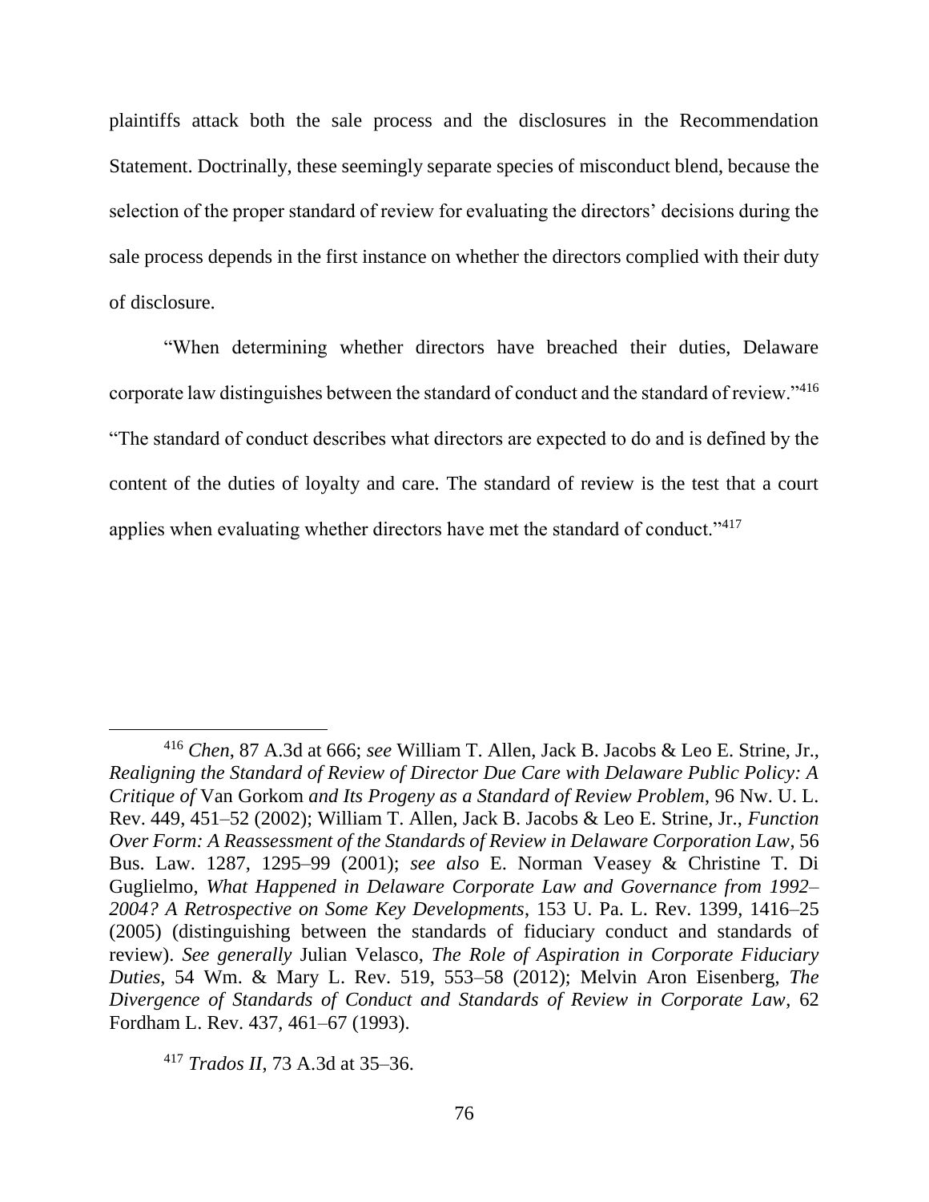plaintiffs attack both the sale process and the disclosures in the Recommendation Statement. Doctrinally, these seemingly separate species of misconduct blend, because the selection of the proper standard of review for evaluating the directors' decisions during the sale process depends in the first instance on whether the directors complied with their duty of disclosure.

"When determining whether directors have breached their duties, Delaware corporate law distinguishes between the standard of conduct and the standard of review."[416] "The standard of conduct describes what directors are expected to do and is defined by the content of the duties of loyalty and care. The standard of review is the test that a court applies when evaluating whether directors have met the standard of conduct."[417]

---

[416] *Chen*, 87 A.3d at 666; *see* William T. Allen, Jack B. Jacobs & Leo E. Strine, Jr., *Realigning the Standard of Review of Director Due Care with Delaware Public Policy: A Critique of* Van Gorkom *and Its Progeny as a Standard of Review Problem*, 96 Nw. U. L. Rev. 449, 451–52 (2002); William T. Allen, Jack B. Jacobs & Leo E. Strine, Jr., *Function Over Form: A Reassessment of the Standards of Review in Delaware Corporation Law*, 56 Bus. Law. 1287, 1295–99 (2001); *see also* E. Norman Veasey & Christine T. Di Guglielmo, *What Happened in Delaware Corporate Law and Governance from 1992–2004? A Retrospective on Some Key Developments*, 153 U. Pa. L. Rev. 1399, 1416–25 (2005) (distinguishing between the standards of fiduciary conduct and standards of review). *See generally* Julian Velasco, *The Role of Aspiration in Corporate Fiduciary Duties*, 54 Wm. & Mary L. Rev. 519, 553–58 (2012); Melvin Aron Eisenberg, *The Divergence of Standards of Conduct and Standards of Review in Corporate Law*, 62 Fordham L. Rev. 437, 461–67 (1993).

[417] *Trados II*, 73 A.3d at 35–36.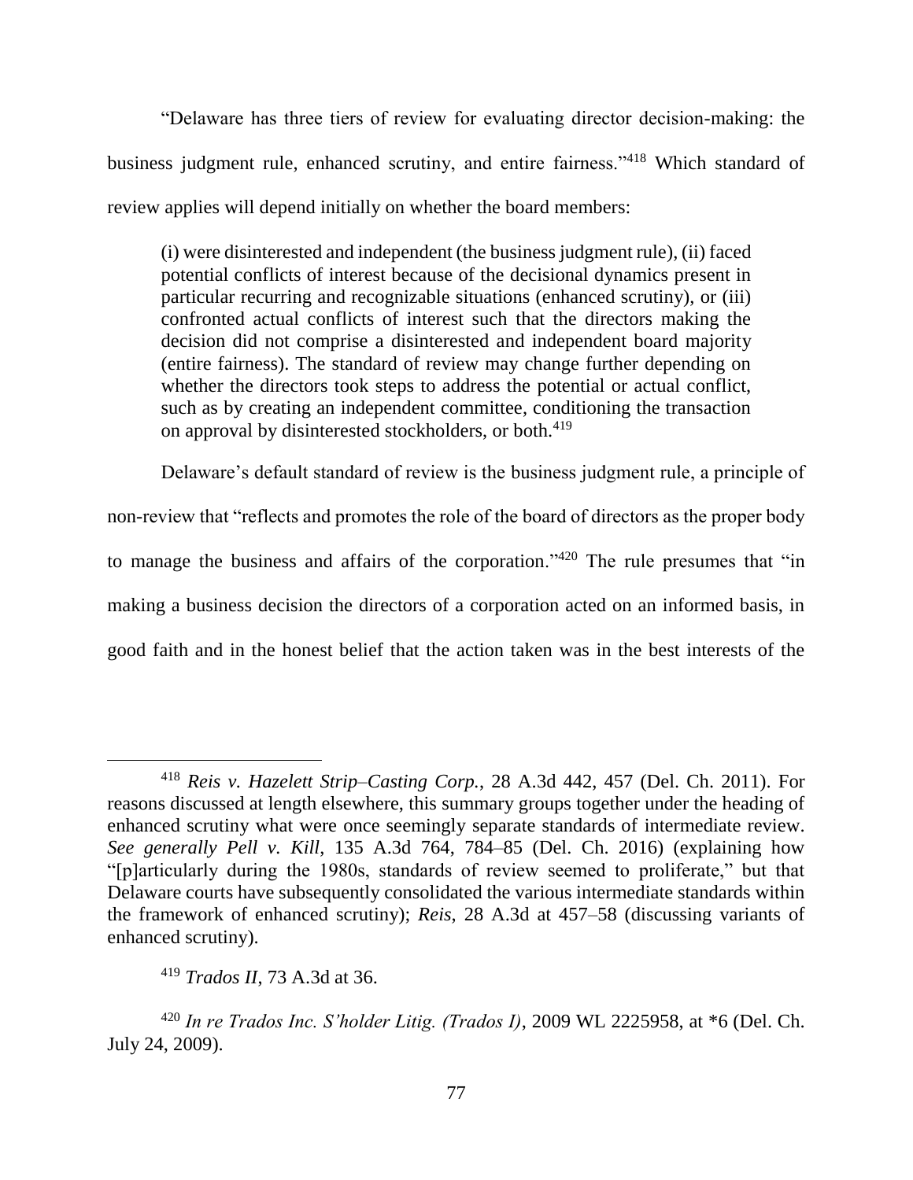"Delaware has three tiers of review for evaluating director decision-making: the business judgment rule, enhanced scrutiny, and entire fairness."[418] Which standard of review applies will depend initially on whether the board members:

> (i) were disinterested and independent (the business judgment rule), (ii) faced potential conflicts of interest because of the decisional dynamics present in particular recurring and recognizable situations (enhanced scrutiny), or (iii) confronted actual conflicts of interest such that the directors making the decision did not comprise a disinterested and independent board majority (entire fairness). The standard of review may change further depending on whether the directors took steps to address the potential or actual conflict, such as by creating an independent committee, conditioning the transaction on approval by disinterested stockholders, or both.[419]

Delaware's default standard of review is the business judgment rule, a principle of non-review that "reflects and promotes the role of the board of directors as the proper body to manage the business and affairs of the corporation."[420] The rule presumes that "in making a business decision the directors of a corporation acted on an informed basis, in good faith and in the honest belief that the action taken was in the best interests of the

---

[418] *Reis v. Hazelett Strip–Casting Corp.*, 28 A.3d 442, 457 (Del. Ch. 2011). For reasons discussed at length elsewhere, this summary groups together under the heading of enhanced scrutiny what were once seemingly separate standards of intermediate review. *See generally Pell v. Kill*, 135 A.3d 764, 784–85 (Del. Ch. 2016) (explaining how "[p]articularly during the 1980s, standards of review seemed to proliferate," but that Delaware courts have subsequently consolidated the various intermediate standards within the framework of enhanced scrutiny); *Reis*, 28 A.3d at 457–58 (discussing variants of enhanced scrutiny).

[419] *Trados II*, 73 A.3d at 36.

[420] *In re Trados Inc. S'holder Litig. (Trados I)*, 2009 WL 2225958, at *6 (Del. Ch. July 24, 2009).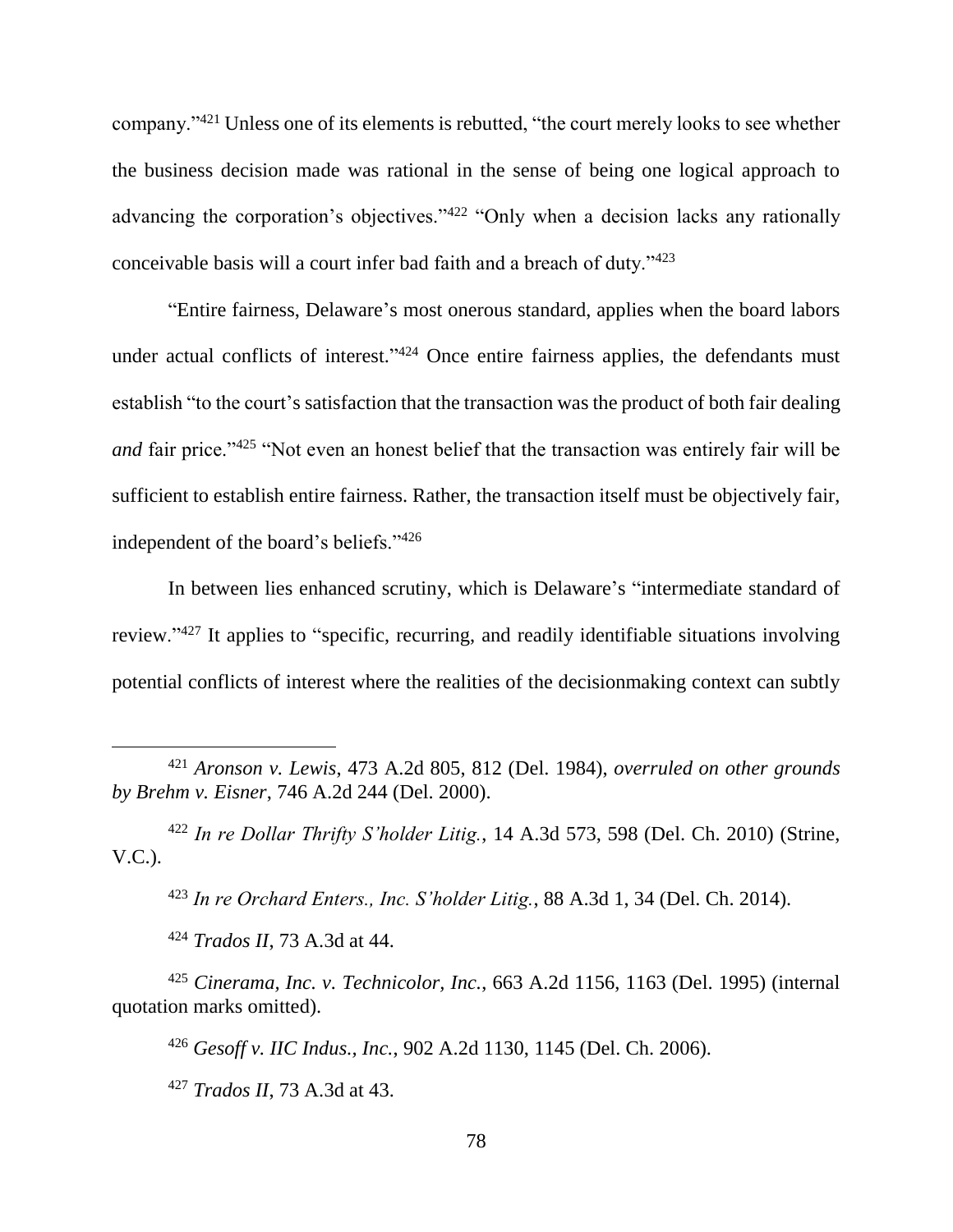company."[421] Unless one of its elements is rebutted, "the court merely looks to see whether the business decision made was rational in the sense of being one logical approach to advancing the corporation's objectives."[422] "Only when a decision lacks any rationally conceivable basis will a court infer bad faith and a breach of duty."[423]

"Entire fairness, Delaware's most onerous standard, applies when the board labors under actual conflicts of interest."[424] Once entire fairness applies, the defendants must establish "to the court's satisfaction that the transaction was the product of both fair dealing *and* fair price."[425] "Not even an honest belief that the transaction was entirely fair will be sufficient to establish entire fairness. Rather, the transaction itself must be objectively fair, independent of the board's beliefs."[426]

In between lies enhanced scrutiny, which is Delaware's "intermediate standard of review."[427] It applies to "specific, recurring, and readily identifiable situations involving potential conflicts of interest where the realities of the decisionmaking context can subtly

---

[421] *Aronson v. Lewis*, 473 A.2d 805, 812 (Del. 1984), *overruled on other grounds by Brehm v. Eisner*, 746 A.2d 244 (Del. 2000).

[422] *In re Dollar Thrifty S'holder Litig.*, 14 A.3d 573, 598 (Del. Ch. 2010) (Strine, V.C.).

[423] *In re Orchard Enters., Inc. S'holder Litig.*, 88 A.3d 1, 34 (Del. Ch. 2014).

[424] *Trados II*, 73 A.3d at 44.

[425] *Cinerama, Inc. v. Technicolor, Inc.*, 663 A.2d 1156, 1163 (Del. 1995) (internal quotation marks omitted).

[426] *Gesoff v. IIC Indus., Inc.*, 902 A.2d 1130, 1145 (Del. Ch. 2006).

[427] *Trados II*, 73 A.3d at 43.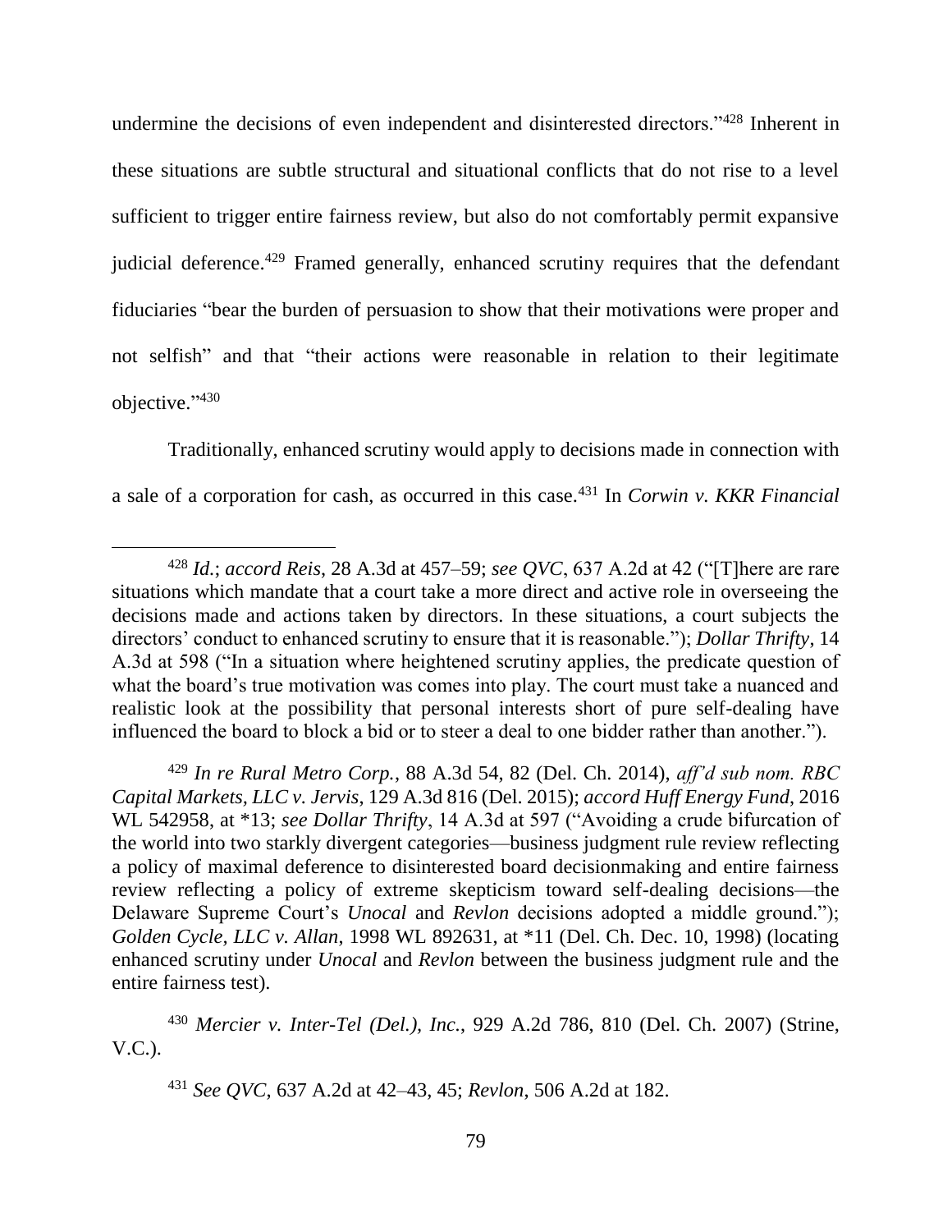undermine the decisions of even independent and disinterested directors."[428] Inherent in these situations are subtle structural and situational conflicts that do not rise to a level sufficient to trigger entire fairness review, but also do not comfortably permit expansive judicial deference.[429] Framed generally, enhanced scrutiny requires that the defendant fiduciaries "bear the burden of persuasion to show that their motivations were proper and not selfish" and that "their actions were reasonable in relation to their legitimate objective."[430]

Traditionally, enhanced scrutiny would apply to decisions made in connection with a sale of a corporation for cash, as occurred in this case.[431] In *Corwin v. KKR Financial*

---

[428] *Id.*; *accord Reis*, 28 A.3d at 457–59; *see QVC*, 637 A.2d at 42 ("[T]here are rare situations which mandate that a court take a more direct and active role in overseeing the decisions made and actions taken by directors. In these situations, a court subjects the directors' conduct to enhanced scrutiny to ensure that it is reasonable."); *Dollar Thrifty*, 14 A.3d at 598 ("In a situation where heightened scrutiny applies, the predicate question of what the board's true motivation was comes into play. The court must take a nuanced and realistic look at the possibility that personal interests short of pure self-dealing have influenced the board to block a bid or to steer a deal to one bidder rather than another.").

[429] *In re Rural Metro Corp.*, 88 A.3d 54, 82 (Del. Ch. 2014), *aff'd sub nom. RBC Capital Markets, LLC v. Jervis*, 129 A.3d 816 (Del. 2015); *accord Huff Energy Fund*, 2016 WL 542958, at *13; *see Dollar Thrifty*, 14 A.3d at 597 ("Avoiding a crude bifurcation of the world into two starkly divergent categories—business judgment rule review reflecting a policy of maximal deference to disinterested board decisionmaking and entire fairness review reflecting a policy of extreme skepticism toward self-dealing decisions—the Delaware Supreme Court's *Unocal* and *Revlon* decisions adopted a middle ground."); *Golden Cycle, LLC v. Allan*, 1998 WL 892631, at *11 (Del. Ch. Dec. 10, 1998) (locating enhanced scrutiny under *Unocal* and *Revlon* between the business judgment rule and the entire fairness test).

[430] *Mercier v. Inter-Tel (Del.), Inc.*, 929 A.2d 786, 810 (Del. Ch. 2007) (Strine, V.C.).

[431] *See QVC*, 637 A.2d at 42–43, 45; *Revlon*, 506 A.2d at 182.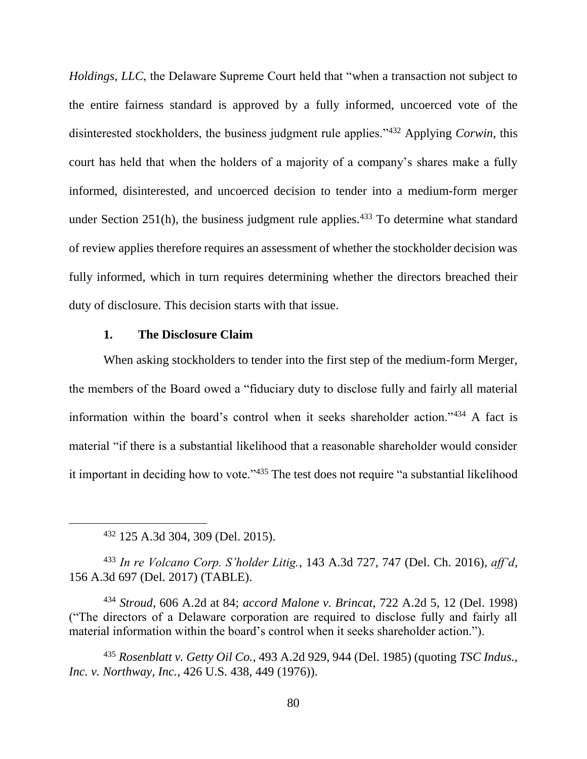*Holdings, LLC*, the Delaware Supreme Court held that "when a transaction not subject to the entire fairness standard is approved by a fully informed, uncoerced vote of the disinterested stockholders, the business judgment rule applies."[432] Applying *Corwin*, this court has held that when the holders of a majority of a company's shares make a fully informed, disinterested, and uncoerced decision to tender into a medium-form merger under Section 251(h), the business judgment rule applies.[433] To determine what standard of review applies therefore requires an assessment of whether the stockholder decision was fully informed, which in turn requires determining whether the directors breached their duty of disclosure. This decision starts with that issue.

### 1. The Disclosure Claim

When asking stockholders to tender into the first step of the medium-form Merger, the members of the Board owed a "fiduciary duty to disclose fully and fairly all material information within the board's control when it seeks shareholder action."[434] A fact is material "if there is a substantial likelihood that a reasonable shareholder would consider it important in deciding how to vote."[435] The test does not require "a substantial likelihood

---

[432] 125 A.3d 304, 309 (Del. 2015).

[433] *In re Volcano Corp. S'holder Litig.*, 143 A.3d 727, 747 (Del. Ch. 2016), *aff'd*, 156 A.3d 697 (Del. 2017) (TABLE).

[434] *Stroud*, 606 A.2d at 84; *accord Malone v. Brincat*, 722 A.2d 5, 12 (Del. 1998) ("The directors of a Delaware corporation are required to disclose fully and fairly all material information within the board's control when it seeks shareholder action.").

[435] *Rosenblatt v. Getty Oil Co.*, 493 A.2d 929, 944 (Del. 1985) (quoting *TSC Indus., Inc. v. Northway, Inc.*, 426 U.S. 438, 449 (1976)).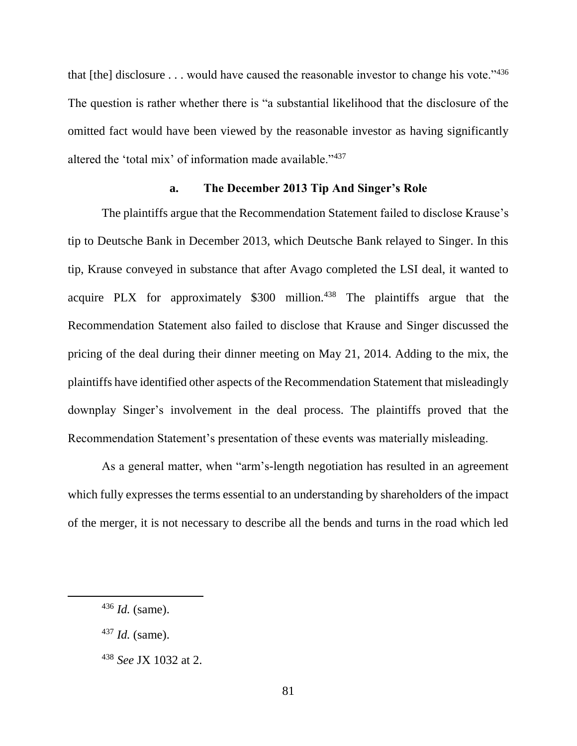that [the] disclosure . . . would have caused the reasonable investor to change his vote."[436] The question is rather whether there is "a substantial likelihood that the disclosure of the omitted fact would have been viewed by the reasonable investor as having significantly altered the 'total mix' of information made available."[437]

### a. The December 2013 Tip And Singer's Role

The plaintiffs argue that the Recommendation Statement failed to disclose Krause's tip to Deutsche Bank in December 2013, which Deutsche Bank relayed to Singer. In this tip, Krause conveyed in substance that after Avago completed the LSI deal, it wanted to acquire PLX for approximately \$300 million.[438] The plaintiffs argue that the Recommendation Statement also failed to disclose that Krause and Singer discussed the pricing of the deal during their dinner meeting on May 21, 2014. Adding to the mix, the plaintiffs have identified other aspects of the Recommendation Statement that misleadingly downplay Singer's involvement in the deal process. The plaintiffs proved that the Recommendation Statement's presentation of these events was materially misleading.

As a general matter, when "arm's-length negotiation has resulted in an agreement which fully expresses the terms essential to an understanding by shareholders of the impact of the merger, it is not necessary to describe all the bends and turns in the road which led

---

[436] *Id.* (same).

[437] *Id.* (same).

[438] *See* JX 1032 at 2.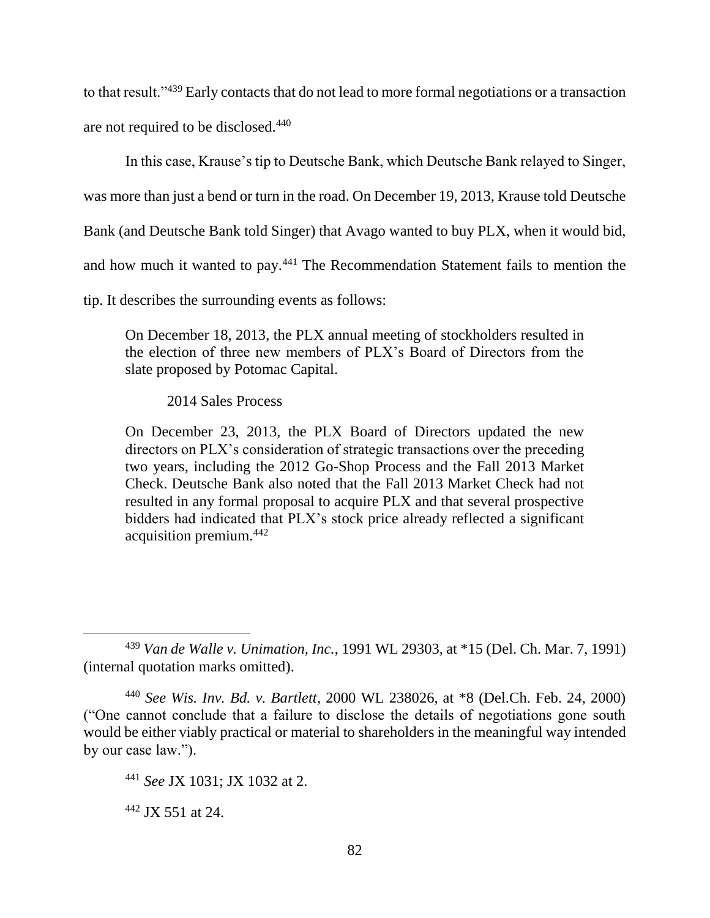to that result."[439] Early contacts that do not lead to more formal negotiations or a transaction are not required to be disclosed.[440]

In this case, Krause's tip to Deutsche Bank, which Deutsche Bank relayed to Singer, was more than just a bend or turn in the road. On December 19, 2013, Krause told Deutsche Bank (and Deutsche Bank told Singer) that Avago wanted to buy PLX, when it would bid, and how much it wanted to pay.[441] The Recommendation Statement fails to mention the tip. It describes the surrounding events as follows:

> On December 18, 2013, the PLX annual meeting of stockholders resulted in the election of three new members of PLX's Board of Directors from the slate proposed by Potomac Capital.
>
> 2014 Sales Process
>
> On December 23, 2013, the PLX Board of Directors updated the new directors on PLX's consideration of strategic transactions over the preceding two years, including the 2012 Go-Shop Process and the Fall 2013 Market Check. Deutsche Bank also noted that the Fall 2013 Market Check had not resulted in any formal proposal to acquire PLX and that several prospective bidders had indicated that PLX's stock price already reflected a significant acquisition premium.[442]

---

[439] *Van de Walle v. Unimation, Inc.*, 1991 WL 29303, at *15 (Del. Ch. Mar. 7, 1991) (internal quotation marks omitted).

[440] *See Wis. Inv. Bd. v. Bartlett*, 2000 WL 238026, at *8 (Del.Ch. Feb. 24, 2000) ("One cannot conclude that a failure to disclose the details of negotiations gone south would be either viably practical or material to shareholders in the meaningful way intended by our case law.").

[441] *See* JX 1031; JX 1032 at 2.

[442] JX 551 at 24.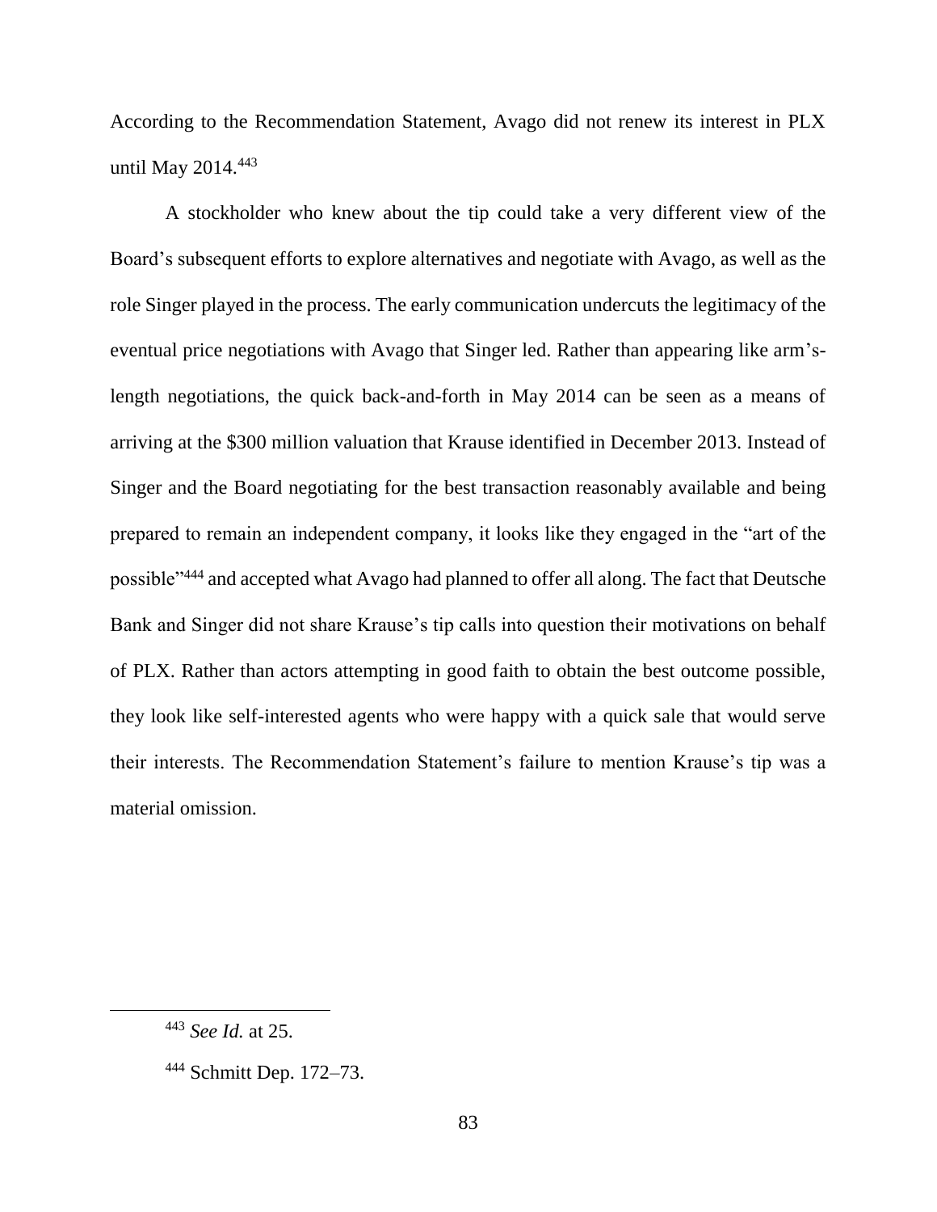According to the Recommendation Statement, Avago did not renew its interest in PLX until May 2014.[443]

A stockholder who knew about the tip could take a very different view of the Board's subsequent efforts to explore alternatives and negotiate with Avago, as well as the role Singer played in the process. The early communication undercuts the legitimacy of the eventual price negotiations with Avago that Singer led. Rather than appearing like arm's-length negotiations, the quick back-and-forth in May 2014 can be seen as a means of arriving at the $300 million valuation that Krause identified in December 2013. Instead of Singer and the Board negotiating for the best transaction reasonably available and being prepared to remain an independent company, it looks like they engaged in the "art of the possible"[444] and accepted what Avago had planned to offer all along. The fact that Deutsche Bank and Singer did not share Krause's tip calls into question their motivations on behalf of PLX. Rather than actors attempting in good faith to obtain the best outcome possible, they look like self-interested agents who were happy with a quick sale that would serve their interests. The Recommendation Statement's failure to mention Krause's tip was a material omission.

[443] *See Id.* at 25.

[444] Schmitt Dep. 172–73.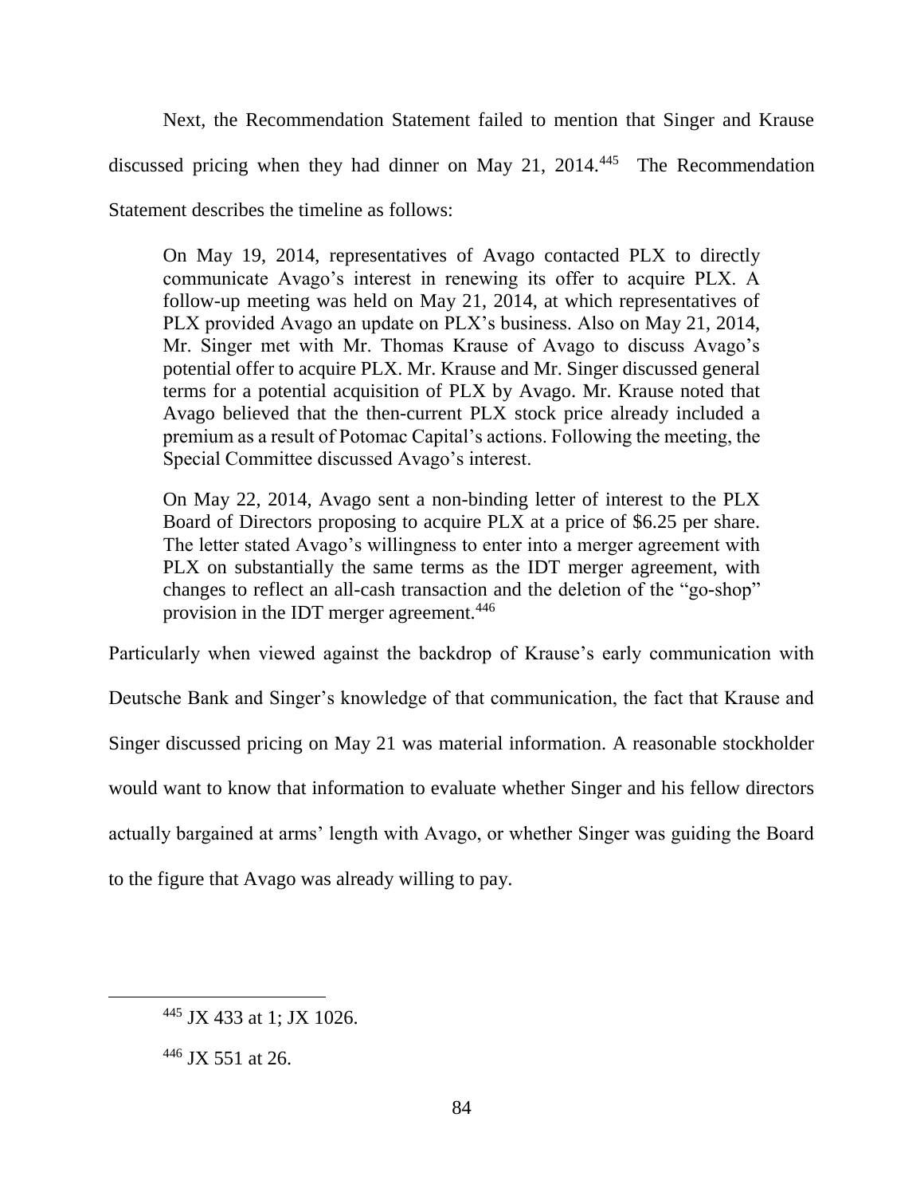Next, the Recommendation Statement failed to mention that Singer and Krause discussed pricing when they had dinner on May 21, 2014.[445] The Recommendation Statement describes the timeline as follows:

> On May 19, 2014, representatives of Avago contacted PLX to directly communicate Avago's interest in renewing its offer to acquire PLX. A follow-up meeting was held on May 21, 2014, at which representatives of PLX provided Avago an update on PLX's business. Also on May 21, 2014, Mr. Singer met with Mr. Thomas Krause of Avago to discuss Avago's potential offer to acquire PLX. Mr. Krause and Mr. Singer discussed general terms for a potential acquisition of PLX by Avago. Mr. Krause noted that Avago believed that the then-current PLX stock price already included a premium as a result of Potomac Capital's actions. Following the meeting, the Special Committee discussed Avago's interest.
>
> On May 22, 2014, Avago sent a non-binding letter of interest to the PLX Board of Directors proposing to acquire PLX at a price of $6.25 per share. The letter stated Avago's willingness to enter into a merger agreement with PLX on substantially the same terms as the IDT merger agreement, with changes to reflect an all-cash transaction and the deletion of the "go-shop" provision in the IDT merger agreement.[446]

Particularly when viewed against the backdrop of Krause's early communication with Deutsche Bank and Singer's knowledge of that communication, the fact that Krause and Singer discussed pricing on May 21 was material information. A reasonable stockholder would want to know that information to evaluate whether Singer and his fellow directors actually bargained at arms' length with Avago, or whether Singer was guiding the Board to the figure that Avago was already willing to pay.

---

[445] JX 433 at 1; JX 1026.

[446] JX 551 at 26.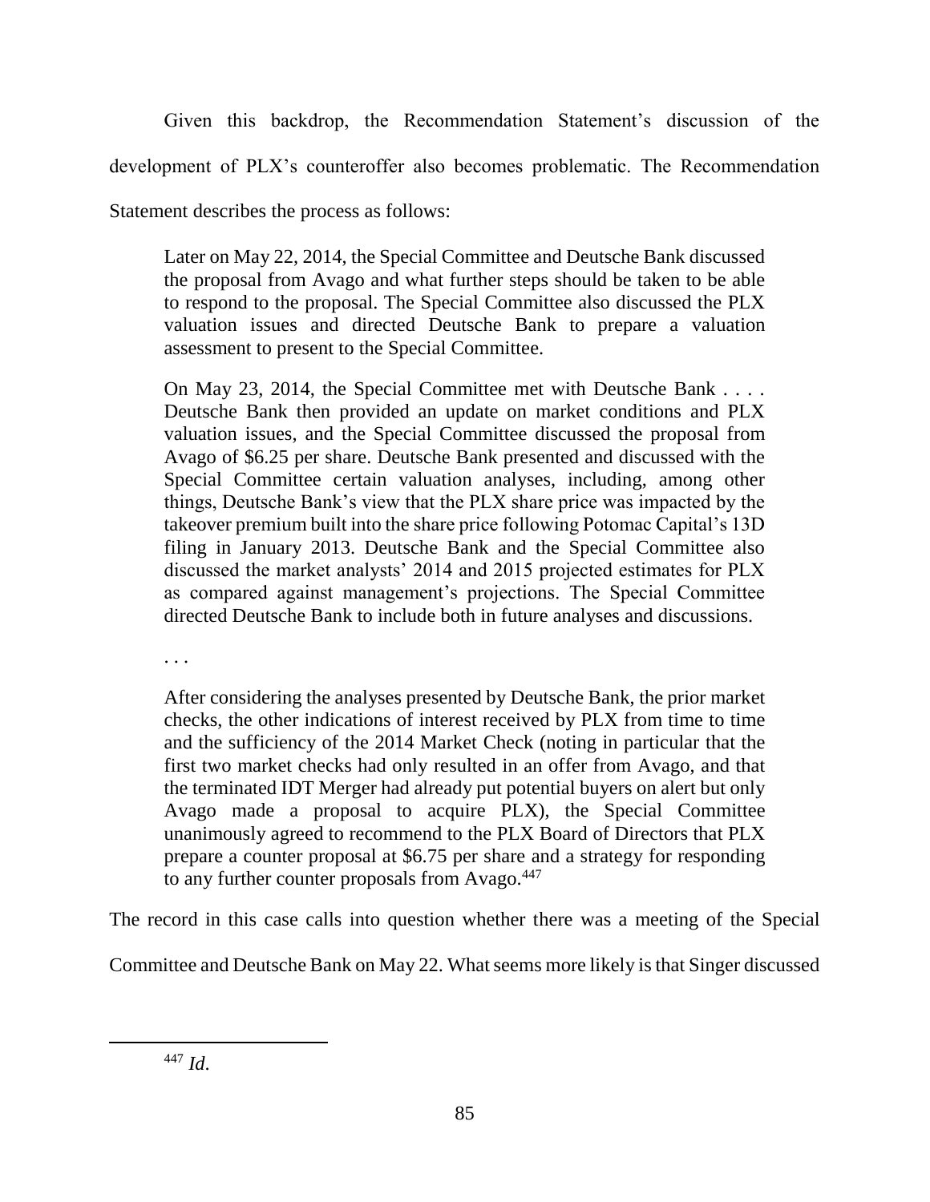Given this backdrop, the Recommendation Statement's discussion of the development of PLX's counteroffer also becomes problematic. The Recommendation Statement describes the process as follows:

> Later on May 22, 2014, the Special Committee and Deutsche Bank discussed the proposal from Avago and what further steps should be taken to be able to respond to the proposal. The Special Committee also discussed the PLX valuation issues and directed Deutsche Bank to prepare a valuation assessment to present to the Special Committee.
>
> On May 23, 2014, the Special Committee met with Deutsche Bank . . . . Deutsche Bank then provided an update on market conditions and PLX valuation issues, and the Special Committee discussed the proposal from Avago of $6.25 per share. Deutsche Bank presented and discussed with the Special Committee certain valuation analyses, including, among other things, Deutsche Bank's view that the PLX share price was impacted by the takeover premium built into the share price following Potomac Capital's 13D filing in January 2013. Deutsche Bank and the Special Committee also discussed the market analysts' 2014 and 2015 projected estimates for PLX as compared against management's projections. The Special Committee directed Deutsche Bank to include both in future analyses and discussions.
>
> . . .
>
> After considering the analyses presented by Deutsche Bank, the prior market checks, the other indications of interest received by PLX from time to time and the sufficiency of the 2014 Market Check (noting in particular that the first two market checks had only resulted in an offer from Avago, and that the terminated IDT Merger had already put potential buyers on alert but only Avago made a proposal to acquire PLX), the Special Committee unanimously agreed to recommend to the PLX Board of Directors that PLX prepare a counter proposal at $6.75 per share and a strategy for responding to any further counter proposals from Avago.[447]

The record in this case calls into question whether there was a meeting of the Special Committee and Deutsche Bank on May 22. What seems more likely is that Singer discussed

---

[447] *Id.*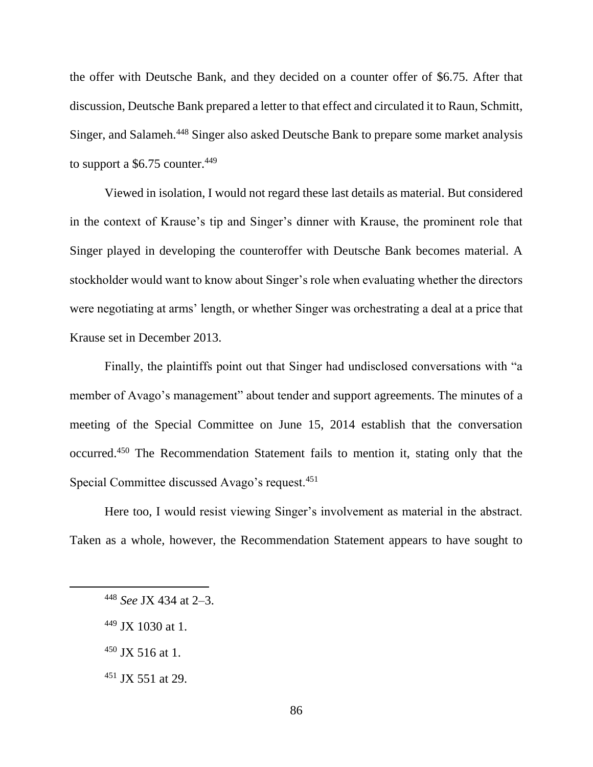the offer with Deutsche Bank, and they decided on a counter offer of $6.75. After that discussion, Deutsche Bank prepared a letter to that effect and circulated it to Raun, Schmitt, Singer, and Salameh.[448] Singer also asked Deutsche Bank to prepare some market analysis to support a $6.75 counter.[449]

Viewed in isolation, I would not regard these last details as material. But considered in the context of Krause's tip and Singer's dinner with Krause, the prominent role that Singer played in developing the counteroffer with Deutsche Bank becomes material. A stockholder would want to know about Singer's role when evaluating whether the directors were negotiating at arms' length, or whether Singer was orchestrating a deal at a price that Krause set in December 2013.

Finally, the plaintiffs point out that Singer had undisclosed conversations with "a member of Avago's management" about tender and support agreements. The minutes of a meeting of the Special Committee on June 15, 2014 establish that the conversation occurred.[450] The Recommendation Statement fails to mention it, stating only that the Special Committee discussed Avago's request.[451]

Here too, I would resist viewing Singer's involvement as material in the abstract. Taken as a whole, however, the Recommendation Statement appears to have sought to

---

[448] *See* JX 434 at 2–3.

[449] JX 1030 at 1.

[450] JX 516 at 1.

[451] JX 551 at 29.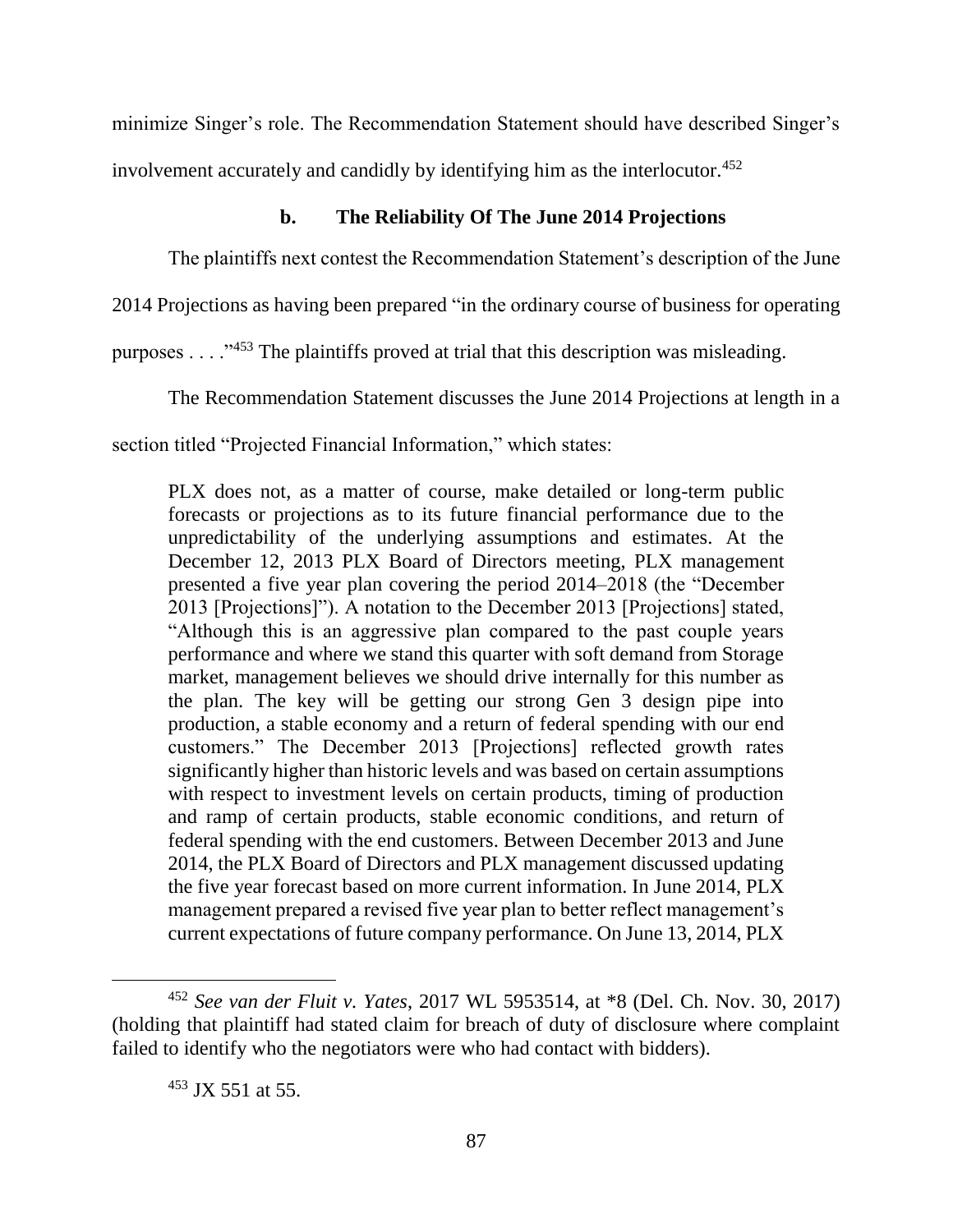minimize Singer's role. The Recommendation Statement should have described Singer's involvement accurately and candidly by identifying him as the interlocutor.[452]

### b. The Reliability Of The June 2014 Projections

The plaintiffs next contest the Recommendation Statement's description of the June 2014 Projections as having been prepared "in the ordinary course of business for operating purposes . . . ."[453] The plaintiffs proved at trial that this description was misleading.

The Recommendation Statement discusses the June 2014 Projections at length in a section titled "Projected Financial Information," which states:

> PLX does not, as a matter of course, make detailed or long-term public forecasts or projections as to its future financial performance due to the unpredictability of the underlying assumptions and estimates. At the December 12, 2013 PLX Board of Directors meeting, PLX management presented a five year plan covering the period 2014–2018 (the "December 2013 [Projections]"). A notation to the December 2013 [Projections] stated, "Although this is an aggressive plan compared to the past couple years performance and where we stand this quarter with soft demand from Storage market, management believes we should drive internally for this number as the plan. The key will be getting our strong Gen 3 design pipe into production, a stable economy and a return of federal spending with our end customers." The December 2013 [Projections] reflected growth rates significantly higher than historic levels and was based on certain assumptions with respect to investment levels on certain products, timing of production and ramp of certain products, stable economic conditions, and return of federal spending with the end customers. Between December 2013 and June 2014, the PLX Board of Directors and PLX management discussed updating the five year forecast based on more current information. In June 2014, PLX management prepared a revised five year plan to better reflect management's current expectations of future company performance. On June 13, 2014, PLX

---

[452] *See van der Fluit v. Yates*, 2017 WL 5953514, at *8 (Del. Ch. Nov. 30, 2017) (holding that plaintiff had stated claim for breach of duty of disclosure where complaint failed to identify who the negotiators were who had contact with bidders).

[453] JX 551 at 55.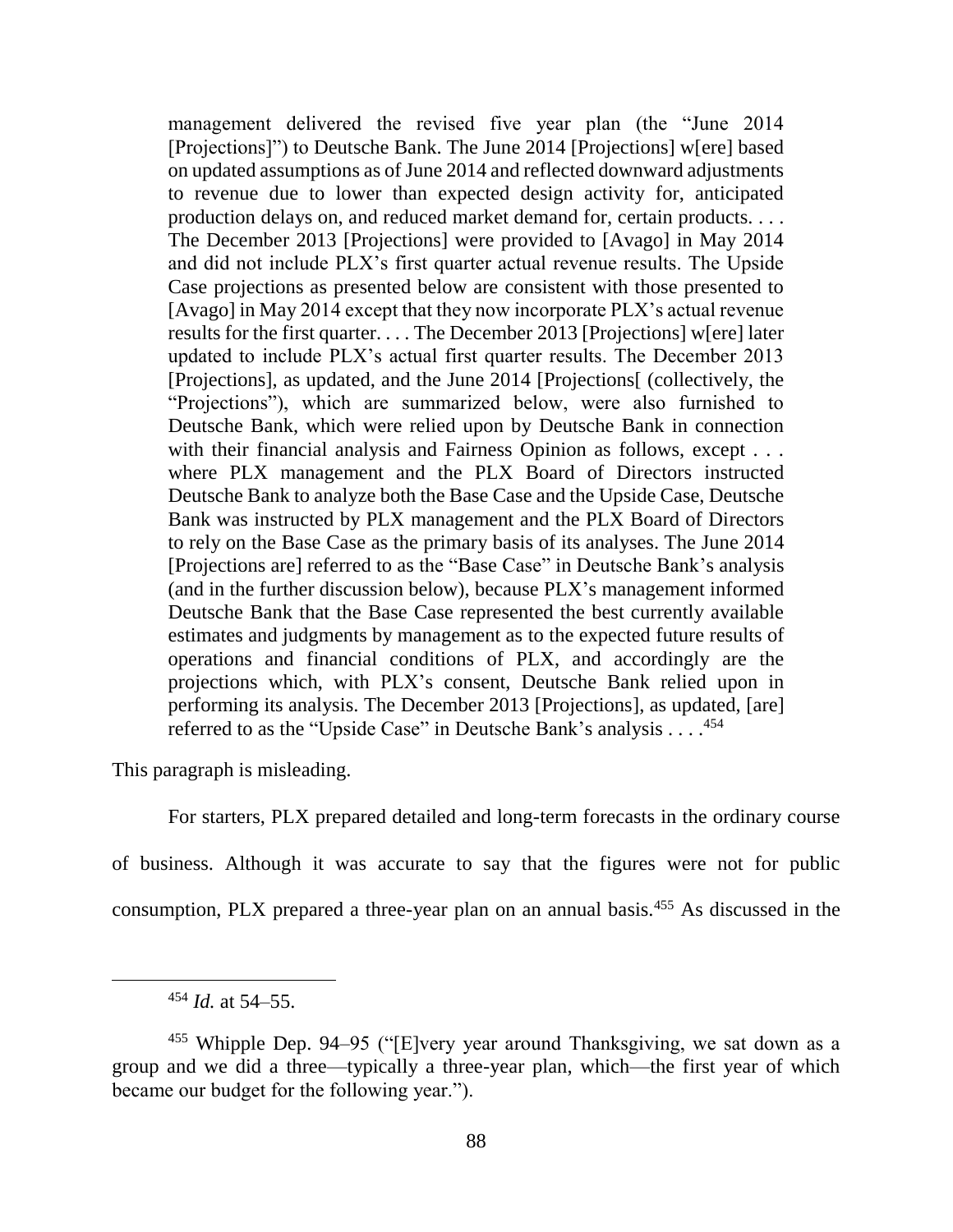> management delivered the revised five year plan (the "June 2014 [Projections]") to Deutsche Bank. The June 2014 [Projections] w[ere] based on updated assumptions as of June 2014 and reflected downward adjustments to revenue due to lower than expected design activity for, anticipated production delays on, and reduced market demand for, certain products. . . . The December 2013 [Projections] were provided to [Avago] in May 2014 and did not include PLX's first quarter actual revenue results. The Upside Case projections as presented below are consistent with those presented to [Avago] in May 2014 except that they now incorporate PLX's actual revenue results for the first quarter. . . . The December 2013 [Projections] w[ere] later updated to include PLX's actual first quarter results. The December 2013 [Projections], as updated, and the June 2014 [Projections[ (collectively, the "Projections"), which are summarized below, were also furnished to Deutsche Bank, which were relied upon by Deutsche Bank in connection with their financial analysis and Fairness Opinion as follows, except . . . where PLX management and the PLX Board of Directors instructed Deutsche Bank to analyze both the Base Case and the Upside Case, Deutsche Bank was instructed by PLX management and the PLX Board of Directors to rely on the Base Case as the primary basis of its analyses. The June 2014 [Projections are] referred to as the "Base Case" in Deutsche Bank's analysis (and in the further discussion below), because PLX's management informed Deutsche Bank that the Base Case represented the best currently available estimates and judgments by management as to the expected future results of operations and financial conditions of PLX, and accordingly are the projections which, with PLX's consent, Deutsche Bank relied upon in performing its analysis. The December 2013 [Projections], as updated, [are] referred to as the "Upside Case" in Deutsche Bank's analysis . . . .[454]

This paragraph is misleading.

For starters, PLX prepared detailed and long-term forecasts in the ordinary course of business. Although it was accurate to say that the figures were not for public consumption, PLX prepared a three-year plan on an annual basis.[455] As discussed in the

---

[454] *Id.* at 54–55.

[455] Whipple Dep. 94–95 ("[E]very year around Thanksgiving, we sat down as a group and we did a three—typically a three-year plan, which—the first year of which became our budget for the following year.").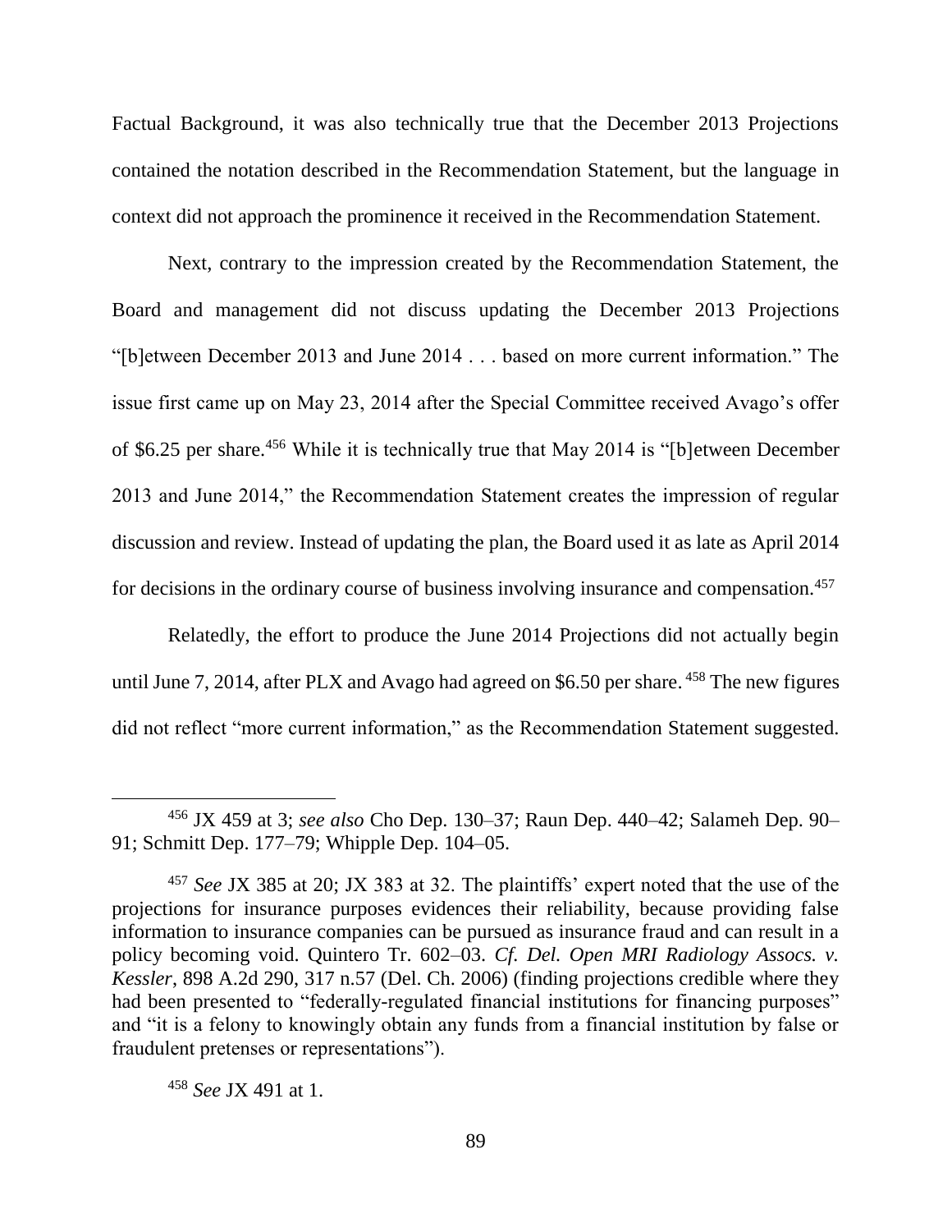Factual Background, it was also technically true that the December 2013 Projections contained the notation described in the Recommendation Statement, but the language in context did not approach the prominence it received in the Recommendation Statement.

Next, contrary to the impression created by the Recommendation Statement, the Board and management did not discuss updating the December 2013 Projections "[b]etween December 2013 and June 2014 . . . based on more current information." The issue first came up on May 23, 2014 after the Special Committee received Avago's offer of $6.25 per share.[456] While it is technically true that May 2014 is "[b]etween December 2013 and June 2014," the Recommendation Statement creates the impression of regular discussion and review. Instead of updating the plan, the Board used it as late as April 2014 for decisions in the ordinary course of business involving insurance and compensation.[457]

Relatedly, the effort to produce the June 2014 Projections did not actually begin until June 7, 2014, after PLX and Avago had agreed on $6.50 per share.[458] The new figures did not reflect "more current information," as the Recommendation Statement suggested.

---

[456] JX 459 at 3; *see also* Cho Dep. 130–37; Raun Dep. 440–42; Salameh Dep. 90–91; Schmitt Dep. 177–79; Whipple Dep. 104–05.

[457] *See* JX 385 at 20; JX 383 at 32. The plaintiffs' expert noted that the use of the projections for insurance purposes evidences their reliability, because providing false information to insurance companies can be pursued as insurance fraud and can result in a policy becoming void. Quintero Tr. 602–03. *Cf. Del. Open MRI Radiology Assocs. v. Kessler*, 898 A.2d 290, 317 n.57 (Del. Ch. 2006) (finding projections credible where they had been presented to "federally-regulated financial institutions for financing purposes" and "it is a felony to knowingly obtain any funds from a financial institution by false or fraudulent pretenses or representations").

[458] *See* JX 491 at 1.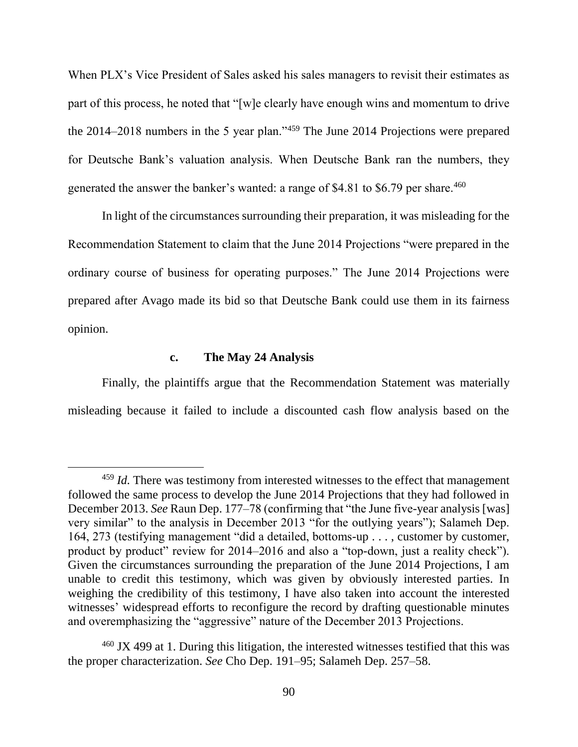When PLX's Vice President of Sales asked his sales managers to revisit their estimates as part of this process, he noted that "[w]e clearly have enough wins and momentum to drive the 2014–2018 numbers in the 5 year plan."[459] The June 2014 Projections were prepared for Deutsche Bank's valuation analysis. When Deutsche Bank ran the numbers, they generated the answer the banker's wanted: a range of $4.81 to $6.79 per share.[460]

In light of the circumstances surrounding their preparation, it was misleading for the Recommendation Statement to claim that the June 2014 Projections "were prepared in the ordinary course of business for operating purposes." The June 2014 Projections were prepared after Avago made its bid so that Deutsche Bank could use them in its fairness opinion.

#### c. The May 24 Analysis

Finally, the plaintiffs argue that the Recommendation Statement was materially misleading because it failed to include a discounted cash flow analysis based on the

---

[459] *Id.* There was testimony from interested witnesses to the effect that management followed the same process to develop the June 2014 Projections that they had followed in December 2013. *See* Raun Dep. 177–78 (confirming that "the June five-year analysis [was] very similar" to the analysis in December 2013 "for the outlying years"); Salameh Dep. 164, 273 (testifying management "did a detailed, bottoms-up . . . , customer by customer, product by product" review for 2014–2016 and also a "top-down, just a reality check"). Given the circumstances surrounding the preparation of the June 2014 Projections, I am unable to credit this testimony, which was given by obviously interested parties. In weighing the credibility of this testimony, I have also taken into account the interested witnesses' widespread efforts to reconfigure the record by drafting questionable minutes and overemphasizing the "aggressive" nature of the December 2013 Projections.

[460] JX 499 at 1. During this litigation, the interested witnesses testified that this was the proper characterization. *See* Cho Dep. 191–95; Salameh Dep. 257–58.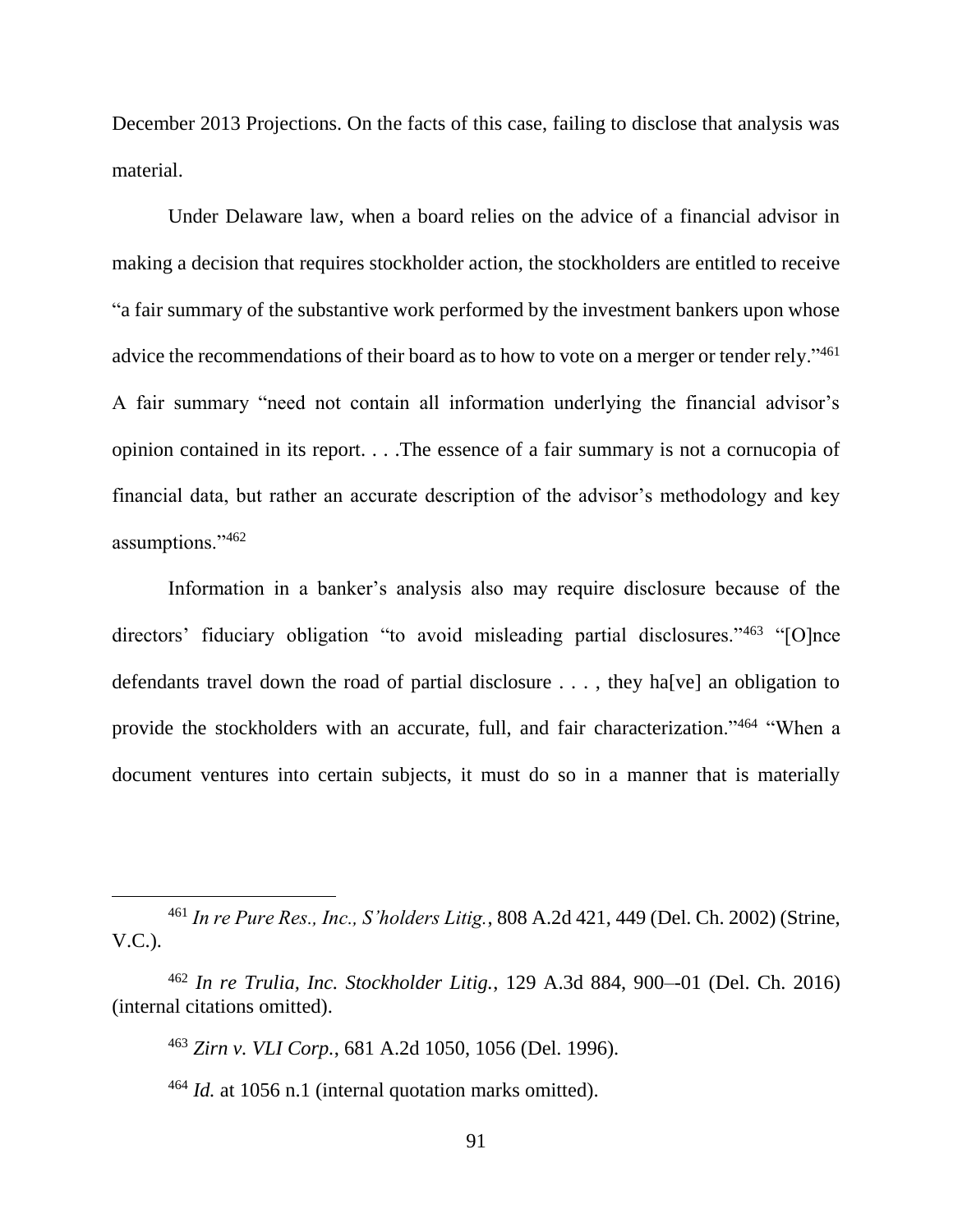December 2013 Projections. On the facts of this case, failing to disclose that analysis was material.

Under Delaware law, when a board relies on the advice of a financial advisor in making a decision that requires stockholder action, the stockholders are entitled to receive "a fair summary of the substantive work performed by the investment bankers upon whose advice the recommendations of their board as to how to vote on a merger or tender rely."[461] A fair summary "need not contain all information underlying the financial advisor's opinion contained in its report. . . .The essence of a fair summary is not a cornucopia of financial data, but rather an accurate description of the advisor's methodology and key assumptions."[462]

Information in a banker's analysis also may require disclosure because of the directors' fiduciary obligation "to avoid misleading partial disclosures."[463] "[O]nce defendants travel down the road of partial disclosure . . . , they ha[ve] an obligation to provide the stockholders with an accurate, full, and fair characterization."[464] "When a document ventures into certain subjects, it must do so in a manner that is materially

---

[461] *In re Pure Res., Inc., S'holders Litig.*, 808 A.2d 421, 449 (Del. Ch. 2002) (Strine, V.C.).

[462] *In re Trulia, Inc. Stockholder Litig.*, 129 A.3d 884, 900–-01 (Del. Ch. 2016) (internal citations omitted).

[463] *Zirn v. VLI Corp.*, 681 A.2d 1050, 1056 (Del. 1996).

[464] *Id.* at 1056 n.1 (internal quotation marks omitted).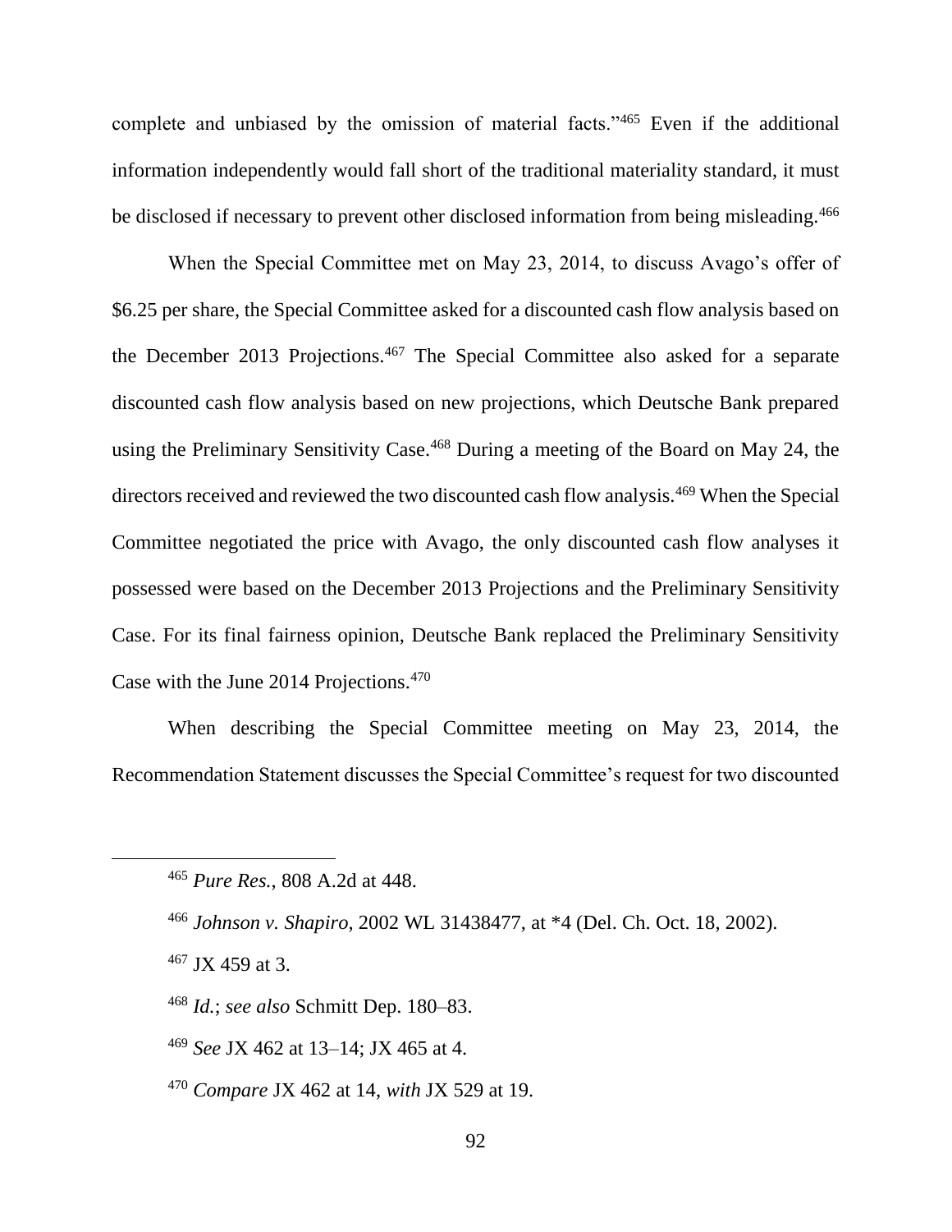complete and unbiased by the omission of material facts."[465] Even if the additional information independently would fall short of the traditional materiality standard, it must be disclosed if necessary to prevent other disclosed information from being misleading.[466]

When the Special Committee met on May 23, 2014, to discuss Avago's offer of $6.25 per share, the Special Committee asked for a discounted cash flow analysis based on the December 2013 Projections.[467] The Special Committee also asked for a separate discounted cash flow analysis based on new projections, which Deutsche Bank prepared using the Preliminary Sensitivity Case.[468] During a meeting of the Board on May 24, the directors received and reviewed the two discounted cash flow analysis.[469] When the Special Committee negotiated the price with Avago, the only discounted cash flow analyses it possessed were based on the December 2013 Projections and the Preliminary Sensitivity Case. For its final fairness opinion, Deutsche Bank replaced the Preliminary Sensitivity Case with the June 2014 Projections.[470]

When describing the Special Committee meeting on May 23, 2014, the Recommendation Statement discusses the Special Committee's request for two discounted

---

[465] *Pure Res.*, 808 A.2d at 448.

[466] *Johnson v. Shapiro*, 2002 WL 31438477, at *4 (Del. Ch. Oct. 18, 2002).

[467] JX 459 at 3.

[468] *Id.*; *see also* Schmitt Dep. 180–83.

[469] *See* JX 462 at 13–14; JX 465 at 4.

[470] *Compare* JX 462 at 14, *with* JX 529 at 19.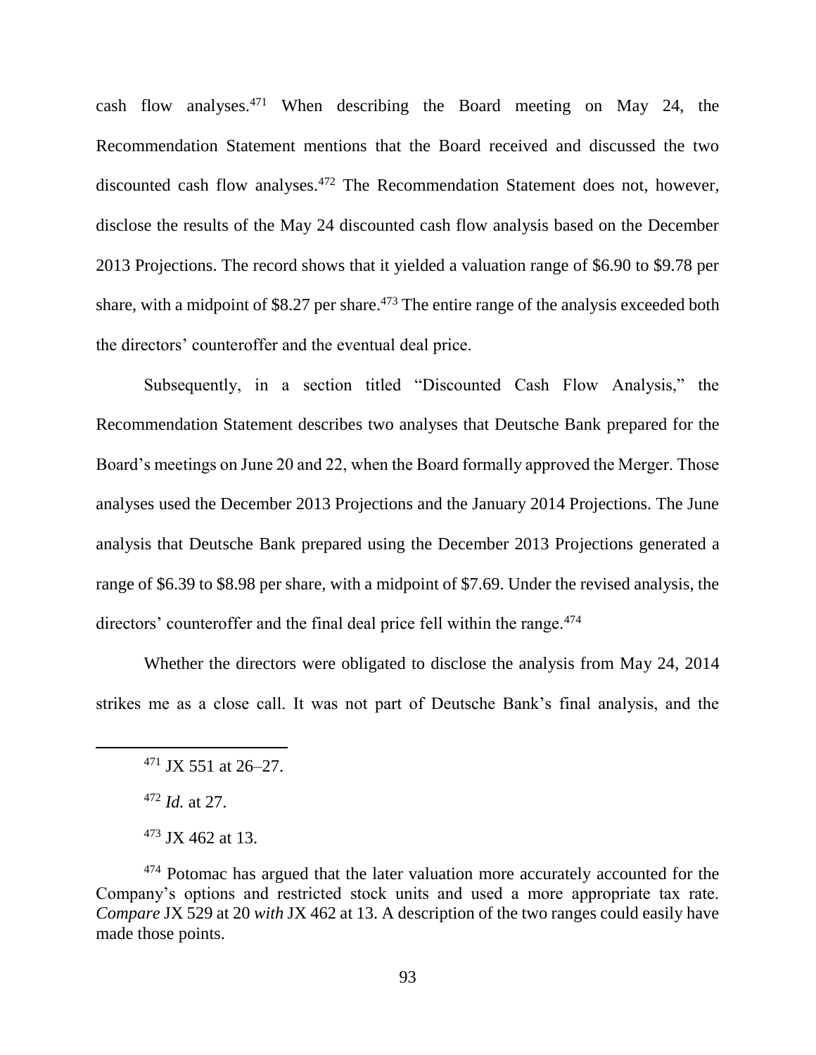cash flow analyses.[471] When describing the Board meeting on May 24, the Recommendation Statement mentions that the Board received and discussed the two discounted cash flow analyses.[472] The Recommendation Statement does not, however, disclose the results of the May 24 discounted cash flow analysis based on the December 2013 Projections. The record shows that it yielded a valuation range of $6.90 to $9.78 per share, with a midpoint of $8.27 per share.[473] The entire range of the analysis exceeded both the directors' counteroffer and the eventual deal price.

Subsequently, in a section titled "Discounted Cash Flow Analysis," the Recommendation Statement describes two analyses that Deutsche Bank prepared for the Board's meetings on June 20 and 22, when the Board formally approved the Merger. Those analyses used the December 2013 Projections and the January 2014 Projections. The June analysis that Deutsche Bank prepared using the December 2013 Projections generated a range of $6.39 to $8.98 per share, with a midpoint of $7.69. Under the revised analysis, the directors' counteroffer and the final deal price fell within the range.[474]

Whether the directors were obligated to disclose the analysis from May 24, 2014 strikes me as a close call. It was not part of Deutsche Bank's final analysis, and the

---

[471] JX 551 at 26–27.

[472] *Id.* at 27.

[473] JX 462 at 13.

[474] Potomac has argued that the later valuation more accurately accounted for the Company's options and restricted stock units and used a more appropriate tax rate. *Compare* JX 529 at 20 *with* JX 462 at 13. A description of the two ranges could easily have made those points.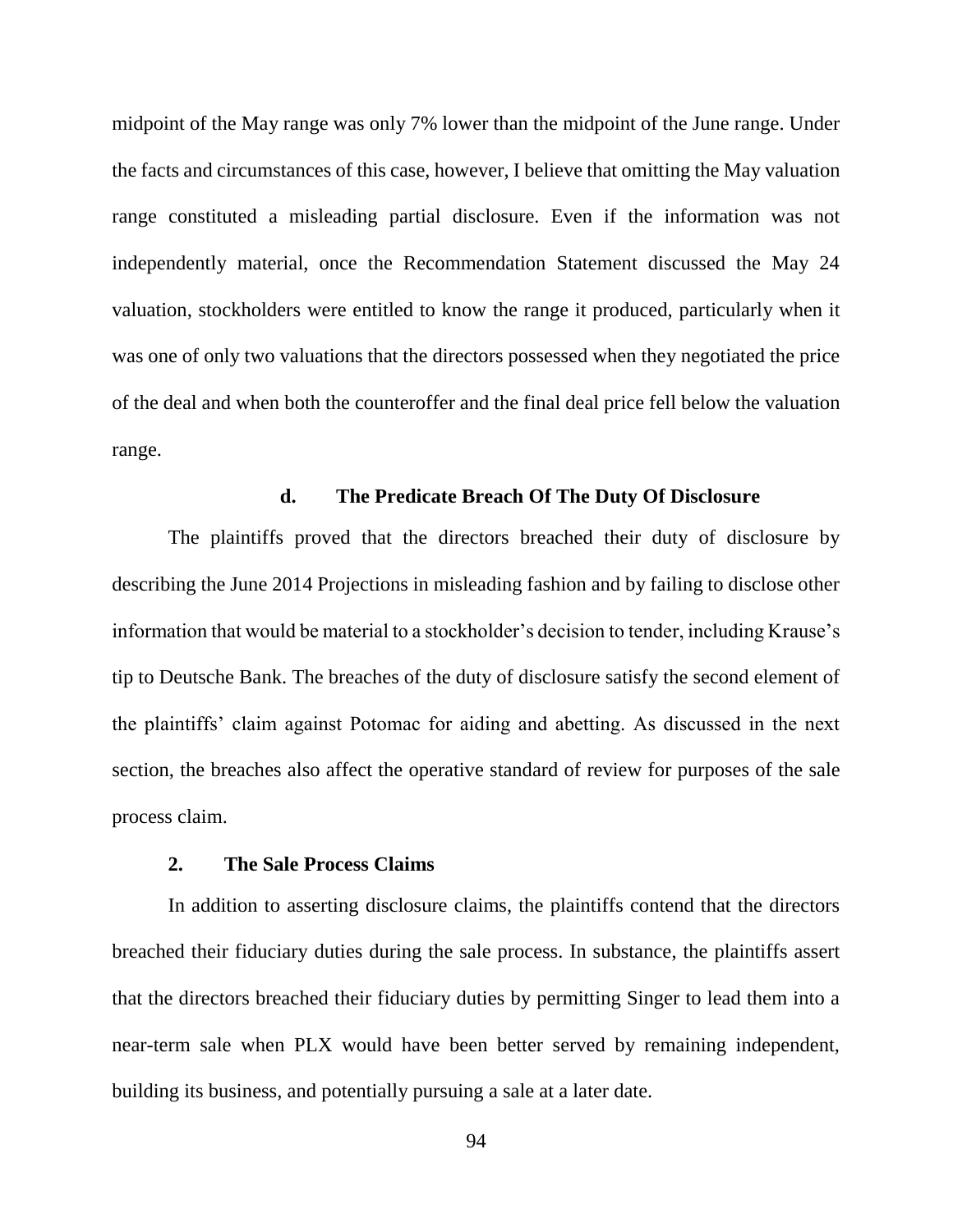midpoint of the May range was only 7% lower than the midpoint of the June range. Under the facts and circumstances of this case, however, I believe that omitting the May valuation range constituted a misleading partial disclosure. Even if the information was not independently material, once the Recommendation Statement discussed the May 24 valuation, stockholders were entitled to know the range it produced, particularly when it was one of only two valuations that the directors possessed when they negotiated the price of the deal and when both the counteroffer and the final deal price fell below the valuation range.

#### d. The Predicate Breach Of The Duty Of Disclosure

The plaintiffs proved that the directors breached their duty of disclosure by describing the June 2014 Projections in misleading fashion and by failing to disclose other information that would be material to a stockholder's decision to tender, including Krause's tip to Deutsche Bank. The breaches of the duty of disclosure satisfy the second element of the plaintiffs' claim against Potomac for aiding and abetting. As discussed in the next section, the breaches also affect the operative standard of review for purposes of the sale process claim.

### 2. The Sale Process Claims

In addition to asserting disclosure claims, the plaintiffs contend that the directors breached their fiduciary duties during the sale process. In substance, the plaintiffs assert that the directors breached their fiduciary duties by permitting Singer to lead them into a near-term sale when PLX would have been better served by remaining independent, building its business, and potentially pursuing a sale at a later date.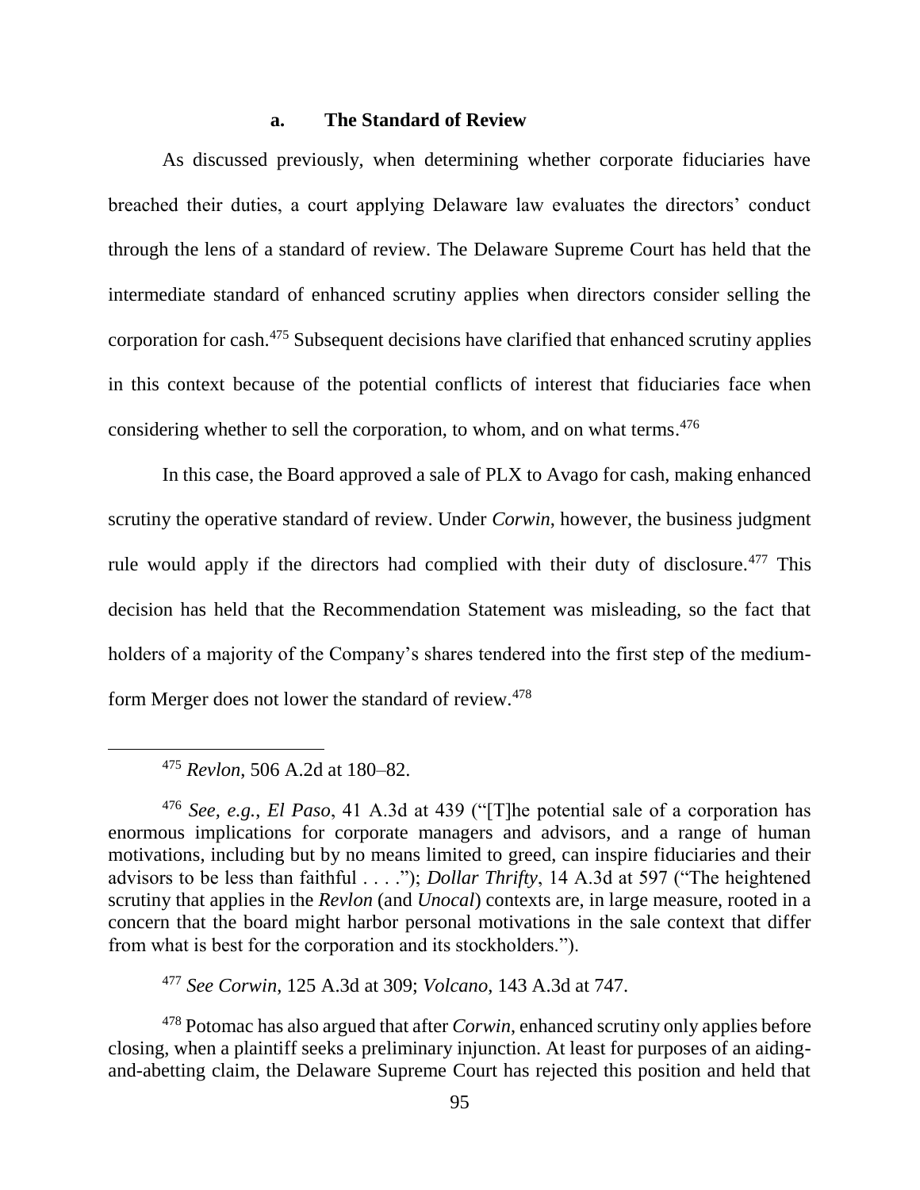### a. The Standard of Review

As discussed previously, when determining whether corporate fiduciaries have breached their duties, a court applying Delaware law evaluates the directors' conduct through the lens of a standard of review. The Delaware Supreme Court has held that the intermediate standard of enhanced scrutiny applies when directors consider selling the corporation for cash.[475] Subsequent decisions have clarified that enhanced scrutiny applies in this context because of the potential conflicts of interest that fiduciaries face when considering whether to sell the corporation, to whom, and on what terms.[476]

In this case, the Board approved a sale of PLX to Avago for cash, making enhanced scrutiny the operative standard of review. Under *Corwin*, however, the business judgment rule would apply if the directors had complied with their duty of disclosure.[477] This decision has held that the Recommendation Statement was misleading, so the fact that holders of a majority of the Company's shares tendered into the first step of the medium-form Merger does not lower the standard of review.[478]

---

[475] *Revlon*, 506 A.2d at 180–82.

[476] *See, e.g.*, *El Paso*, 41 A.3d at 439 ("[T]he potential sale of a corporation has enormous implications for corporate managers and advisors, and a range of human motivations, including but by no means limited to greed, can inspire fiduciaries and their advisors to be less than faithful . . . ."); *Dollar Thrifty*, 14 A.3d at 597 ("The heightened scrutiny that applies in the *Revlon* (and *Unocal*) contexts are, in large measure, rooted in a concern that the board might harbor personal motivations in the sale context that differ from what is best for the corporation and its stockholders.").

[477] *See Corwin*, 125 A.3d at 309; *Volcano*, 143 A.3d at 747.

[478] Potomac has also argued that after *Corwin*, enhanced scrutiny only applies before closing, when a plaintiff seeks a preliminary injunction. At least for purposes of an aiding-and-abetting claim, the Delaware Supreme Court has rejected this position and held that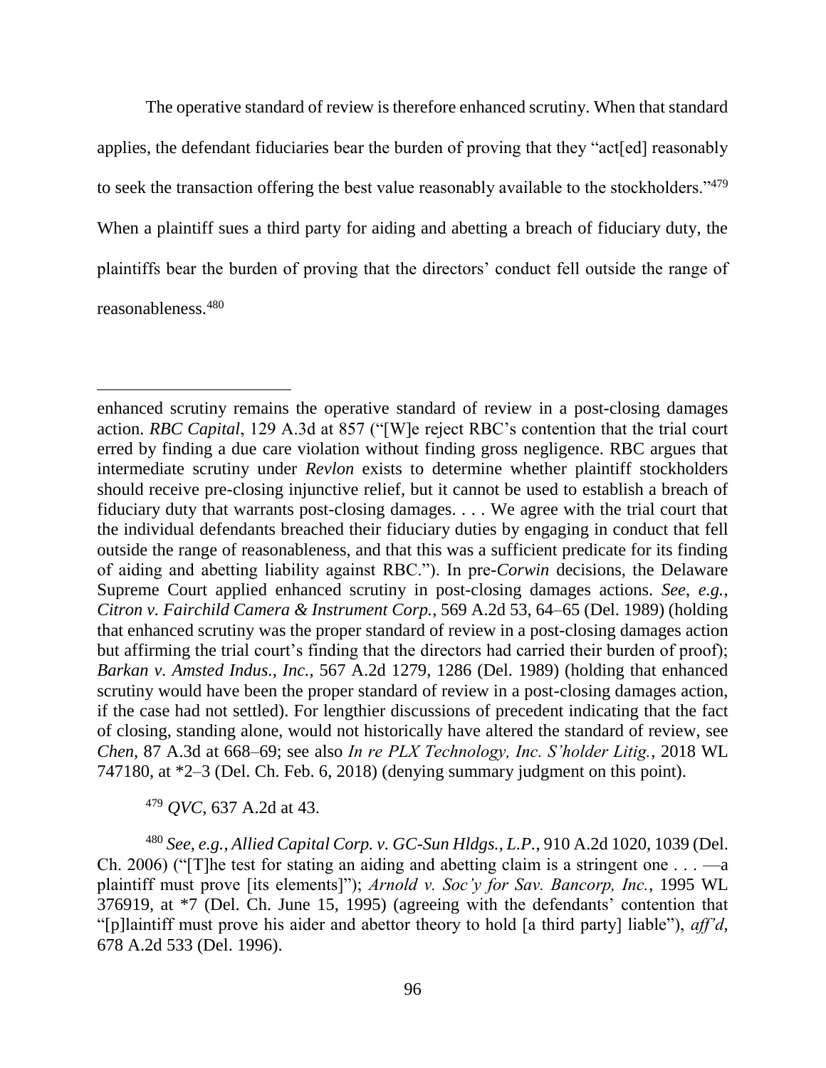The operative standard of review is therefore enhanced scrutiny. When that standard applies, the defendant fiduciaries bear the burden of proving that they "act[ed] reasonably to seek the transaction offering the best value reasonably available to the stockholders."[479] When a plaintiff sues a third party for aiding and abetting a breach of fiduciary duty, the plaintiffs bear the burden of proving that the directors' conduct fell outside the range of reasonableness.[480]

---

enhanced scrutiny remains the operative standard of review in a post-closing damages action. *RBC Capital*, 129 A.3d at 857 ("[W]e reject RBC's contention that the trial court erred by finding a due care violation without finding gross negligence. RBC argues that intermediate scrutiny under *Revlon* exists to determine whether plaintiff stockholders should receive pre-closing injunctive relief, but it cannot be used to establish a breach of fiduciary duty that warrants post-closing damages. . . . We agree with the trial court that the individual defendants breached their fiduciary duties by engaging in conduct that fell outside the range of reasonableness, and that this was a sufficient predicate for its finding of aiding and abetting liability against RBC."). In pre-*Corwin* decisions, the Delaware Supreme Court applied enhanced scrutiny in post-closing damages actions. *See, e.g.*, *Citron v. Fairchild Camera & Instrument Corp.*, 569 A.2d 53, 64–65 (Del. 1989) (holding that enhanced scrutiny was the proper standard of review in a post-closing damages action but affirming the trial court's finding that the directors had carried their burden of proof); *Barkan v. Amsted Indus., Inc.*, 567 A.2d 1279, 1286 (Del. 1989) (holding that enhanced scrutiny would have been the proper standard of review in a post-closing damages action, if the case had not settled). For lengthier discussions of precedent indicating that the fact of closing, standing alone, would not historically have altered the standard of review, see *Chen*, 87 A.3d at 668–69; see also *In re PLX Technology, Inc. S'holder Litig.*, 2018 WL 747180, at *2–3 (Del. Ch. Feb. 6, 2018) (denying summary judgment on this point).

[479] *QVC*, 637 A.2d at 43.

[480] *See, e.g.*, *Allied Capital Corp. v. GC-Sun Hldgs., L.P.*, 910 A.2d 1020, 1039 (Del. Ch. 2006) ("[T]he test for stating an aiding and abetting claim is a stringent one . . . —a plaintiff must prove [its elements]"); *Arnold v. Soc'y for Sav. Bancorp, Inc.*, 1995 WL 376919, at *7 (Del. Ch. June 15, 1995) (agreeing with the defendants' contention that "[p]laintiff must prove his aider and abettor theory to hold [a third party] liable"), *aff'd*, 678 A.2d 533 (Del. 1996).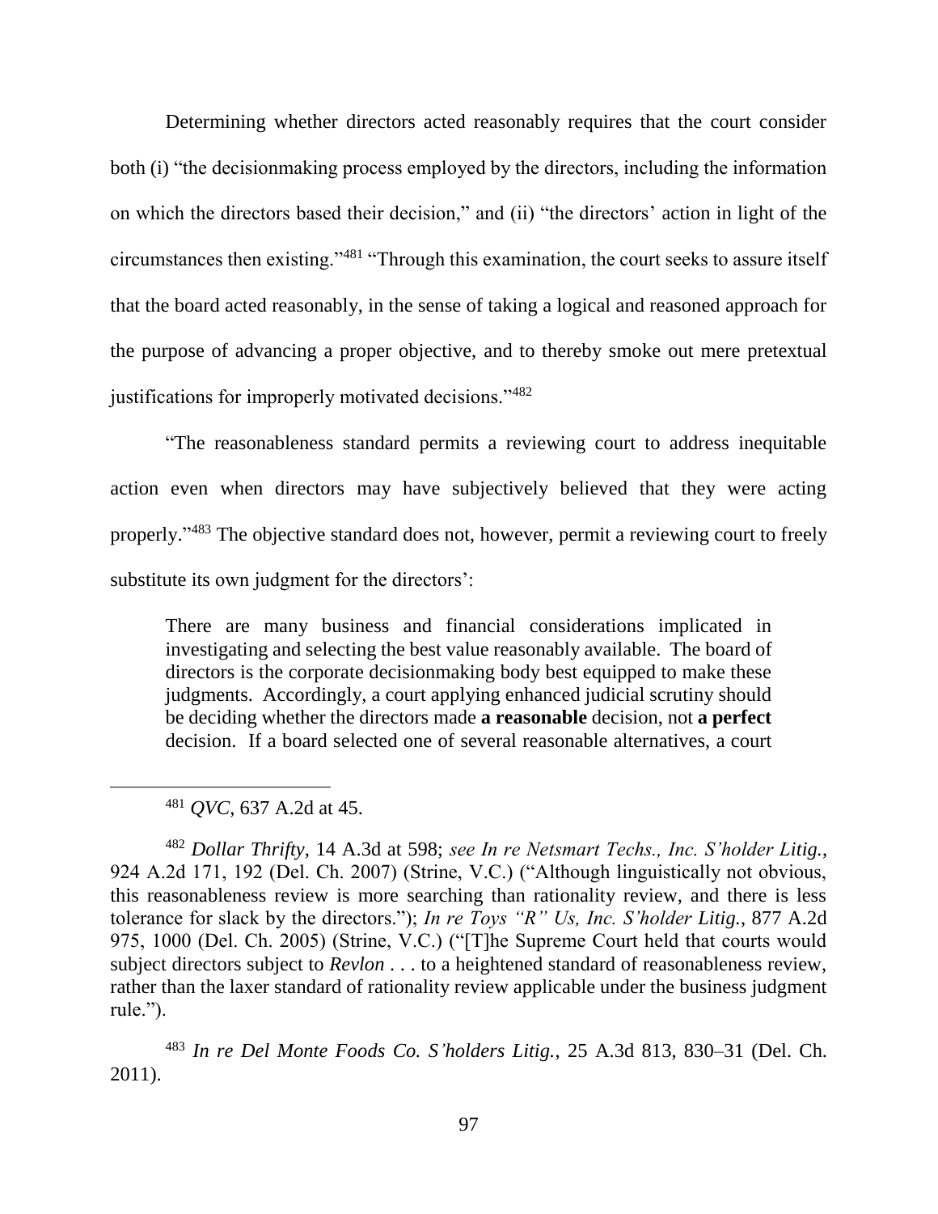Determining whether directors acted reasonably requires that the court consider both (i) "the decisionmaking process employed by the directors, including the information on which the directors based their decision," and (ii) "the directors' action in light of the circumstances then existing."[481] "Through this examination, the court seeks to assure itself that the board acted reasonably, in the sense of taking a logical and reasoned approach for the purpose of advancing a proper objective, and to thereby smoke out mere pretextual justifications for improperly motivated decisions."[482]

"The reasonableness standard permits a reviewing court to address inequitable action even when directors may have subjectively believed that they were acting properly."[483] The objective standard does not, however, permit a reviewing court to freely substitute its own judgment for the directors':

> There are many business and financial considerations implicated in investigating and selecting the best value reasonably available. The board of directors is the corporate decisionmaking body best equipped to make these judgments. Accordingly, a court applying enhanced judicial scrutiny should be deciding whether the directors made **a reasonable** decision, not **a perfect** decision. If a board selected one of several reasonable alternatives, a court

---

[481] *QVC*, 637 A.2d at 45.

[482] *Dollar Thrifty*, 14 A.3d at 598; *see In re Netsmart Techs., Inc. S'holder Litig.*, 924 A.2d 171, 192 (Del. Ch. 2007) (Strine, V.C.) ("Although linguistically not obvious, this reasonableness review is more searching than rationality review, and there is less tolerance for slack by the directors."); *In re Toys "R" Us, Inc. S'holder Litig.*, 877 A.2d 975, 1000 (Del. Ch. 2005) (Strine, V.C.) ("[T]he Supreme Court held that courts would subject directors subject to *Revlon* . . . to a heightened standard of reasonableness review, rather than the laxer standard of rationality review applicable under the business judgment rule.").

[483] *In re Del Monte Foods Co. S'holders Litig.*, 25 A.3d 813, 830–31 (Del. Ch. 2011).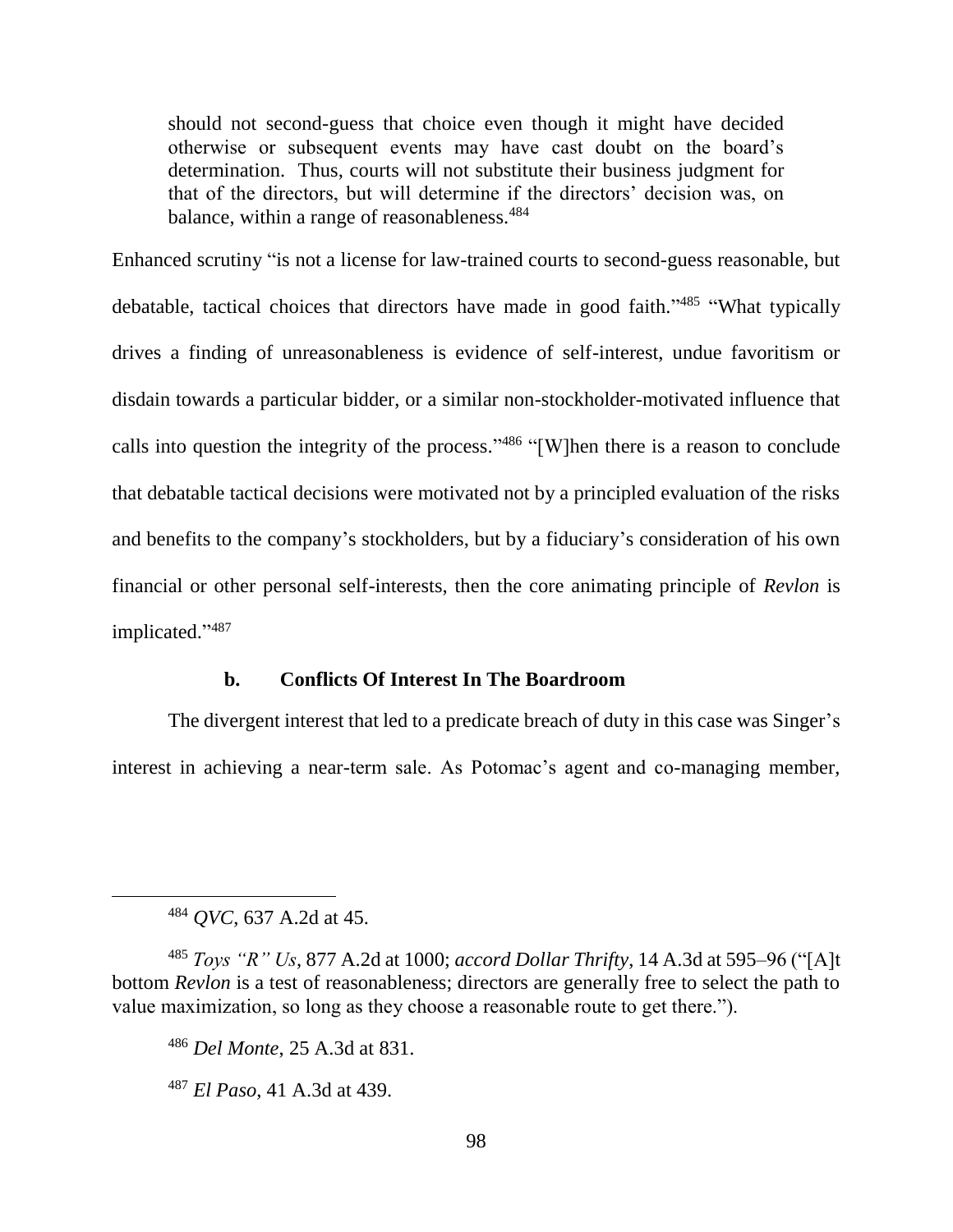> should not second-guess that choice even though it might have decided otherwise or subsequent events may have cast doubt on the board's determination. Thus, courts will not substitute their business judgment for that of the directors, but will determine if the directors' decision was, on balance, within a range of reasonableness.[484]

Enhanced scrutiny "is not a license for law-trained courts to second-guess reasonable, but debatable, tactical choices that directors have made in good faith."[485] "What typically drives a finding of unreasonableness is evidence of self-interest, undue favoritism or disdain towards a particular bidder, or a similar non-stockholder-motivated influence that calls into question the integrity of the process."[486] "[W]hen there is a reason to conclude that debatable tactical decisions were motivated not by a principled evaluation of the risks and benefits to the company's stockholders, but by a fiduciary's consideration of his own financial or other personal self-interests, then the core animating principle of *Revlon* is implicated."[487]

#### b. Conflicts Of Interest In The Boardroom

The divergent interest that led to a predicate breach of duty in this case was Singer's interest in achieving a near-term sale. As Potomac's agent and co-managing member,

---

[484] *QVC*, 637 A.2d at 45.

[485] *Toys "R" Us*, 877 A.2d at 1000; *accord Dollar Thrifty*, 14 A.3d at 595–96 ("[A]t bottom *Revlon* is a test of reasonableness; directors are generally free to select the path to value maximization, so long as they choose a reasonable route to get there.").

[486] *Del Monte*, 25 A.3d at 831.

[487] *El Paso*, 41 A.3d at 439.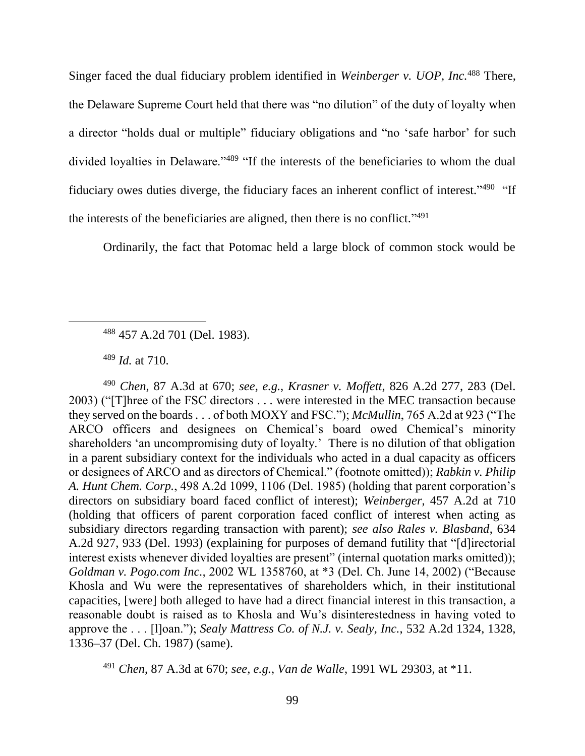Singer faced the dual fiduciary problem identified in *Weinberger v. UOP, Inc.*[488] There, the Delaware Supreme Court held that there was "no dilution" of the duty of loyalty when a director "holds dual or multiple" fiduciary obligations and "no 'safe harbor' for such divided loyalties in Delaware."[489] "If the interests of the beneficiaries to whom the dual fiduciary owes duties diverge, the fiduciary faces an inherent conflict of interest."[490] "If the interests of the beneficiaries are aligned, then there is no conflict."[491]

Ordinarily, the fact that Potomac held a large block of common stock would be

---

[488] 457 A.2d 701 (Del. 1983).

[489] *Id.* at 710.

[490] *Chen*, 87 A.3d at 670; *see, e.g.*, *Krasner v. Moffett*, 826 A.2d 277, 283 (Del. 2003) ("[T]hree of the FSC directors . . . were interested in the MEC transaction because they served on the boards . . . of both MOXY and FSC."); *McMullin*, 765 A.2d at 923 ("The ARCO officers and designees on Chemical's board owed Chemical's minority shareholders 'an uncompromising duty of loyalty.' There is no dilution of that obligation in a parent subsidiary context for the individuals who acted in a dual capacity as officers or designees of ARCO and as directors of Chemical." (footnote omitted)); *Rabkin v. Philip A. Hunt Chem. Corp.*, 498 A.2d 1099, 1106 (Del. 1985) (holding that parent corporation's directors on subsidiary board faced conflict of interest); *Weinberger*, 457 A.2d at 710 (holding that officers of parent corporation faced conflict of interest when acting as subsidiary directors regarding transaction with parent); *see also Rales v. Blasband*, 634 A.2d 927, 933 (Del. 1993) (explaining for purposes of demand futility that "[d]irectorial interest exists whenever divided loyalties are present" (internal quotation marks omitted)); *Goldman v. Pogo.com Inc.*, 2002 WL 1358760, at *3 (Del. Ch. June 14, 2002) ("Because Khosla and Wu were the representatives of shareholders which, in their institutional capacities, [were] both alleged to have had a direct financial interest in this transaction, a reasonable doubt is raised as to Khosla and Wu's disinterestedness in having voted to approve the . . . [l]oan."); *Sealy Mattress Co. of N.J. v. Sealy, Inc.*, 532 A.2d 1324, 1328, 1336–37 (Del. Ch. 1987) (same).

[491] *Chen*, 87 A.3d at 670; *see, e.g.*, *Van de Walle*, 1991 WL 29303, at *11.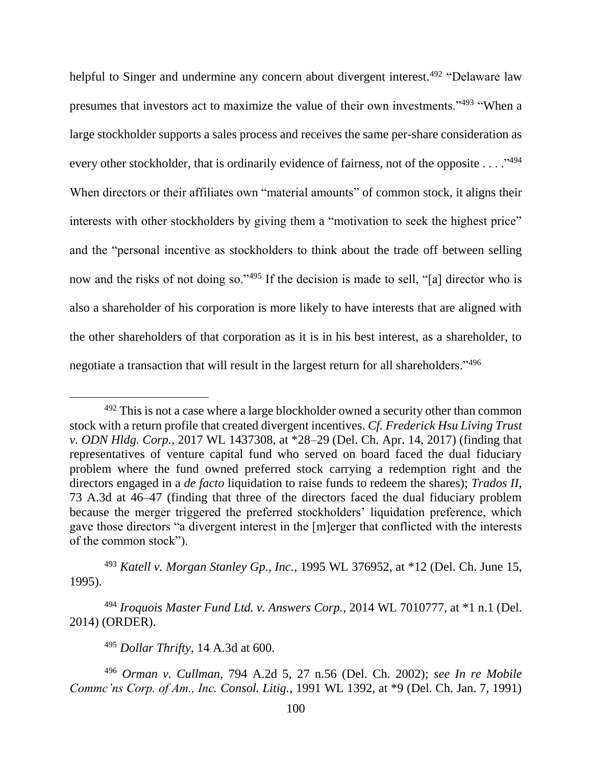helpful to Singer and undermine any concern about divergent interest.[492] "Delaware law presumes that investors act to maximize the value of their own investments."[493] "When a large stockholder supports a sales process and receives the same per-share consideration as every other stockholder, that is ordinarily evidence of fairness, not of the opposite . . . ."[494] When directors or their affiliates own "material amounts" of common stock, it aligns their interests with other stockholders by giving them a "motivation to seek the highest price" and the "personal incentive as stockholders to think about the trade off between selling now and the risks of not doing so."[495] If the decision is made to sell, "[a] director who is also a shareholder of his corporation is more likely to have interests that are aligned with the other shareholders of that corporation as it is in his best interest, as a shareholder, to negotiate a transaction that will result in the largest return for all shareholders."[496]

---

[492] This is not a case where a large blockholder owned a security other than common stock with a return profile that created divergent incentives. *Cf. Frederick Hsu Living Trust v. ODN Hldg. Corp.*, 2017 WL 1437308, at *28–29 (Del. Ch. Apr. 14, 2017) (finding that representatives of venture capital fund who served on board faced the dual fiduciary problem where the fund owned preferred stock carrying a redemption right and the directors engaged in a *de facto* liquidation to raise funds to redeem the shares); *Trados II*, 73 A.3d at 46–47 (finding that three of the directors faced the dual fiduciary problem because the merger triggered the preferred stockholders' liquidation preference, which gave those directors "a divergent interest in the [m]erger that conflicted with the interests of the common stock").

[493] *Katell v. Morgan Stanley Gp., Inc.*, 1995 WL 376952, at *12 (Del. Ch. June 15, 1995).

[494] *Iroquois Master Fund Ltd. v. Answers Corp.*, 2014 WL 7010777, at *1 n.1 (Del. 2014) (ORDER).

[495] *Dollar Thrifty*, 14 A.3d at 600.

[496] *Orman v. Cullman*, 794 A.2d 5, 27 n.56 (Del. Ch. 2002); *see In re Mobile Commc'ns Corp. of Am., Inc. Consol. Litig.*, 1991 WL 1392, at *9 (Del. Ch. Jan. 7, 1991)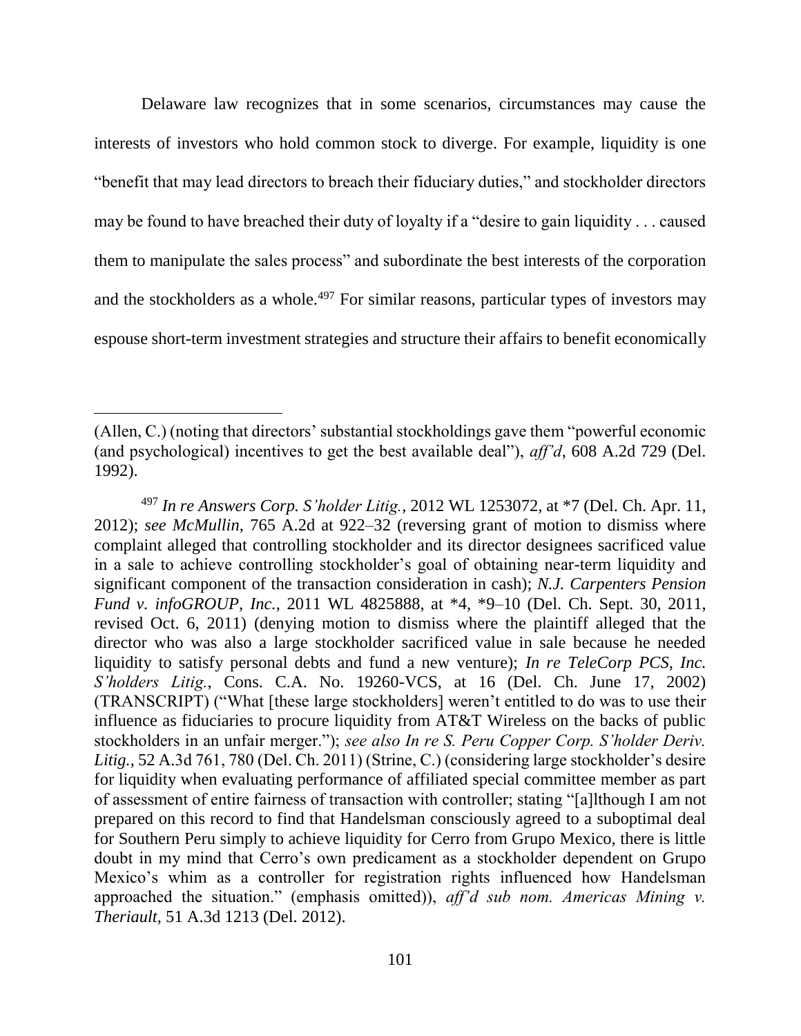Delaware law recognizes that in some scenarios, circumstances may cause the interests of investors who hold common stock to diverge. For example, liquidity is one "benefit that may lead directors to breach their fiduciary duties," and stockholder directors may be found to have breached their duty of loyalty if a "desire to gain liquidity . . . caused them to manipulate the sales process" and subordinate the best interests of the corporation and the stockholders as a whole.[497] For similar reasons, particular types of investors may espouse short-term investment strategies and structure their affairs to benefit economically

---

(Allen, C.) (noting that directors' substantial stockholdings gave them "powerful economic (and psychological) incentives to get the best available deal"), *aff'd*, 608 A.2d 729 (Del. 1992).

[497] *In re Answers Corp. S'holder Litig.*, 2012 WL 1253072, at *7 (Del. Ch. Apr. 11, 2012); *see McMullin*, 765 A.2d at 922–32 (reversing grant of motion to dismiss where complaint alleged that controlling stockholder and its director designees sacrificed value in a sale to achieve controlling stockholder's goal of obtaining near-term liquidity and significant component of the transaction consideration in cash); *N.J. Carpenters Pension Fund v. infoGROUP, Inc.*, 2011 WL 4825888, at *4, *9–10 (Del. Ch. Sept. 30, 2011, revised Oct. 6, 2011) (denying motion to dismiss where the plaintiff alleged that the director who was also a large stockholder sacrificed value in sale because he needed liquidity to satisfy personal debts and fund a new venture); *In re TeleCorp PCS, Inc. S'holders Litig.*, Cons. C.A. No. 19260-VCS, at 16 (Del. Ch. June 17, 2002) (TRANSCRIPT) ("What [these large stockholders] weren't entitled to do was to use their influence as fiduciaries to procure liquidity from AT&T Wireless on the backs of public stockholders in an unfair merger."); *see also In re S. Peru Copper Corp. S'holder Deriv. Litig.*, 52 A.3d 761, 780 (Del. Ch. 2011) (Strine, C.) (considering large stockholder's desire for liquidity when evaluating performance of affiliated special committee member as part of assessment of entire fairness of transaction with controller; stating "[a]lthough I am not prepared on this record to find that Handelsman consciously agreed to a suboptimal deal for Southern Peru simply to achieve liquidity for Cerro from Grupo Mexico, there is little doubt in my mind that Cerro's own predicament as a stockholder dependent on Grupo Mexico's whim as a controller for registration rights influenced how Handelsman approached the situation." (emphasis omitted)), *aff'd sub nom. Americas Mining v. Theriault*, 51 A.3d 1213 (Del. 2012).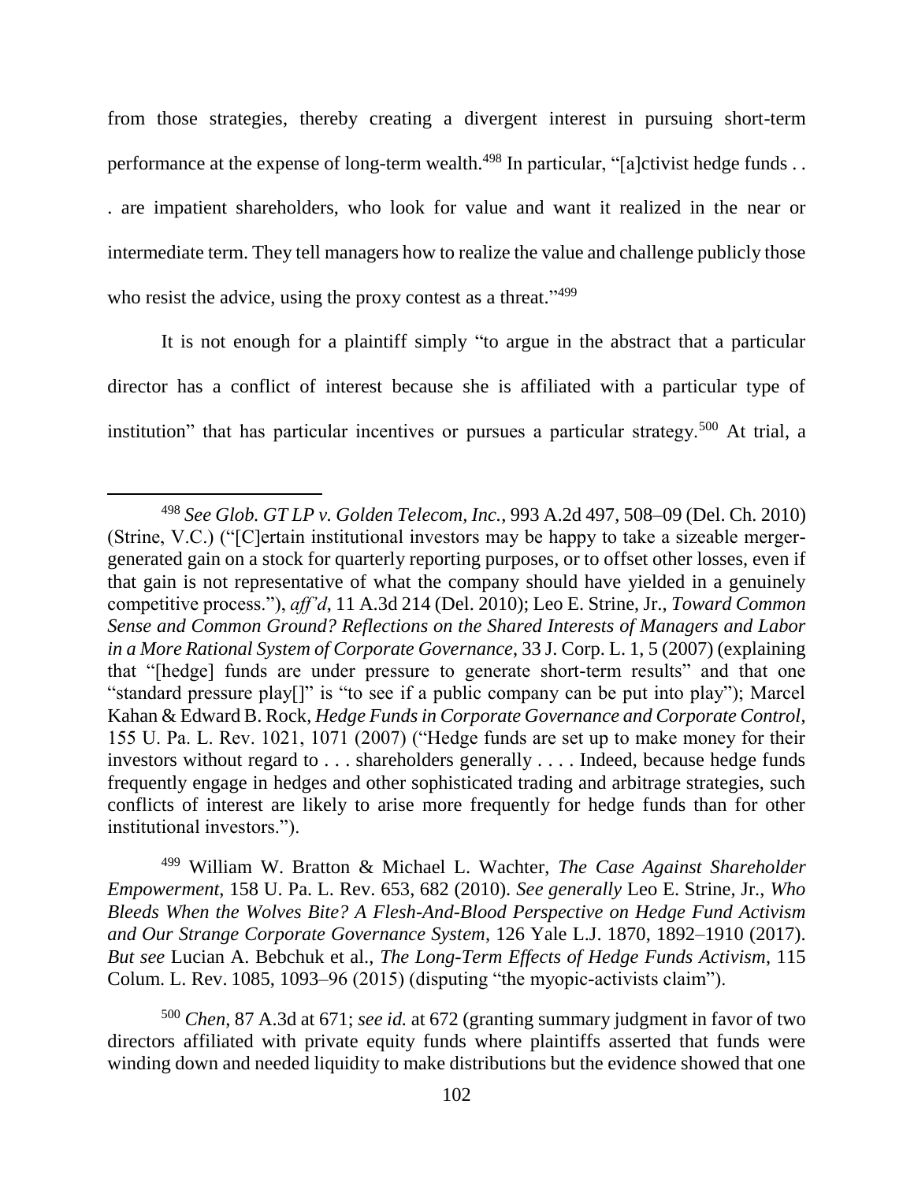from those strategies, thereby creating a divergent interest in pursuing short-term performance at the expense of long-term wealth.[498] In particular, "[a]ctivist hedge funds . . . are impatient shareholders, who look for value and want it realized in the near or intermediate term. They tell managers how to realize the value and challenge publicly those who resist the advice, using the proxy contest as a threat."[499]

It is not enough for a plaintiff simply "to argue in the abstract that a particular director has a conflict of interest because she is affiliated with a particular type of institution" that has particular incentives or pursues a particular strategy.[500] At trial, a

---

[498] *See Glob. GT LP v. Golden Telecom, Inc.*, 993 A.2d 497, 508–09 (Del. Ch. 2010) (Strine, V.C.) ("[C]ertain institutional investors may be happy to take a sizeable merger-generated gain on a stock for quarterly reporting purposes, or to offset other losses, even if that gain is not representative of what the company should have yielded in a genuinely competitive process."), *aff'd*, 11 A.3d 214 (Del. 2010); Leo E. Strine, Jr., *Toward Common Sense and Common Ground? Reflections on the Shared Interests of Managers and Labor in a More Rational System of Corporate Governance*, 33 J. Corp. L. 1, 5 (2007) (explaining that "[hedge] funds are under pressure to generate short-term results" and that one "standard pressure play[]" is "to see if a public company can be put into play"); Marcel Kahan & Edward B. Rock, *Hedge Funds in Corporate Governance and Corporate Control*, 155 U. Pa. L. Rev. 1021, 1071 (2007) ("Hedge funds are set up to make money for their investors without regard to . . . shareholders generally . . . . Indeed, because hedge funds frequently engage in hedges and other sophisticated trading and arbitrage strategies, such conflicts of interest are likely to arise more frequently for hedge funds than for other institutional investors.").

[499] William W. Bratton & Michael L. Wachter, *The Case Against Shareholder Empowerment*, 158 U. Pa. L. Rev. 653, 682 (2010). *See generally* Leo E. Strine, Jr., *Who Bleeds When the Wolves Bite? A Flesh-And-Blood Perspective on Hedge Fund Activism and Our Strange Corporate Governance System*, 126 Yale L.J. 1870, 1892–1910 (2017). *But see* Lucian A. Bebchuk et al., *The Long-Term Effects of Hedge Funds Activism*, 115 Colum. L. Rev. 1085, 1093–96 (2015) (disputing "the myopic-activists claim").

[500] *Chen*, 87 A.3d at 671; *see id.* at 672 (granting summary judgment in favor of two directors affiliated with private equity funds where plaintiffs asserted that funds were winding down and needed liquidity to make distributions but the evidence showed that one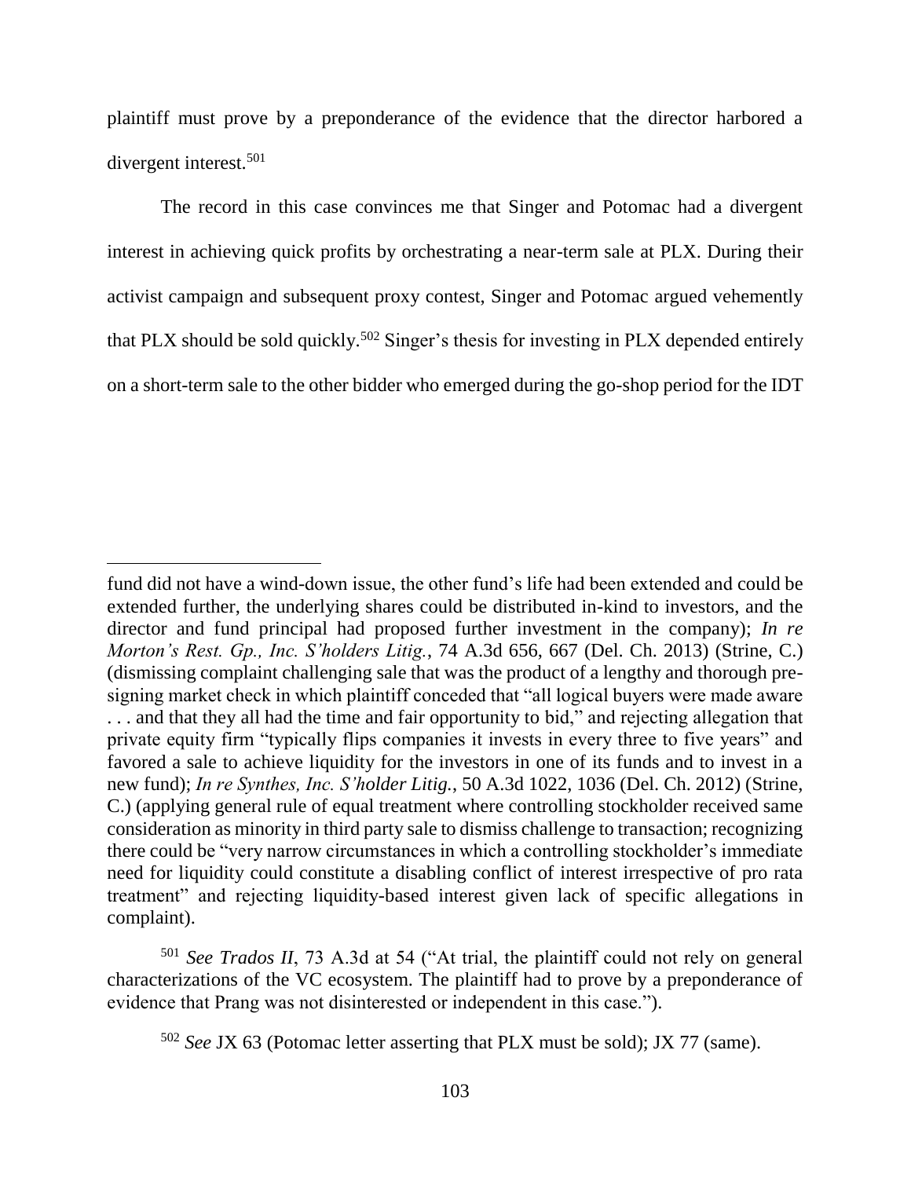plaintiff must prove by a preponderance of the evidence that the director harbored a divergent interest.[501]

The record in this case convinces me that Singer and Potomac had a divergent interest in achieving quick profits by orchestrating a near-term sale at PLX. During their activist campaign and subsequent proxy contest, Singer and Potomac argued vehemently that PLX should be sold quickly.[502] Singer's thesis for investing in PLX depended entirely on a short-term sale to the other bidder who emerged during the go-shop period for the IDT

---

fund did not have a wind-down issue, the other fund's life had been extended and could be extended further, the underlying shares could be distributed in-kind to investors, and the director and fund principal had proposed further investment in the company); *In re Morton's Rest. Gp., Inc. S'holders Litig.*, 74 A.3d 656, 667 (Del. Ch. 2013) (Strine, C.) (dismissing complaint challenging sale that was the product of a lengthy and thorough pre-signing market check in which plaintiff conceded that "all logical buyers were made aware . . . and that they all had the time and fair opportunity to bid," and rejecting allegation that private equity firm "typically flips companies it invests in every three to five years" and favored a sale to achieve liquidity for the investors in one of its funds and to invest in a new fund); *In re Synthes, Inc. S'holder Litig.*, 50 A.3d 1022, 1036 (Del. Ch. 2012) (Strine, C.) (applying general rule of equal treatment where controlling stockholder received same consideration as minority in third party sale to dismiss challenge to transaction; recognizing there could be "very narrow circumstances in which a controlling stockholder's immediate need for liquidity could constitute a disabling conflict of interest irrespective of pro rata treatment" and rejecting liquidity-based interest given lack of specific allegations in complaint).

[501] *See Trados II*, 73 A.3d at 54 ("At trial, the plaintiff could not rely on general characterizations of the VC ecosystem. The plaintiff had to prove by a preponderance of evidence that Prang was not disinterested or independent in this case.").

[502] *See* JX 63 (Potomac letter asserting that PLX must be sold); JX 77 (same).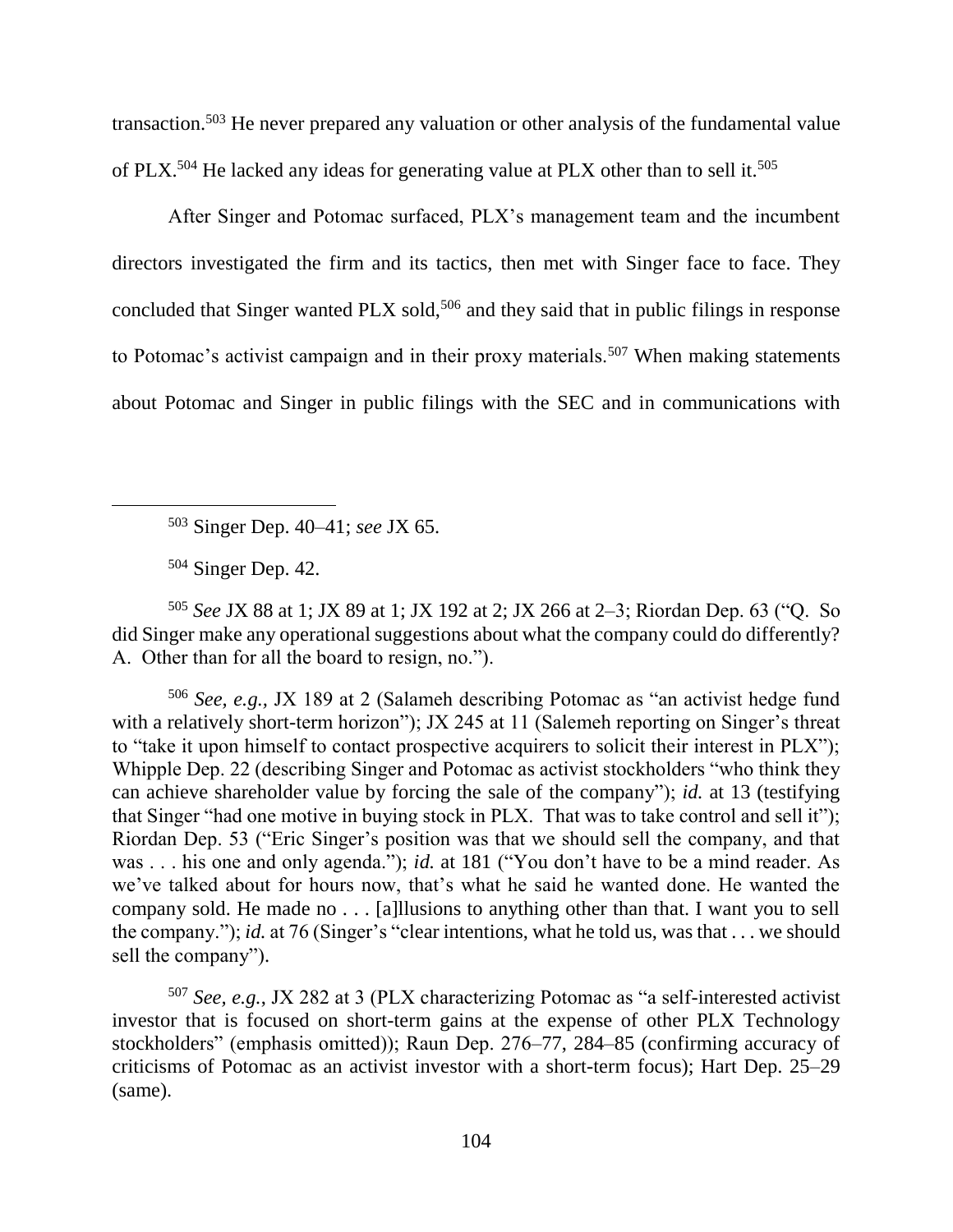transaction.[503] He never prepared any valuation or other analysis of the fundamental value of PLX.[504] He lacked any ideas for generating value at PLX other than to sell it.[505]

After Singer and Potomac surfaced, PLX's management team and the incumbent directors investigated the firm and its tactics, then met with Singer face to face. They concluded that Singer wanted PLX sold,[506] and they said that in public filings in response to Potomac's activist campaign and in their proxy materials.[507] When making statements about Potomac and Singer in public filings with the SEC and in communications with

---

[503] Singer Dep. 40–41; *see* JX 65.

[504] Singer Dep. 42.

[505] *See* JX 88 at 1; JX 89 at 1; JX 192 at 2; JX 266 at 2–3; Riordan Dep. 63 ("Q. So did Singer make any operational suggestions about what the company could do differently? A. Other than for all the board to resign, no.").

[506] *See, e.g.,* JX 189 at 2 (Salameh describing Potomac as "an activist hedge fund with a relatively short-term horizon"); JX 245 at 11 (Salemeh reporting on Singer's threat to "take it upon himself to contact prospective acquirers to solicit their interest in PLX"); Whipple Dep. 22 (describing Singer and Potomac as activist stockholders "who think they can achieve shareholder value by forcing the sale of the company"); *id.* at 13 (testifying that Singer "had one motive in buying stock in PLX. That was to take control and sell it"); Riordan Dep. 53 ("Eric Singer's position was that we should sell the company, and that was . . . his one and only agenda."); *id.* at 181 ("You don't have to be a mind reader. As we've talked about for hours now, that's what he said he wanted done. He wanted the company sold. He made no . . . [a]llusions to anything other than that. I want you to sell the company."); *id.* at 76 (Singer's "clear intentions, what he told us, was that . . . we should sell the company").

[507] *See, e.g.,* JX 282 at 3 (PLX characterizing Potomac as "a self-interested activist investor that is focused on short-term gains at the expense of other PLX Technology stockholders" (emphasis omitted)); Raun Dep. 276–77, 284–85 (confirming accuracy of criticisms of Potomac as an activist investor with a short-term focus); Hart Dep. 25–29 (same).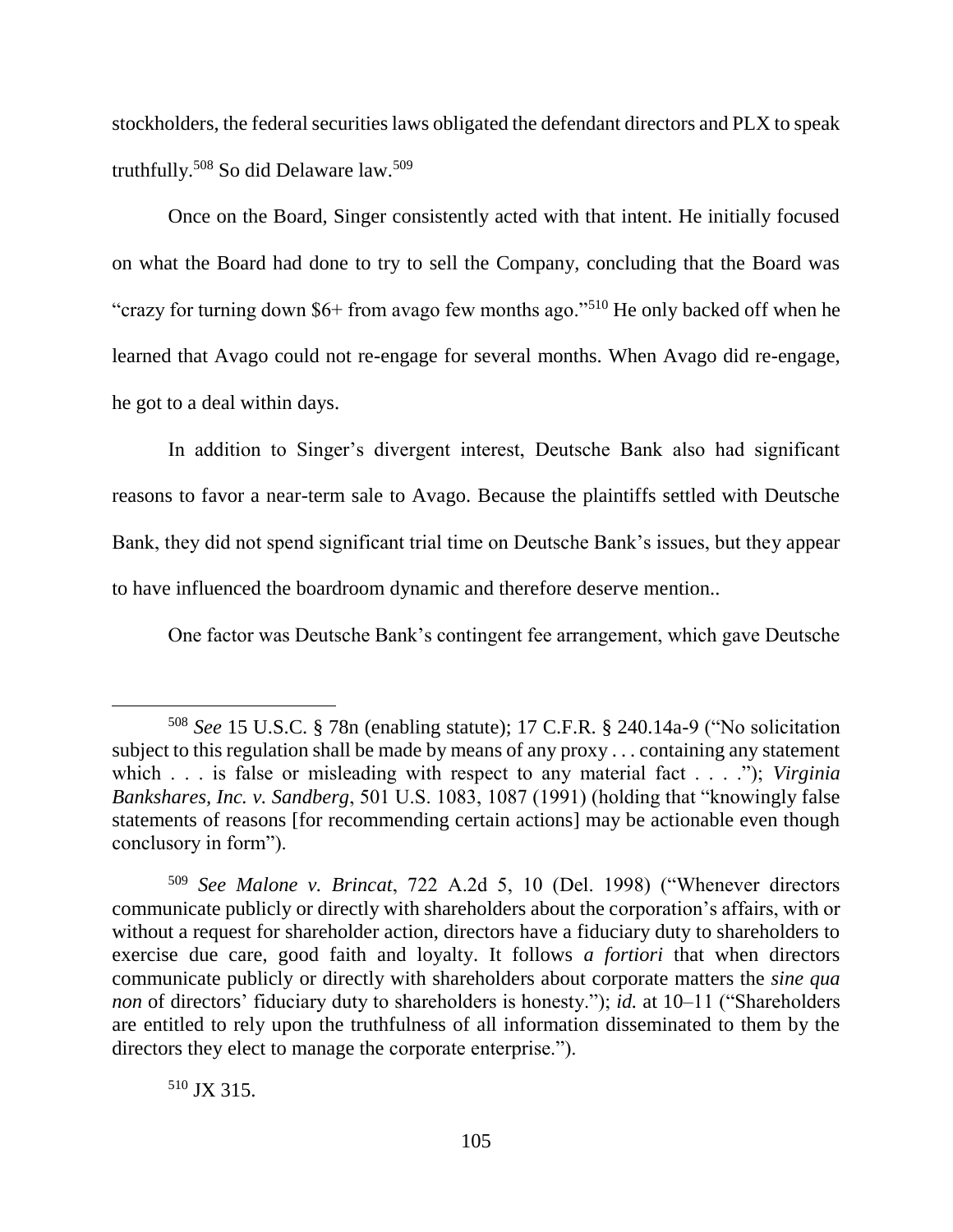stockholders, the federal securities laws obligated the defendant directors and PLX to speak truthfully.[508] So did Delaware law.[509]

Once on the Board, Singer consistently acted with that intent. He initially focused on what the Board had done to try to sell the Company, concluding that the Board was "crazy for turning down $6+ from avago few months ago."[510] He only backed off when he learned that Avago could not re-engage for several months. When Avago did re-engage, he got to a deal within days.

In addition to Singer's divergent interest, Deutsche Bank also had significant reasons to favor a near-term sale to Avago. Because the plaintiffs settled with Deutsche Bank, they did not spend significant trial time on Deutsche Bank's issues, but they appear to have influenced the boardroom dynamic and therefore deserve mention..

One factor was Deutsche Bank's contingent fee arrangement, which gave Deutsche

---

[508] *See* 15 U.S.C. § 78n (enabling statute); 17 C.F.R. § 240.14a-9 ("No solicitation subject to this regulation shall be made by means of any proxy . . . containing any statement which . . . is false or misleading with respect to any material fact . . . ."); *Virginia Bankshares, Inc. v. Sandberg*, 501 U.S. 1083, 1087 (1991) (holding that "knowingly false statements of reasons [for recommending certain actions] may be actionable even though conclusory in form").

[509] *See Malone v. Brincat*, 722 A.2d 5, 10 (Del. 1998) ("Whenever directors communicate publicly or directly with shareholders about the corporation's affairs, with or without a request for shareholder action, directors have a fiduciary duty to shareholders to exercise due care, good faith and loyalty. It follows *a fortiori* that when directors communicate publicly or directly with shareholders about corporate matters the *sine qua non* of directors' fiduciary duty to shareholders is honesty."); *id.* at 10–11 ("Shareholders are entitled to rely upon the truthfulness of all information disseminated to them by the directors they elect to manage the corporate enterprise.").

[510] JX 315.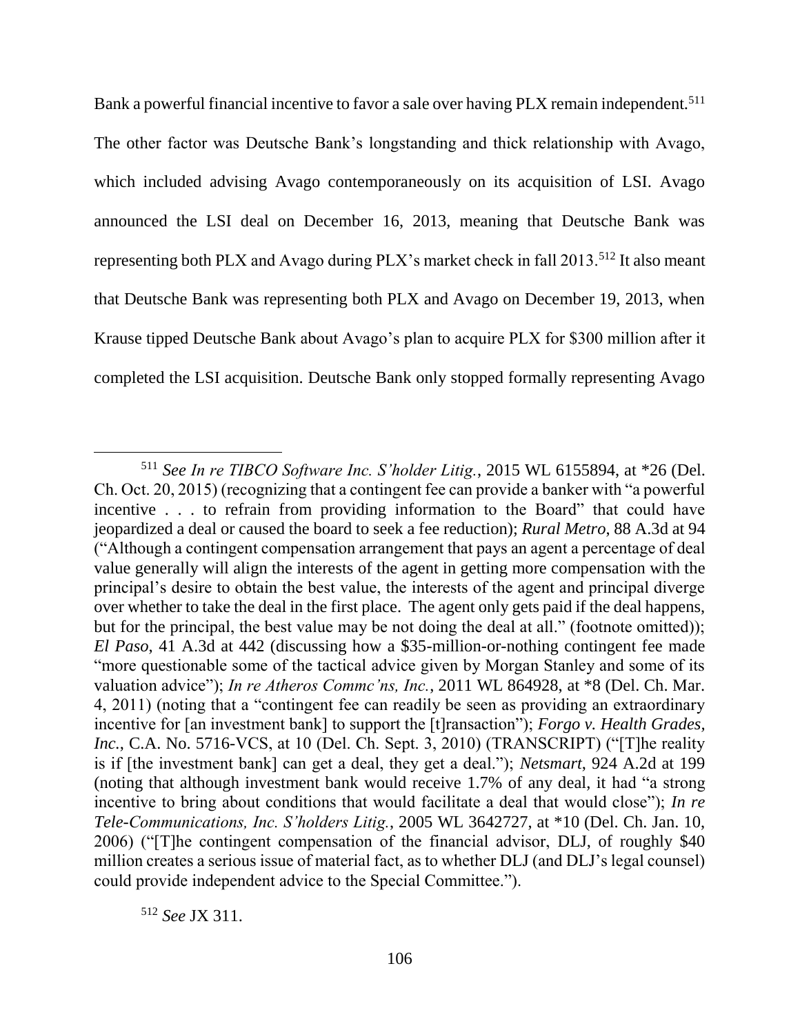Bank a powerful financial incentive to favor a sale over having PLX remain independent.[511] The other factor was Deutsche Bank's longstanding and thick relationship with Avago, which included advising Avago contemporaneously on its acquisition of LSI. Avago announced the LSI deal on December 16, 2013, meaning that Deutsche Bank was representing both PLX and Avago during PLX's market check in fall 2013.[512] It also meant that Deutsche Bank was representing both PLX and Avago on December 19, 2013, when Krause tipped Deutsche Bank about Avago's plan to acquire PLX for $300 million after it completed the LSI acquisition. Deutsche Bank only stopped formally representing Avago

---

[511] *See In re TIBCO Software Inc. S'holder Litig.*, 2015 WL 6155894, at *26 (Del. Ch. Oct. 20, 2015) (recognizing that a contingent fee can provide a banker with "a powerful incentive . . . to refrain from providing information to the Board" that could have jeopardized a deal or caused the board to seek a fee reduction); *Rural Metro*, 88 A.3d at 94 ("Although a contingent compensation arrangement that pays an agent a percentage of deal value generally will align the interests of the agent in getting more compensation with the principal's desire to obtain the best value, the interests of the agent and principal diverge over whether to take the deal in the first place. The agent only gets paid if the deal happens, but for the principal, the best value may be not doing the deal at all." (footnote omitted)); *El Paso*, 41 A.3d at 442 (discussing how a $35-million-or-nothing contingent fee made "more questionable some of the tactical advice given by Morgan Stanley and some of its valuation advice"); *In re Atheros Commc'ns, Inc.*, 2011 WL 864928, at *8 (Del. Ch. Mar. 4, 2011) (noting that a "contingent fee can readily be seen as providing an extraordinary incentive for [an investment bank] to support the [t]ransaction"); *Forgo v. Health Grades, Inc.*, C.A. No. 5716-VCS, at 10 (Del. Ch. Sept. 3, 2010) (TRANSCRIPT) ("[T]he reality is if [the investment bank] can get a deal, they get a deal."); *Netsmart*, 924 A.2d at 199 (noting that although investment bank would receive 1.7% of any deal, it had "a strong incentive to bring about conditions that would facilitate a deal that would close"); *In re Tele-Communications, Inc. S'holders Litig.*, 2005 WL 3642727, at *10 (Del. Ch. Jan. 10, 2006) ("[T]he contingent compensation of the financial advisor, DLJ, of roughly $40 million creates a serious issue of material fact, as to whether DLJ (and DLJ's legal counsel) could provide independent advice to the Special Committee.").

[512] *See* JX 311.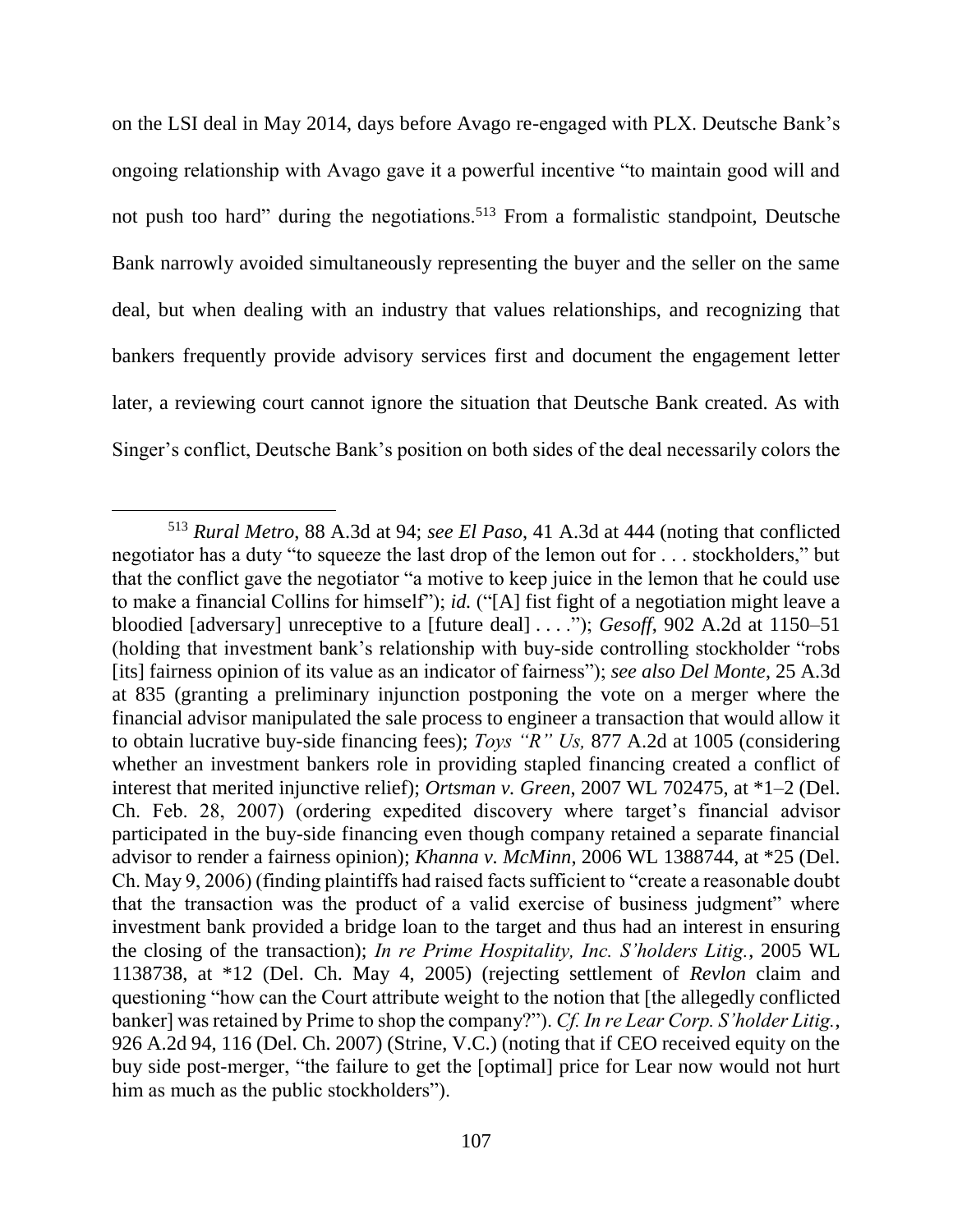on the LSI deal in May 2014, days before Avago re-engaged with PLX. Deutsche Bank's ongoing relationship with Avago gave it a powerful incentive "to maintain good will and not push too hard" during the negotiations.[513] From a formalistic standpoint, Deutsche Bank narrowly avoided simultaneously representing the buyer and the seller on the same deal, but when dealing with an industry that values relationships, and recognizing that bankers frequently provide advisory services first and document the engagement letter later, a reviewing court cannot ignore the situation that Deutsche Bank created. As with Singer's conflict, Deutsche Bank's position on both sides of the deal necessarily colors the

---

[513] *Rural Metro*, 88 A.3d at 94; *see El Paso*, 41 A.3d at 444 (noting that conflicted negotiator has a duty "to squeeze the last drop of the lemon out for . . . stockholders," but that the conflict gave the negotiator "a motive to keep juice in the lemon that he could use to make a financial Collins for himself"); *id.* ("[A] fist fight of a negotiation might leave a bloodied [adversary] unreceptive to a [future deal] . . . ."); *Gesoff*, 902 A.2d at 1150–51 (holding that investment bank's relationship with buy-side controlling stockholder "robs [its] fairness opinion of its value as an indicator of fairness"); *see also Del Monte*, 25 A.3d at 835 (granting a preliminary injunction postponing the vote on a merger where the financial advisor manipulated the sale process to engineer a transaction that would allow it to obtain lucrative buy-side financing fees); *Toys "R" Us,* 877 A.2d at 1005 (considering whether an investment bankers role in providing stapled financing created a conflict of interest that merited injunctive relief); *Ortsman v. Green*, 2007 WL 702475, at *1–2 (Del. Ch. Feb. 28, 2007) (ordering expedited discovery where target's financial advisor participated in the buy-side financing even though company retained a separate financial advisor to render a fairness opinion); *Khanna v. McMinn*, 2006 WL 1388744, at *25 (Del. Ch. May 9, 2006) (finding plaintiffs had raised facts sufficient to "create a reasonable doubt that the transaction was the product of a valid exercise of business judgment" where investment bank provided a bridge loan to the target and thus had an interest in ensuring the closing of the transaction); *In re Prime Hospitality, Inc. S'holders Litig.*, 2005 WL 1138738, at *12 (Del. Ch. May 4, 2005) (rejecting settlement of *Revlon* claim and questioning "how can the Court attribute weight to the notion that [the allegedly conflicted banker] was retained by Prime to shop the company?"). *Cf. In re Lear Corp. S'holder Litig.*, 926 A.2d 94, 116 (Del. Ch. 2007) (Strine, V.C.) (noting that if CEO received equity on the buy side post-merger, "the failure to get the [optimal] price for Lear now would not hurt him as much as the public stockholders").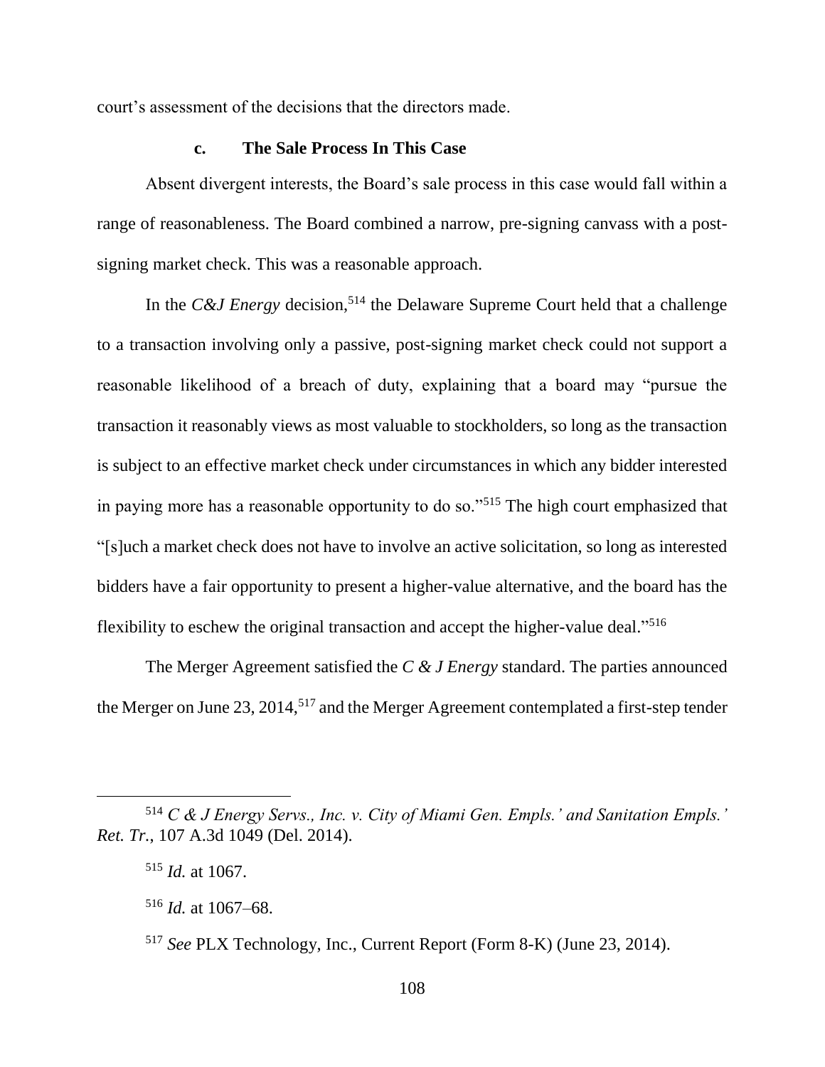court's assessment of the decisions that the directors made.

### c. The Sale Process In This Case

Absent divergent interests, the Board's sale process in this case would fall within a range of reasonableness. The Board combined a narrow, pre-signing canvass with a post-signing market check. This was a reasonable approach.

In the *C&J Energy* decision,[514] the Delaware Supreme Court held that a challenge to a transaction involving only a passive, post-signing market check could not support a reasonable likelihood of a breach of duty, explaining that a board may "pursue the transaction it reasonably views as most valuable to stockholders, so long as the transaction is subject to an effective market check under circumstances in which any bidder interested in paying more has a reasonable opportunity to do so."[515] The high court emphasized that "[s]uch a market check does not have to involve an active solicitation, so long as interested bidders have a fair opportunity to present a higher-value alternative, and the board has the flexibility to eschew the original transaction and accept the higher-value deal."[516]

The Merger Agreement satisfied the *C & J Energy* standard. The parties announced the Merger on June 23, 2014,[517] and the Merger Agreement contemplated a first-step tender

---

[514] *C & J Energy Servs., Inc. v. City of Miami Gen. Empls.' and Sanitation Empls.' Ret. Tr.*, 107 A.3d 1049 (Del. 2014).

[515] *Id.* at 1067.

[516] *Id.* at 1067–68.

[517] *See* PLX Technology, Inc., Current Report (Form 8-K) (June 23, 2014).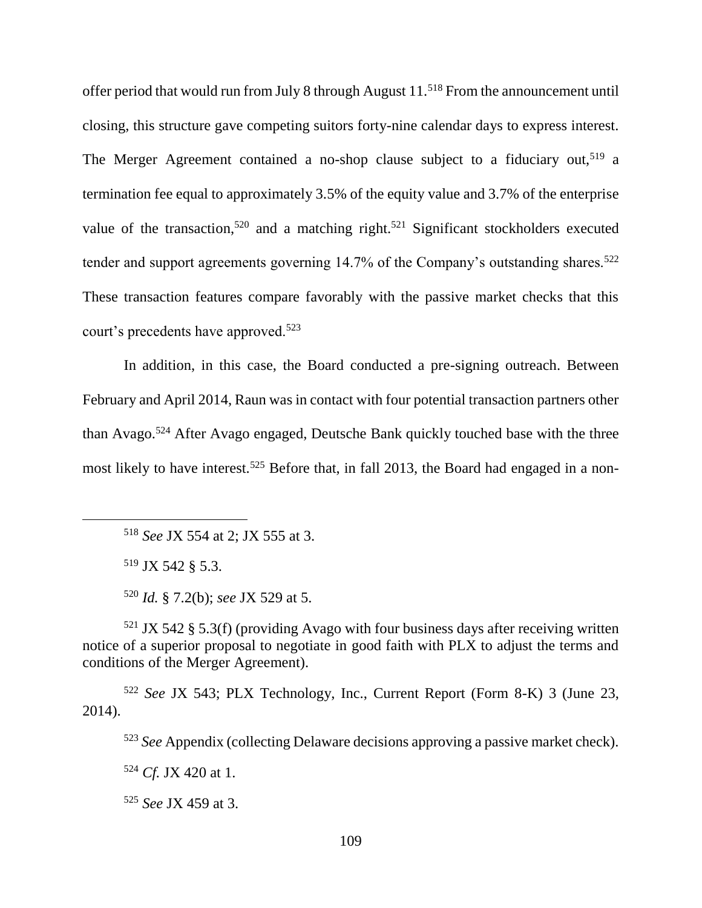offer period that would run from July 8 through August 11.[518] From the announcement until closing, this structure gave competing suitors forty-nine calendar days to express interest. The Merger Agreement contained a no-shop clause subject to a fiduciary out,[519] a termination fee equal to approximately 3.5% of the equity value and 3.7% of the enterprise value of the transaction,[520] and a matching right.[521] Significant stockholders executed tender and support agreements governing 14.7% of the Company's outstanding shares.[522] These transaction features compare favorably with the passive market checks that this court's precedents have approved.[523]

In addition, in this case, the Board conducted a pre-signing outreach. Between February and April 2014, Raun was in contact with four potential transaction partners other than Avago.[524] After Avago engaged, Deutsche Bank quickly touched base with the three most likely to have interest.[525] Before that, in fall 2013, the Board had engaged in a non-

---

[518] *See* JX 554 at 2; JX 555 at 3.

[519] JX 542 § 5.3.

[520] *Id.* § 7.2(b); *see* JX 529 at 5.

[521] JX 542 § 5.3(f) (providing Avago with four business days after receiving written notice of a superior proposal to negotiate in good faith with PLX to adjust the terms and conditions of the Merger Agreement).

[522] *See* JX 543; PLX Technology, Inc., Current Report (Form 8-K) 3 (June 23, 2014).

[523] *See* Appendix (collecting Delaware decisions approving a passive market check).

[524] *Cf.* JX 420 at 1.

[525] *See* JX 459 at 3.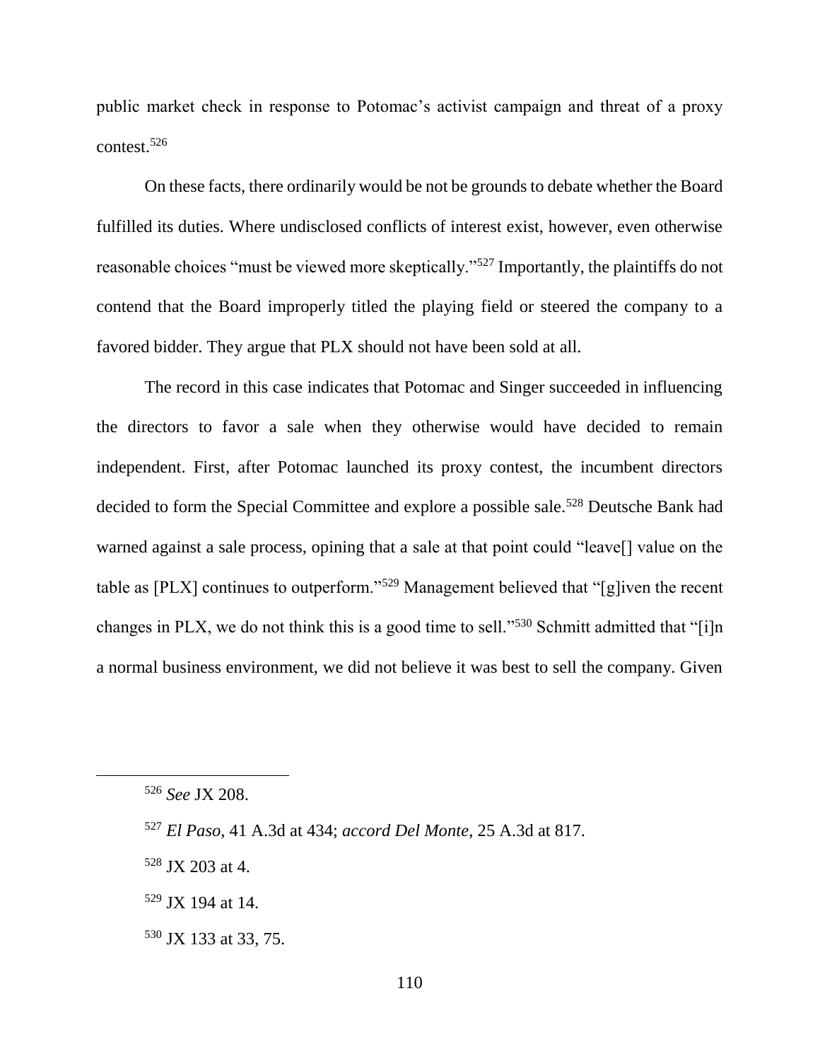public market check in response to Potomac's activist campaign and threat of a proxy contest.[526]

On these facts, there ordinarily would be not be grounds to debate whether the Board fulfilled its duties. Where undisclosed conflicts of interest exist, however, even otherwise reasonable choices "must be viewed more skeptically."[527] Importantly, the plaintiffs do not contend that the Board improperly titled the playing field or steered the company to a favored bidder. They argue that PLX should not have been sold at all.

The record in this case indicates that Potomac and Singer succeeded in influencing the directors to favor a sale when they otherwise would have decided to remain independent. First, after Potomac launched its proxy contest, the incumbent directors decided to form the Special Committee and explore a possible sale.[528] Deutsche Bank had warned against a sale process, opining that a sale at that point could "leave[] value on the table as [PLX] continues to outperform."[529] Management believed that "[g]iven the recent changes in PLX, we do not think this is a good time to sell."[530] Schmitt admitted that "[i]n a normal business environment, we did not believe it was best to sell the company. Given

---

[526] *See* JX 208.

[527] *El Paso*, 41 A.3d at 434; *accord Del Monte*, 25 A.3d at 817.

[528] JX 203 at 4.

[529] JX 194 at 14.

[530] JX 133 at 33, 75.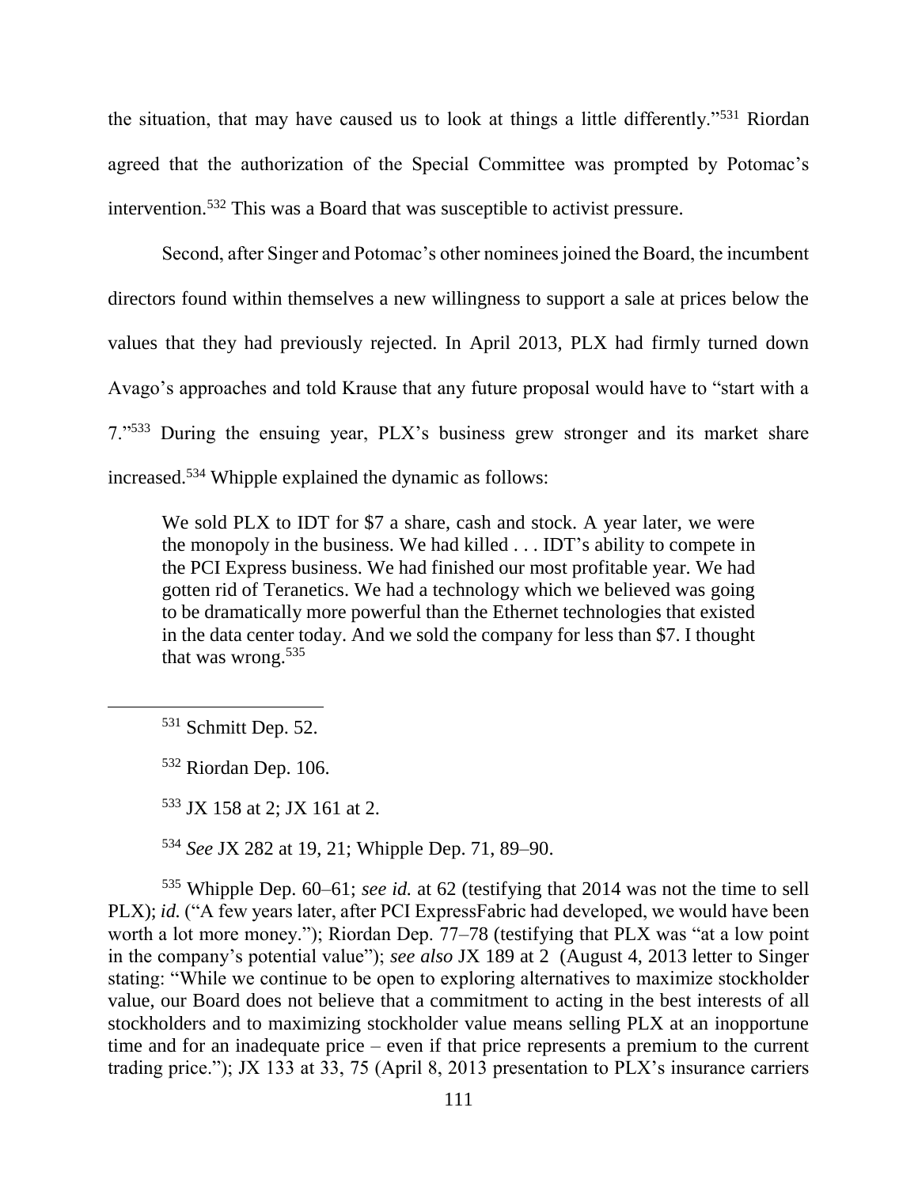the situation, that may have caused us to look at things a little differently."[531] Riordan agreed that the authorization of the Special Committee was prompted by Potomac's intervention.[532] This was a Board that was susceptible to activist pressure.

Second, after Singer and Potomac's other nominees joined the Board, the incumbent directors found within themselves a new willingness to support a sale at prices below the values that they had previously rejected. In April 2013, PLX had firmly turned down Avago's approaches and told Krause that any future proposal would have to "start with a 7."[533] During the ensuing year, PLX's business grew stronger and its market share increased.[534] Whipple explained the dynamic as follows:

> We sold PLX to IDT for $7 a share, cash and stock. A year later, we were the monopoly in the business. We had killed . . . IDT's ability to compete in the PCI Express business. We had finished our most profitable year. We had gotten rid of Teranetics. We had a technology which we believed was going to be dramatically more powerful than the Ethernet technologies that existed in the data center today. And we sold the company for less than $7. I thought that was wrong.[535]

---

[531] Schmitt Dep. 52.

[532] Riordan Dep. 106.

[533] JX 158 at 2; JX 161 at 2.

[534] *See* JX 282 at 19, 21; Whipple Dep. 71, 89–90.

[535] Whipple Dep. 60–61; *see id.* at 62 (testifying that 2014 was not the time to sell PLX); *id.* ("A few years later, after PCI ExpressFabric had developed, we would have been worth a lot more money."); Riordan Dep. 77–78 (testifying that PLX was "at a low point in the company's potential value"); *see also* JX 189 at 2 (August 4, 2013 letter to Singer stating: "While we continue to be open to exploring alternatives to maximize stockholder value, our Board does not believe that a commitment to acting in the best interests of all stockholders and to maximizing stockholder value means selling PLX at an inopportune time and for an inadequate price – even if that price represents a premium to the current trading price."); JX 133 at 33, 75 (April 8, 2013 presentation to PLX's insurance carriers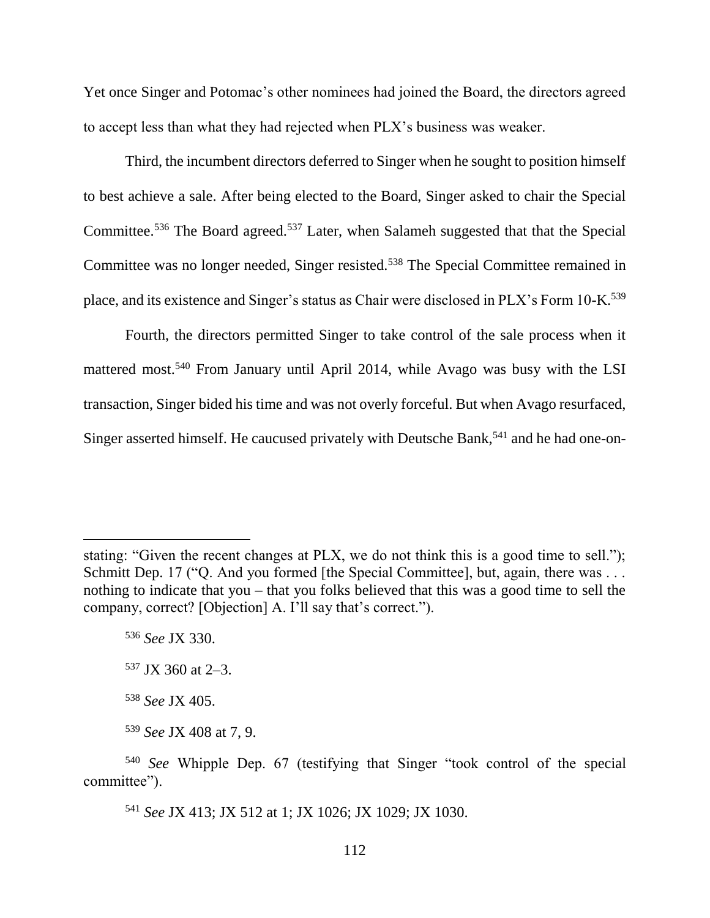Yet once Singer and Potomac's other nominees had joined the Board, the directors agreed to accept less than what they had rejected when PLX's business was weaker.

Third, the incumbent directors deferred to Singer when he sought to position himself to best achieve a sale. After being elected to the Board, Singer asked to chair the Special Committee.[536] The Board agreed.[537] Later, when Salameh suggested that that the Special Committee was no longer needed, Singer resisted.[538] The Special Committee remained in place, and its existence and Singer's status as Chair were disclosed in PLX's Form 10-K.[539]

Fourth, the directors permitted Singer to take control of the sale process when it mattered most.[540] From January until April 2014, while Avago was busy with the LSI transaction, Singer bided his time and was not overly forceful. But when Avago resurfaced, Singer asserted himself. He caucused privately with Deutsche Bank,[541] and he had one-on-

---

stating: "Given the recent changes at PLX, we do not think this is a good time to sell."); Schmitt Dep. 17 ("Q. And you formed [the Special Committee], but, again, there was . . . nothing to indicate that you – that you folks believed that this was a good time to sell the company, correct? [Objection] A. I'll say that's correct.").

[536] *See* JX 330.

[537] JX 360 at 2–3.

[538] *See* JX 405.

[539] *See* JX 408 at 7, 9.

[540] *See* Whipple Dep. 67 (testifying that Singer "took control of the special committee").

[541] *See* JX 413; JX 512 at 1; JX 1026; JX 1029; JX 1030.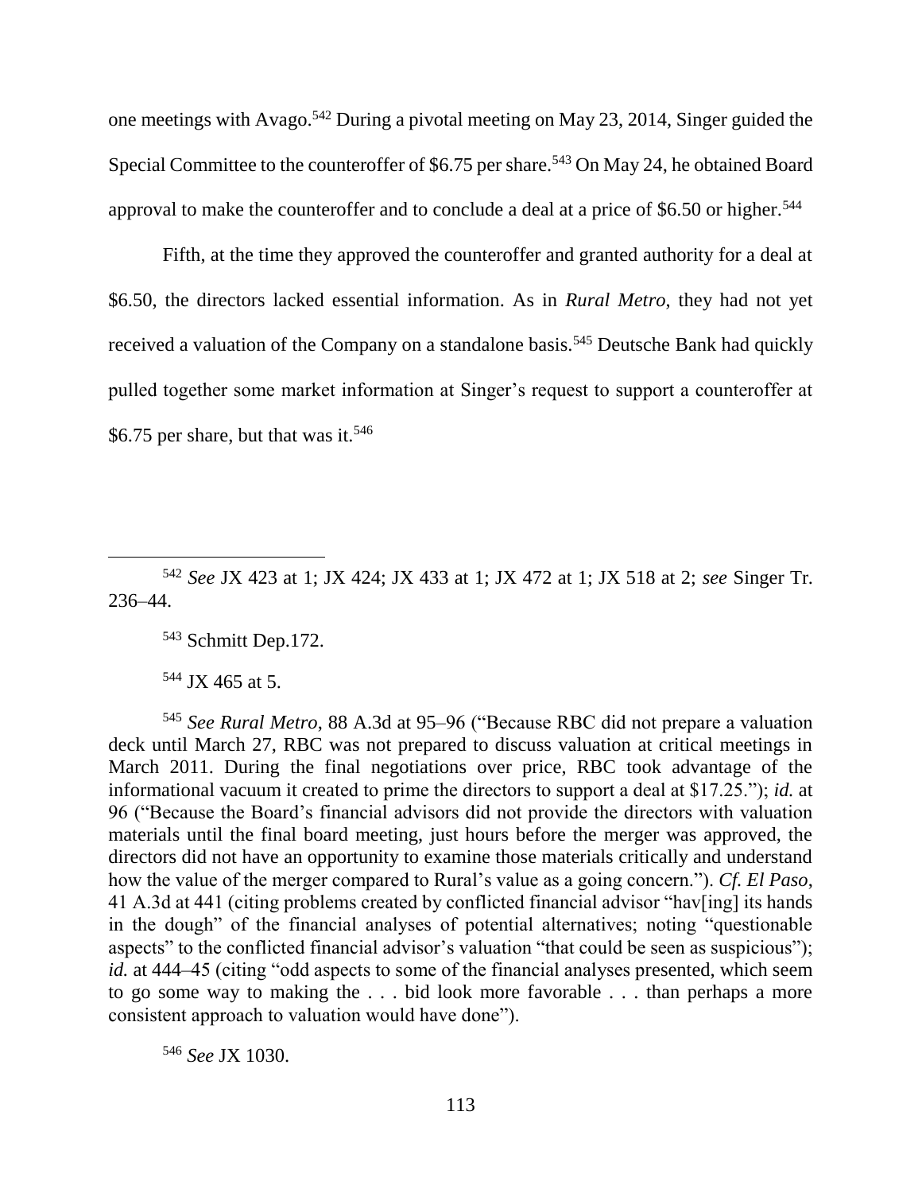one meetings with Avago.[542] During a pivotal meeting on May 23, 2014, Singer guided the Special Committee to the counteroffer of $6.75 per share.[543] On May 24, he obtained Board approval to make the counteroffer and to conclude a deal at a price of $6.50 or higher.[544]

Fifth, at the time they approved the counteroffer and granted authority for a deal at $6.50, the directors lacked essential information. As in *Rural Metro*, they had not yet received a valuation of the Company on a standalone basis.[545] Deutsche Bank had quickly pulled together some market information at Singer's request to support a counteroffer at $6.75 per share, but that was it.[546]

---

[542] *See* JX 423 at 1; JX 424; JX 433 at 1; JX 472 at 1; JX 518 at 2; *see* Singer Tr. 236–44.

[543] Schmitt Dep.172.

[544] JX 465 at 5.

[545] *See Rural Metro*, 88 A.3d at 95–96 ("Because RBC did not prepare a valuation deck until March 27, RBC was not prepared to discuss valuation at critical meetings in March 2011. During the final negotiations over price, RBC took advantage of the informational vacuum it created to prime the directors to support a deal at $17.25."); *id.* at 96 ("Because the Board's financial advisors did not provide the directors with valuation materials until the final board meeting, just hours before the merger was approved, the directors did not have an opportunity to examine those materials critically and understand how the value of the merger compared to Rural's value as a going concern."). *Cf. El Paso*, 41 A.3d at 441 (citing problems created by conflicted financial advisor "hav[ing] its hands in the dough" of the financial analyses of potential alternatives; noting "questionable aspects" to the conflicted financial advisor's valuation "that could be seen as suspicious"); *id.* at 444–45 (citing "odd aspects to some of the financial analyses presented, which seem to go some way to making the . . . bid look more favorable . . . than perhaps a more consistent approach to valuation would have done").

[546] *See* JX 1030.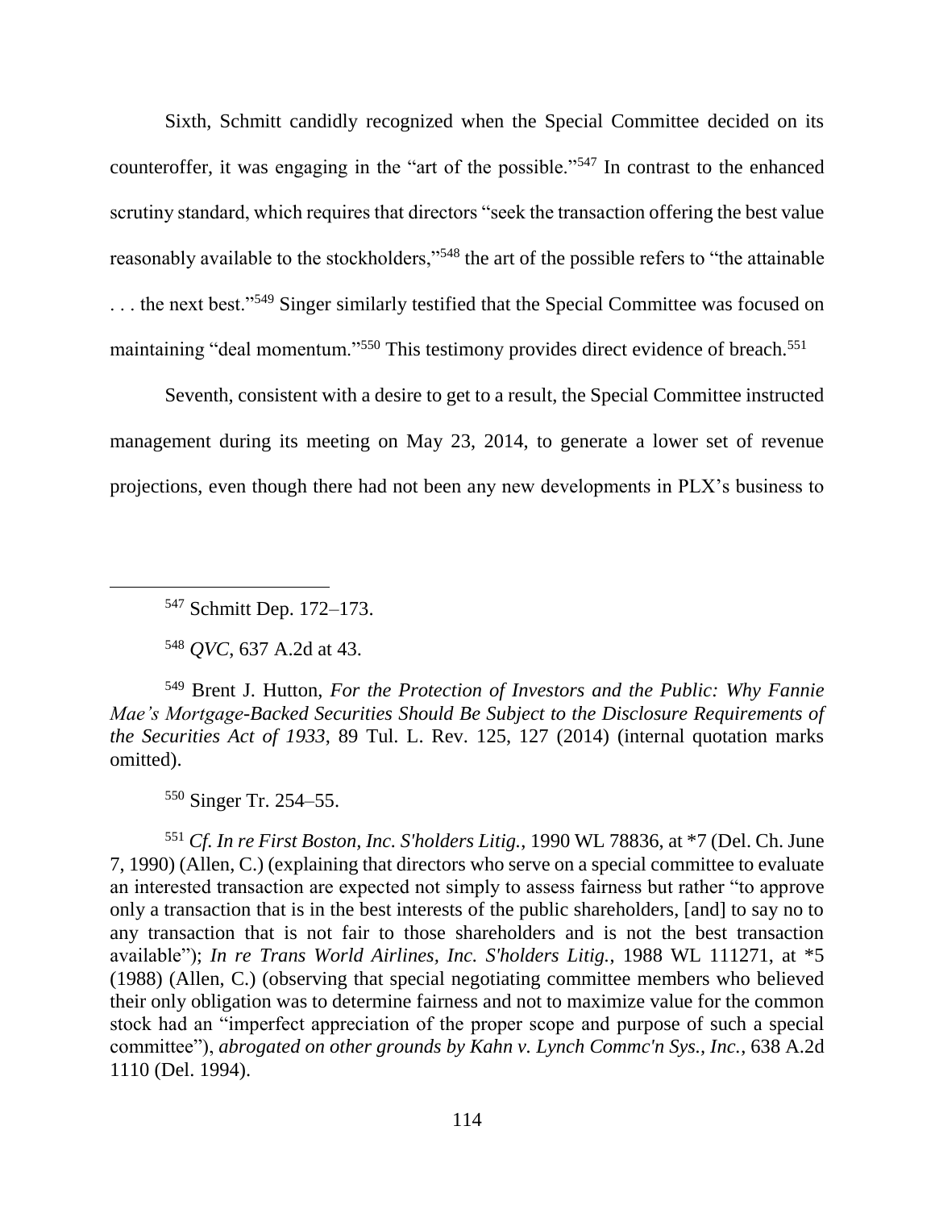Sixth, Schmitt candidly recognized when the Special Committee decided on its counteroffer, it was engaging in the "art of the possible."[547] In contrast to the enhanced scrutiny standard, which requires that directors "seek the transaction offering the best value reasonably available to the stockholders,"[548] the art of the possible refers to "the attainable . . . the next best."[549] Singer similarly testified that the Special Committee was focused on maintaining "deal momentum."[550] This testimony provides direct evidence of breach.[551]

Seventh, consistent with a desire to get to a result, the Special Committee instructed management during its meeting on May 23, 2014, to generate a lower set of revenue projections, even though there had not been any new developments in PLX's business to

---

[547] Schmitt Dep. 172–173.

[548] *QVC*, 637 A.2d at 43.

[549] Brent J. Hutton, *For the Protection of Investors and the Public: Why Fannie Mae's Mortgage-Backed Securities Should Be Subject to the Disclosure Requirements of the Securities Act of 1933*, 89 Tul. L. Rev. 125, 127 (2014) (internal quotation marks omitted).

[550] Singer Tr. 254–55.

[551] *Cf. In re First Boston, Inc. S'holders Litig.*, 1990 WL 78836, at *7 (Del. Ch. June 7, 1990) (Allen, C.) (explaining that directors who serve on a special committee to evaluate an interested transaction are expected not simply to assess fairness but rather "to approve only a transaction that is in the best interests of the public shareholders, [and] to say no to any transaction that is not fair to those shareholders and is not the best transaction available"); *In re Trans World Airlines, Inc. S'holders Litig.*, 1988 WL 111271, at *5 (1988) (Allen, C.) (observing that special negotiating committee members who believed their only obligation was to determine fairness and not to maximize value for the common stock had an "imperfect appreciation of the proper scope and purpose of such a special committee"), *abrogated on other grounds by Kahn v. Lynch Commc'n Sys., Inc.*, 638 A.2d 1110 (Del. 1994).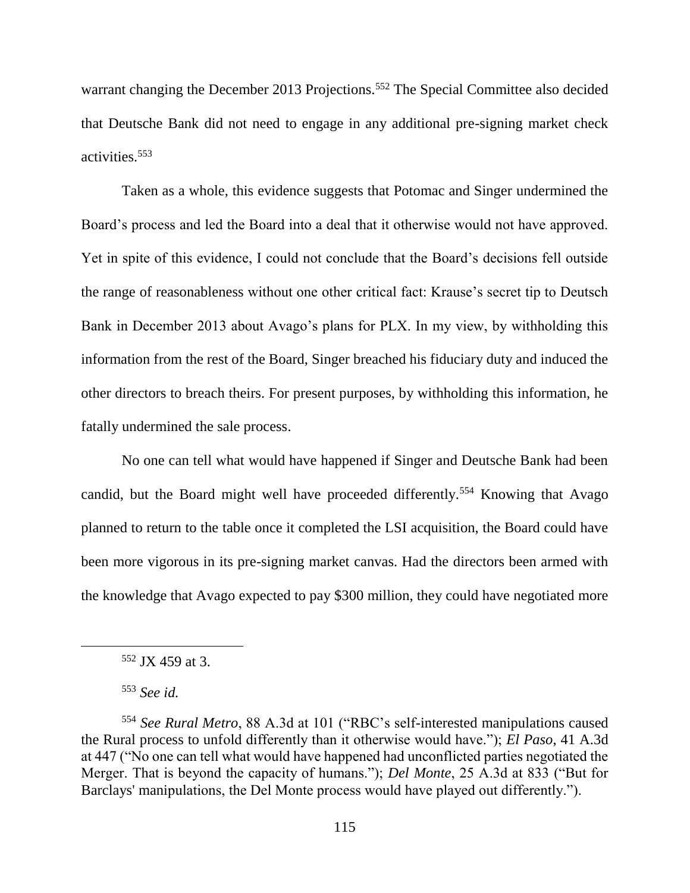warrant changing the December 2013 Projections.[552] The Special Committee also decided that Deutsche Bank did not need to engage in any additional pre-signing market check activities.[553]

Taken as a whole, this evidence suggests that Potomac and Singer undermined the Board's process and led the Board into a deal that it otherwise would not have approved. Yet in spite of this evidence, I could not conclude that the Board's decisions fell outside the range of reasonableness without one other critical fact: Krause's secret tip to Deutsch Bank in December 2013 about Avago's plans for PLX. In my view, by withholding this information from the rest of the Board, Singer breached his fiduciary duty and induced the other directors to breach theirs. For present purposes, by withholding this information, he fatally undermined the sale process.

No one can tell what would have happened if Singer and Deutsche Bank had been candid, but the Board might well have proceeded differently.[554] Knowing that Avago planned to return to the table once it completed the LSI acquisition, the Board could have been more vigorous in its pre-signing market canvas. Had the directors been armed with the knowledge that Avago expected to pay $300 million, they could have negotiated more

---

[552] JX 459 at 3.

[553] *See id.*

[554] *See Rural Metro*, 88 A.3d at 101 ("RBC's self-interested manipulations caused the Rural process to unfold differently than it otherwise would have."); *El Paso*, 41 A.3d at 447 ("No one can tell what would have happened had unconflicted parties negotiated the Merger. That is beyond the capacity of humans."); *Del Monte*, 25 A.3d at 833 ("But for Barclays' manipulations, the Del Monte process would have played out differently.").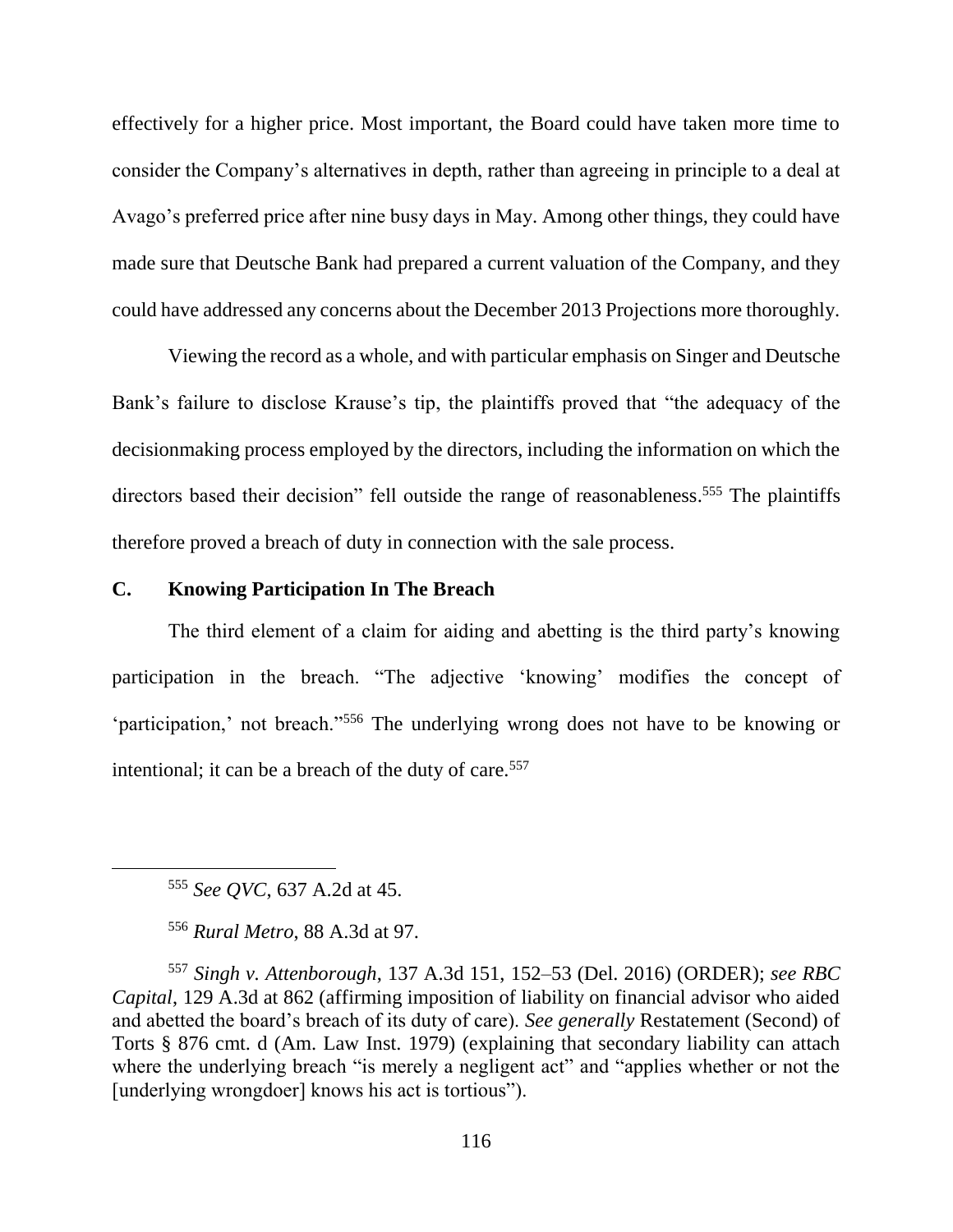effectively for a higher price. Most important, the Board could have taken more time to consider the Company's alternatives in depth, rather than agreeing in principle to a deal at Avago's preferred price after nine busy days in May. Among other things, they could have made sure that Deutsche Bank had prepared a current valuation of the Company, and they could have addressed any concerns about the December 2013 Projections more thoroughly.

Viewing the record as a whole, and with particular emphasis on Singer and Deutsche Bank's failure to disclose Krause's tip, the plaintiffs proved that "the adequacy of the decisionmaking process employed by the directors, including the information on which the directors based their decision" fell outside the range of reasonableness.[555] The plaintiffs therefore proved a breach of duty in connection with the sale process.

### C. Knowing Participation In The Breach

The third element of a claim for aiding and abetting is the third party's knowing participation in the breach. "The adjective 'knowing' modifies the concept of 'participation,' not breach."[556] The underlying wrong does not have to be knowing or intentional; it can be a breach of the duty of care.[557]

---

[555] *See QVC*, 637 A.2d at 45.

[556] *Rural Metro*, 88 A.3d at 97.

[557] *Singh v. Attenborough*, 137 A.3d 151, 152–53 (Del. 2016) (ORDER); *see RBC Capital*, 129 A.3d at 862 (affirming imposition of liability on financial advisor who aided and abetted the board's breach of its duty of care). *See generally* Restatement (Second) of Torts § 876 cmt. d (Am. Law Inst. 1979) (explaining that secondary liability can attach where the underlying breach "is merely a negligent act" and "applies whether or not the [underlying wrongdoer] knows his act is tortious").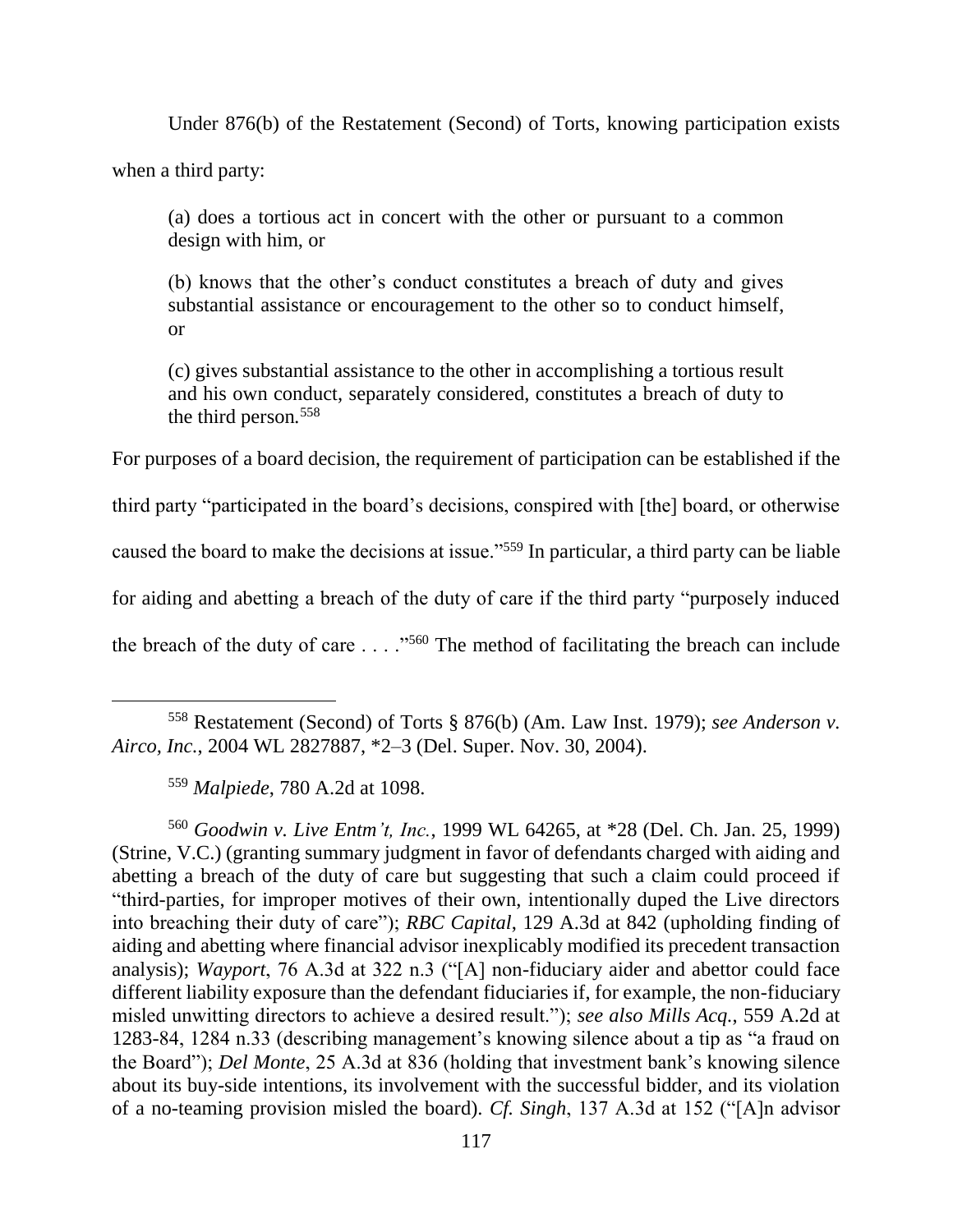Under 876(b) of the Restatement (Second) of Torts, knowing participation exists when a third party:

> (a) does a tortious act in concert with the other or pursuant to a common design with him, or
>
> (b) knows that the other's conduct constitutes a breach of duty and gives substantial assistance or encouragement to the other so to conduct himself, or
>
> (c) gives substantial assistance to the other in accomplishing a tortious result and his own conduct, separately considered, constitutes a breach of duty to the third person.[558]

For purposes of a board decision, the requirement of participation can be established if the third party "participated in the board's decisions, conspired with [the] board, or otherwise caused the board to make the decisions at issue."[559] In particular, a third party can be liable for aiding and abetting a breach of the duty of care if the third party "purposely induced the breach of the duty of care . . . ."[560] The method of facilitating the breach can include

---

[558] Restatement (Second) of Torts § 876(b) (Am. Law Inst. 1979); *see Anderson v. Airco, Inc.*, 2004 WL 2827887, *2–3 (Del. Super. Nov. 30, 2004).

[559] *Malpiede*, 780 A.2d at 1098.

[560] *Goodwin v. Live Entm't, Inc.*, 1999 WL 64265, at *28 (Del. Ch. Jan. 25, 1999) (Strine, V.C.) (granting summary judgment in favor of defendants charged with aiding and abetting a breach of the duty of care but suggesting that such a claim could proceed if "third-parties, for improper motives of their own, intentionally duped the Live directors into breaching their duty of care"); *RBC Capital*, 129 A.3d at 842 (upholding finding of aiding and abetting where financial advisor inexplicably modified its precedent transaction analysis); *Wayport*, 76 A.3d at 322 n.3 ("[A] non-fiduciary aider and abettor could face different liability exposure than the defendant fiduciaries if, for example, the non-fiduciary misled unwitting directors to achieve a desired result."); *see also Mills Acq.*, 559 A.2d at 1283-84, 1284 n.33 (describing management's knowing silence about a tip as "a fraud on the Board"); *Del Monte*, 25 A.3d at 836 (holding that investment bank's knowing silence about its buy-side intentions, its involvement with the successful bidder, and its violation of a no-teaming provision misled the board). *Cf. Singh*, 137 A.3d at 152 ("[A]n advisor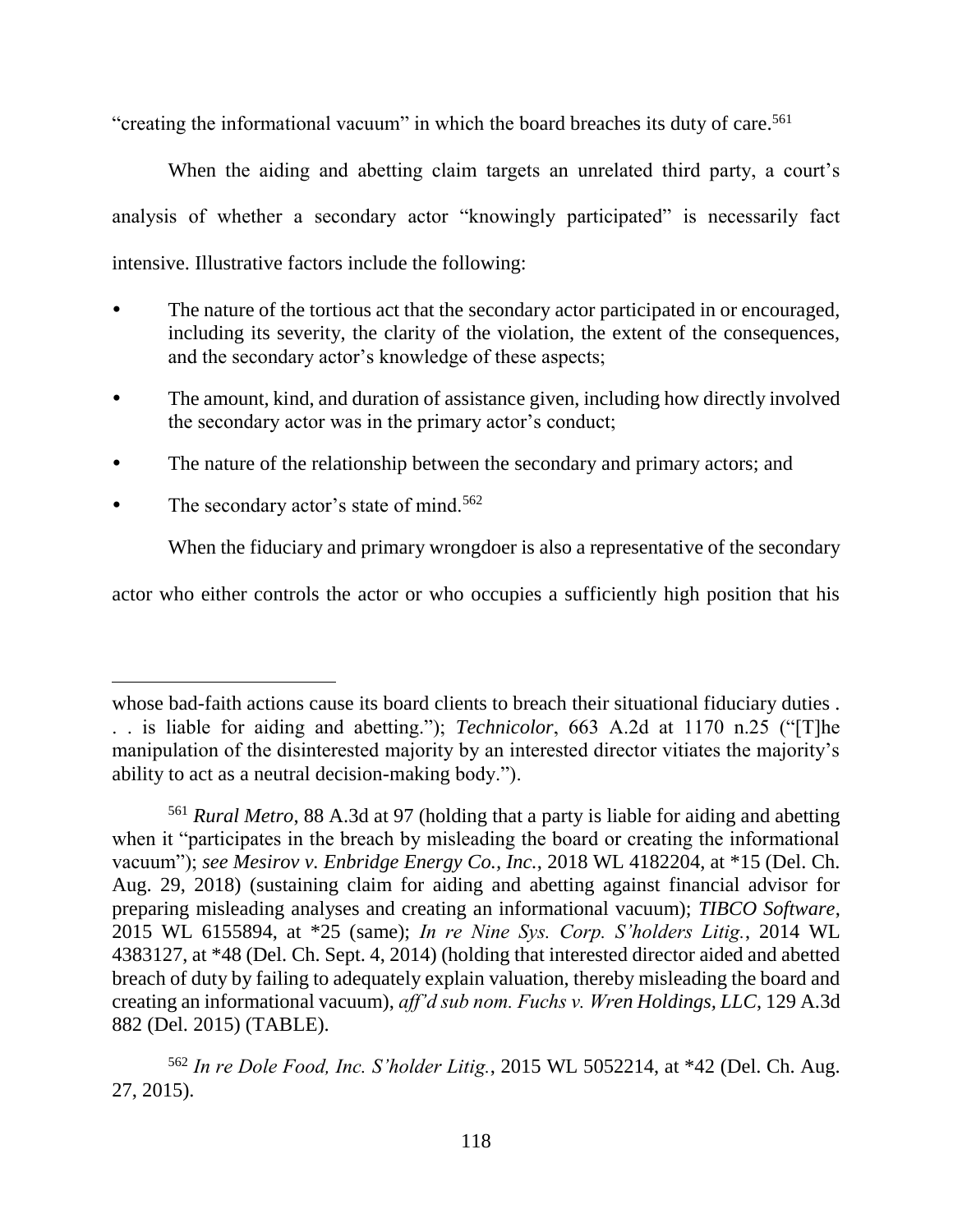"creating the informational vacuum" in which the board breaches its duty of care.[561]

When the aiding and abetting claim targets an unrelated third party, a court's analysis of whether a secondary actor "knowingly participated" is necessarily fact intensive. Illustrative factors include the following:

- The nature of the tortious act that the secondary actor participated in or encouraged, including its severity, the clarity of the violation, the extent of the consequences, and the secondary actor's knowledge of these aspects;
- The amount, kind, and duration of assistance given, including how directly involved the secondary actor was in the primary actor's conduct;
- The nature of the relationship between the secondary and primary actors; and
- The secondary actor's state of mind.[562]

When the fiduciary and primary wrongdoer is also a representative of the secondary actor who either controls the actor or who occupies a sufficiently high position that his

---

whose bad-faith actions cause its board clients to breach their situational fiduciary duties . . . is liable for aiding and abetting."); *Technicolor*, 663 A.2d at 1170 n.25 ("[T]he manipulation of the disinterested majority by an interested director vitiates the majority's ability to act as a neutral decision-making body.").

[561] *Rural Metro*, 88 A.3d at 97 (holding that a party is liable for aiding and abetting when it "participates in the breach by misleading the board or creating the informational vacuum"); *see Mesirov v. Enbridge Energy Co., Inc.*, 2018 WL 4182204, at *15 (Del. Ch. Aug. 29, 2018) (sustaining claim for aiding and abetting against financial advisor for preparing misleading analyses and creating an informational vacuum); *TIBCO Software*, 2015 WL 6155894, at *25 (same); *In re Nine Sys. Corp. S'holders Litig.*, 2014 WL 4383127, at *48 (Del. Ch. Sept. 4, 2014) (holding that interested director aided and abetted breach of duty by failing to adequately explain valuation, thereby misleading the board and creating an informational vacuum), *aff'd sub nom. Fuchs v. Wren Holdings, LLC*, 129 A.3d 882 (Del. 2015) (TABLE).

[562] *In re Dole Food, Inc. S'holder Litig.*, 2015 WL 5052214, at *42 (Del. Ch. Aug. 27, 2015).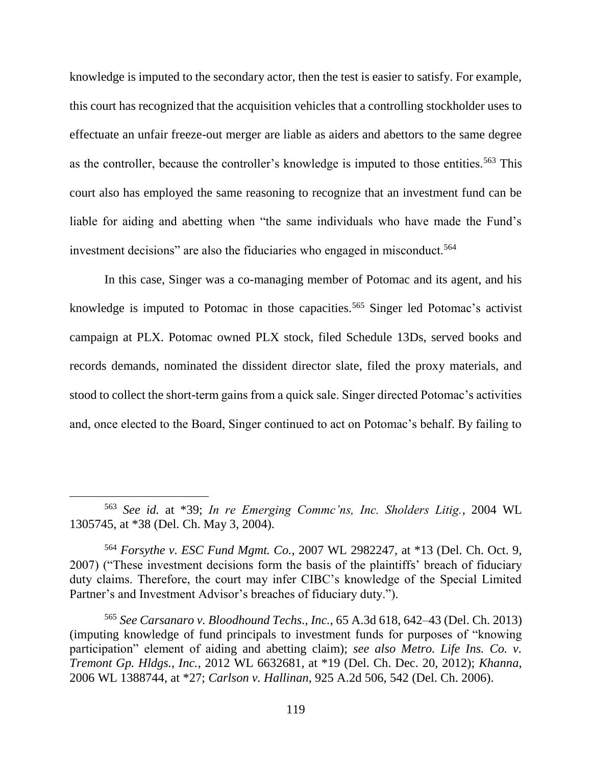knowledge is imputed to the secondary actor, then the test is easier to satisfy. For example, this court has recognized that the acquisition vehicles that a controlling stockholder uses to effectuate an unfair freeze-out merger are liable as aiders and abettors to the same degree as the controller, because the controller's knowledge is imputed to those entities.[563] This court also has employed the same reasoning to recognize that an investment fund can be liable for aiding and abetting when "the same individuals who have made the Fund's investment decisions" are also the fiduciaries who engaged in misconduct.[564]

In this case, Singer was a co-managing member of Potomac and its agent, and his knowledge is imputed to Potomac in those capacities.[565] Singer led Potomac's activist campaign at PLX. Potomac owned PLX stock, filed Schedule 13Ds, served books and records demands, nominated the dissident director slate, filed the proxy materials, and stood to collect the short-term gains from a quick sale. Singer directed Potomac's activities and, once elected to the Board, Singer continued to act on Potomac's behalf. By failing to

---

[563] *See id.* at *39; *In re Emerging Commc'ns, Inc. Sholders Litig.*, 2004 WL 1305745, at *38 (Del. Ch. May 3, 2004).

[564] *Forsythe v. ESC Fund Mgmt. Co.*, 2007 WL 2982247, at *13 (Del. Ch. Oct. 9, 2007) ("These investment decisions form the basis of the plaintiffs' breach of fiduciary duty claims. Therefore, the court may infer CIBC's knowledge of the Special Limited Partner's and Investment Advisor's breaches of fiduciary duty.").

[565] *See Carsanaro v. Bloodhound Techs., Inc.*, 65 A.3d 618, 642–43 (Del. Ch. 2013) (imputing knowledge of fund principals to investment funds for purposes of "knowing participation" element of aiding and abetting claim); *see also Metro. Life Ins. Co. v. Tremont Gp. Hldgs., Inc.*, 2012 WL 6632681, at *19 (Del. Ch. Dec. 20, 2012); *Khanna*, 2006 WL 1388744, at *27; *Carlson v. Hallinan*, 925 A.2d 506, 542 (Del. Ch. 2006).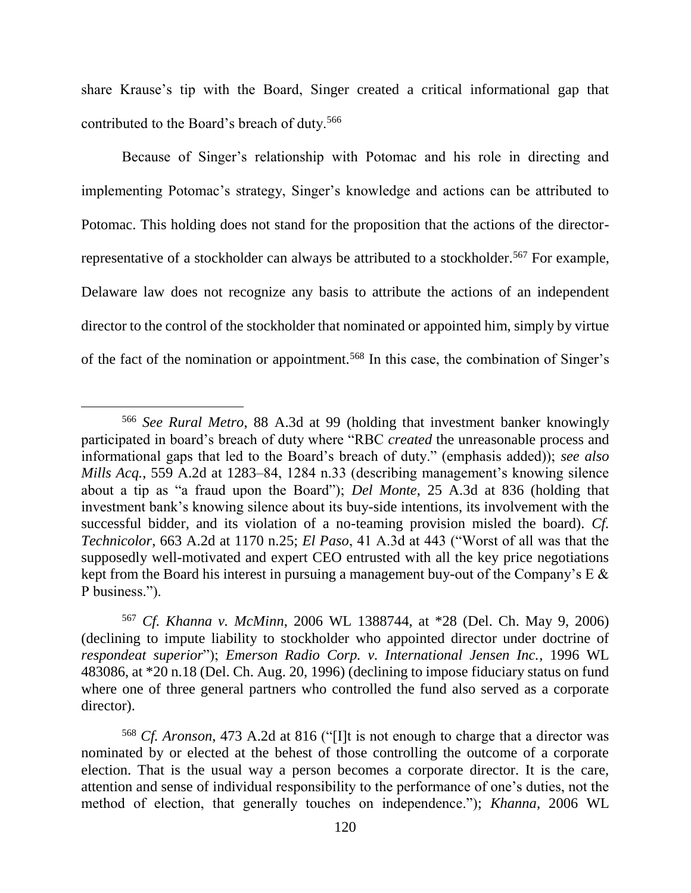share Krause's tip with the Board, Singer created a critical informational gap that contributed to the Board's breach of duty.[566]

Because of Singer's relationship with Potomac and his role in directing and implementing Potomac's strategy, Singer's knowledge and actions can be attributed to Potomac. This holding does not stand for the proposition that the actions of the director-representative of a stockholder can always be attributed to a stockholder.[567] For example, Delaware law does not recognize any basis to attribute the actions of an independent director to the control of the stockholder that nominated or appointed him, simply by virtue of the fact of the nomination or appointment.[568] In this case, the combination of Singer's

---

[566] *See Rural Metro*, 88 A.3d at 99 (holding that investment banker knowingly participated in board's breach of duty where "RBC *created* the unreasonable process and informational gaps that led to the Board's breach of duty." (emphasis added)); *see also Mills Acq.*, 559 A.2d at 1283–84, 1284 n.33 (describing management's knowing silence about a tip as "a fraud upon the Board"); *Del Monte*, 25 A.3d at 836 (holding that investment bank's knowing silence about its buy-side intentions, its involvement with the successful bidder, and its violation of a no-teaming provision misled the board). *Cf. Technicolor*, 663 A.2d at 1170 n.25; *El Paso*, 41 A.3d at 443 ("Worst of all was that the supposedly well-motivated and expert CEO entrusted with all the key price negotiations kept from the Board his interest in pursuing a management buy-out of the Company's E & P business.").

[567] *Cf. Khanna v. McMinn*, 2006 WL 1388744, at *28 (Del. Ch. May 9, 2006) (declining to impute liability to stockholder who appointed director under doctrine of *respondeat superior*"); *Emerson Radio Corp. v. International Jensen Inc.*, 1996 WL 483086, at *20 n.18 (Del. Ch. Aug. 20, 1996) (declining to impose fiduciary status on fund where one of three general partners who controlled the fund also served as a corporate director).

[568] *Cf. Aronson*, 473 A.2d at 816 ("[I]t is not enough to charge that a director was nominated by or elected at the behest of those controlling the outcome of a corporate election. That is the usual way a person becomes a corporate director. It is the care, attention and sense of individual responsibility to the performance of one's duties, not the method of election, that generally touches on independence."); *Khanna*, 2006 WL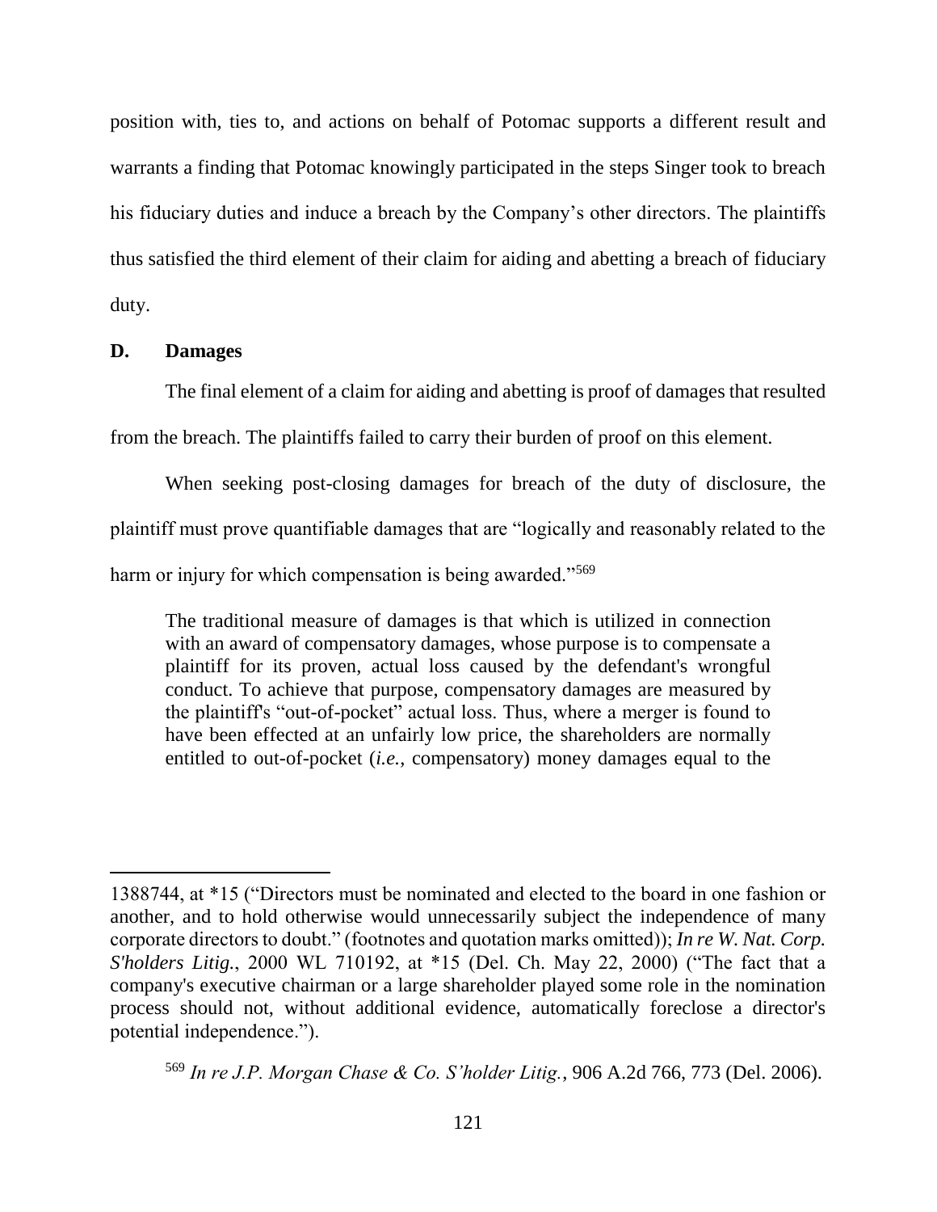position with, ties to, and actions on behalf of Potomac supports a different result and warrants a finding that Potomac knowingly participated in the steps Singer took to breach his fiduciary duties and induce a breach by the Company's other directors. The plaintiffs thus satisfied the third element of their claim for aiding and abetting a breach of fiduciary duty.

## D. Damages

The final element of a claim for aiding and abetting is proof of damages that resulted from the breach. The plaintiffs failed to carry their burden of proof on this element.

When seeking post-closing damages for breach of the duty of disclosure, the plaintiff must prove quantifiable damages that are "logically and reasonably related to the harm or injury for which compensation is being awarded."[569]

> The traditional measure of damages is that which is utilized in connection with an award of compensatory damages, whose purpose is to compensate a plaintiff for its proven, actual loss caused by the defendant's wrongful conduct. To achieve that purpose, compensatory damages are measured by the plaintiff's "out-of-pocket" actual loss. Thus, where a merger is found to have been effected at an unfairly low price, the shareholders are normally entitled to out-of-pocket (*i.e.*, compensatory) money damages equal to the

---

1388744, at *15 ("Directors must be nominated and elected to the board in one fashion or another, and to hold otherwise would unnecessarily subject the independence of many corporate directors to doubt." (footnotes and quotation marks omitted)); *In re W. Nat. Corp. S'holders Litig.*, 2000 WL 710192, at *15 (Del. Ch. May 22, 2000) ("The fact that a company's executive chairman or a large shareholder played some role in the nomination process should not, without additional evidence, automatically foreclose a director's potential independence.").

[569] *In re J.P. Morgan Chase & Co. S'holder Litig.*, 906 A.2d 766, 773 (Del. 2006).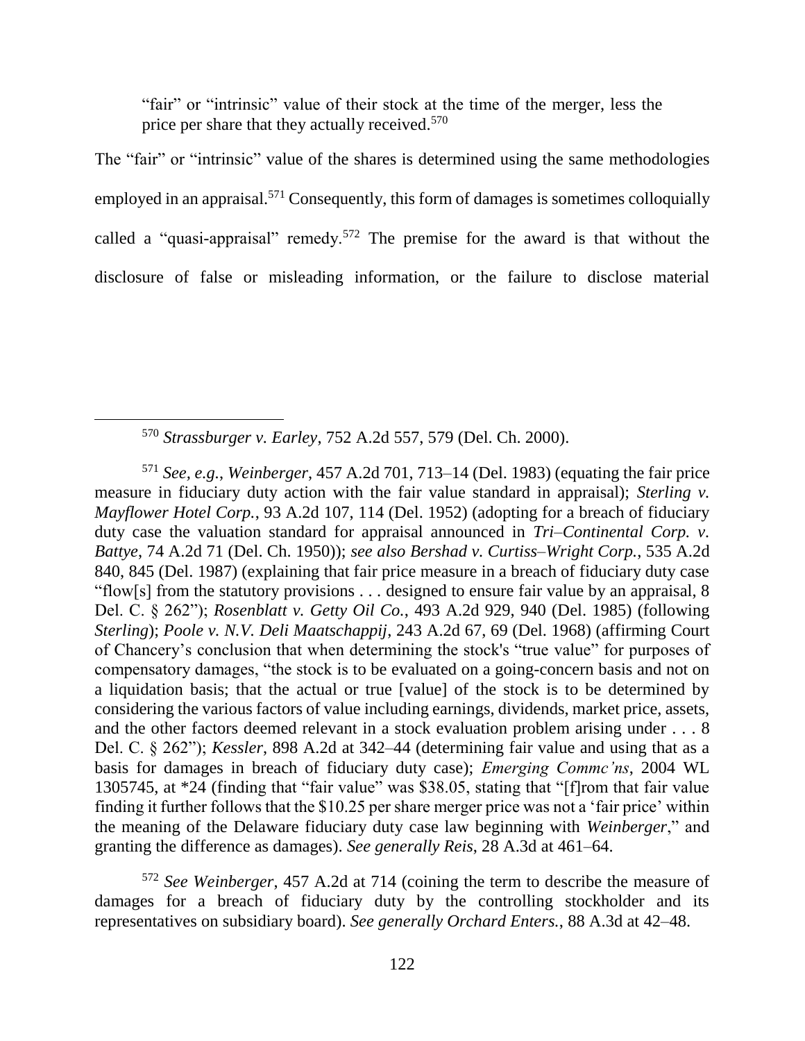"fair" or "intrinsic" value of their stock at the time of the merger, less the price per share that they actually received.[570]

The "fair" or "intrinsic" value of the shares is determined using the same methodologies employed in an appraisal.[571] Consequently, this form of damages is sometimes colloquially called a "quasi-appraisal" remedy.[572] The premise for the award is that without the disclosure of false or misleading information, or the failure to disclose material

---

[570] *Strassburger v. Earley*, 752 A.2d 557, 579 (Del. Ch. 2000).

[571] *See, e.g.*, *Weinberger*, 457 A.2d 701, 713–14 (Del. 1983) (equating the fair price measure in fiduciary duty action with the fair value standard in appraisal); *Sterling v. Mayflower Hotel Corp.*, 93 A.2d 107, 114 (Del. 1952) (adopting for a breach of fiduciary duty case the valuation standard for appraisal announced in *Tri–Continental Corp. v. Battye*, 74 A.2d 71 (Del. Ch. 1950)); *see also Bershad v. Curtiss–Wright Corp.*, 535 A.2d 840, 845 (Del. 1987) (explaining that fair price measure in a breach of fiduciary duty case "flow[s] from the statutory provisions . . . designed to ensure fair value by an appraisal, 8 Del. C. § 262"); *Rosenblatt v. Getty Oil Co.*, 493 A.2d 929, 940 (Del. 1985) (following *Sterling*); *Poole v. N.V. Deli Maatschappij*, 243 A.2d 67, 69 (Del. 1968) (affirming Court of Chancery's conclusion that when determining the stock's "true value" for purposes of compensatory damages, "the stock is to be evaluated on a going-concern basis and not on a liquidation basis; that the actual or true [value] of the stock is to be determined by considering the various factors of value including earnings, dividends, market price, assets, and the other factors deemed relevant in a stock evaluation problem arising under . . . 8 Del. C. § 262"); *Kessler*, 898 A.2d at 342–44 (determining fair value and using that as a basis for damages in breach of fiduciary duty case); *Emerging Commc'ns*, 2004 WL 1305745, at *24 (finding that "fair value" was $38.05, stating that "[f]rom that fair value finding it further follows that the $10.25 per share merger price was not a 'fair price' within the meaning of the Delaware fiduciary duty case law beginning with *Weinberger*," and granting the difference as damages). *See generally Reis*, 28 A.3d at 461–64.

[572] *See Weinberger*, 457 A.2d at 714 (coining the term to describe the measure of damages for a breach of fiduciary duty by the controlling stockholder and its representatives on subsidiary board). *See generally Orchard Enters.*, 88 A.3d at 42–48.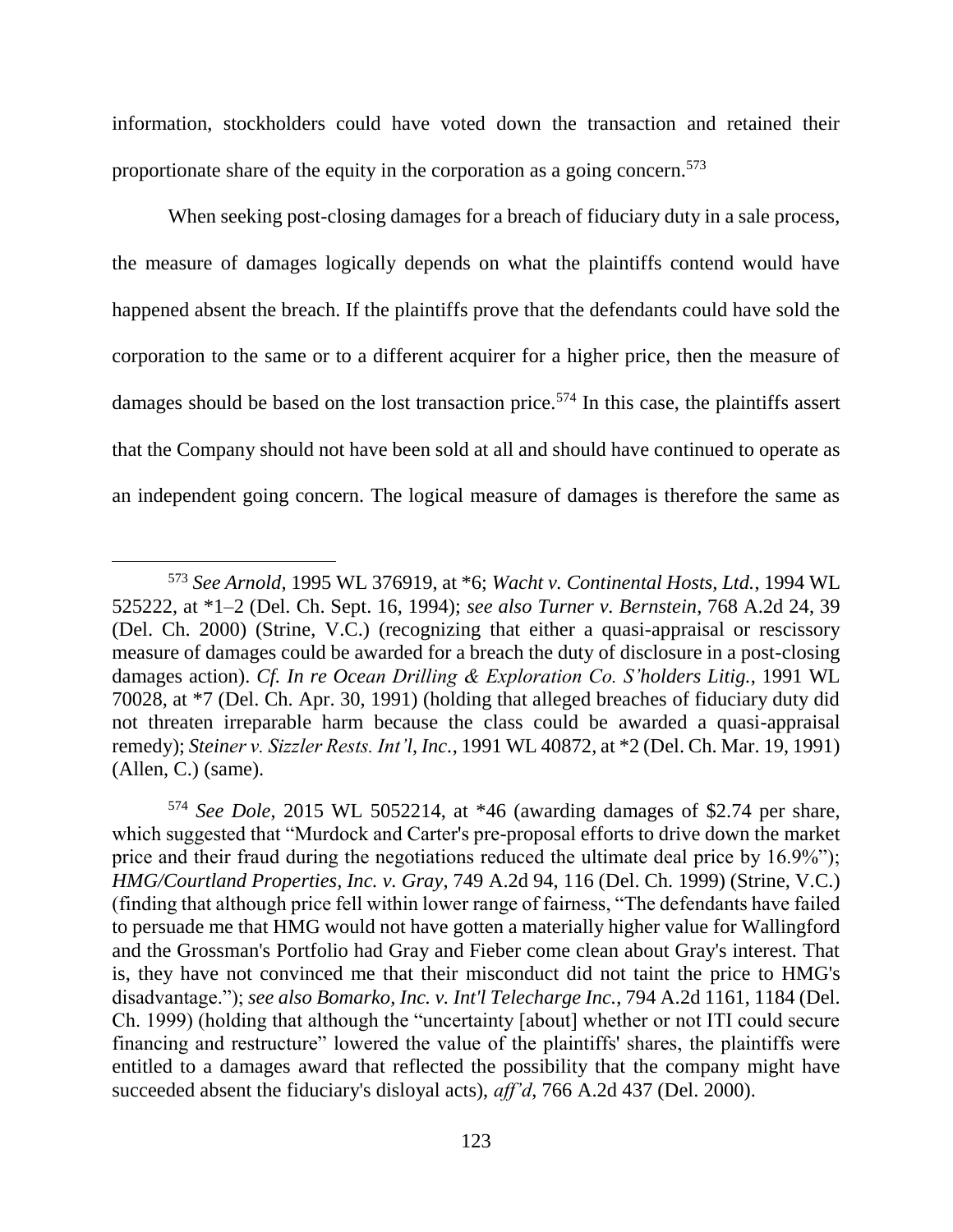information, stockholders could have voted down the transaction and retained their proportionate share of the equity in the corporation as a going concern.[573]

When seeking post-closing damages for a breach of fiduciary duty in a sale process, the measure of damages logically depends on what the plaintiffs contend would have happened absent the breach. If the plaintiffs prove that the defendants could have sold the corporation to the same or to a different acquirer for a higher price, then the measure of damages should be based on the lost transaction price.[574] In this case, the plaintiffs assert that the Company should not have been sold at all and should have continued to operate as an independent going concern. The logical measure of damages is therefore the same as

---

[573] *See Arnold*, 1995 WL 376919, at *6; *Wacht v. Continental Hosts, Ltd.*, 1994 WL 525222, at *1–2 (Del. Ch. Sept. 16, 1994); *see also Turner v. Bernstein*, 768 A.2d 24, 39 (Del. Ch. 2000) (Strine, V.C.) (recognizing that either a quasi-appraisal or rescissory measure of damages could be awarded for a breach the duty of disclosure in a post-closing damages action). *Cf. In re Ocean Drilling & Exploration Co. S'holders Litig.*, 1991 WL 70028, at *7 (Del. Ch. Apr. 30, 1991) (holding that alleged breaches of fiduciary duty did not threaten irreparable harm because the class could be awarded a quasi-appraisal remedy); *Steiner v. Sizzler Rests. Int'l, Inc.*, 1991 WL 40872, at *2 (Del. Ch. Mar. 19, 1991) (Allen, C.) (same).

[574] *See Dole*, 2015 WL 5052214, at *46 (awarding damages of $2.74 per share, which suggested that "Murdock and Carter's pre-proposal efforts to drive down the market price and their fraud during the negotiations reduced the ultimate deal price by 16.9%"); *HMG/Courtland Properties, Inc. v. Gray*, 749 A.2d 94, 116 (Del. Ch. 1999) (Strine, V.C.) (finding that although price fell within lower range of fairness, "The defendants have failed to persuade me that HMG would not have gotten a materially higher value for Wallingford and the Grossman's Portfolio had Gray and Fieber come clean about Gray's interest. That is, they have not convinced me that their misconduct did not taint the price to HMG's disadvantage."); *see also Bomarko, Inc. v. Int'l Telecharge Inc.*, 794 A.2d 1161, 1184 (Del. Ch. 1999) (holding that although the "uncertainty [about] whether or not ITI could secure financing and restructure" lowered the value of the plaintiffs' shares, the plaintiffs were entitled to a damages award that reflected the possibility that the company might have succeeded absent the fiduciary's disloyal acts), *aff'd*, 766 A.2d 437 (Del. 2000).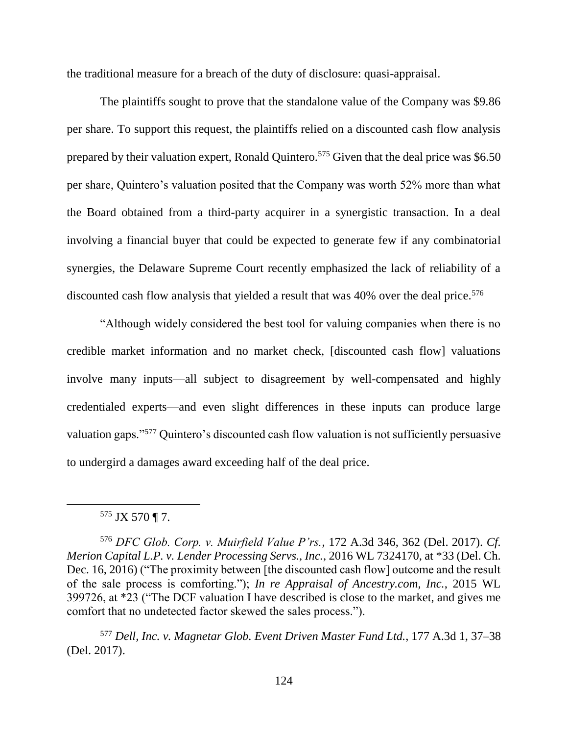the traditional measure for a breach of the duty of disclosure: quasi-appraisal.

The plaintiffs sought to prove that the standalone value of the Company was $9.86 per share. To support this request, the plaintiffs relied on a discounted cash flow analysis prepared by their valuation expert, Ronald Quintero.[575] Given that the deal price was $6.50 per share, Quintero's valuation posited that the Company was worth 52% more than what the Board obtained from a third-party acquirer in a synergistic transaction. In a deal involving a financial buyer that could be expected to generate few if any combinatorial synergies, the Delaware Supreme Court recently emphasized the lack of reliability of a discounted cash flow analysis that yielded a result that was 40% over the deal price.[576]

"Although widely considered the best tool for valuing companies when there is no credible market information and no market check, [discounted cash flow] valuations involve many inputs—all subject to disagreement by well-compensated and highly credentialed experts—and even slight differences in these inputs can produce large valuation gaps."[577] Quintero's discounted cash flow valuation is not sufficiently persuasive to undergird a damages award exceeding half of the deal price.

---

[575] JX 570 ¶ 7.

[576] *DFC Glob. Corp. v. Muirfield Value P'rs.*, 172 A.3d 346, 362 (Del. 2017). *Cf. Merion Capital L.P. v. Lender Processing Servs., Inc.*, 2016 WL 7324170, at *33 (Del. Ch. Dec. 16, 2016) ("The proximity between [the discounted cash flow] outcome and the result of the sale process is comforting."); *In re Appraisal of Ancestry.com, Inc.*, 2015 WL 399726, at *23 ("The DCF valuation I have described is close to the market, and gives me comfort that no undetected factor skewed the sales process.").

[577] *Dell, Inc. v. Magnetar Glob. Event Driven Master Fund Ltd.*, 177 A.3d 1, 37–38 (Del. 2017).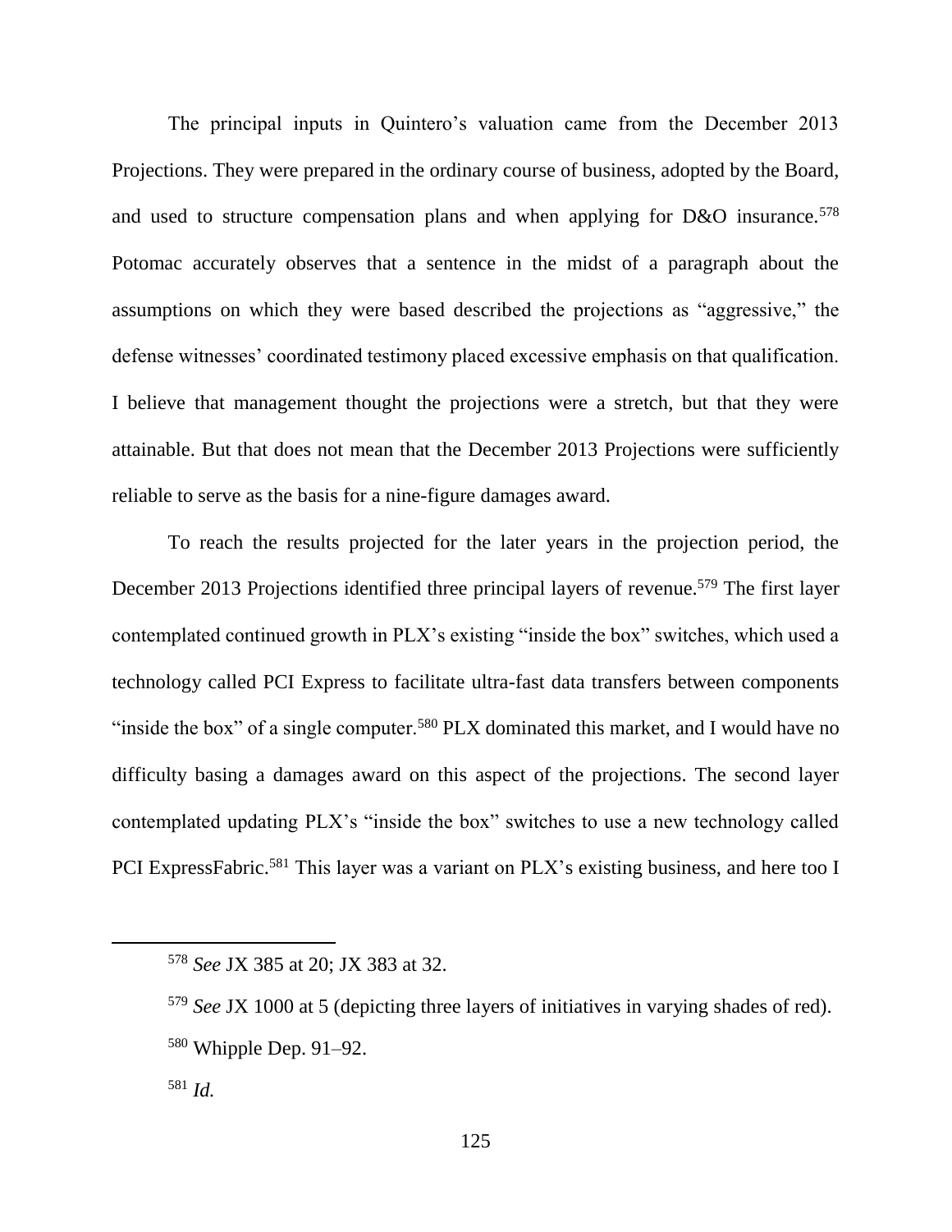The principal inputs in Quintero's valuation came from the December 2013 Projections. They were prepared in the ordinary course of business, adopted by the Board, and used to structure compensation plans and when applying for D&O insurance.[578] Potomac accurately observes that a sentence in the midst of a paragraph about the assumptions on which they were based described the projections as "aggressive," the defense witnesses' coordinated testimony placed excessive emphasis on that qualification. I believe that management thought the projections were a stretch, but that they were attainable. But that does not mean that the December 2013 Projections were sufficiently reliable to serve as the basis for a nine-figure damages award.

To reach the results projected for the later years in the projection period, the December 2013 Projections identified three principal layers of revenue.[579] The first layer contemplated continued growth in PLX's existing "inside the box" switches, which used a technology called PCI Express to facilitate ultra-fast data transfers between components "inside the box" of a single computer.[580] PLX dominated this market, and I would have no difficulty basing a damages award on this aspect of the projections. The second layer contemplated updating PLX's "inside the box" switches to use a new technology called PCI ExpressFabric.[581] This layer was a variant on PLX's existing business, and here too I

---

[578] *See* JX 385 at 20; JX 383 at 32.

[579] *See* JX 1000 at 5 (depicting three layers of initiatives in varying shades of red).

[580] Whipple Dep. 91–92.

[581] *Id.*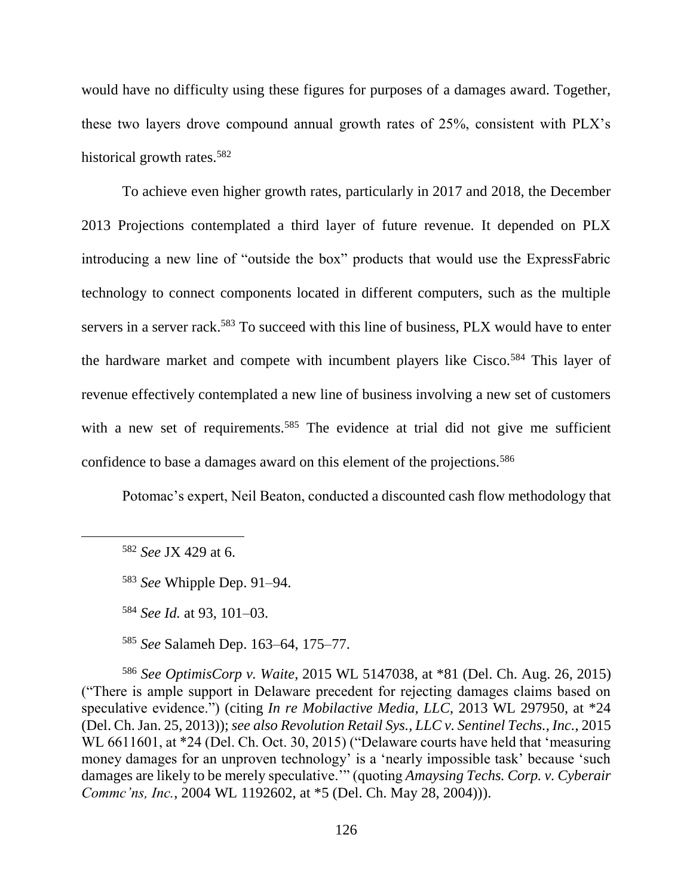would have no difficulty using these figures for purposes of a damages award. Together, these two layers drove compound annual growth rates of 25%, consistent with PLX's historical growth rates.[582]

To achieve even higher growth rates, particularly in 2017 and 2018, the December 2013 Projections contemplated a third layer of future revenue. It depended on PLX introducing a new line of "outside the box" products that would use the ExpressFabric technology to connect components located in different computers, such as the multiple servers in a server rack.[583] To succeed with this line of business, PLX would have to enter the hardware market and compete with incumbent players like Cisco.[584] This layer of revenue effectively contemplated a new line of business involving a new set of customers with a new set of requirements.[585] The evidence at trial did not give me sufficient confidence to base a damages award on this element of the projections.[586]

Potomac's expert, Neil Beaton, conducted a discounted cash flow methodology that

---

[582] *See* JX 429 at 6.

[583] *See* Whipple Dep. 91–94.

[584] *See Id.* at 93, 101–03.

[585] *See* Salameh Dep. 163–64, 175–77.

[586] *See OptimisCorp v. Waite*, 2015 WL 5147038, at *81 (Del. Ch. Aug. 26, 2015) ("There is ample support in Delaware precedent for rejecting damages claims based on speculative evidence.") (citing *In re Mobilactive Media, LLC*, 2013 WL 297950, at *24 (Del. Ch. Jan. 25, 2013)); *see also Revolution Retail Sys., LLC v. Sentinel Techs., Inc.*, 2015 WL 6611601, at *24 (Del. Ch. Oct. 30, 2015) ("Delaware courts have held that 'measuring money damages for an unproven technology' is a 'nearly impossible task' because 'such damages are likely to be merely speculative.'" (quoting *Amaysing Techs. Corp. v. Cyberair Commc'ns, Inc.*, 2004 WL 1192602, at *5 (Del. Ch. May 28, 2004))).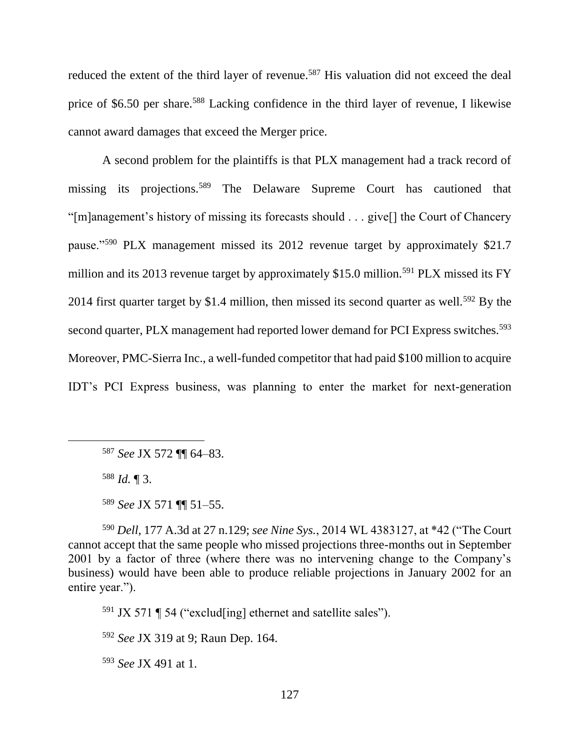reduced the extent of the third layer of revenue.[587] His valuation did not exceed the deal price of $6.50 per share.[588] Lacking confidence in the third layer of revenue, I likewise cannot award damages that exceed the Merger price.

A second problem for the plaintiffs is that PLX management had a track record of missing its projections.[589] The Delaware Supreme Court has cautioned that "[m]anagement's history of missing its forecasts should . . . give[] the Court of Chancery pause."[590] PLX management missed its 2012 revenue target by approximately $21.7 million and its 2013 revenue target by approximately $15.0 million.[591] PLX missed its FY 2014 first quarter target by $1.4 million, then missed its second quarter as well.[592] By the second quarter, PLX management had reported lower demand for PCI Express switches.[593] Moreover, PMC-Sierra Inc., a well-funded competitor that had paid $100 million to acquire IDT's PCI Express business, was planning to enter the market for next-generation

---

[587] *See* JX 572 ¶¶ 64–83.

[588] *Id.* ¶ 3.

[589] *See* JX 571 ¶¶ 51–55.

[590] *Dell*, 177 A.3d at 27 n.129; *see Nine Sys.*, 2014 WL 4383127, at *42 ("The Court cannot accept that the same people who missed projections three-months out in September 2001 by a factor of three (where there was no intervening change to the Company's business) would have been able to produce reliable projections in January 2002 for an entire year.").

[591] JX 571 ¶ 54 ("exclud[ing] ethernet and satellite sales").

[592] *See* JX 319 at 9; Raun Dep. 164.

[593] *See* JX 491 at 1.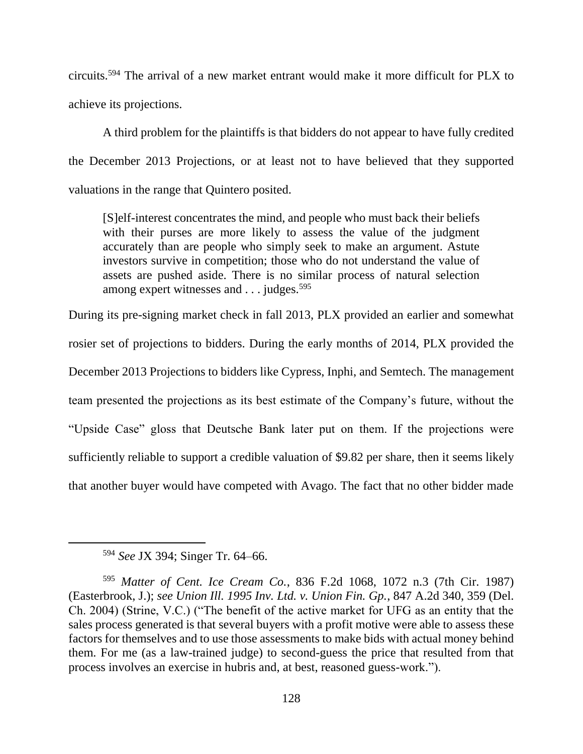circuits.[594] The arrival of a new market entrant would make it more difficult for PLX to achieve its projections.

A third problem for the plaintiffs is that bidders do not appear to have fully credited the December 2013 Projections, or at least not to have believed that they supported valuations in the range that Quintero posited.

> [S]elf-interest concentrates the mind, and people who must back their beliefs with their purses are more likely to assess the value of the judgment accurately than are people who simply seek to make an argument. Astute investors survive in competition; those who do not understand the value of assets are pushed aside. There is no similar process of natural selection among expert witnesses and . . . judges.[595]

During its pre-signing market check in fall 2013, PLX provided an earlier and somewhat rosier set of projections to bidders. During the early months of 2014, PLX provided the December 2013 Projections to bidders like Cypress, Inphi, and Semtech. The management team presented the projections as its best estimate of the Company's future, without the "Upside Case" gloss that Deutsche Bank later put on them. If the projections were sufficiently reliable to support a credible valuation of $9.82 per share, then it seems likely that another buyer would have competed with Avago. The fact that no other bidder made

---

[594] *See* JX 394; Singer Tr. 64–66.

[595] *Matter of Cent. Ice Cream Co.*, 836 F.2d 1068, 1072 n.3 (7th Cir. 1987) (Easterbrook, J.); *see Union Ill. 1995 Inv. Ltd. v. Union Fin. Gp.*, 847 A.2d 340, 359 (Del. Ch. 2004) (Strine, V.C.) ("The benefit of the active market for UFG as an entity that the sales process generated is that several buyers with a profit motive were able to assess these factors for themselves and to use those assessments to make bids with actual money behind them. For me (as a law-trained judge) to second-guess the price that resulted from that process involves an exercise in hubris and, at best, reasoned guess-work.").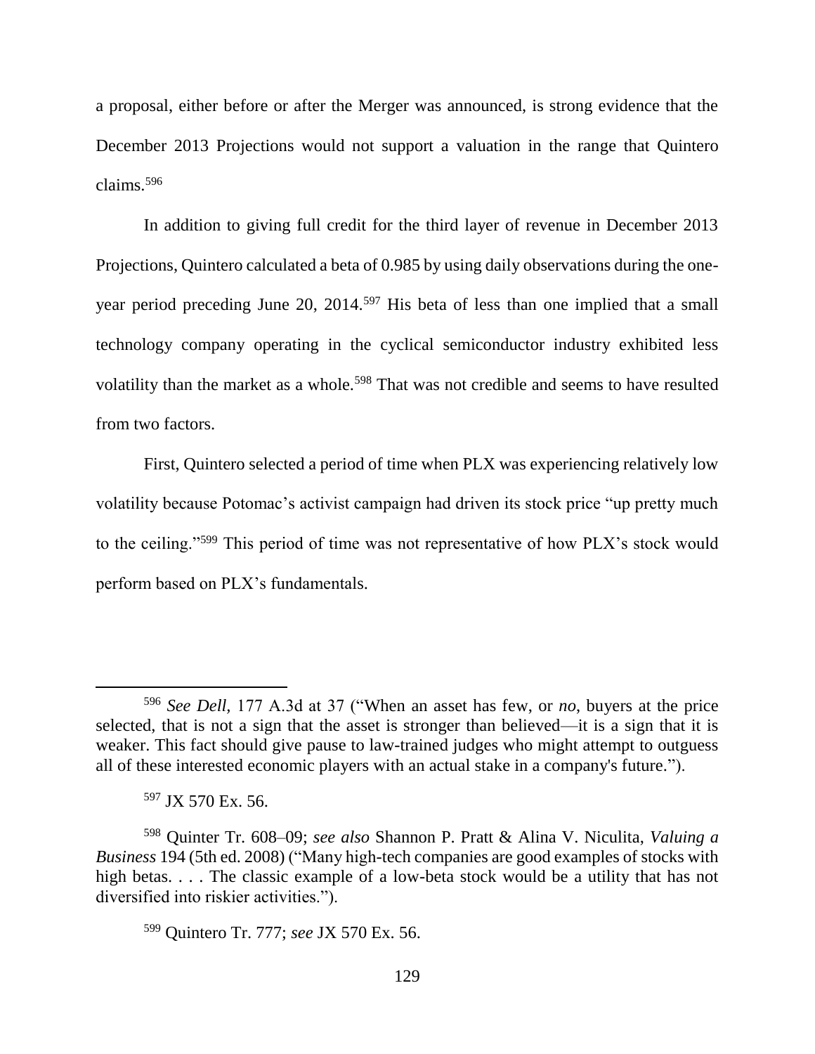a proposal, either before or after the Merger was announced, is strong evidence that the December 2013 Projections would not support a valuation in the range that Quintero claims.[596]

In addition to giving full credit for the third layer of revenue in December 2013 Projections, Quintero calculated a beta of 0.985 by using daily observations during the one-year period preceding June 20, 2014.[597] His beta of less than one implied that a small technology company operating in the cyclical semiconductor industry exhibited less volatility than the market as a whole.[598] That was not credible and seems to have resulted from two factors.

First, Quintero selected a period of time when PLX was experiencing relatively low volatility because Potomac's activist campaign had driven its stock price "up pretty much to the ceiling."[599] This period of time was not representative of how PLX's stock would perform based on PLX's fundamentals.

---

[596] *See Dell*, 177 A.3d at 37 ("When an asset has few, or *no*, buyers at the price selected, that is not a sign that the asset is stronger than believed—it is a sign that it is weaker. This fact should give pause to law-trained judges who might attempt to outguess all of these interested economic players with an actual stake in a company's future.").

[597] JX 570 Ex. 56.

[598] Quinter Tr. 608–09; *see also* Shannon P. Pratt & Alina V. Niculita, *Valuing a Business* 194 (5th ed. 2008) ("Many high-tech companies are good examples of stocks with high betas. . . . The classic example of a low-beta stock would be a utility that has not diversified into riskier activities.").

[599] Quintero Tr. 777; *see* JX 570 Ex. 56.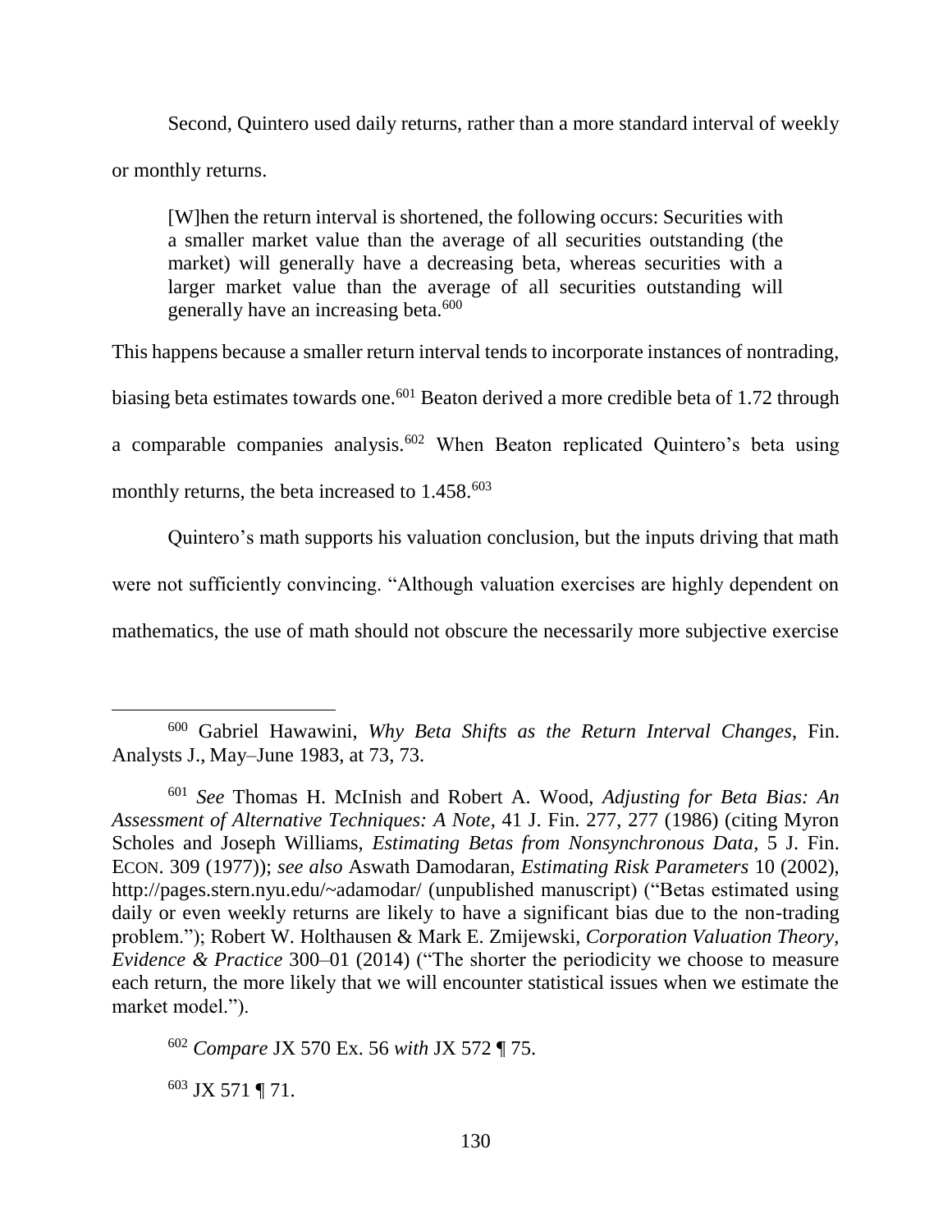Second, Quintero used daily returns, rather than a more standard interval of weekly or monthly returns.

> [W]hen the return interval is shortened, the following occurs: Securities with a smaller market value than the average of all securities outstanding (the market) will generally have a decreasing beta, whereas securities with a larger market value than the average of all securities outstanding will generally have an increasing beta.[600]

This happens because a smaller return interval tends to incorporate instances of nontrading, biasing beta estimates towards one.[601] Beaton derived a more credible beta of 1.72 through a comparable companies analysis.[602] When Beaton replicated Quintero's beta using monthly returns, the beta increased to 1.458.[603]

Quintero's math supports his valuation conclusion, but the inputs driving that math were not sufficiently convincing. "Although valuation exercises are highly dependent on mathematics, the use of math should not obscure the necessarily more subjective exercise

---

[600] Gabriel Hawawini, *Why Beta Shifts as the Return Interval Changes*, Fin. Analysts J., May–June 1983, at 73, 73.

[601] *See* Thomas H. McInish and Robert A. Wood, *Adjusting for Beta Bias: An Assessment of Alternative Techniques: A Note*, 41 J. Fin. 277, 277 (1986) (citing Myron Scholes and Joseph Williams, *Estimating Betas from Nonsynchronous Data*, 5 J. Fin. ECON. 309 (1977)); *see also* Aswath Damodaran, *Estimating Risk Parameters* 10 (2002), http://pages.stern.nyu.edu/~adamodar/ (unpublished manuscript) ("Betas estimated using daily or even weekly returns are likely to have a significant bias due to the non-trading problem."); Robert W. Holthausen & Mark E. Zmijewski, *Corporation Valuation Theory, Evidence & Practice* 300–01 (2014) ("The shorter the periodicity we choose to measure each return, the more likely that we will encounter statistical issues when we estimate the market model.").

[602] *Compare* JX 570 Ex. 56 *with* JX 572 ¶ 75.

[603] JX 571 ¶ 71.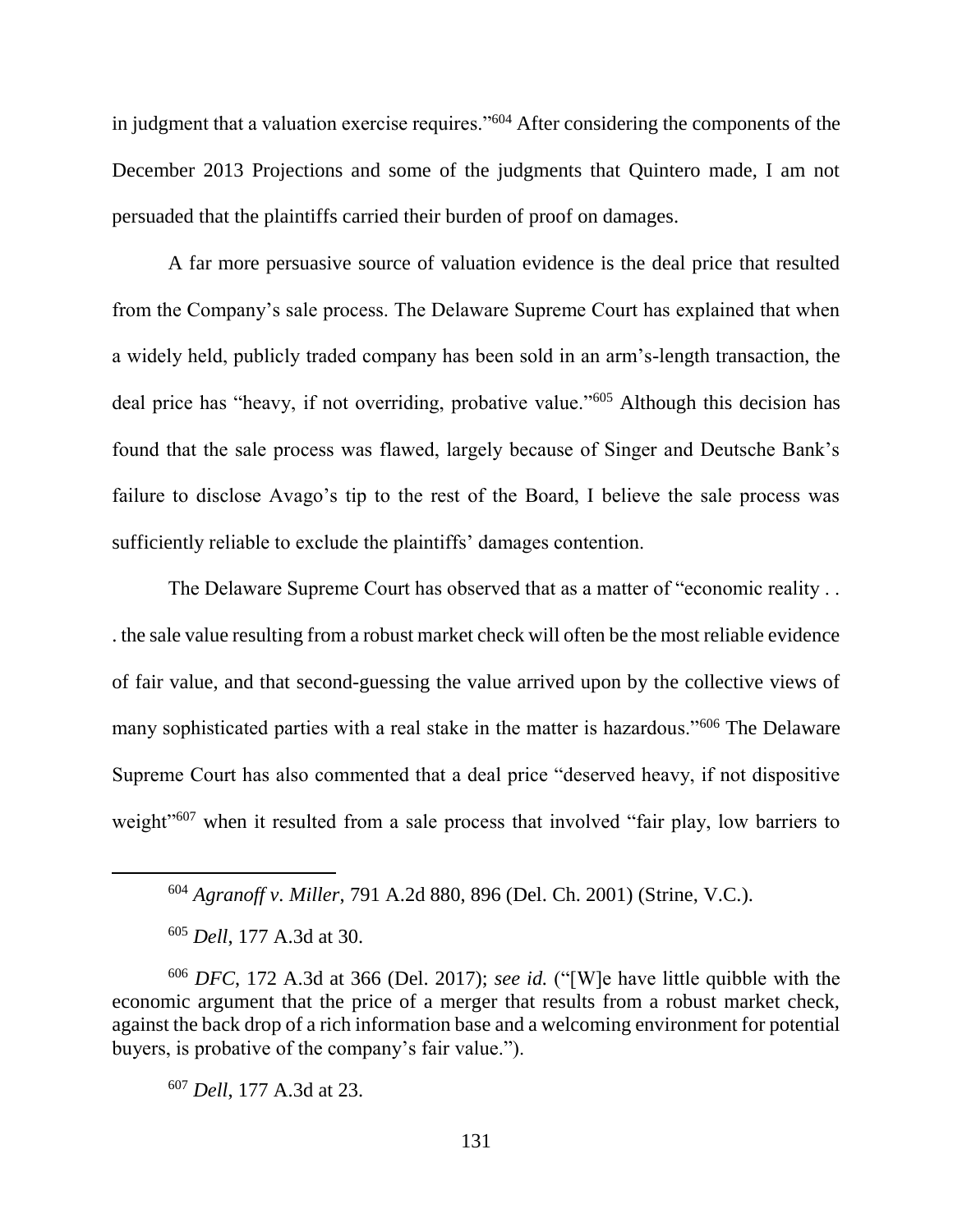in judgment that a valuation exercise requires."[604] After considering the components of the December 2013 Projections and some of the judgments that Quintero made, I am not persuaded that the plaintiffs carried their burden of proof on damages.

A far more persuasive source of valuation evidence is the deal price that resulted from the Company's sale process. The Delaware Supreme Court has explained that when a widely held, publicly traded company has been sold in an arm's-length transaction, the deal price has "heavy, if not overriding, probative value."[605] Although this decision has found that the sale process was flawed, largely because of Singer and Deutsche Bank's failure to disclose Avago's tip to the rest of the Board, I believe the sale process was sufficiently reliable to exclude the plaintiffs' damages contention.

The Delaware Supreme Court has observed that as a matter of "economic reality . . . the sale value resulting from a robust market check will often be the most reliable evidence of fair value, and that second-guessing the value arrived upon by the collective views of many sophisticated parties with a real stake in the matter is hazardous."[606] The Delaware Supreme Court has also commented that a deal price "deserved heavy, if not dispositive weight"[607] when it resulted from a sale process that involved "fair play, low barriers to

---

[604] *Agranoff v. Miller*, 791 A.2d 880, 896 (Del. Ch. 2001) (Strine, V.C.).

[605] *Dell*, 177 A.3d at 30.

[606] *DFC*, 172 A.3d at 366 (Del. 2017); *see id.* ("[W]e have little quibble with the economic argument that the price of a merger that results from a robust market check, against the back drop of a rich information base and a welcoming environment for potential buyers, is probative of the company's fair value.").

[607] *Dell*, 177 A.3d at 23.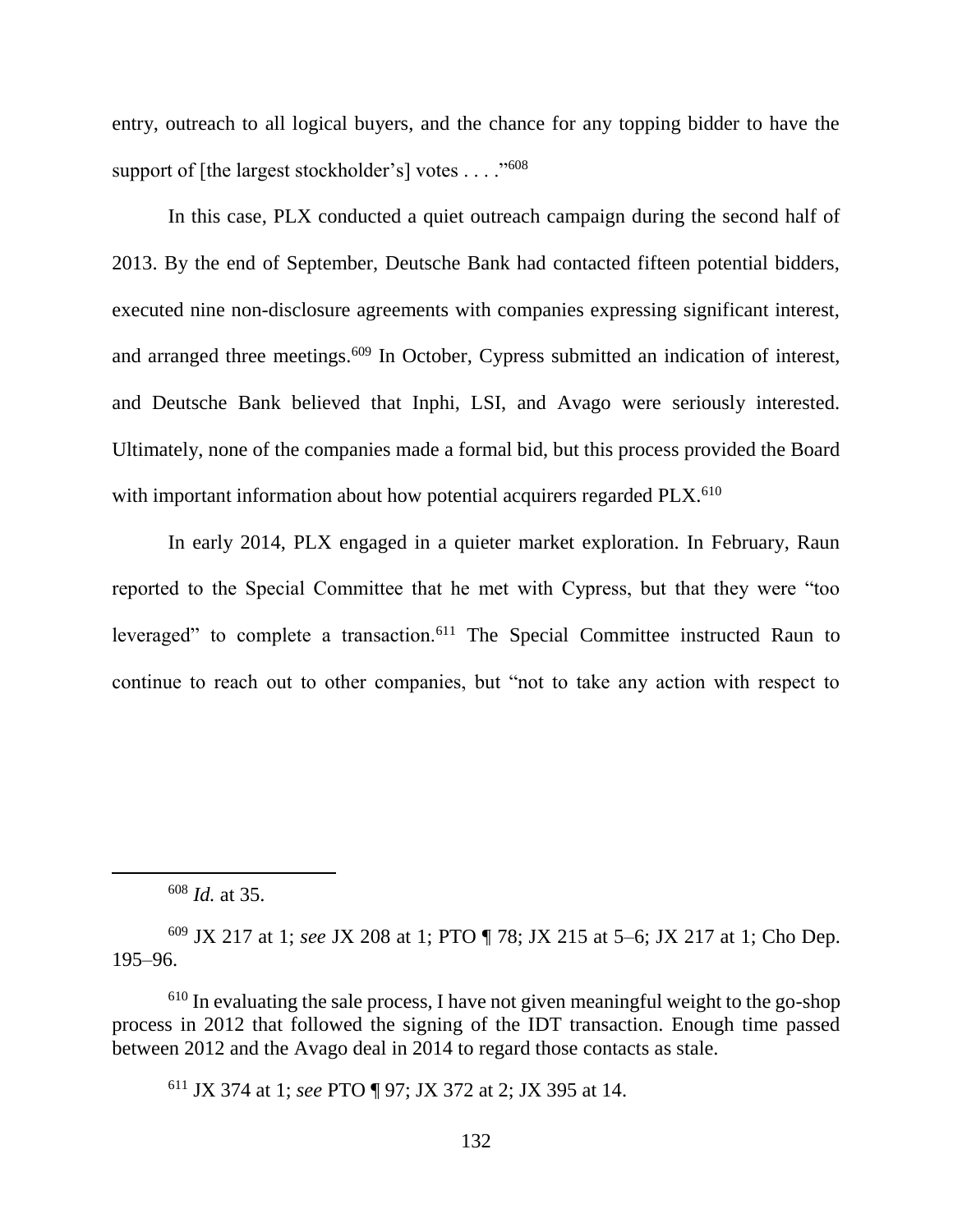entry, outreach to all logical buyers, and the chance for any topping bidder to have the support of [the largest stockholder's] votes . . . ."[608]

In this case, PLX conducted a quiet outreach campaign during the second half of 2013. By the end of September, Deutsche Bank had contacted fifteen potential bidders, executed nine non-disclosure agreements with companies expressing significant interest, and arranged three meetings.[609] In October, Cypress submitted an indication of interest, and Deutsche Bank believed that Inphi, LSI, and Avago were seriously interested. Ultimately, none of the companies made a formal bid, but this process provided the Board with important information about how potential acquirers regarded PLX.[610]

In early 2014, PLX engaged in a quieter market exploration. In February, Raun reported to the Special Committee that he met with Cypress, but that they were "too leveraged" to complete a transaction.[611] The Special Committee instructed Raun to continue to reach out to other companies, but "not to take any action with respect to

---

[608] *Id.* at 35.

[609] JX 217 at 1; *see* JX 208 at 1; PTO ¶ 78; JX 215 at 5–6; JX 217 at 1; Cho Dep. 195–96.

[610] In evaluating the sale process, I have not given meaningful weight to the go-shop process in 2012 that followed the signing of the IDT transaction. Enough time passed between 2012 and the Avago deal in 2014 to regard those contacts as stale.

[611] JX 374 at 1; *see* PTO ¶ 97; JX 372 at 2; JX 395 at 14.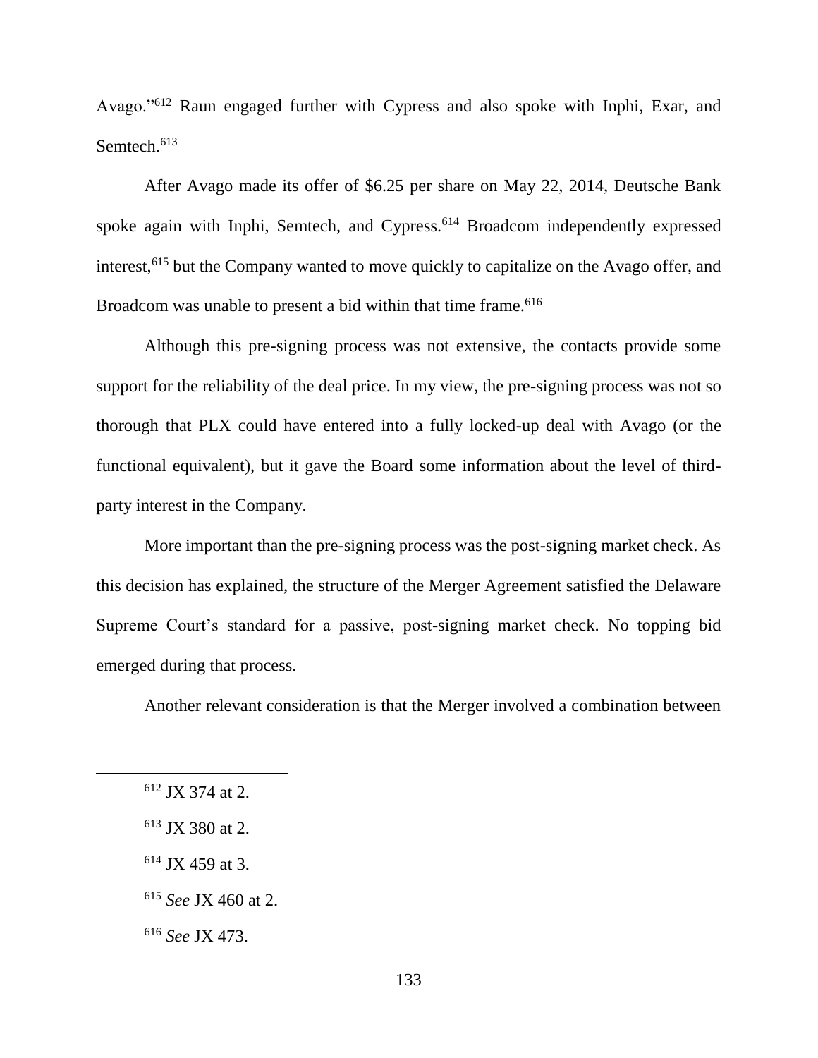Avago."[612] Raun engaged further with Cypress and also spoke with Inphi, Exar, and Semtech.[613]

After Avago made its offer of $6.25 per share on May 22, 2014, Deutsche Bank spoke again with Inphi, Semtech, and Cypress.[614] Broadcom independently expressed interest,[615] but the Company wanted to move quickly to capitalize on the Avago offer, and Broadcom was unable to present a bid within that time frame.[616]

Although this pre-signing process was not extensive, the contacts provide some support for the reliability of the deal price. In my view, the pre-signing process was not so thorough that PLX could have entered into a fully locked-up deal with Avago (or the functional equivalent), but it gave the Board some information about the level of third-party interest in the Company.

More important than the pre-signing process was the post-signing market check. As this decision has explained, the structure of the Merger Agreement satisfied the Delaware Supreme Court's standard for a passive, post-signing market check. No topping bid emerged during that process.

Another relevant consideration is that the Merger involved a combination between

---

[612] JX 374 at 2.

[613] JX 380 at 2.

[614] JX 459 at 3.

[615] *See* JX 460 at 2.

[616] *See* JX 473.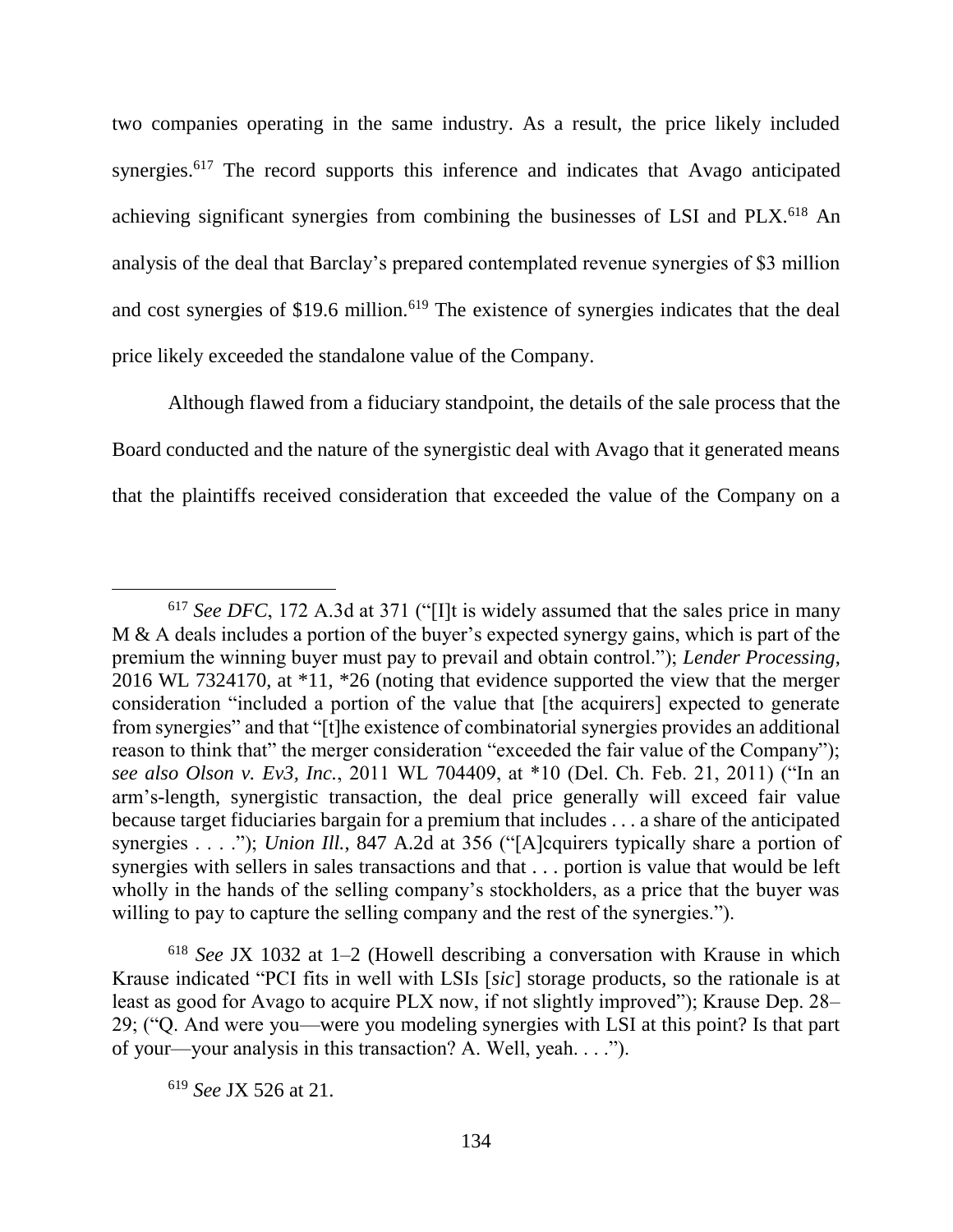two companies operating in the same industry. As a result, the price likely included synergies.[617] The record supports this inference and indicates that Avago anticipated achieving significant synergies from combining the businesses of LSI and PLX.[618] An analysis of the deal that Barclay's prepared contemplated revenue synergies of $3 million and cost synergies of $19.6 million.[619] The existence of synergies indicates that the deal price likely exceeded the standalone value of the Company.

Although flawed from a fiduciary standpoint, the details of the sale process that the Board conducted and the nature of the synergistic deal with Avago that it generated means that the plaintiffs received consideration that exceeded the value of the Company on a

---

[617] *See DFC*, 172 A.3d at 371 ("[I]t is widely assumed that the sales price in many M & A deals includes a portion of the buyer's expected synergy gains, which is part of the premium the winning buyer must pay to prevail and obtain control."); *Lender Processing*, 2016 WL 7324170, at *11, *26 (noting that evidence supported the view that the merger consideration "included a portion of the value that [the acquirers] expected to generate from synergies" and that "[t]he existence of combinatorial synergies provides an additional reason to think that" the merger consideration "exceeded the fair value of the Company"); *see also Olson v. Ev3, Inc.*, 2011 WL 704409, at *10 (Del. Ch. Feb. 21, 2011) ("In an arm's-length, synergistic transaction, the deal price generally will exceed fair value because target fiduciaries bargain for a premium that includes . . . a share of the anticipated synergies . . . ."); *Union Ill.*, 847 A.2d at 356 ("[A]cquirers typically share a portion of synergies with sellers in sales transactions and that . . . portion is value that would be left wholly in the hands of the selling company's stockholders, as a price that the buyer was willing to pay to capture the selling company and the rest of the synergies.").

[618] *See* JX 1032 at 1–2 (Howell describing a conversation with Krause in which Krause indicated "PCI fits in well with LSIs [*sic*] storage products, so the rationale is at least as good for Avago to acquire PLX now, if not slightly improved"); Krause Dep. 28–29; ("Q. And were you—were you modeling synergies with LSI at this point? Is that part of your—your analysis in this transaction? A. Well, yeah. . . .").

[619] *See* JX 526 at 21.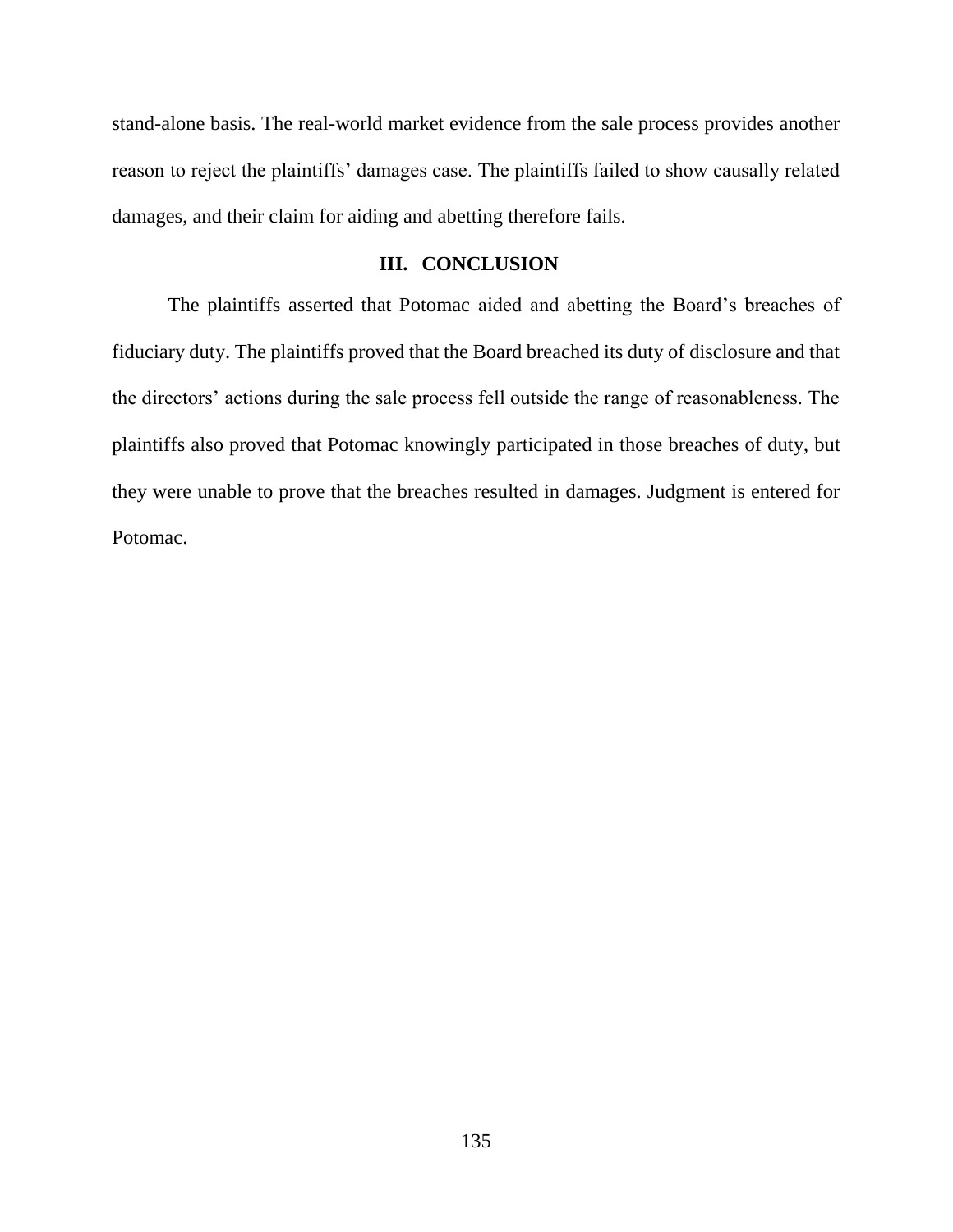stand-alone basis. The real-world market evidence from the sale process provides another reason to reject the plaintiffs' damages case. The plaintiffs failed to show causally related damages, and their claim for aiding and abetting therefore fails.

## III. CONCLUSION

The plaintiffs asserted that Potomac aided and abetting the Board's breaches of fiduciary duty. The plaintiffs proved that the Board breached its duty of disclosure and that the directors' actions during the sale process fell outside the range of reasonableness. The plaintiffs also proved that Potomac knowingly participated in those breaches of duty, but they were unable to prove that the breaches resulted in damages. Judgment is entered for Potomac.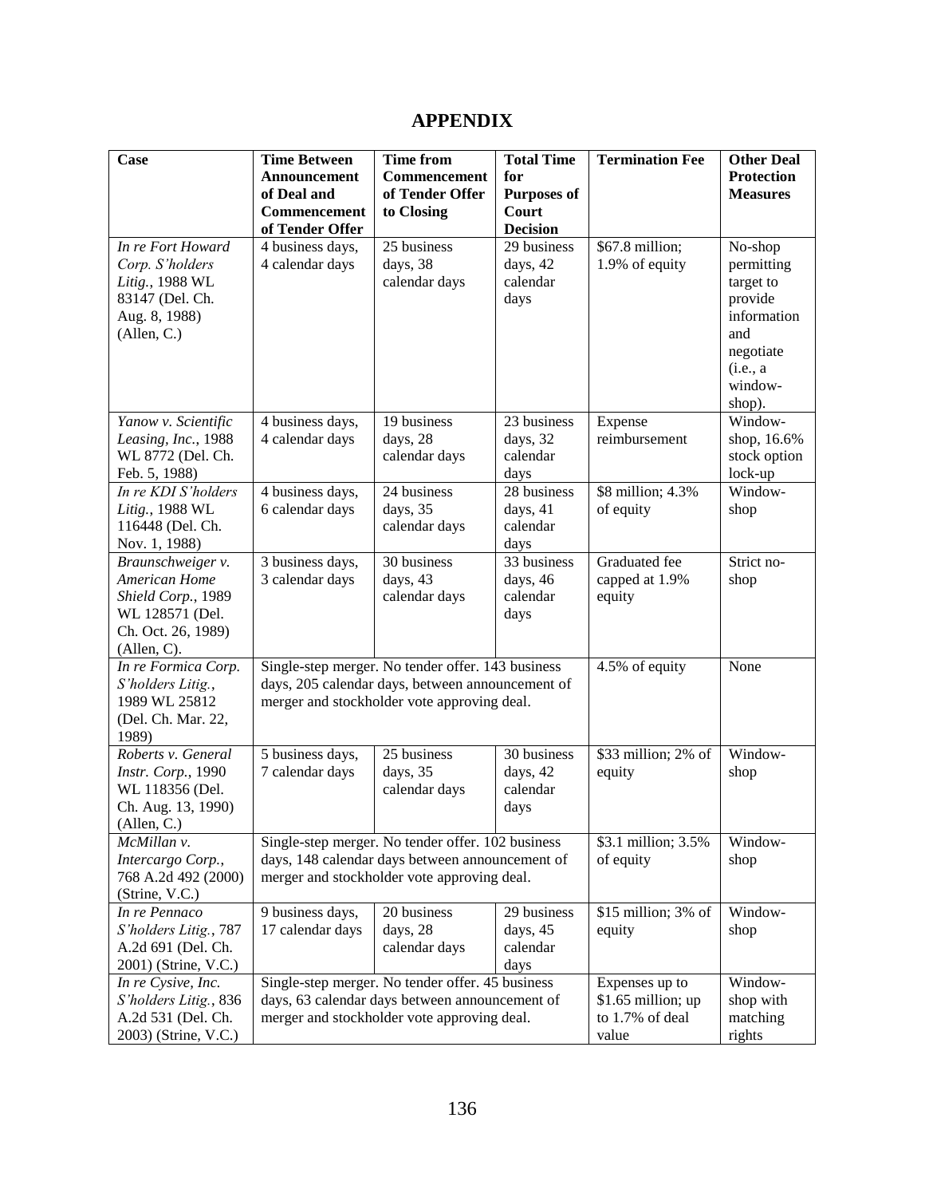# APPENDIX

| Case | Time Between Announcement of Deal and Commencement of Tender Offer | Time from Commencement of Tender Offer to Closing | Total Time for Purposes of Court Decision | Termination Fee | Other Deal Protection Measures |
|---|---|---|---|---|---|
| *In re Fort Howard Corp. S'holders Litig.*, 1988 WL 83147 (Del. Ch. Aug. 8, 1988) (Allen, C.) | 4 business days, 4 calendar days | 25 business days, 38 calendar days | 29 business days, 42 calendar days | $67.8 million; 1.9% of equity | No-shop permitting target to provide information and negotiate (i.e., a window-shop). |
| *Yanow v. Scientific Leasing, Inc.*, 1988 WL 8772 (Del. Ch. Feb. 5, 1988) | 4 business days, 4 calendar days | 19 business days, 28 calendar days | 23 business days, 32 calendar days | Expense reimbursement | Window-shop, 16.6% stock option lock-up |
| *In re KDI S'holders Litig.*, 1988 WL 116448 (Del. Ch. Nov. 1, 1988) | 4 business days, 6 calendar days | 24 business days, 35 calendar days | 28 business days, 41 calendar days | $8 million; 4.3% of equity | Window-shop |
| *Braunschweiger v. American Home Shield Corp.*, 1989 WL 128571 (Del. Ch. Oct. 26, 1989) (Allen, C). | 3 business days, 3 calendar days | 30 business days, 43 calendar days | 33 business days, 46 calendar days | Graduated fee capped at 1.9% equity | Strict no-shop |
| *In re Formica Corp. S'holders Litig.*, 1989 WL 25812 (Del. Ch. Mar. 22, 1989) | Single-step merger. No tender offer. 143 business days, 205 calendar days, between announcement of merger and stockholder vote approving deal. | | | 4.5% of equity | None |
| *Roberts v. General Instr. Corp.*, 1990 WL 118356 (Del. Ch. Aug. 13, 1990) (Allen, C.) | 5 business days, 7 calendar days | 25 business days, 35 calendar days | 30 business days, 42 calendar days | $33 million; 2% of equity | Window-shop |
| *McMillan v. Intercargo Corp.*, 768 A.2d 492 (2000) (Strine, V.C.) | Single-step merger. No tender offer. 102 business days, 148 calendar days between announcement of merger and stockholder vote approving deal. | | | $3.1 million; 3.5% of equity | Window-shop |
| *In re Pennaco S'holders Litig.*, 787 A.2d 691 (Del. Ch. 2001) (Strine, V.C.) | 9 business days, 17 calendar days | 20 business days, 28 calendar days | 29 business days, 45 calendar days | $15 million; 3% of equity | Window-shop |
| *In re Cysive, Inc. S'holders Litig.*, 836 A.2d 531 (Del. Ch. 2003) (Strine, V.C.) | Single-step merger. No tender offer. 45 business days, 63 calendar days between announcement of merger and stockholder vote approving deal. | | | Expenses up to $1.65 million; up to 1.7% of deal value | Window-shop with matching rights |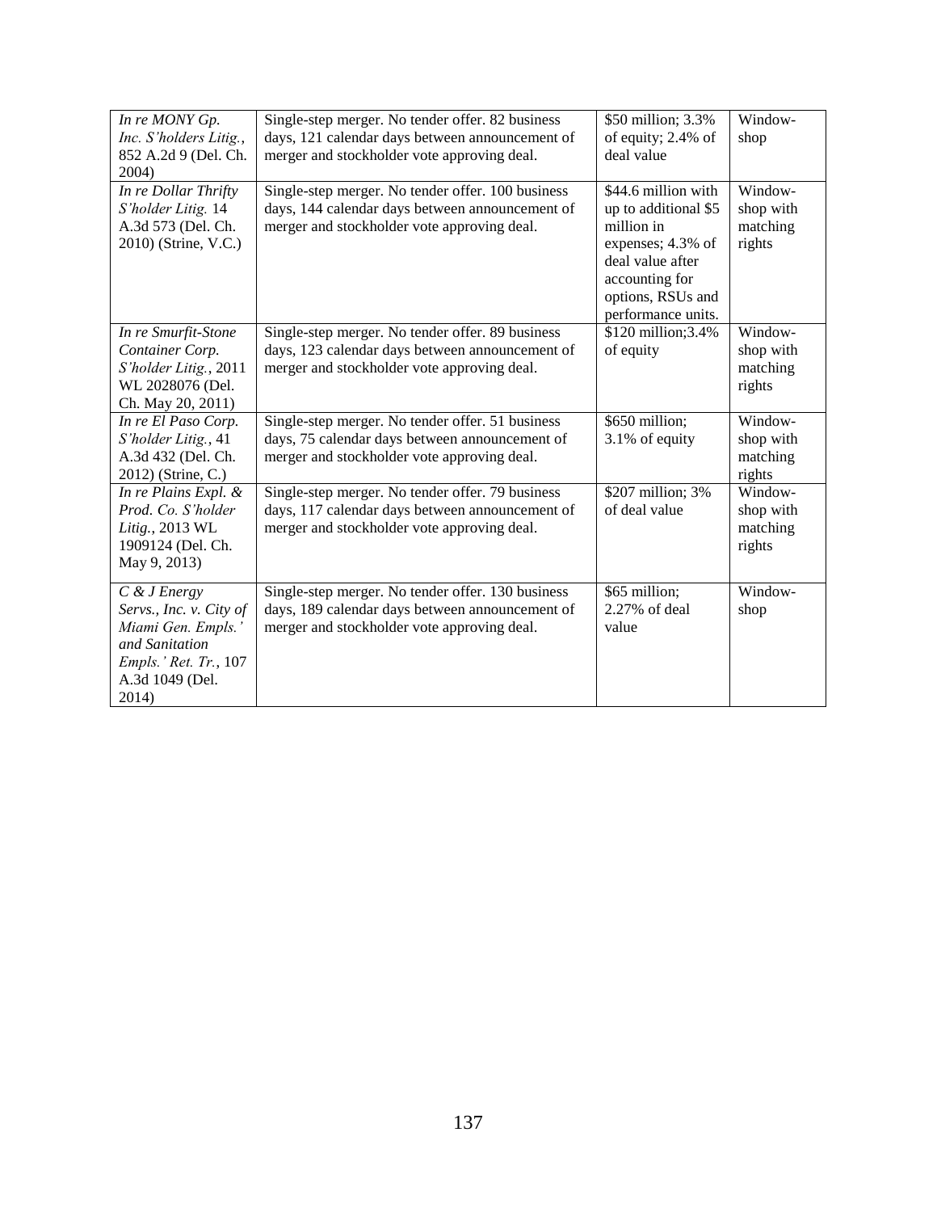| | | | |
|---|---|---|---|
| *In re MONY Gp. Inc. S'holders Litig.*, 852 A.2d 9 (Del. Ch. 2004) | Single-step merger. No tender offer. 82 business days, 121 calendar days between announcement of merger and stockholder vote approving deal. | $50 million; 3.3% of equity; 2.4% of deal value | Window-shop |
| *In re Dollar Thrifty S'holder Litig.* 14 A.3d 573 (Del. Ch. 2010) (Strine, V.C.) | Single-step merger. No tender offer. 100 business days, 144 calendar days between announcement of merger and stockholder vote approving deal. | $44.6 million with up to additional $5 million in expenses; 4.3% of deal value after accounting for options, RSUs and performance units. | Window-shop with matching rights |
| *In re Smurfit-Stone Container Corp. S'holder Litig.*, 2011 WL 2028076 (Del. Ch. May 20, 2011) | Single-step merger. No tender offer. 89 business days, 123 calendar days between announcement of merger and stockholder vote approving deal. | $120 million;3.4% of equity | Window-shop with matching rights |
| *In re El Paso Corp. S'holder Litig.*, 41 A.3d 432 (Del. Ch. 2012) (Strine, C.) | Single-step merger. No tender offer. 51 business days, 75 calendar days between announcement of merger and stockholder vote approving deal. | $650 million; 3.1% of equity | Window-shop with matching rights |
| *In re Plains Expl. & Prod. Co. S'holder Litig.*, 2013 WL 1909124 (Del. Ch. May 9, 2013) | Single-step merger. No tender offer. 79 business days, 117 calendar days between announcement of merger and stockholder vote approving deal. | $207 million; 3% of deal value | Window-shop with matching rights |
| *C & J Energy Servs., Inc. v. City of Miami Gen. Empls.' and Sanitation Empls.' Ret. Tr.*, 107 A.3d 1049 (Del. 2014) | Single-step merger. No tender offer. 130 business days, 189 calendar days between announcement of merger and stockholder vote approving deal. | $65 million; 2.27% of deal value | Window-shop |